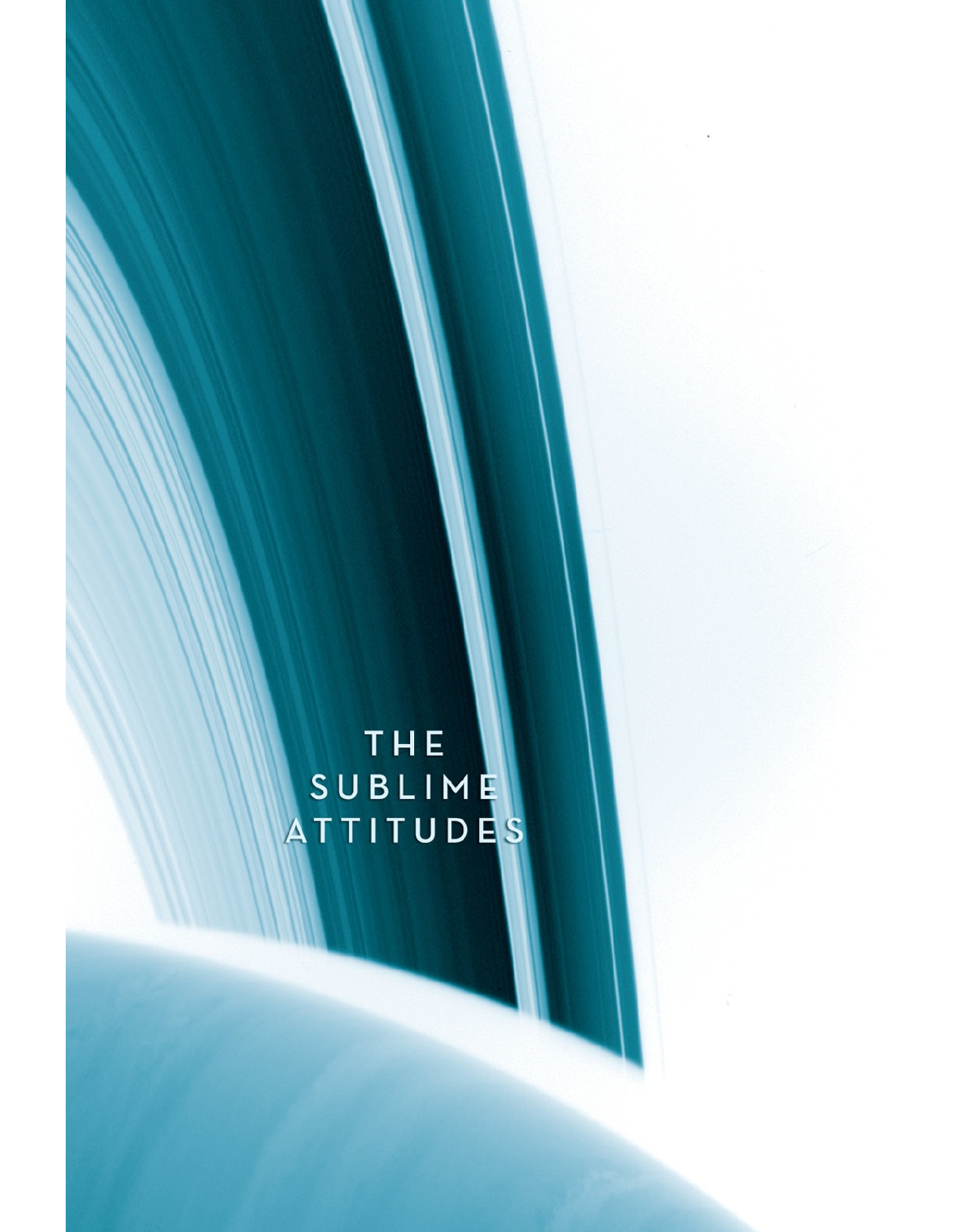# THE SUBLIME ATTITUDES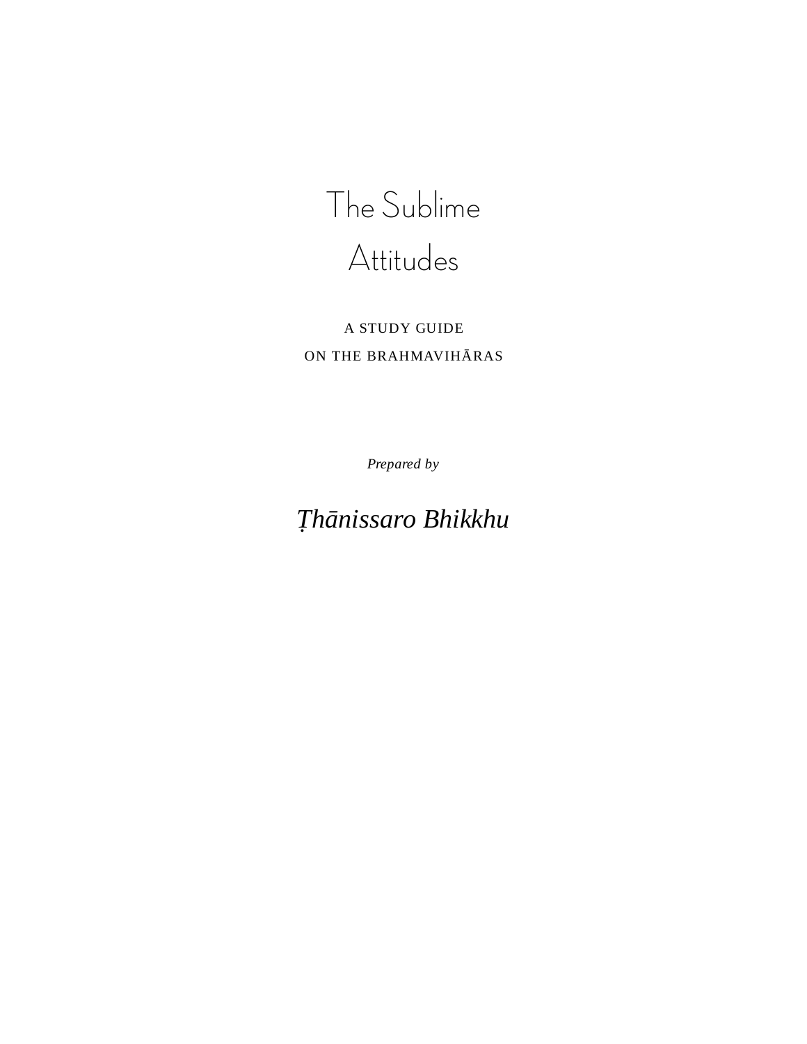# The Sublime Attitudes

A STUDY GUIDE
ON THE BRAHMAVIHĀRAS

*Prepared by*

*Ṭhānissaro Bhikkhu*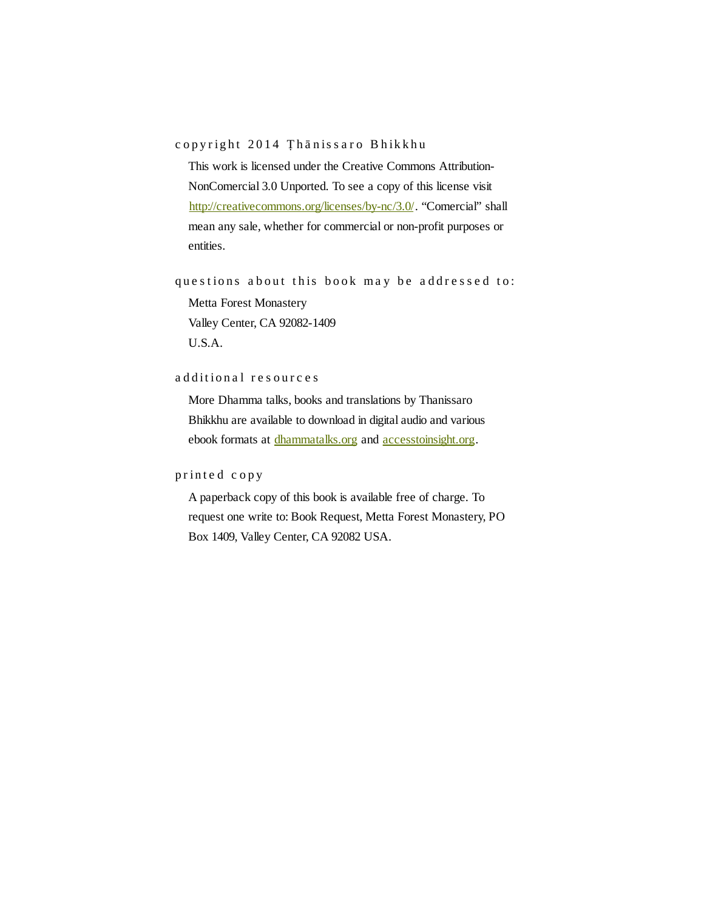copyright 2014 Ṭhānissaro Bhikkhu

This work is licensed under the Creative Commons Attribution-NonComercial 3.0 Unported. To see a copy of this license visit http://creativecommons.org/licenses/by-nc/3.0/. "Comercial" shall mean any sale, whether for commercial or non-profit purposes or entities.

questions about this book may be addressed to:

Metta Forest Monastery
Valley Center, CA 92082-1409
U.S.A.

additional resources

More Dhamma talks, books and translations by Thanissaro Bhikkhu are available to download in digital audio and various ebook formats at dhammatalks.org and accesstoinsight.org.

printed copy

A paperback copy of this book is available free of charge. To request one write to: Book Request, Metta Forest Monastery, PO Box 1409, Valley Center, CA 92082 USA.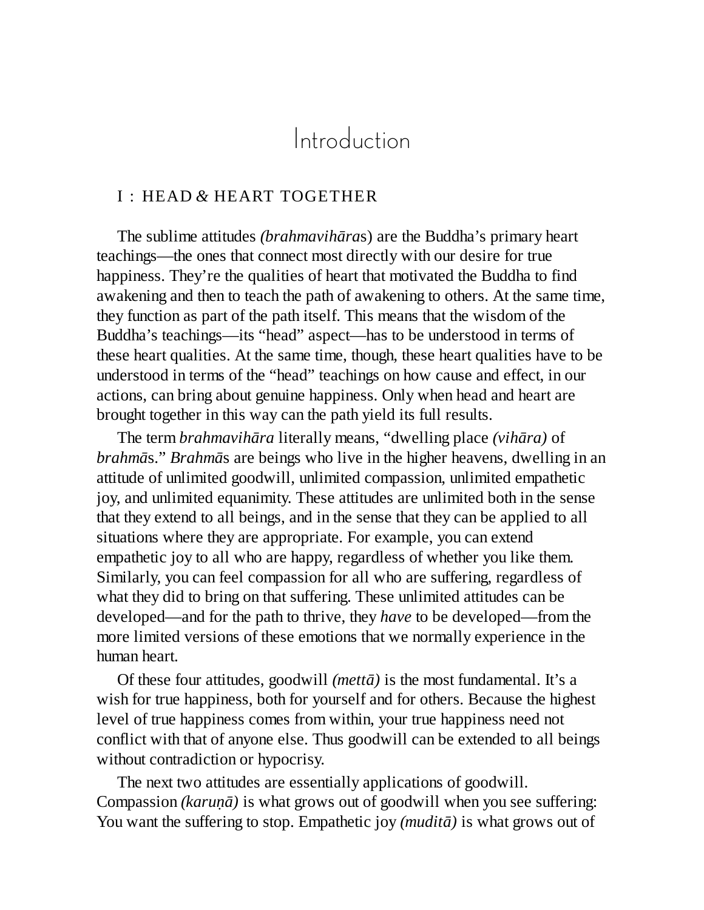# Introduction

## I : HEAD & HEART TOGETHER

The sublime attitudes *(brahmavihāra*s) are the Buddha's primary heart teachings—the ones that connect most directly with our desire for true happiness. They're the qualities of heart that motivated the Buddha to find awakening and then to teach the path of awakening to others. At the same time, they function as part of the path itself. This means that the wisdom of the Buddha's teachings—its "head" aspect—has to be understood in terms of these heart qualities. At the same time, though, these heart qualities have to be understood in terms of the "head" teachings on how cause and effect, in our actions, can bring about genuine happiness. Only when head and heart are brought together in this way can the path yield its full results.

The term *brahmavihāra* literally means, "dwelling place *(vihāra)* of *brahmā*s." *Brahmā*s are beings who live in the higher heavens, dwelling in an attitude of unlimited goodwill, unlimited compassion, unlimited empathetic joy, and unlimited equanimity. These attitudes are unlimited both in the sense that they extend to all beings, and in the sense that they can be applied to all situations where they are appropriate. For example, you can extend empathetic joy to all who are happy, regardless of whether you like them. Similarly, you can feel compassion for all who are suffering, regardless of what they did to bring on that suffering. These unlimited attitudes can be developed—and for the path to thrive, they *have* to be developed—from the more limited versions of these emotions that we normally experience in the human heart.

Of these four attitudes, goodwill *(mettā)* is the most fundamental. It's a wish for true happiness, both for yourself and for others. Because the highest level of true happiness comes from within, your true happiness need not conflict with that of anyone else. Thus goodwill can be extended to all beings without contradiction or hypocrisy.

The next two attitudes are essentially applications of goodwill. Compassion *(karuṇā)* is what grows out of goodwill when you see suffering: You want the suffering to stop. Empathetic joy *(muditā)* is what grows out of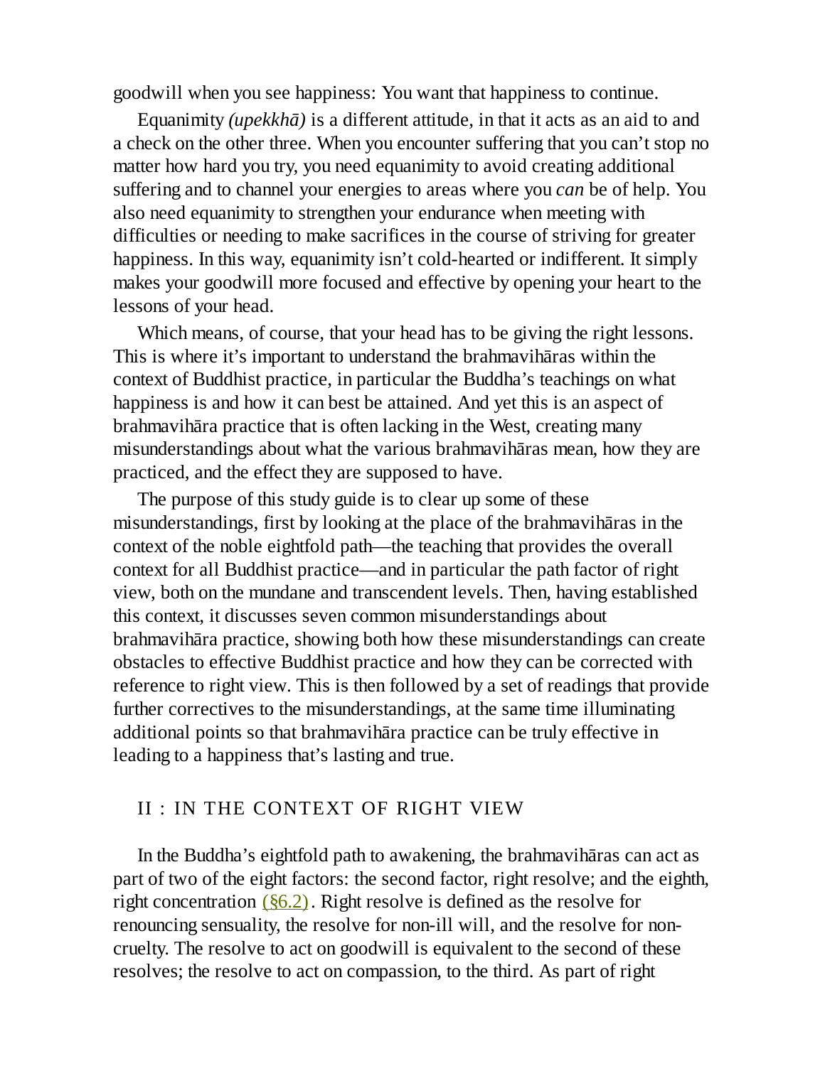goodwill when you see happiness: You want that happiness to continue.

Equanimity *(upekkhā)* is a different attitude, in that it acts as an aid to and a check on the other three. When you encounter suffering that you can't stop no matter how hard you try, you need equanimity to avoid creating additional suffering and to channel your energies to areas where you *can* be of help. You also need equanimity to strengthen your endurance when meeting with difficulties or needing to make sacrifices in the course of striving for greater happiness. In this way, equanimity isn't cold-hearted or indifferent. It simply makes your goodwill more focused and effective by opening your heart to the lessons of your head.

Which means, of course, that your head has to be giving the right lessons. This is where it's important to understand the brahmavihāras within the context of Buddhist practice, in particular the Buddha's teachings on what happiness is and how it can best be attained. And yet this is an aspect of brahmavihāra practice that is often lacking in the West, creating many misunderstandings about what the various brahmavihāras mean, how they are practiced, and the effect they are supposed to have.

The purpose of this study guide is to clear up some of these misunderstandings, first by looking at the place of the brahmavihāras in the context of the noble eightfold path—the teaching that provides the overall context for all Buddhist practice—and in particular the path factor of right view, both on the mundane and transcendent levels. Then, having established this context, it discusses seven common misunderstandings about brahmavihāra practice, showing both how these misunderstandings can create obstacles to effective Buddhist practice and how they can be corrected with reference to right view. This is then followed by a set of readings that provide further correctives to the misunderstandings, at the same time illuminating additional points so that brahmavihāra practice can be truly effective in leading to a happiness that's lasting and true.

## II : IN THE CONTEXT OF RIGHT VIEW

In the Buddha's eightfold path to awakening, the brahmavihāras can act as part of two of the eight factors: the second factor, right resolve; and the eighth, right concentration (§6.2). Right resolve is defined as the resolve for renouncing sensuality, the resolve for non-ill will, and the resolve for non-cruelty. The resolve to act on goodwill is equivalent to the second of these resolves; the resolve to act on compassion, to the third. As part of right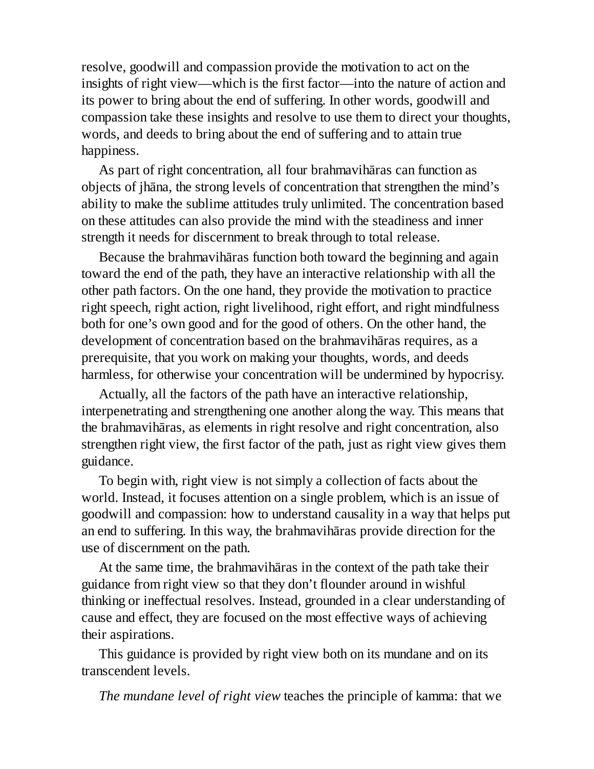resolve, goodwill and compassion provide the motivation to act on the insights of right view—which is the first factor—into the nature of action and its power to bring about the end of suffering. In other words, goodwill and compassion take these insights and resolve to use them to direct your thoughts, words, and deeds to bring about the end of suffering and to attain true happiness.

As part of right concentration, all four brahmavihāras can function as objects of jhāna, the strong levels of concentration that strengthen the mind's ability to make the sublime attitudes truly unlimited. The concentration based on these attitudes can also provide the mind with the steadiness and inner strength it needs for discernment to break through to total release.

Because the brahmavihāras function both toward the beginning and again toward the end of the path, they have an interactive relationship with all the other path factors. On the one hand, they provide the motivation to practice right speech, right action, right livelihood, right effort, and right mindfulness both for one's own good and for the good of others. On the other hand, the development of concentration based on the brahmavihāras requires, as a prerequisite, that you work on making your thoughts, words, and deeds harmless, for otherwise your concentration will be undermined by hypocrisy.

Actually, all the factors of the path have an interactive relationship, interpenetrating and strengthening one another along the way. This means that the brahmavihāras, as elements in right resolve and right concentration, also strengthen right view, the first factor of the path, just as right view gives them guidance.

To begin with, right view is not simply a collection of facts about the world. Instead, it focuses attention on a single problem, which is an issue of goodwill and compassion: how to understand causality in a way that helps put an end to suffering. In this way, the brahmavihāras provide direction for the use of discernment on the path.

At the same time, the brahmavihāras in the context of the path take their guidance from right view so that they don't flounder around in wishful thinking or ineffectual resolves. Instead, grounded in a clear understanding of cause and effect, they are focused on the most effective ways of achieving their aspirations.

This guidance is provided by right view both on its mundane and on its transcendent levels.

*The mundane level of right view* teaches the principle of kamma: that we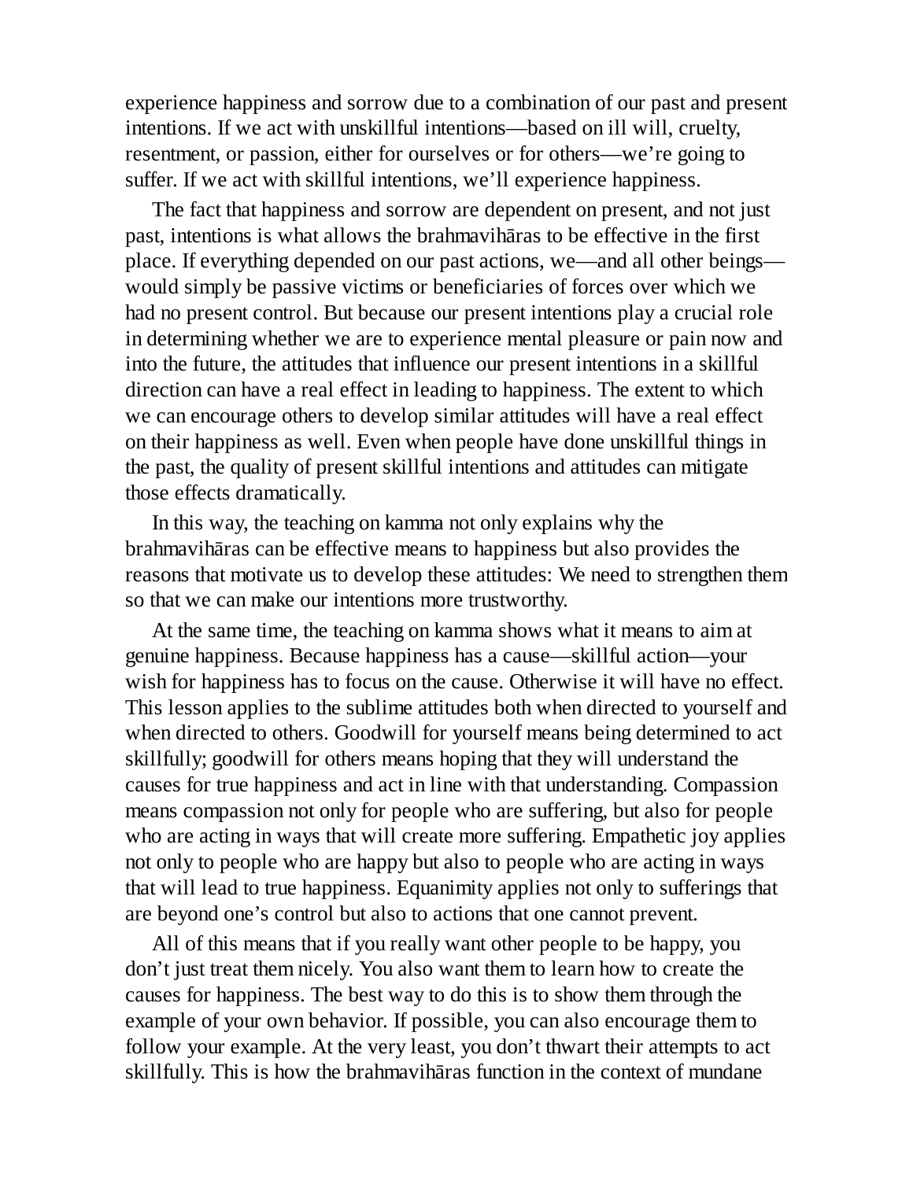experience happiness and sorrow due to a combination of our past and present intentions. If we act with unskillful intentions—based on ill will, cruelty, resentment, or passion, either for ourselves or for others—we're going to suffer. If we act with skillful intentions, we'll experience happiness.

The fact that happiness and sorrow are dependent on present, and not just past, intentions is what allows the brahmavihāras to be effective in the first place. If everything depended on our past actions, we—and all other beings—would simply be passive victims or beneficiaries of forces over which we had no present control. But because our present intentions play a crucial role in determining whether we are to experience mental pleasure or pain now and into the future, the attitudes that influence our present intentions in a skillful direction can have a real effect in leading to happiness. The extent to which we can encourage others to develop similar attitudes will have a real effect on their happiness as well. Even when people have done unskillful things in the past, the quality of present skillful intentions and attitudes can mitigate those effects dramatically.

In this way, the teaching on kamma not only explains why the brahmavihāras can be effective means to happiness but also provides the reasons that motivate us to develop these attitudes: We need to strengthen them so that we can make our intentions more trustworthy.

At the same time, the teaching on kamma shows what it means to aim at genuine happiness. Because happiness has a cause—skillful action—your wish for happiness has to focus on the cause. Otherwise it will have no effect. This lesson applies to the sublime attitudes both when directed to yourself and when directed to others. Goodwill for yourself means being determined to act skillfully; goodwill for others means hoping that they will understand the causes for true happiness and act in line with that understanding. Compassion means compassion not only for people who are suffering, but also for people who are acting in ways that will create more suffering. Empathetic joy applies not only to people who are happy but also to people who are acting in ways that will lead to true happiness. Equanimity applies not only to sufferings that are beyond one's control but also to actions that one cannot prevent.

All of this means that if you really want other people to be happy, you don't just treat them nicely. You also want them to learn how to create the causes for happiness. The best way to do this is to show them through the example of your own behavior. If possible, you can also encourage them to follow your example. At the very least, you don't thwart their attempts to act skillfully. This is how the brahmavihāras function in the context of mundane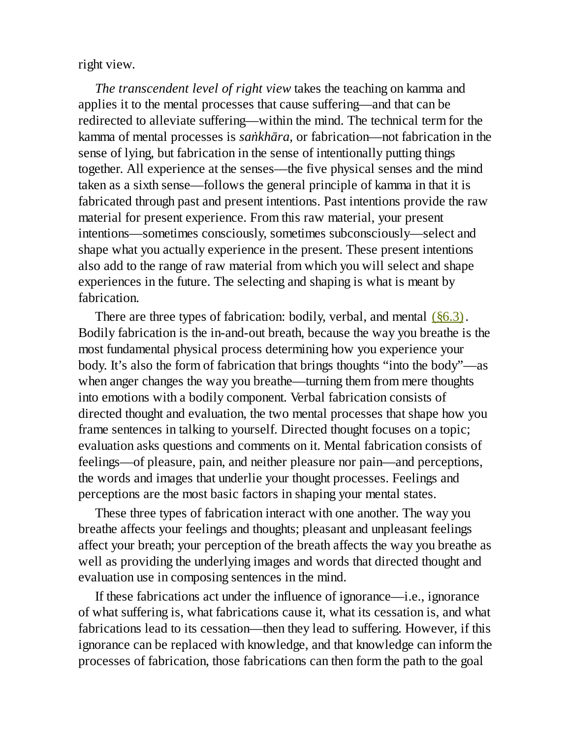right view.

*The transcendent level of right view* takes the teaching on kamma and applies it to the mental processes that cause suffering—and that can be redirected to alleviate suffering—within the mind. The technical term for the kamma of mental processes is *saṅkhāra,* or fabrication—not fabrication in the sense of lying, but fabrication in the sense of intentionally putting things together. All experience at the senses—the five physical senses and the mind taken as a sixth sense—follows the general principle of kamma in that it is fabricated through past and present intentions. Past intentions provide the raw material for present experience. From this raw material, your present intentions—sometimes consciously, sometimes subconsciously—select and shape what you actually experience in the present. These present intentions also add to the range of raw material from which you will select and shape experiences in the future. The selecting and shaping is what is meant by fabrication.

There are three types of fabrication: bodily, verbal, and mental (§6.3). Bodily fabrication is the in-and-out breath, because the way you breathe is the most fundamental physical process determining how you experience your body. It's also the form of fabrication that brings thoughts "into the body"—as when anger changes the way you breathe—turning them from mere thoughts into emotions with a bodily component. Verbal fabrication consists of directed thought and evaluation, the two mental processes that shape how you frame sentences in talking to yourself. Directed thought focuses on a topic; evaluation asks questions and comments on it. Mental fabrication consists of feelings—of pleasure, pain, and neither pleasure nor pain—and perceptions, the words and images that underlie your thought processes. Feelings and perceptions are the most basic factors in shaping your mental states.

These three types of fabrication interact with one another. The way you breathe affects your feelings and thoughts; pleasant and unpleasant feelings affect your breath; your perception of the breath affects the way you breathe as well as providing the underlying images and words that directed thought and evaluation use in composing sentences in the mind.

If these fabrications act under the influence of ignorance—i.e., ignorance of what suffering is, what fabrications cause it, what its cessation is, and what fabrications lead to its cessation—then they lead to suffering. However, if this ignorance can be replaced with knowledge, and that knowledge can inform the processes of fabrication, those fabrications can then form the path to the goal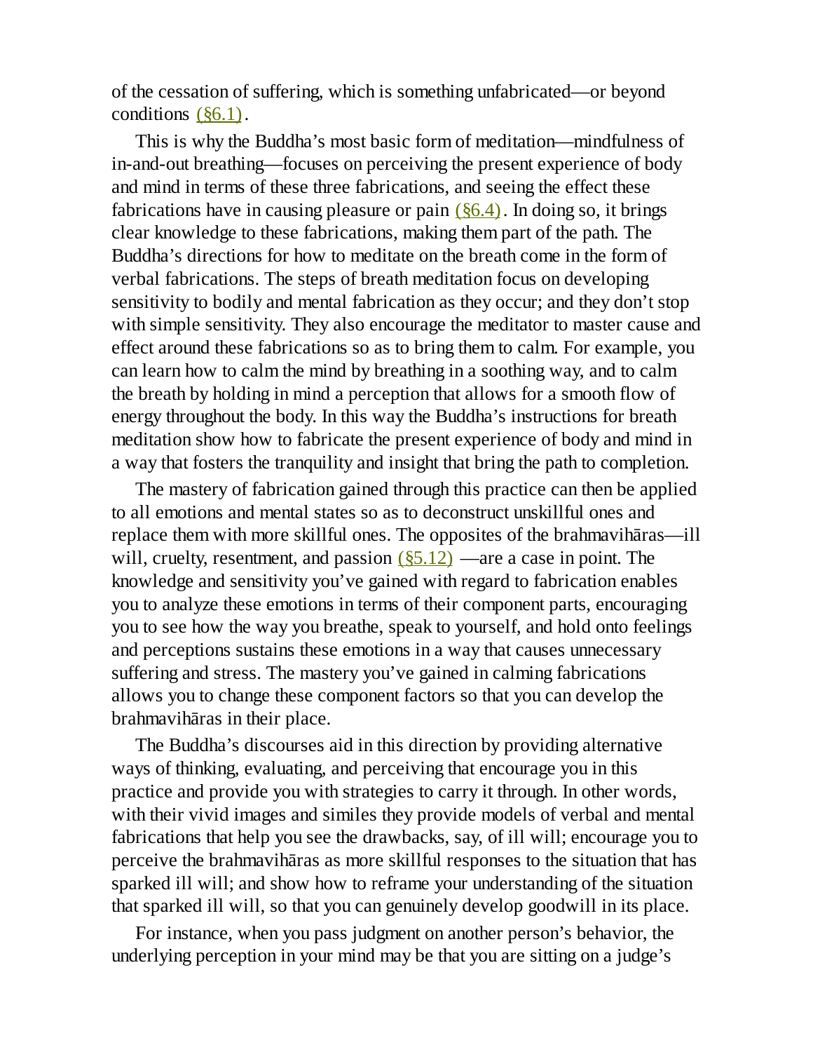of the cessation of suffering, which is something unfabricated—or beyond conditions (§6.1).

This is why the Buddha's most basic form of meditation—mindfulness of in-and-out breathing—focuses on perceiving the present experience of body and mind in terms of these three fabrications, and seeing the effect these fabrications have in causing pleasure or pain (§6.4). In doing so, it brings clear knowledge to these fabrications, making them part of the path. The Buddha's directions for how to meditate on the breath come in the form of verbal fabrications. The steps of breath meditation focus on developing sensitivity to bodily and mental fabrication as they occur; and they don't stop with simple sensitivity. They also encourage the meditator to master cause and effect around these fabrications so as to bring them to calm. For example, you can learn how to calm the mind by breathing in a soothing way, and to calm the breath by holding in mind a perception that allows for a smooth flow of energy throughout the body. In this way the Buddha's instructions for breath meditation show how to fabricate the present experience of body and mind in a way that fosters the tranquility and insight that bring the path to completion.

The mastery of fabrication gained through this practice can then be applied to all emotions and mental states so as to deconstruct unskillful ones and replace them with more skillful ones. The opposites of the brahmavihāras—ill will, cruelty, resentment, and passion (§5.12) —are a case in point. The knowledge and sensitivity you've gained with regard to fabrication enables you to analyze these emotions in terms of their component parts, encouraging you to see how the way you breathe, speak to yourself, and hold onto feelings and perceptions sustains these emotions in a way that causes unnecessary suffering and stress. The mastery you've gained in calming fabrications allows you to change these component factors so that you can develop the brahmavihāras in their place.

The Buddha's discourses aid in this direction by providing alternative ways of thinking, evaluating, and perceiving that encourage you in this practice and provide you with strategies to carry it through. In other words, with their vivid images and similes they provide models of verbal and mental fabrications that help you see the drawbacks, say, of ill will; encourage you to perceive the brahmavihāras as more skillful responses to the situation that has sparked ill will; and show how to reframe your understanding of the situation that sparked ill will, so that you can genuinely develop goodwill in its place.

For instance, when you pass judgment on another person's behavior, the underlying perception in your mind may be that you are sitting on a judge's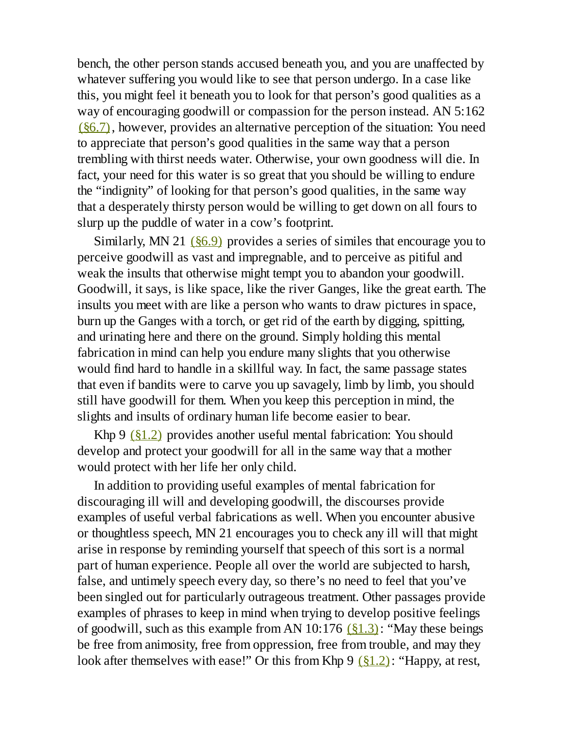bench, the other person stands accused beneath you, and you are unaffected by whatever suffering you would like to see that person undergo. In a case like this, you might feel it beneath you to look for that person's good qualities as a way of encouraging goodwill or compassion for the person instead. AN 5:162 (§6.7), however, provides an alternative perception of the situation: You need to appreciate that person's good qualities in the same way that a person trembling with thirst needs water. Otherwise, your own goodness will die. In fact, your need for this water is so great that you should be willing to endure the "indignity" of looking for that person's good qualities, in the same way that a desperately thirsty person would be willing to get down on all fours to slurp up the puddle of water in a cow's footprint.

Similarly, MN 21 (§6.9) provides a series of similes that encourage you to perceive goodwill as vast and impregnable, and to perceive as pitiful and weak the insults that otherwise might tempt you to abandon your goodwill. Goodwill, it says, is like space, like the river Ganges, like the great earth. The insults you meet with are like a person who wants to draw pictures in space, burn up the Ganges with a torch, or get rid of the earth by digging, spitting, and urinating here and there on the ground. Simply holding this mental fabrication in mind can help you endure many slights that you otherwise would find hard to handle in a skillful way. In fact, the same passage states that even if bandits were to carve you up savagely, limb by limb, you should still have goodwill for them. When you keep this perception in mind, the slights and insults of ordinary human life become easier to bear.

Khp 9 (§1.2) provides another useful mental fabrication: You should develop and protect your goodwill for all in the same way that a mother would protect with her life her only child.

In addition to providing useful examples of mental fabrication for discouraging ill will and developing goodwill, the discourses provide examples of useful verbal fabrications as well. When you encounter abusive or thoughtless speech, MN 21 encourages you to check any ill will that might arise in response by reminding yourself that speech of this sort is a normal part of human experience. People all over the world are subjected to harsh, false, and untimely speech every day, so there's no need to feel that you've been singled out for particularly outrageous treatment. Other passages provide examples of phrases to keep in mind when trying to develop positive feelings of goodwill, such as this example from AN 10:176 (§1.3): "May these beings be free from animosity, free from oppression, free from trouble, and may they look after themselves with ease!" Or this from Khp 9 (§1.2): "Happy, at rest,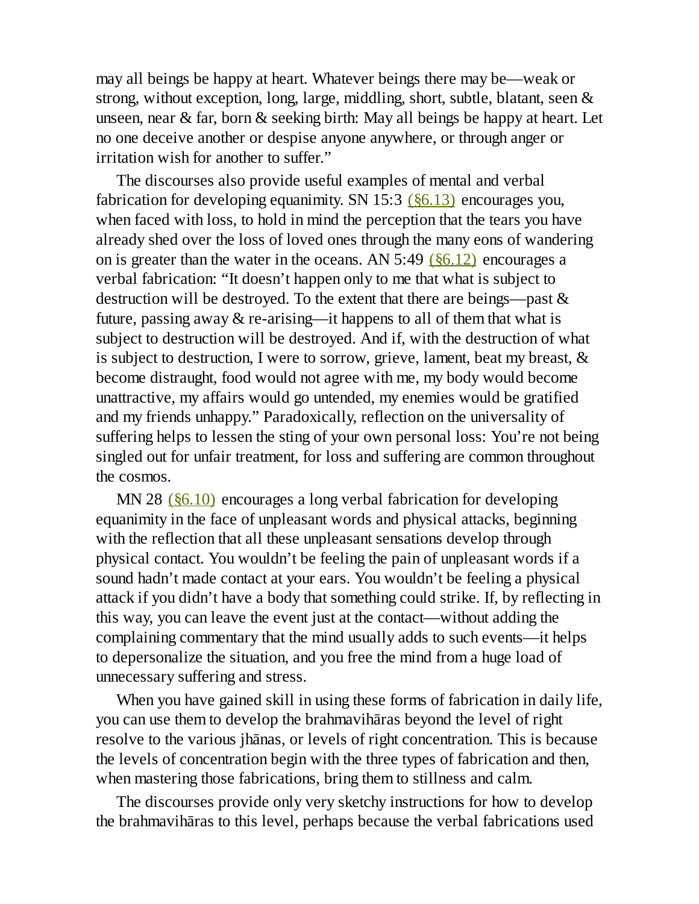may all beings be happy at heart. Whatever beings there may be—weak or strong, without exception, long, large, middling, short, subtle, blatant, seen & unseen, near & far, born & seeking birth: May all beings be happy at heart. Let no one deceive another or despise anyone anywhere, or through anger or irritation wish for another to suffer."

The discourses also provide useful examples of mental and verbal fabrication for developing equanimity. SN 15:3 (§6.13) encourages you, when faced with loss, to hold in mind the perception that the tears you have already shed over the loss of loved ones through the many eons of wandering on is greater than the water in the oceans. AN 5:49 (§6.12) encourages a verbal fabrication: "It doesn't happen only to me that what is subject to destruction will be destroyed. To the extent that there are beings—past & future, passing away & re-arising—it happens to all of them that what is subject to destruction will be destroyed. And if, with the destruction of what is subject to destruction, I were to sorrow, grieve, lament, beat my breast, & become distraught, food would not agree with me, my body would become unattractive, my affairs would go untended, my enemies would be gratified and my friends unhappy." Paradoxically, reflection on the universality of suffering helps to lessen the sting of your own personal loss: You're not being singled out for unfair treatment, for loss and suffering are common throughout the cosmos.

MN 28 (§6.10) encourages a long verbal fabrication for developing equanimity in the face of unpleasant words and physical attacks, beginning with the reflection that all these unpleasant sensations develop through physical contact. You wouldn't be feeling the pain of unpleasant words if a sound hadn't made contact at your ears. You wouldn't be feeling a physical attack if you didn't have a body that something could strike. If, by reflecting in this way, you can leave the event just at the contact—without adding the complaining commentary that the mind usually adds to such events—it helps to depersonalize the situation, and you free the mind from a huge load of unnecessary suffering and stress.

When you have gained skill in using these forms of fabrication in daily life, you can use them to develop the brahmavihāras beyond the level of right resolve to the various jhānas, or levels of right concentration. This is because the levels of concentration begin with the three types of fabrication and then, when mastering those fabrications, bring them to stillness and calm.

The discourses provide only very sketchy instructions for how to develop the brahmavihāras to this level, perhaps because the verbal fabrications used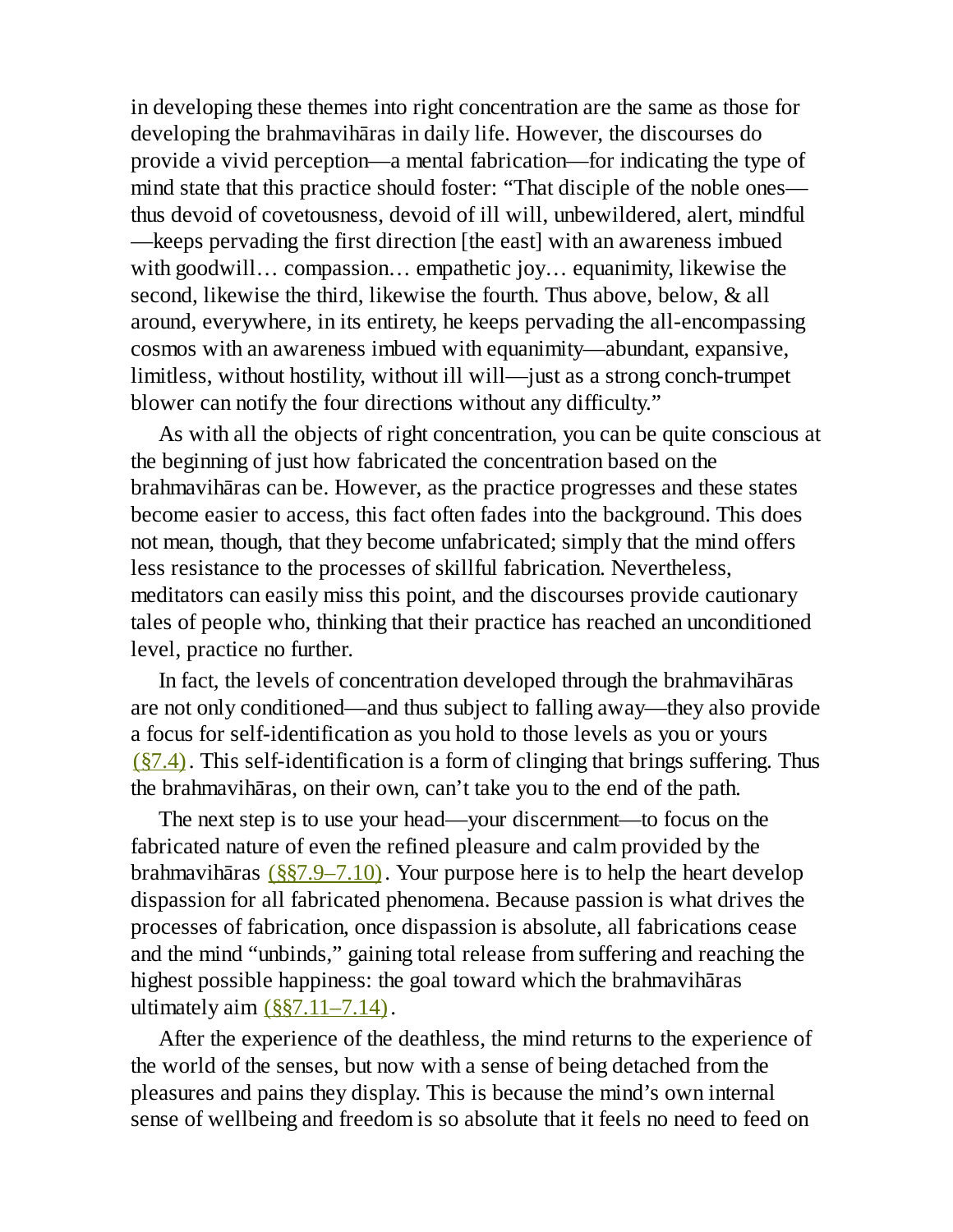in developing these themes into right concentration are the same as those for developing the brahmavihāras in daily life. However, the discourses do provide a vivid perception—a mental fabrication—for indicating the type of mind state that this practice should foster: “That disciple of the noble ones—thus devoid of covetousness, devoid of ill will, unbewildered, alert, mindful—keeps pervading the first direction [the east] with an awareness imbued with goodwill… compassion… empathetic joy… equanimity, likewise the second, likewise the third, likewise the fourth. Thus above, below, & all around, everywhere, in its entirety, he keeps pervading the all-encompassing cosmos with an awareness imbued with equanimity—abundant, expansive, limitless, without hostility, without ill will—just as a strong conch-trumpet blower can notify the four directions without any difficulty.”

As with all the objects of right concentration, you can be quite conscious at the beginning of just how fabricated the concentration based on the brahmavihāras can be. However, as the practice progresses and these states become easier to access, this fact often fades into the background. This does not mean, though, that they become unfabricated; simply that the mind offers less resistance to the processes of skillful fabrication. Nevertheless, meditators can easily miss this point, and the discourses provide cautionary tales of people who, thinking that their practice has reached an unconditioned level, practice no further.

In fact, the levels of concentration developed through the brahmavihāras are not only conditioned—and thus subject to falling away—they also provide a focus for self-identification as you hold to those levels as you or yours (§7.4). This self-identification is a form of clinging that brings suffering. Thus the brahmavihāras, on their own, can’t take you to the end of the path.

The next step is to use your head—your discernment—to focus on the fabricated nature of even the refined pleasure and calm provided by the brahmavihāras (§§7.9–7.10). Your purpose here is to help the heart develop dispassion for all fabricated phenomena. Because passion is what drives the processes of fabrication, once dispassion is absolute, all fabrications cease and the mind “unbinds,” gaining total release from suffering and reaching the highest possible happiness: the goal toward which the brahmavihāras ultimately aim (§§7.11–7.14).

After the experience of the deathless, the mind returns to the experience of the world of the senses, but now with a sense of being detached from the pleasures and pains they display. This is because the mind’s own internal sense of wellbeing and freedom is so absolute that it feels no need to feed on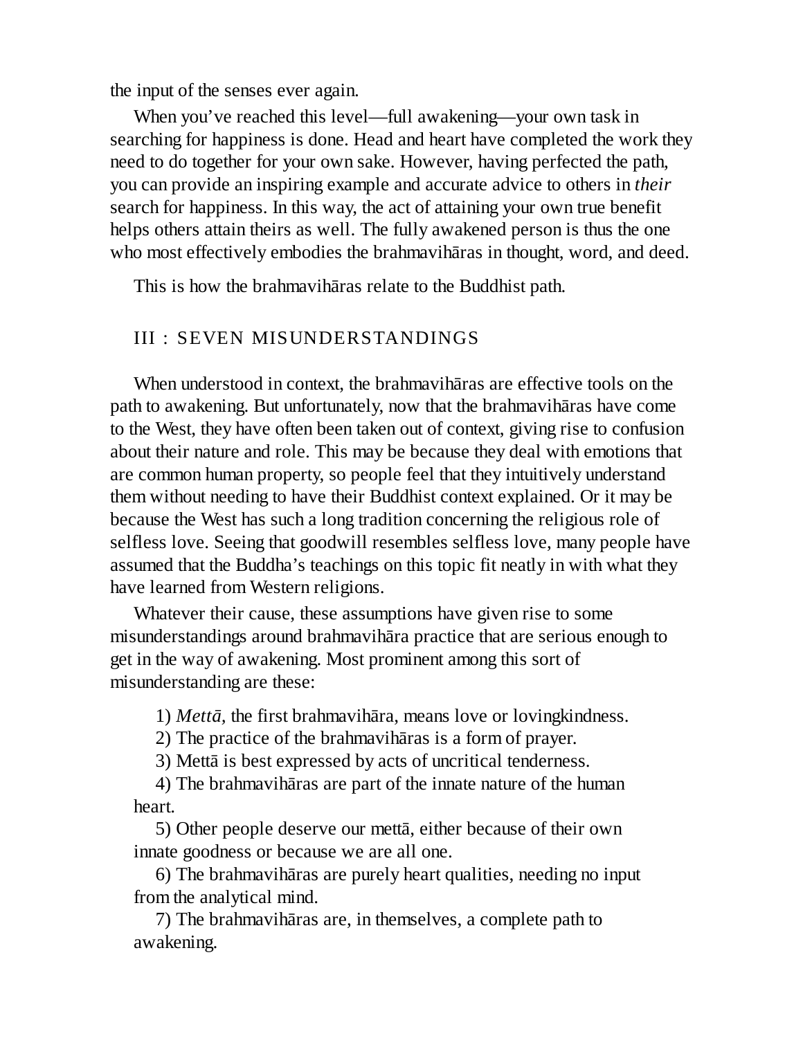the input of the senses ever again.

When you've reached this level—full awakening—your own task in searching for happiness is done. Head and heart have completed the work they need to do together for your own sake. However, having perfected the path, you can provide an inspiring example and accurate advice to others in *their* search for happiness. In this way, the act of attaining your own true benefit helps others attain theirs as well. The fully awakened person is thus the one who most effectively embodies the brahmavihāras in thought, word, and deed.

This is how the brahmavihāras relate to the Buddhist path.

## III : SEVEN MISUNDERSTANDINGS

When understood in context, the brahmavihāras are effective tools on the path to awakening. But unfortunately, now that the brahmavihāras have come to the West, they have often been taken out of context, giving rise to confusion about their nature and role. This may be because they deal with emotions that are common human property, so people feel that they intuitively understand them without needing to have their Buddhist context explained. Or it may be because the West has such a long tradition concerning the religious role of selfless love. Seeing that goodwill resembles selfless love, many people have assumed that the Buddha's teachings on this topic fit neatly in with what they have learned from Western religions.

Whatever their cause, these assumptions have given rise to some misunderstandings around brahmavihāra practice that are serious enough to get in the way of awakening. Most prominent among this sort of misunderstanding are these:

1) *Mettā*, the first brahmavihāra, means love or lovingkindness.
2) The practice of the brahmavihāras is a form of prayer.
3) Mettā is best expressed by acts of uncritical tenderness.
4) The brahmavihāras are part of the innate nature of the human heart.
5) Other people deserve our mettā, either because of their own innate goodness or because we are all one.
6) The brahmavihāras are purely heart qualities, needing no input from the analytical mind.
7) The brahmavihāras are, in themselves, a complete path to awakening.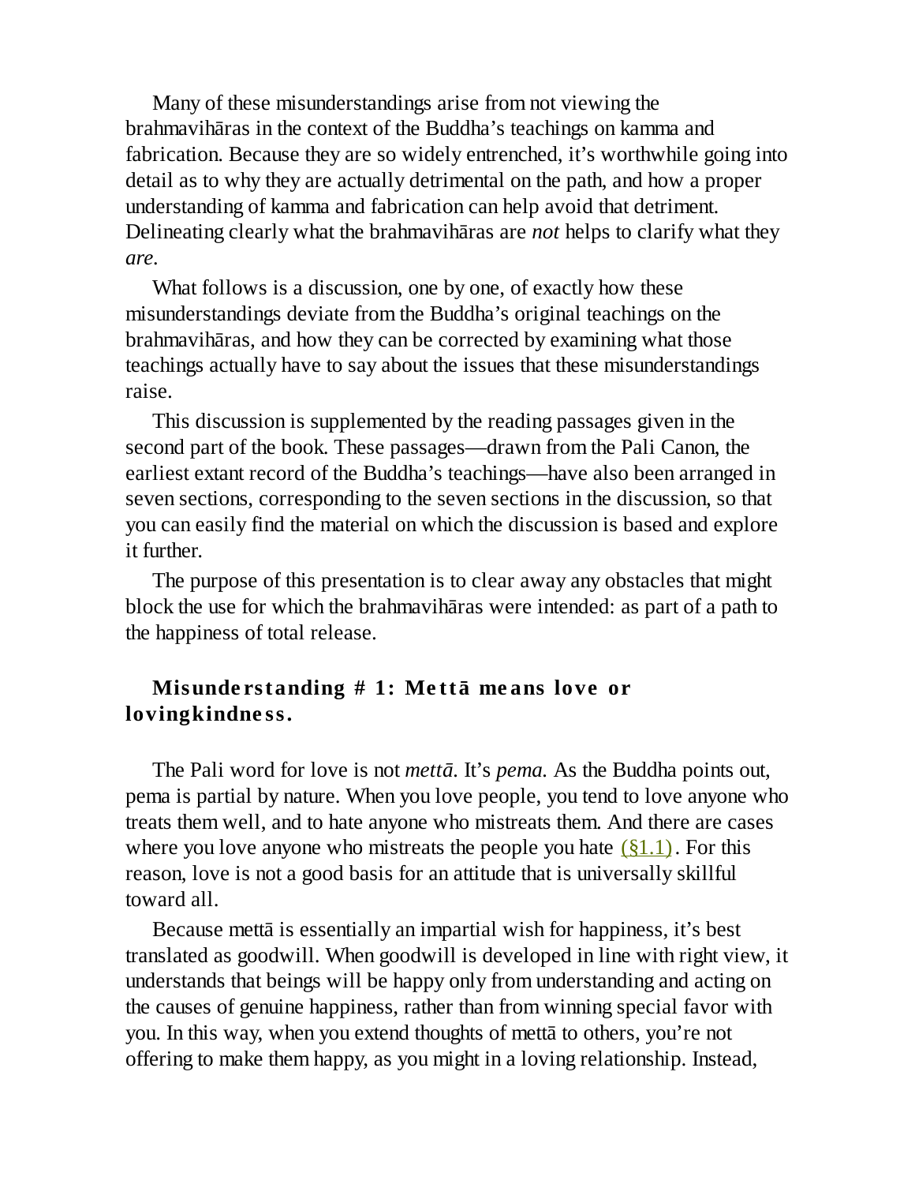Many of these misunderstandings arise from not viewing the brahmavihāras in the context of the Buddha's teachings on kamma and fabrication. Because they are so widely entrenched, it's worthwhile going into detail as to why they are actually detrimental on the path, and how a proper understanding of kamma and fabrication can help avoid that detriment. Delineating clearly what the brahmavihāras are *not* helps to clarify what they *are*.

What follows is a discussion, one by one, of exactly how these misunderstandings deviate from the Buddha's original teachings on the brahmavihāras, and how they can be corrected by examining what those teachings actually have to say about the issues that these misunderstandings raise.

This discussion is supplemented by the reading passages given in the second part of the book. These passages—drawn from the Pali Canon, the earliest extant record of the Buddha's teachings—have also been arranged in seven sections, corresponding to the seven sections in the discussion, so that you can easily find the material on which the discussion is based and explore it further.

The purpose of this presentation is to clear away any obstacles that might block the use for which the brahmavihāras were intended: as part of a path to the happiness of total release.

### Misunderstanding # 1: Mettā means love or lovingkindness.

The Pali word for love is not *mettā*. It's *pema*. As the Buddha points out, pema is partial by nature. When you love people, you tend to love anyone who treats them well, and to hate anyone who mistreats them. And there are cases where you love anyone who mistreats the people you hate (§1.1). For this reason, love is not a good basis for an attitude that is universally skillful toward all.

Because mettā is essentially an impartial wish for happiness, it's best translated as goodwill. When goodwill is developed in line with right view, it understands that beings will be happy only from understanding and acting on the causes of genuine happiness, rather than from winning special favor with you. In this way, when you extend thoughts of mettā to others, you're not offering to make them happy, as you might in a loving relationship. Instead,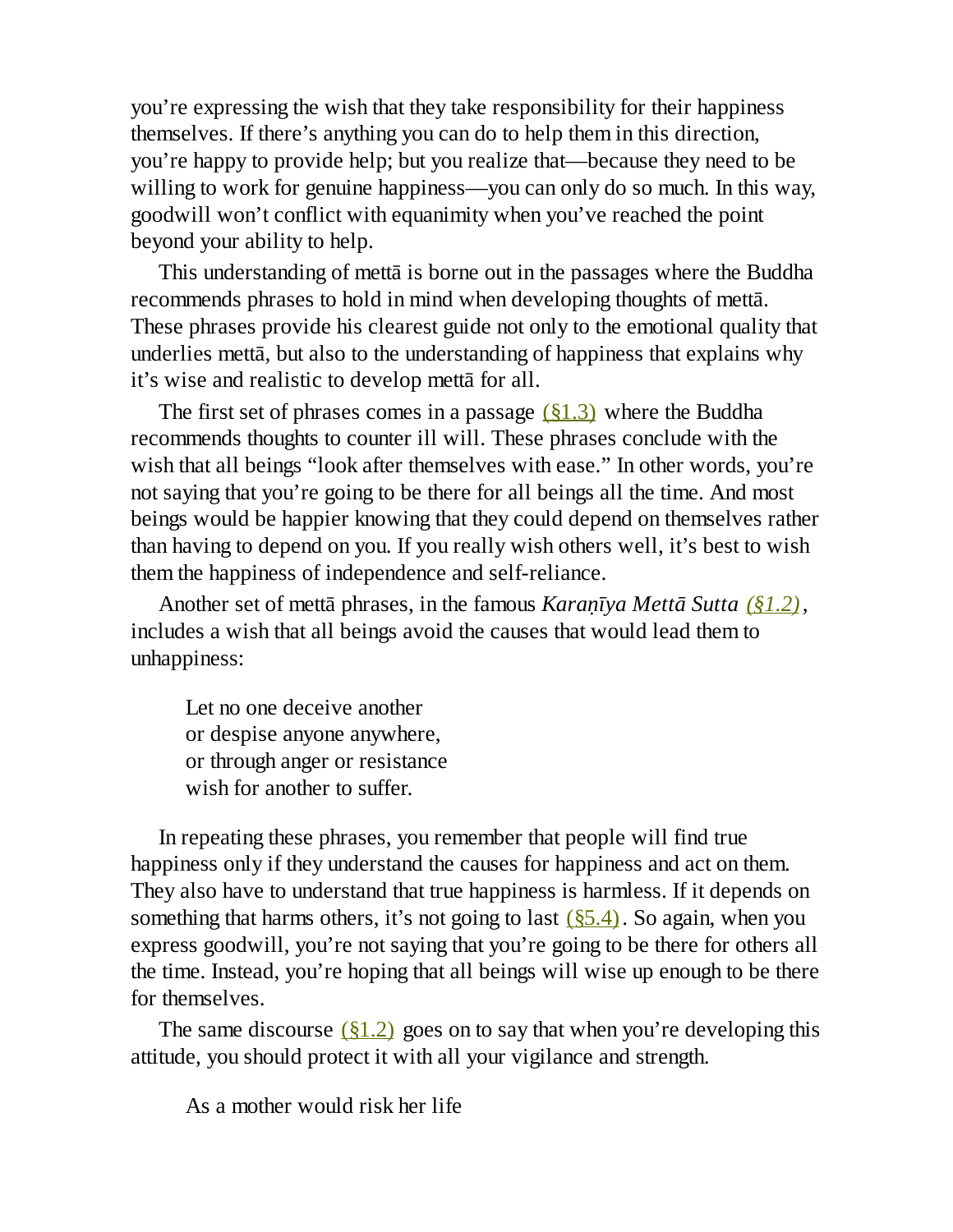you're expressing the wish that they take responsibility for their happiness themselves. If there's anything you can do to help them in this direction, you're happy to provide help; but you realize that—because they need to be willing to work for genuine happiness—you can only do so much. In this way, goodwill won't conflict with equanimity when you've reached the point beyond your ability to help.

This understanding of mettā is borne out in the passages where the Buddha recommends phrases to hold in mind when developing thoughts of mettā. These phrases provide his clearest guide not only to the emotional quality that underlies mettā, but also to the understanding of happiness that explains why it's wise and realistic to develop mettā for all.

The first set of phrases comes in a passage (§1.3) where the Buddha recommends thoughts to counter ill will. These phrases conclude with the wish that all beings "look after themselves with ease." In other words, you're not saying that you're going to be there for all beings all the time. And most beings would be happier knowing that they could depend on themselves rather than having to depend on you. If you really wish others well, it's best to wish them the happiness of independence and self-reliance.

Another set of mettā phrases, in the famous *Karaṇīya Mettā Sutta* (§1.2), includes a wish that all beings avoid the causes that would lead them to unhappiness:

> Let no one deceive another
> or despise anyone anywhere,
> or through anger or resistance
> wish for another to suffer.

In repeating these phrases, you remember that people will find true happiness only if they understand the causes for happiness and act on them. They also have to understand that true happiness is harmless. If it depends on something that harms others, it's not going to last (§5.4). So again, when you express goodwill, you're not saying that you're going to be there for others all the time. Instead, you're hoping that all beings will wise up enough to be there for themselves.

The same discourse (§1.2) goes on to say that when you're developing this attitude, you should protect it with all your vigilance and strength.

> As a mother would risk her life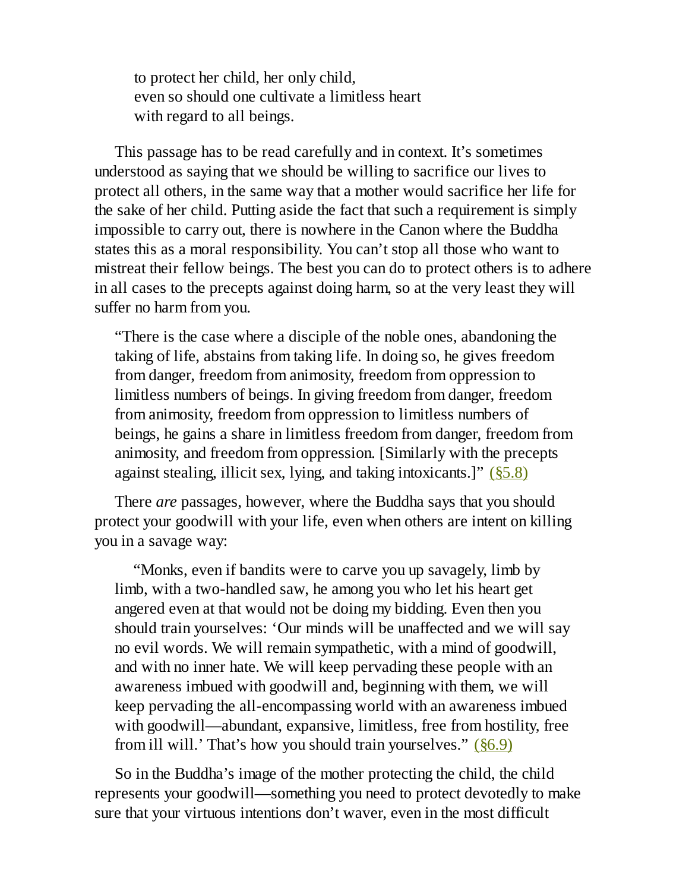> to protect her child, her only child,
> even so should one cultivate a limitless heart
> with regard to all beings.

This passage has to be read carefully and in context. It's sometimes understood as saying that we should be willing to sacrifice our lives to protect all others, in the same way that a mother would sacrifice her life for the sake of her child. Putting aside the fact that such a requirement is simply impossible to carry out, there is nowhere in the Canon where the Buddha states this as a moral responsibility. You can't stop all those who want to mistreat their fellow beings. The best you can do to protect others is to adhere in all cases to the precepts against doing harm, so at the very least they will suffer no harm from you.

> "There is the case where a disciple of the noble ones, abandoning the taking of life, abstains from taking life. In doing so, he gives freedom from danger, freedom from animosity, freedom from oppression to limitless numbers of beings. In giving freedom from danger, freedom from animosity, freedom from oppression to limitless numbers of beings, he gains a share in limitless freedom from danger, freedom from animosity, and freedom from oppression. [Similarly with the precepts against stealing, illicit sex, lying, and taking intoxicants.]" (§5.8)

There *are* passages, however, where the Buddha says that you should protect your goodwill with your life, even when others are intent on killing you in a savage way:

> "Monks, even if bandits were to carve you up savagely, limb by limb, with a two-handled saw, he among you who let his heart get angered even at that would not be doing my bidding. Even then you should train yourselves: 'Our minds will be unaffected and we will say no evil words. We will remain sympathetic, with a mind of goodwill, and with no inner hate. We will keep pervading these people with an awareness imbued with goodwill and, beginning with them, we will keep pervading the all-encompassing world with an awareness imbued with goodwill—abundant, expansive, limitless, free from hostility, free from ill will.' That's how you should train yourselves." (§6.9)

So in the Buddha's image of the mother protecting the child, the child represents your goodwill—something you need to protect devotedly to make sure that your virtuous intentions don't waver, even in the most difficult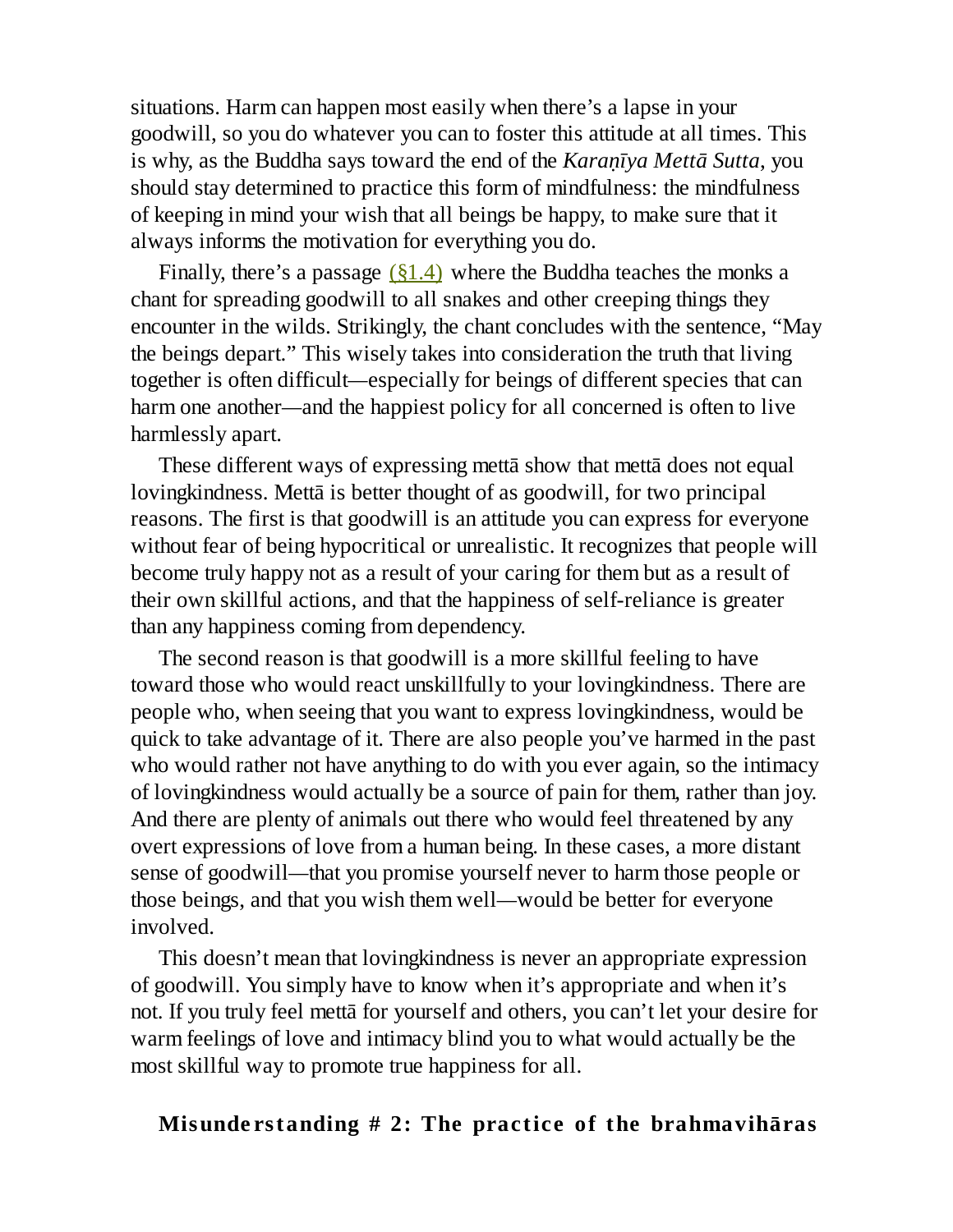situations. Harm can happen most easily when there's a lapse in your goodwill, so you do whatever you can to foster this attitude at all times. This is why, as the Buddha says toward the end of the *Karaṇīya Mettā Sutta*, you should stay determined to practice this form of mindfulness: the mindfulness of keeping in mind your wish that all beings be happy, to make sure that it always informs the motivation for everything you do.

Finally, there's a passage (§1.4) where the Buddha teaches the monks a chant for spreading goodwill to all snakes and other creeping things they encounter in the wilds. Strikingly, the chant concludes with the sentence, "May the beings depart." This wisely takes into consideration the truth that living together is often difficult—especially for beings of different species that can harm one another—and the happiest policy for all concerned is often to live harmlessly apart.

These different ways of expressing mettā show that mettā does not equal lovingkindness. Mettā is better thought of as goodwill, for two principal reasons. The first is that goodwill is an attitude you can express for everyone without fear of being hypocritical or unrealistic. It recognizes that people will become truly happy not as a result of your caring for them but as a result of their own skillful actions, and that the happiness of self-reliance is greater than any happiness coming from dependency.

The second reason is that goodwill is a more skillful feeling to have toward those who would react unskillfully to your lovingkindness. There are people who, when seeing that you want to express lovingkindness, would be quick to take advantage of it. There are also people you've harmed in the past who would rather not have anything to do with you ever again, so the intimacy of lovingkindness would actually be a source of pain for them, rather than joy. And there are plenty of animals out there who would feel threatened by any overt expressions of love from a human being. In these cases, a more distant sense of goodwill—that you promise yourself never to harm those people or those beings, and that you wish them well—would be better for everyone involved.

This doesn't mean that lovingkindness is never an appropriate expression of goodwill. You simply have to know when it's appropriate and when it's not. If you truly feel mettā for yourself and others, you can't let your desire for warm feelings of love and intimacy blind you to what would actually be the most skillful way to promote true happiness for all.

### Misunderstanding # 2: The practice of the brahmavihāras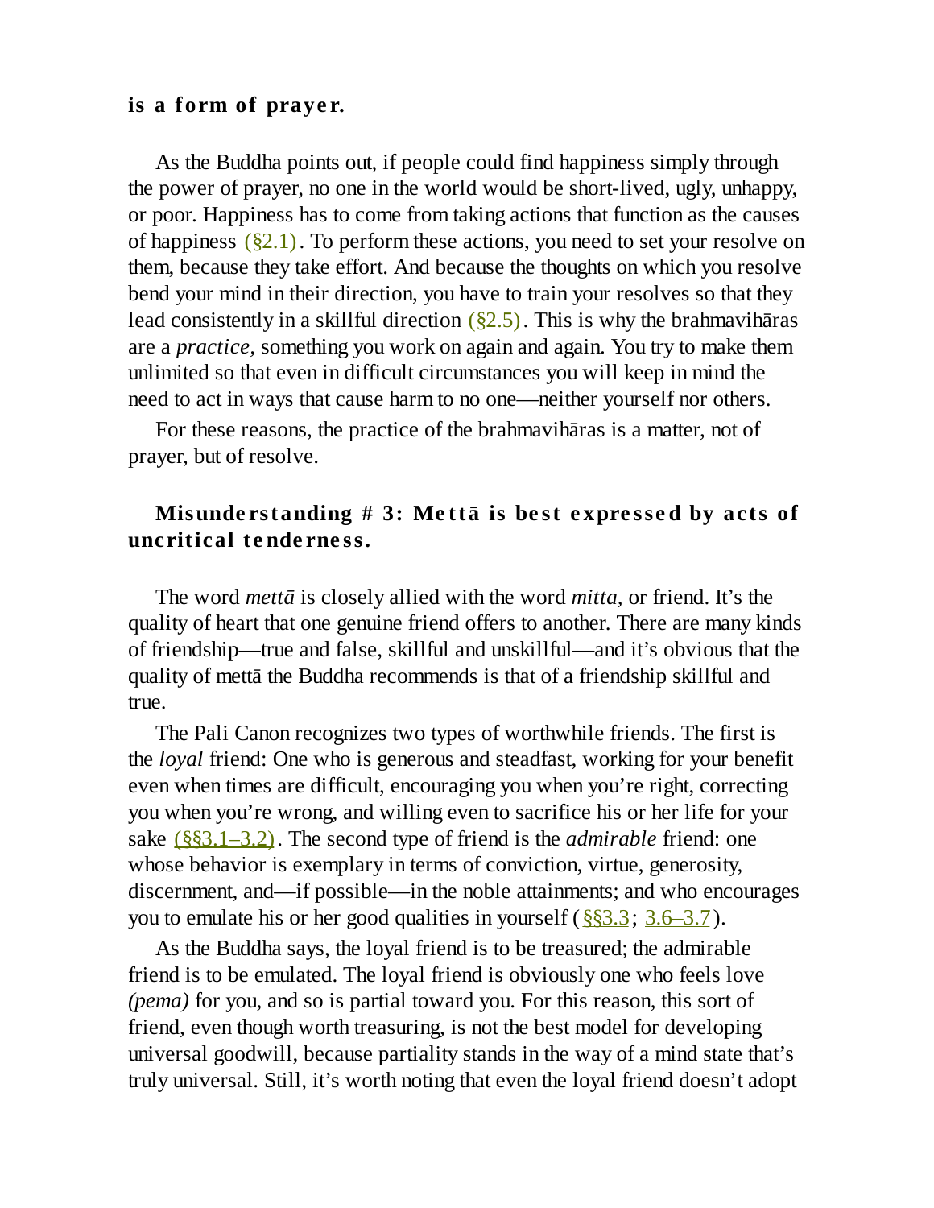**is a form of prayer.**

As the Buddha points out, if people could find happiness simply through the power of prayer, no one in the world would be short-lived, ugly, unhappy, or poor. Happiness has to come from taking actions that function as the causes of happiness (§2.1). To perform these actions, you need to set your resolve on them, because they take effort. And because the thoughts on which you resolve bend your mind in their direction, you have to train your resolves so that they lead consistently in a skillful direction (§2.5). This is why the brahmavihāras are a *practice,* something you work on again and again. You try to make them unlimited so that even in difficult circumstances you will keep in mind the need to act in ways that cause harm to no one—neither yourself nor others.

For these reasons, the practice of the brahmavihāras is a matter, not of prayer, but of resolve.

### Misunderstanding # 3: Mettā is best expressed by acts of uncritical tenderness.

The word *mettā* is closely allied with the word *mitta,* or friend. It's the quality of heart that one genuine friend offers to another. There are many kinds of friendship—true and false, skillful and unskillful—and it's obvious that the quality of mettā the Buddha recommends is that of a friendship skillful and true.

The Pali Canon recognizes two types of worthwhile friends. The first is the *loyal* friend: One who is generous and steadfast, working for your benefit even when times are difficult, encouraging you when you're right, correcting you when you're wrong, and willing even to sacrifice his or her life for your sake (§§3.1–3.2). The second type of friend is the *admirable* friend: one whose behavior is exemplary in terms of conviction, virtue, generosity, discernment, and—if possible—in the noble attainments; and who encourages you to emulate his or her good qualities in yourself (§§3.3; 3.6–3.7).

As the Buddha says, the loyal friend is to be treasured; the admirable friend is to be emulated. The loyal friend is obviously one who feels love *(pema)* for you, and so is partial toward you. For this reason, this sort of friend, even though worth treasuring, is not the best model for developing universal goodwill, because partiality stands in the way of a mind state that's truly universal. Still, it's worth noting that even the loyal friend doesn't adopt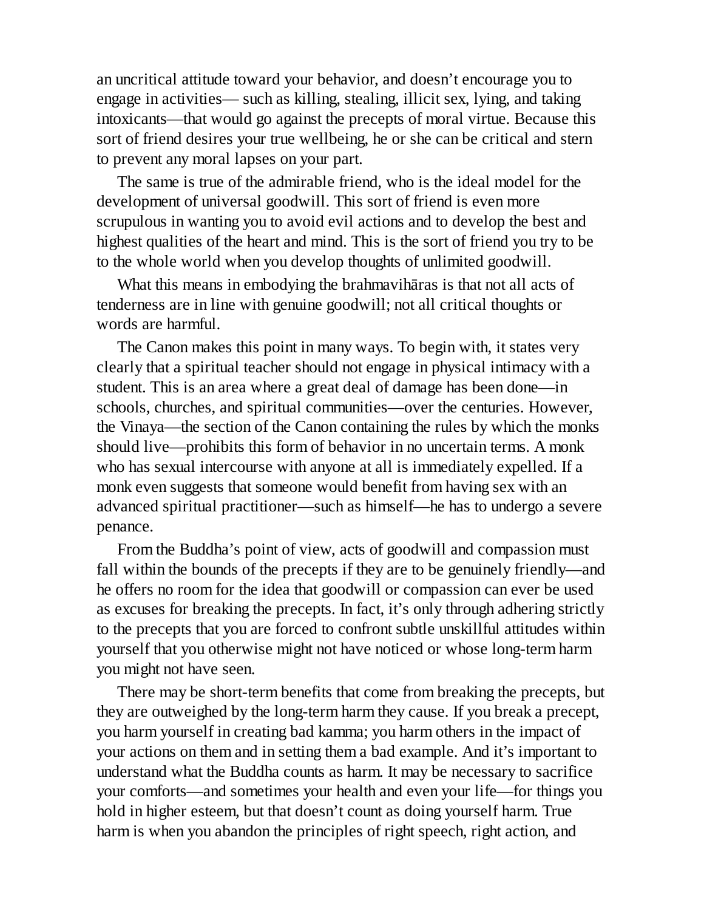an uncritical attitude toward your behavior, and doesn't encourage you to engage in activities— such as killing, stealing, illicit sex, lying, and taking intoxicants—that would go against the precepts of moral virtue. Because this sort of friend desires your true wellbeing, he or she can be critical and stern to prevent any moral lapses on your part.

The same is true of the admirable friend, who is the ideal model for the development of universal goodwill. This sort of friend is even more scrupulous in wanting you to avoid evil actions and to develop the best and highest qualities of the heart and mind. This is the sort of friend you try to be to the whole world when you develop thoughts of unlimited goodwill.

What this means in embodying the brahmavihāras is that not all acts of tenderness are in line with genuine goodwill; not all critical thoughts or words are harmful.

The Canon makes this point in many ways. To begin with, it states very clearly that a spiritual teacher should not engage in physical intimacy with a student. This is an area where a great deal of damage has been done—in schools, churches, and spiritual communities—over the centuries. However, the Vinaya—the section of the Canon containing the rules by which the monks should live—prohibits this form of behavior in no uncertain terms. A monk who has sexual intercourse with anyone at all is immediately expelled. If a monk even suggests that someone would benefit from having sex with an advanced spiritual practitioner—such as himself—he has to undergo a severe penance.

From the Buddha's point of view, acts of goodwill and compassion must fall within the bounds of the precepts if they are to be genuinely friendly—and he offers no room for the idea that goodwill or compassion can ever be used as excuses for breaking the precepts. In fact, it's only through adhering strictly to the precepts that you are forced to confront subtle unskillful attitudes within yourself that you otherwise might not have noticed or whose long-term harm you might not have seen.

There may be short-term benefits that come from breaking the precepts, but they are outweighed by the long-term harm they cause. If you break a precept, you harm yourself in creating bad kamma; you harm others in the impact of your actions on them and in setting them a bad example. And it's important to understand what the Buddha counts as harm. It may be necessary to sacrifice your comforts—and sometimes your health and even your life—for things you hold in higher esteem, but that doesn't count as doing yourself harm. True harm is when you abandon the principles of right speech, right action, and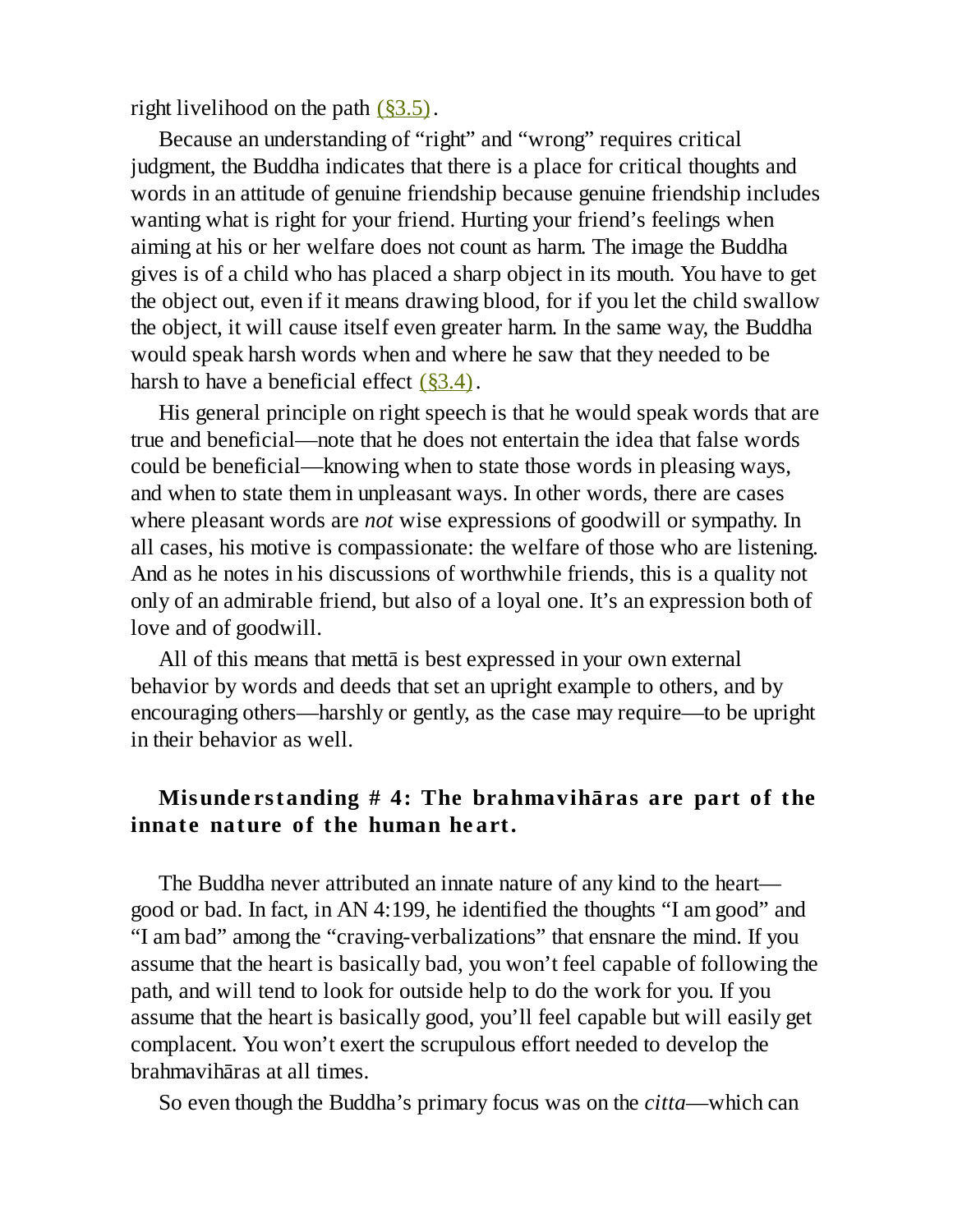right livelihood on the path (§3.5).

Because an understanding of "right" and "wrong" requires critical judgment, the Buddha indicates that there is a place for critical thoughts and words in an attitude of genuine friendship because genuine friendship includes wanting what is right for your friend. Hurting your friend's feelings when aiming at his or her welfare does not count as harm. The image the Buddha gives is of a child who has placed a sharp object in its mouth. You have to get the object out, even if it means drawing blood, for if you let the child swallow the object, it will cause itself even greater harm. In the same way, the Buddha would speak harsh words when and where he saw that they needed to be harsh to have a beneficial effect (§3.4).

His general principle on right speech is that he would speak words that are true and beneficial—note that he does not entertain the idea that false words could be beneficial—knowing when to state those words in pleasing ways, and when to state them in unpleasant ways. In other words, there are cases where pleasant words are *not* wise expressions of goodwill or sympathy. In all cases, his motive is compassionate: the welfare of those who are listening. And as he notes in his discussions of worthwhile friends, this is a quality not only of an admirable friend, but also of a loyal one. It's an expression both of love and of goodwill.

All of this means that mettā is best expressed in your own external behavior by words and deeds that set an upright example to others, and by encouraging others—harshly or gently, as the case may require—to be upright in their behavior as well.

### Misunderstanding # 4: The brahmavihāras are part of the innate nature of the human heart.

The Buddha never attributed an innate nature of any kind to the heart—good or bad. In fact, in AN 4:199, he identified the thoughts "I am good" and "I am bad" among the "craving-verbalizations" that ensnare the mind. If you assume that the heart is basically bad, you won't feel capable of following the path, and will tend to look for outside help to do the work for you. If you assume that the heart is basically good, you'll feel capable but will easily get complacent. You won't exert the scrupulous effort needed to develop the brahmavihāras at all times.

So even though the Buddha's primary focus was on the *citta*—which can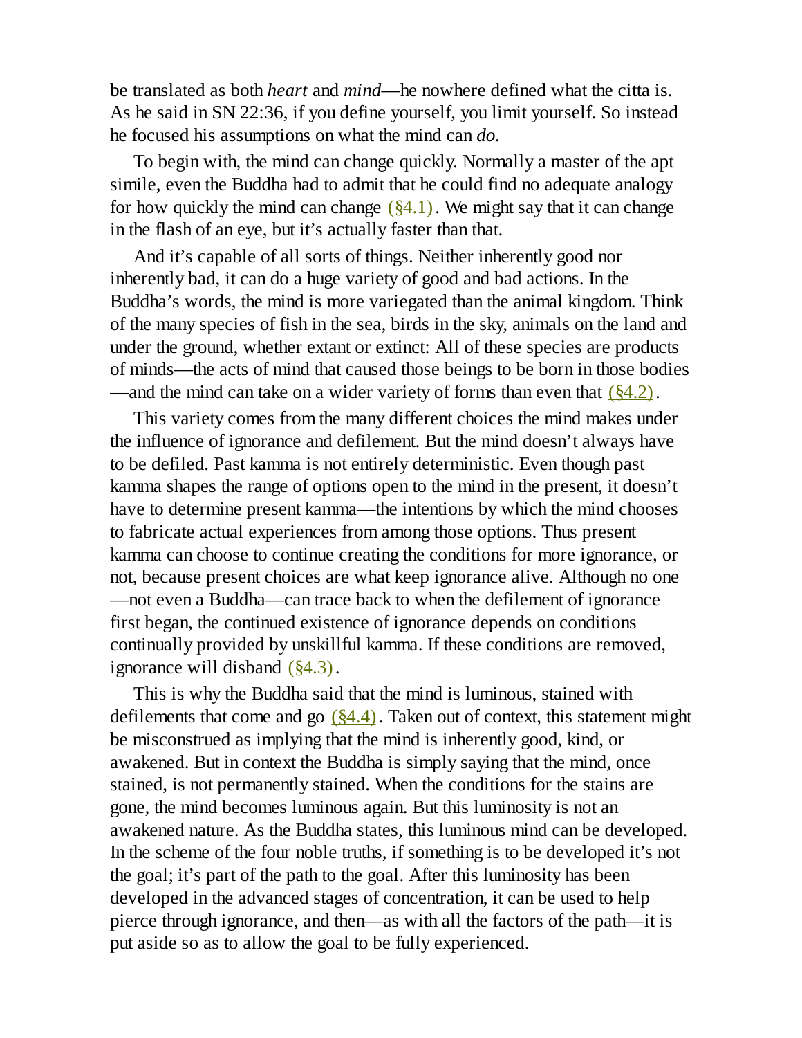be translated as both *heart* and *mind*—he nowhere defined what the citta is. As he said in SN 22:36, if you define yourself, you limit yourself. So instead he focused his assumptions on what the mind can *do*.

To begin with, the mind can change quickly. Normally a master of the apt simile, even the Buddha had to admit that he could find no adequate analogy for how quickly the mind can change (§4.1). We might say that it can change in the flash of an eye, but it's actually faster than that.

And it's capable of all sorts of things. Neither inherently good nor inherently bad, it can do a huge variety of good and bad actions. In the Buddha's words, the mind is more variegated than the animal kingdom. Think of the many species of fish in the sea, birds in the sky, animals on the land and under the ground, whether extant or extinct: All of these species are products of minds—the acts of mind that caused those beings to be born in those bodies—and the mind can take on a wider variety of forms than even that (§4.2).

This variety comes from the many different choices the mind makes under the influence of ignorance and defilement. But the mind doesn't always have to be defiled. Past kamma is not entirely deterministic. Even though past kamma shapes the range of options open to the mind in the present, it doesn't have to determine present kamma—the intentions by which the mind chooses to fabricate actual experiences from among those options. Thus present kamma can choose to continue creating the conditions for more ignorance, or not, because present choices are what keep ignorance alive. Although no one—not even a Buddha—can trace back to when the defilement of ignorance first began, the continued existence of ignorance depends on conditions continually provided by unskillful kamma. If these conditions are removed, ignorance will disband (§4.3).

This is why the Buddha said that the mind is luminous, stained with defilements that come and go (§4.4). Taken out of context, this statement might be misconstrued as implying that the mind is inherently good, kind, or awakened. But in context the Buddha is simply saying that the mind, once stained, is not permanently stained. When the conditions for the stains are gone, the mind becomes luminous again. But this luminosity is not an awakened nature. As the Buddha states, this luminous mind can be developed. In the scheme of the four noble truths, if something is to be developed it's not the goal; it's part of the path to the goal. After this luminosity has been developed in the advanced stages of concentration, it can be used to help pierce through ignorance, and then—as with all the factors of the path—it is put aside so as to allow the goal to be fully experienced.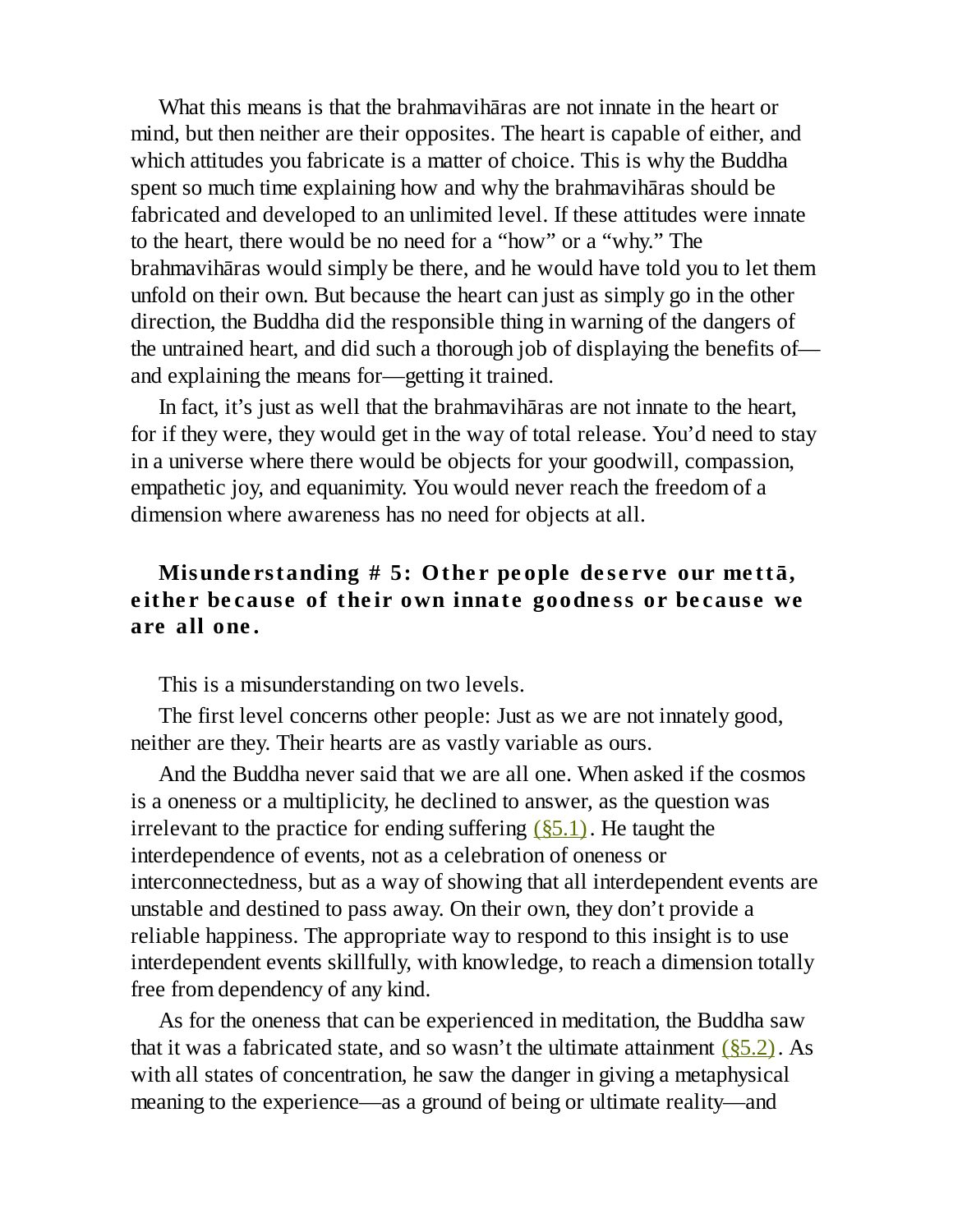What this means is that the brahmavihāras are not innate in the heart or mind, but then neither are their opposites. The heart is capable of either, and which attitudes you fabricate is a matter of choice. This is why the Buddha spent so much time explaining how and why the brahmavihāras should be fabricated and developed to an unlimited level. If these attitudes were innate to the heart, there would be no need for a "how" or a "why." The brahmavihāras would simply be there, and he would have told you to let them unfold on their own. But because the heart can just as simply go in the other direction, the Buddha did the responsible thing in warning of the dangers of the untrained heart, and did such a thorough job of displaying the benefits of—and explaining the means for—getting it trained.

In fact, it's just as well that the brahmavihāras are not innate to the heart, for if they were, they would get in the way of total release. You'd need to stay in a universe where there would be objects for your goodwill, compassion, empathetic joy, and equanimity. You would never reach the freedom of a dimension where awareness has no need for objects at all.

### Misunderstanding # 5: Other people deserve our mettā, either because of their own innate goodness or because we are all one.

This is a misunderstanding on two levels.

The first level concerns other people: Just as we are not innately good, neither are they. Their hearts are as vastly variable as ours.

And the Buddha never said that we are all one. When asked if the cosmos is a oneness or a multiplicity, he declined to answer, as the question was irrelevant to the practice for ending suffering (§5.1). He taught the interdependence of events, not as a celebration of oneness or interconnectedness, but as a way of showing that all interdependent events are unstable and destined to pass away. On their own, they don't provide a reliable happiness. The appropriate way to respond to this insight is to use interdependent events skillfully, with knowledge, to reach a dimension totally free from dependency of any kind.

As for the oneness that can be experienced in meditation, the Buddha saw that it was a fabricated state, and so wasn't the ultimate attainment (§5.2). As with all states of concentration, he saw the danger in giving a metaphysical meaning to the experience—as a ground of being or ultimate reality—and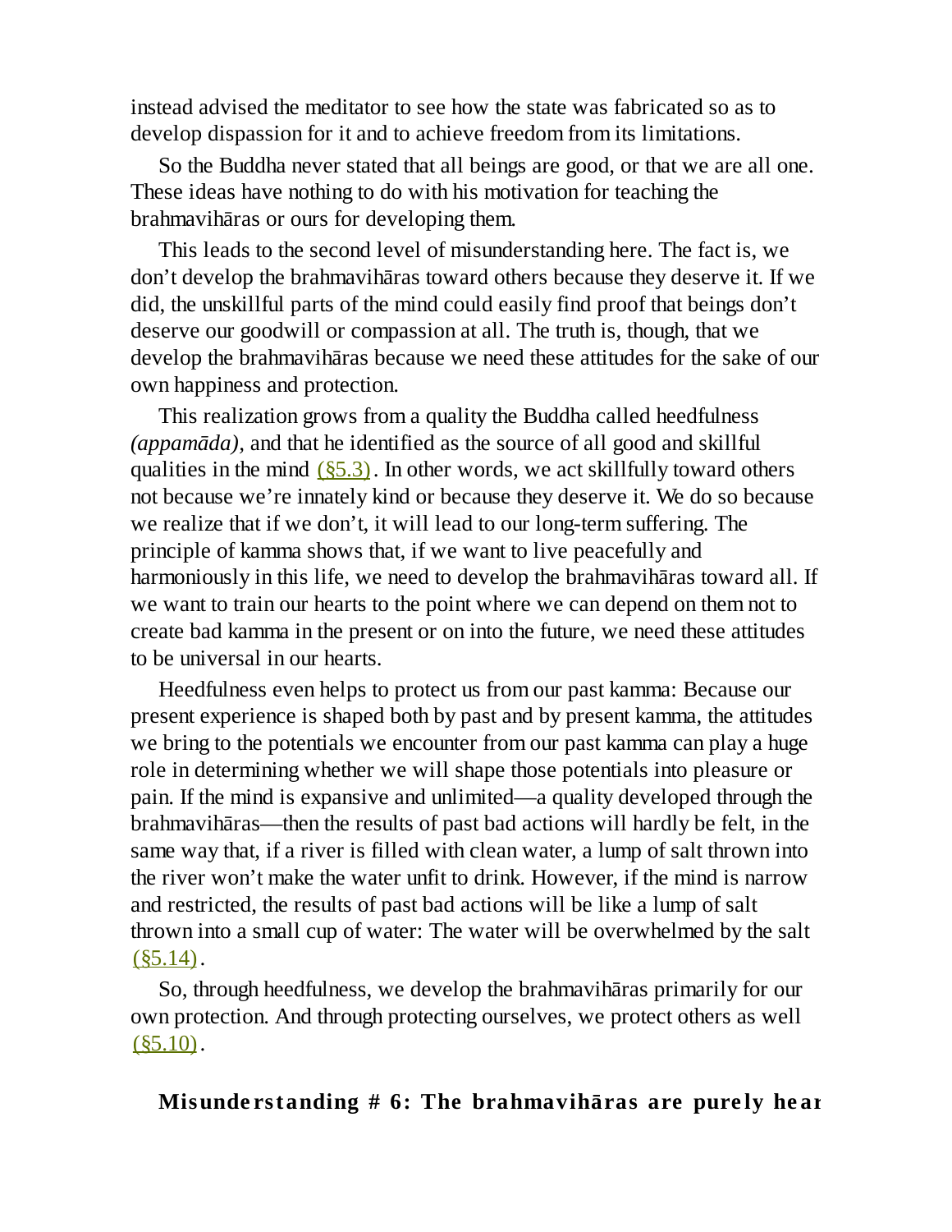instead advised the meditator to see how the state was fabricated so as to develop dispassion for it and to achieve freedom from its limitations.

So the Buddha never stated that all beings are good, or that we are all one. These ideas have nothing to do with his motivation for teaching the brahmavihāras or ours for developing them.

This leads to the second level of misunderstanding here. The fact is, we don't develop the brahmavihāras toward others because they deserve it. If we did, the unskillful parts of the mind could easily find proof that beings don't deserve our goodwill or compassion at all. The truth is, though, that we develop the brahmavihāras because we need these attitudes for the sake of our own happiness and protection.

This realization grows from a quality the Buddha called heedfulness *(appamāda),* and that he identified as the source of all good and skillful qualities in the mind (§5.3). In other words, we act skillfully toward others not because we're innately kind or because they deserve it. We do so because we realize that if we don't, it will lead to our long-term suffering. The principle of kamma shows that, if we want to live peacefully and harmoniously in this life, we need to develop the brahmavihāras toward all. If we want to train our hearts to the point where we can depend on them not to create bad kamma in the present or on into the future, we need these attitudes to be universal in our hearts.

Heedfulness even helps to protect us from our past kamma: Because our present experience is shaped both by past and by present kamma, the attitudes we bring to the potentials we encounter from our past kamma can play a huge role in determining whether we will shape those potentials into pleasure or pain. If the mind is expansive and unlimited—a quality developed through the brahmavihāras—then the results of past bad actions will hardly be felt, in the same way that, if a river is filled with clean water, a lump of salt thrown into the river won't make the water unfit to drink. However, if the mind is narrow and restricted, the results of past bad actions will be like a lump of salt thrown into a small cup of water: The water will be overwhelmed by the salt (§5.14).

So, through heedfulness, we develop the brahmavihāras primarily for our own protection. And through protecting ourselves, we protect others as well (§5.10).

**Misunderstanding # 6: The brahmavihāras are purely hear**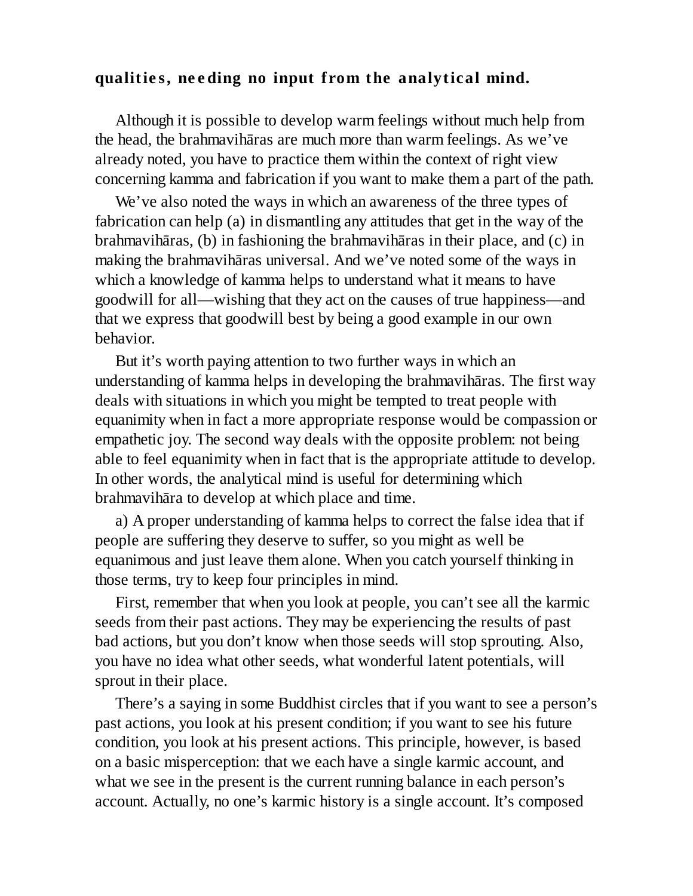**qualities, needing no input from the analytical mind.**

Although it is possible to develop warm feelings without much help from the head, the brahmavihāras are much more than warm feelings. As we've already noted, you have to practice them within the context of right view concerning kamma and fabrication if you want to make them a part of the path.

We've also noted the ways in which an awareness of the three types of fabrication can help (a) in dismantling any attitudes that get in the way of the brahmavihāras, (b) in fashioning the brahmavihāras in their place, and (c) in making the brahmavihāras universal. And we've noted some of the ways in which a knowledge of kamma helps to understand what it means to have goodwill for all—wishing that they act on the causes of true happiness—and that we express that goodwill best by being a good example in our own behavior.

But it's worth paying attention to two further ways in which an understanding of kamma helps in developing the brahmavihāras. The first way deals with situations in which you might be tempted to treat people with equanimity when in fact a more appropriate response would be compassion or empathetic joy. The second way deals with the opposite problem: not being able to feel equanimity when in fact that is the appropriate attitude to develop. In other words, the analytical mind is useful for determining which brahmavihāra to develop at which place and time.

a) A proper understanding of kamma helps to correct the false idea that if people are suffering they deserve to suffer, so you might as well be equanimous and just leave them alone. When you catch yourself thinking in those terms, try to keep four principles in mind.

First, remember that when you look at people, you can't see all the karmic seeds from their past actions. They may be experiencing the results of past bad actions, but you don't know when those seeds will stop sprouting. Also, you have no idea what other seeds, what wonderful latent potentials, will sprout in their place.

There's a saying in some Buddhist circles that if you want to see a person's past actions, you look at his present condition; if you want to see his future condition, you look at his present actions. This principle, however, is based on a basic misperception: that we each have a single karmic account, and what we see in the present is the current running balance in each person's account. Actually, no one's karmic history is a single account. It's composed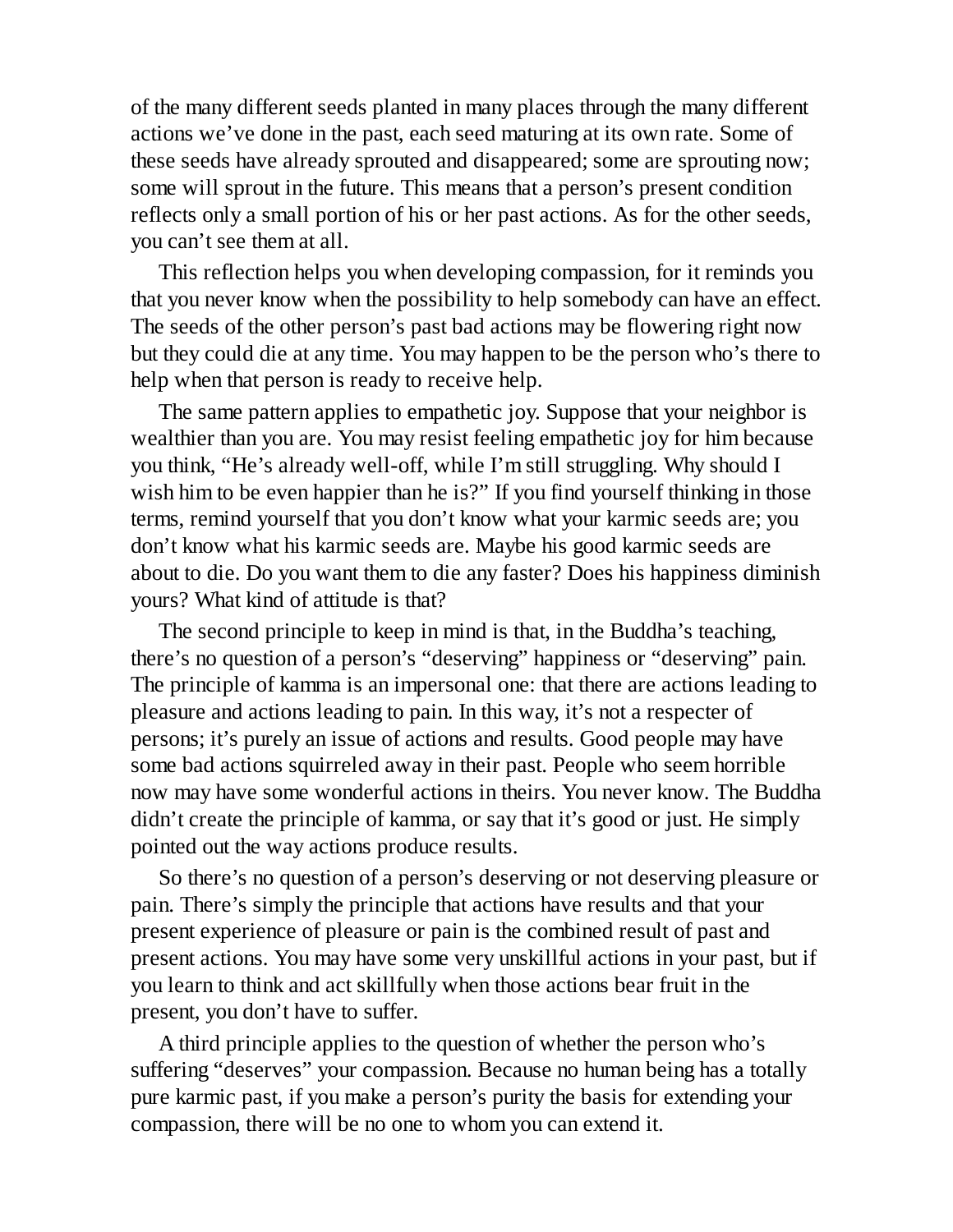of the many different seeds planted in many places through the many different actions we've done in the past, each seed maturing at its own rate. Some of these seeds have already sprouted and disappeared; some are sprouting now; some will sprout in the future. This means that a person's present condition reflects only a small portion of his or her past actions. As for the other seeds, you can't see them at all.

This reflection helps you when developing compassion, for it reminds you that you never know when the possibility to help somebody can have an effect. The seeds of the other person's past bad actions may be flowering right now but they could die at any time. You may happen to be the person who's there to help when that person is ready to receive help.

The same pattern applies to empathetic joy. Suppose that your neighbor is wealthier than you are. You may resist feeling empathetic joy for him because you think, "He's already well-off, while I'm still struggling. Why should I wish him to be even happier than he is?" If you find yourself thinking in those terms, remind yourself that you don't know what your karmic seeds are; you don't know what his karmic seeds are. Maybe his good karmic seeds are about to die. Do you want them to die any faster? Does his happiness diminish yours? What kind of attitude is that?

The second principle to keep in mind is that, in the Buddha's teaching, there's no question of a person's "deserving" happiness or "deserving" pain. The principle of kamma is an impersonal one: that there are actions leading to pleasure and actions leading to pain. In this way, it's not a respecter of persons; it's purely an issue of actions and results. Good people may have some bad actions squirreled away in their past. People who seem horrible now may have some wonderful actions in theirs. You never know. The Buddha didn't create the principle of kamma, or say that it's good or just. He simply pointed out the way actions produce results.

So there's no question of a person's deserving or not deserving pleasure or pain. There's simply the principle that actions have results and that your present experience of pleasure or pain is the combined result of past and present actions. You may have some very unskillful actions in your past, but if you learn to think and act skillfully when those actions bear fruit in the present, you don't have to suffer.

A third principle applies to the question of whether the person who's suffering "deserves" your compassion. Because no human being has a totally pure karmic past, if you make a person's purity the basis for extending your compassion, there will be no one to whom you can extend it.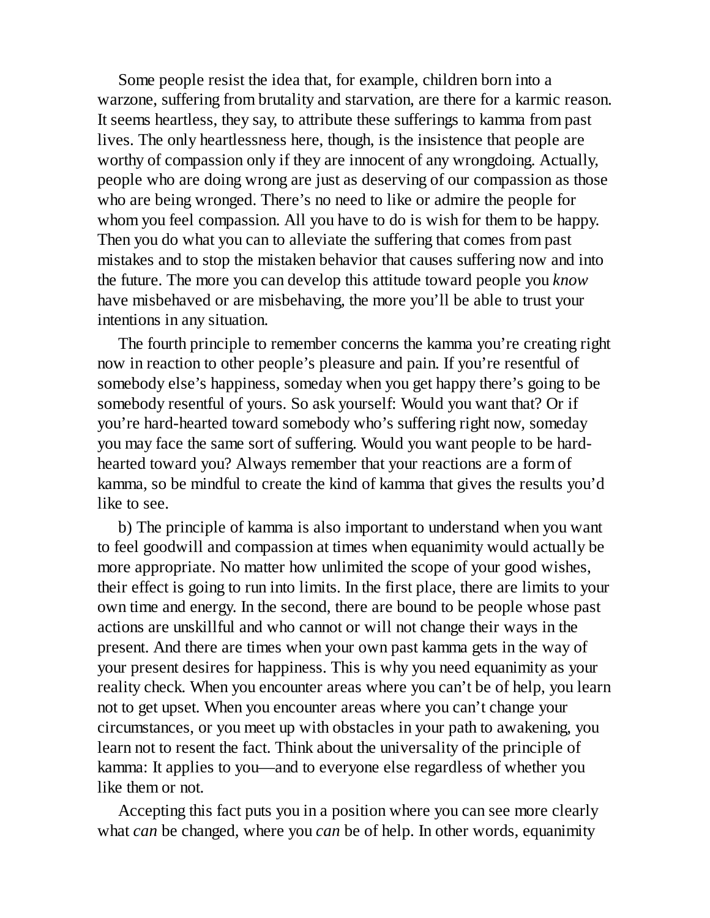Some people resist the idea that, for example, children born into a warzone, suffering from brutality and starvation, are there for a karmic reason. It seems heartless, they say, to attribute these sufferings to kamma from past lives. The only heartlessness here, though, is the insistence that people are worthy of compassion only if they are innocent of any wrongdoing. Actually, people who are doing wrong are just as deserving of our compassion as those who are being wronged. There's no need to like or admire the people for whom you feel compassion. All you have to do is wish for them to be happy. Then you do what you can to alleviate the suffering that comes from past mistakes and to stop the mistaken behavior that causes suffering now and into the future. The more you can develop this attitude toward people you *know* have misbehaved or are misbehaving, the more you'll be able to trust your intentions in any situation.

The fourth principle to remember concerns the kamma you're creating right now in reaction to other people's pleasure and pain. If you're resentful of somebody else's happiness, someday when you get happy there's going to be somebody resentful of yours. So ask yourself: Would you want that? Or if you're hard-hearted toward somebody who's suffering right now, someday you may face the same sort of suffering. Would you want people to be hard-hearted toward you? Always remember that your reactions are a form of kamma, so be mindful to create the kind of kamma that gives the results you'd like to see.

b) The principle of kamma is also important to understand when you want to feel goodwill and compassion at times when equanimity would actually be more appropriate. No matter how unlimited the scope of your good wishes, their effect is going to run into limits. In the first place, there are limits to your own time and energy. In the second, there are bound to be people whose past actions are unskillful and who cannot or will not change their ways in the present. And there are times when your own past kamma gets in the way of your present desires for happiness. This is why you need equanimity as your reality check. When you encounter areas where you can't be of help, you learn not to get upset. When you encounter areas where you can't change your circumstances, or you meet up with obstacles in your path to awakening, you learn not to resent the fact. Think about the universality of the principle of kamma: It applies to you—and to everyone else regardless of whether you like them or not.

Accepting this fact puts you in a position where you can see more clearly what *can* be changed, where you *can* be of help. In other words, equanimity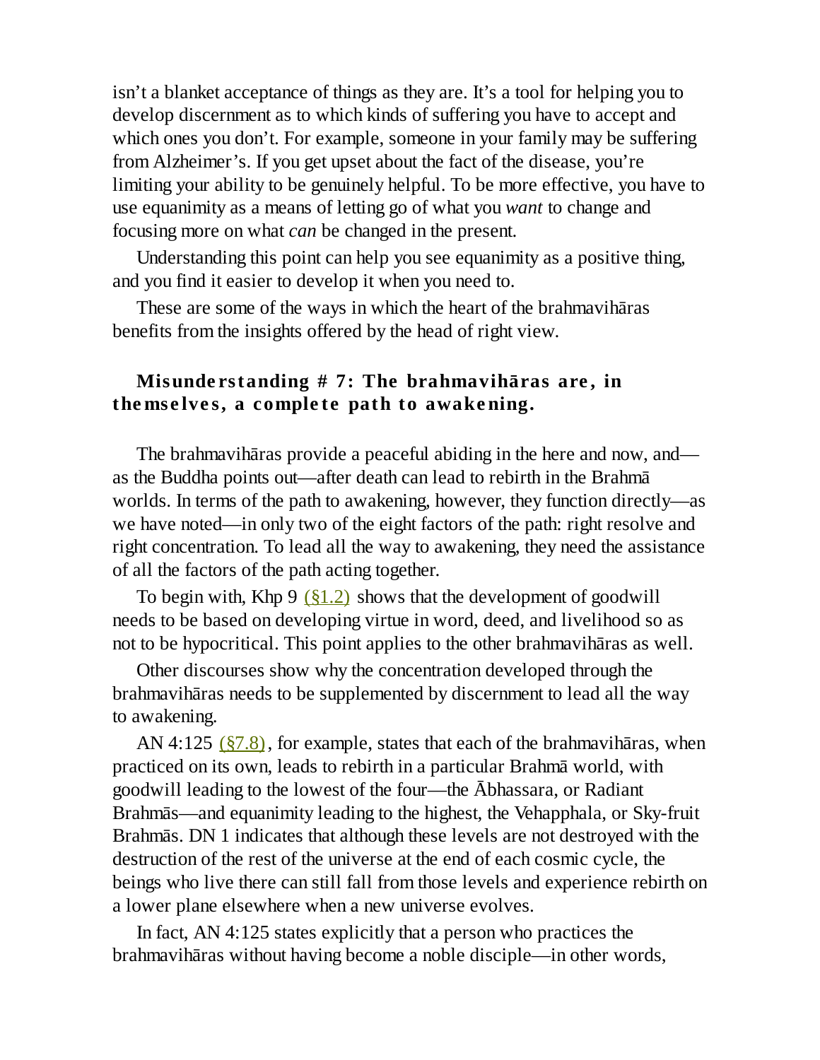isn't a blanket acceptance of things as they are. It's a tool for helping you to develop discernment as to which kinds of suffering you have to accept and which ones you don't. For example, someone in your family may be suffering from Alzheimer's. If you get upset about the fact of the disease, you're limiting your ability to be genuinely helpful. To be more effective, you have to use equanimity as a means of letting go of what you *want* to change and focusing more on what *can* be changed in the present.

Understanding this point can help you see equanimity as a positive thing, and you find it easier to develop it when you need to.

These are some of the ways in which the heart of the brahmavihāras benefits from the insights offered by the head of right view.

### Misunderstanding # 7: The brahmavihāras are, in themselves, a complete path to awakening.

The brahmavihāras provide a peaceful abiding in the here and now, and—as the Buddha points out—after death can lead to rebirth in the Brahmā worlds. In terms of the path to awakening, however, they function directly—as we have noted—in only two of the eight factors of the path: right resolve and right concentration. To lead all the way to awakening, they need the assistance of all the factors of the path acting together.

To begin with, Khp 9 (§1.2) shows that the development of goodwill needs to be based on developing virtue in word, deed, and livelihood so as not to be hypocritical. This point applies to the other brahmavihāras as well.

Other discourses show why the concentration developed through the brahmavihāras needs to be supplemented by discernment to lead all the way to awakening.

AN 4:125 (§7.8), for example, states that each of the brahmavihāras, when practiced on its own, leads to rebirth in a particular Brahmā world, with goodwill leading to the lowest of the four—the Ābhassara, or Radiant Brahmās—and equanimity leading to the highest, the Vehapphala, or Sky-fruit Brahmās. DN 1 indicates that although these levels are not destroyed with the destruction of the rest of the universe at the end of each cosmic cycle, the beings who live there can still fall from those levels and experience rebirth on a lower plane elsewhere when a new universe evolves.

In fact, AN 4:125 states explicitly that a person who practices the brahmavihāras without having become a noble disciple—in other words,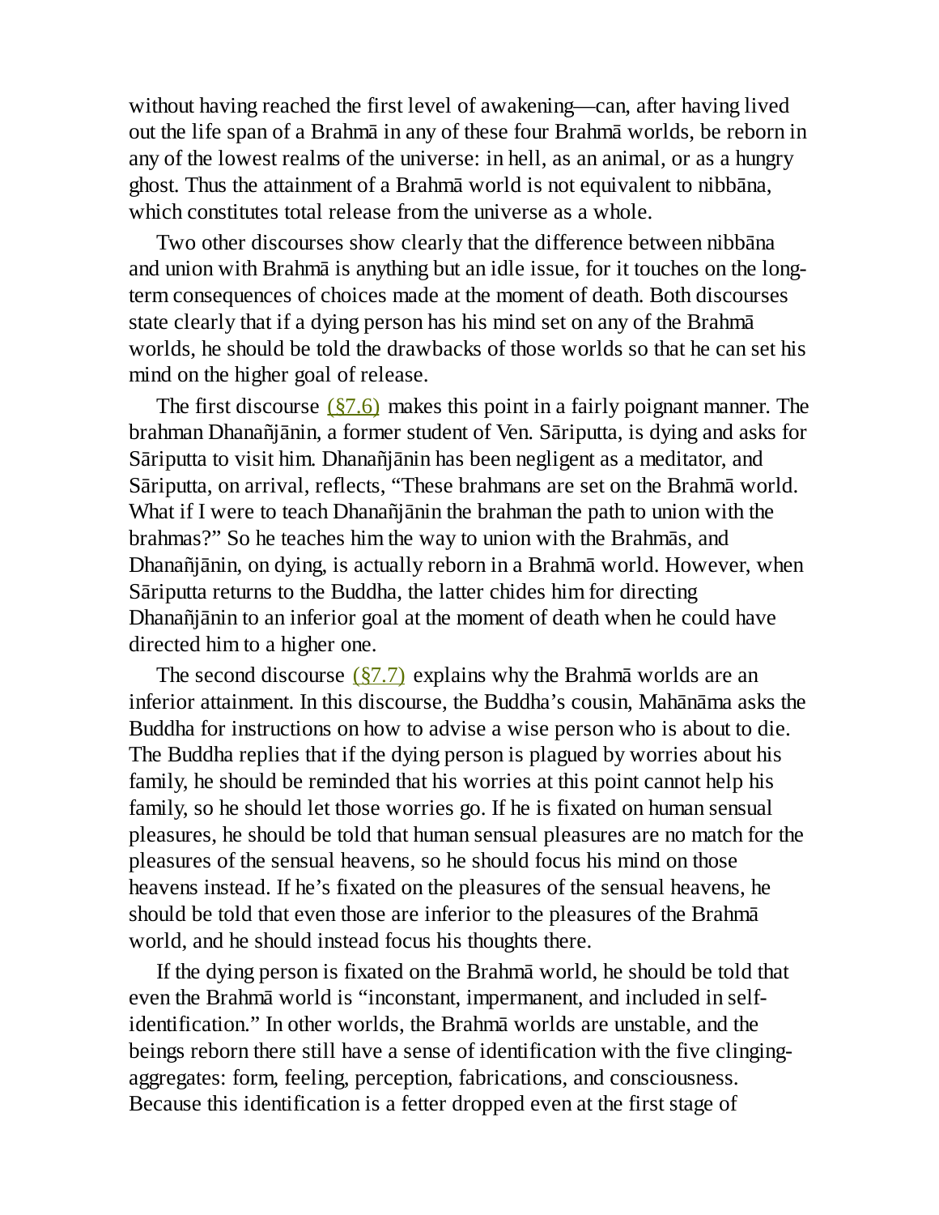without having reached the first level of awakening—can, after having lived out the life span of a Brahmā in any of these four Brahmā worlds, be reborn in any of the lowest realms of the universe: in hell, as an animal, or as a hungry ghost. Thus the attainment of a Brahmā world is not equivalent to nibbāna, which constitutes total release from the universe as a whole.

Two other discourses show clearly that the difference between nibbāna and union with Brahmā is anything but an idle issue, for it touches on the long-term consequences of choices made at the moment of death. Both discourses state clearly that if a dying person has his mind set on any of the Brahmā worlds, he should be told the drawbacks of those worlds so that he can set his mind on the higher goal of release.

The first discourse (§7.6) makes this point in a fairly poignant manner. The brahman Dhanañjānin, a former student of Ven. Sāriputta, is dying and asks for Sāriputta to visit him. Dhanañjānin has been negligent as a meditator, and Sāriputta, on arrival, reflects, "These brahmans are set on the Brahmā world. What if I were to teach Dhanañjānin the brahman the path to union with the brahmas?" So he teaches him the way to union with the Brahmās, and Dhanañjānin, on dying, is actually reborn in a Brahmā world. However, when Sāriputta returns to the Buddha, the latter chides him for directing Dhanañjānin to an inferior goal at the moment of death when he could have directed him to a higher one.

The second discourse (§7.7) explains why the Brahmā worlds are an inferior attainment. In this discourse, the Buddha's cousin, Mahānāma asks the Buddha for instructions on how to advise a wise person who is about to die. The Buddha replies that if the dying person is plagued by worries about his family, he should be reminded that his worries at this point cannot help his family, so he should let those worries go. If he is fixated on human sensual pleasures, he should be told that human sensual pleasures are no match for the pleasures of the sensual heavens, so he should focus his mind on those heavens instead. If he's fixated on the pleasures of the sensual heavens, he should be told that even those are inferior to the pleasures of the Brahmā world, and he should instead focus his thoughts there.

If the dying person is fixated on the Brahmā world, he should be told that even the Brahmā world is "inconstant, impermanent, and included in self-identification." In other worlds, the Brahmā worlds are unstable, and the beings reborn there still have a sense of identification with the five clinging-aggregates: form, feeling, perception, fabrications, and consciousness. Because this identification is a fetter dropped even at the first stage of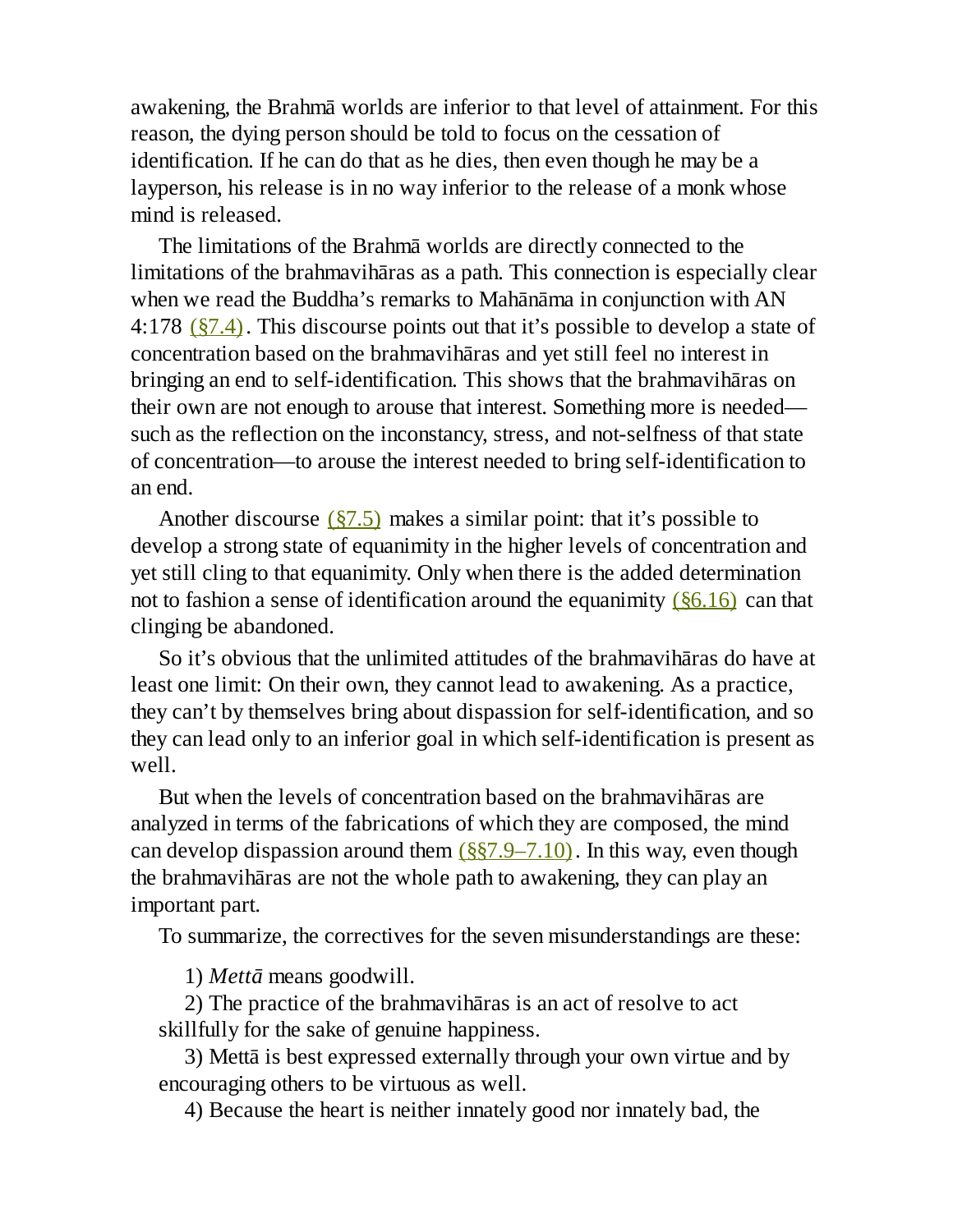awakening, the Brahmā worlds are inferior to that level of attainment. For this reason, the dying person should be told to focus on the cessation of identification. If he can do that as he dies, then even though he may be a layperson, his release is in no way inferior to the release of a monk whose mind is released.

The limitations of the Brahmā worlds are directly connected to the limitations of the brahmavihāras as a path. This connection is especially clear when we read the Buddha's remarks to Mahānāma in conjunction with AN 4:178 (§7.4). This discourse points out that it's possible to develop a state of concentration based on the brahmavihāras and yet still feel no interest in bringing an end to self-identification. This shows that the brahmavihāras on their own are not enough to arouse that interest. Something more is needed—such as the reflection on the inconstancy, stress, and not-selfness of that state of concentration—to arouse the interest needed to bring self-identification to an end.

Another discourse (§7.5) makes a similar point: that it's possible to develop a strong state of equanimity in the higher levels of concentration and yet still cling to that equanimity. Only when there is the added determination not to fashion a sense of identification around the equanimity (§6.16) can that clinging be abandoned.

So it's obvious that the unlimited attitudes of the brahmavihāras do have at least one limit: On their own, they cannot lead to awakening. As a practice, they can't by themselves bring about dispassion for self-identification, and so they can lead only to an inferior goal in which self-identification is present as well.

But when the levels of concentration based on the brahmavihāras are analyzed in terms of the fabrications of which they are composed, the mind can develop dispassion around them (§§7.9–7.10). In this way, even though the brahmavihāras are not the whole path to awakening, they can play an important part.

To summarize, the correctives for the seven misunderstandings are these:

1) *Mettā* means goodwill.

2) The practice of the brahmavihāras is an act of resolve to act skillfully for the sake of genuine happiness.

3) Mettā is best expressed externally through your own virtue and by encouraging others to be virtuous as well.

4) Because the heart is neither innately good nor innately bad, the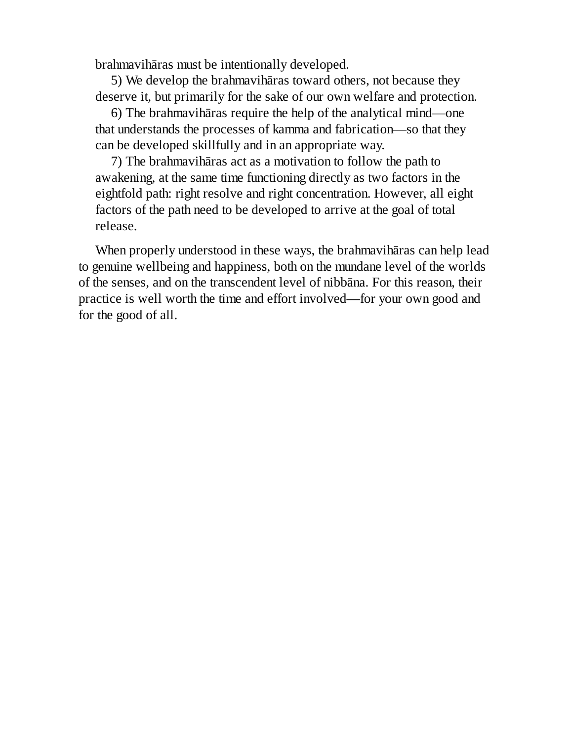brahmavihāras must be intentionally developed.

5) We develop the brahmavihāras toward others, not because they deserve it, but primarily for the sake of our own welfare and protection.

6) The brahmavihāras require the help of the analytical mind—one that understands the processes of kamma and fabrication—so that they can be developed skillfully and in an appropriate way.

7) The brahmavihāras act as a motivation to follow the path to awakening, at the same time functioning directly as two factors in the eightfold path: right resolve and right concentration. However, all eight factors of the path need to be developed to arrive at the goal of total release.

When properly understood in these ways, the brahmavihāras can help lead to genuine wellbeing and happiness, both on the mundane level of the worlds of the senses, and on the transcendent level of nibbāna. For this reason, their practice is well worth the time and effort involved—for your own good and for the good of all.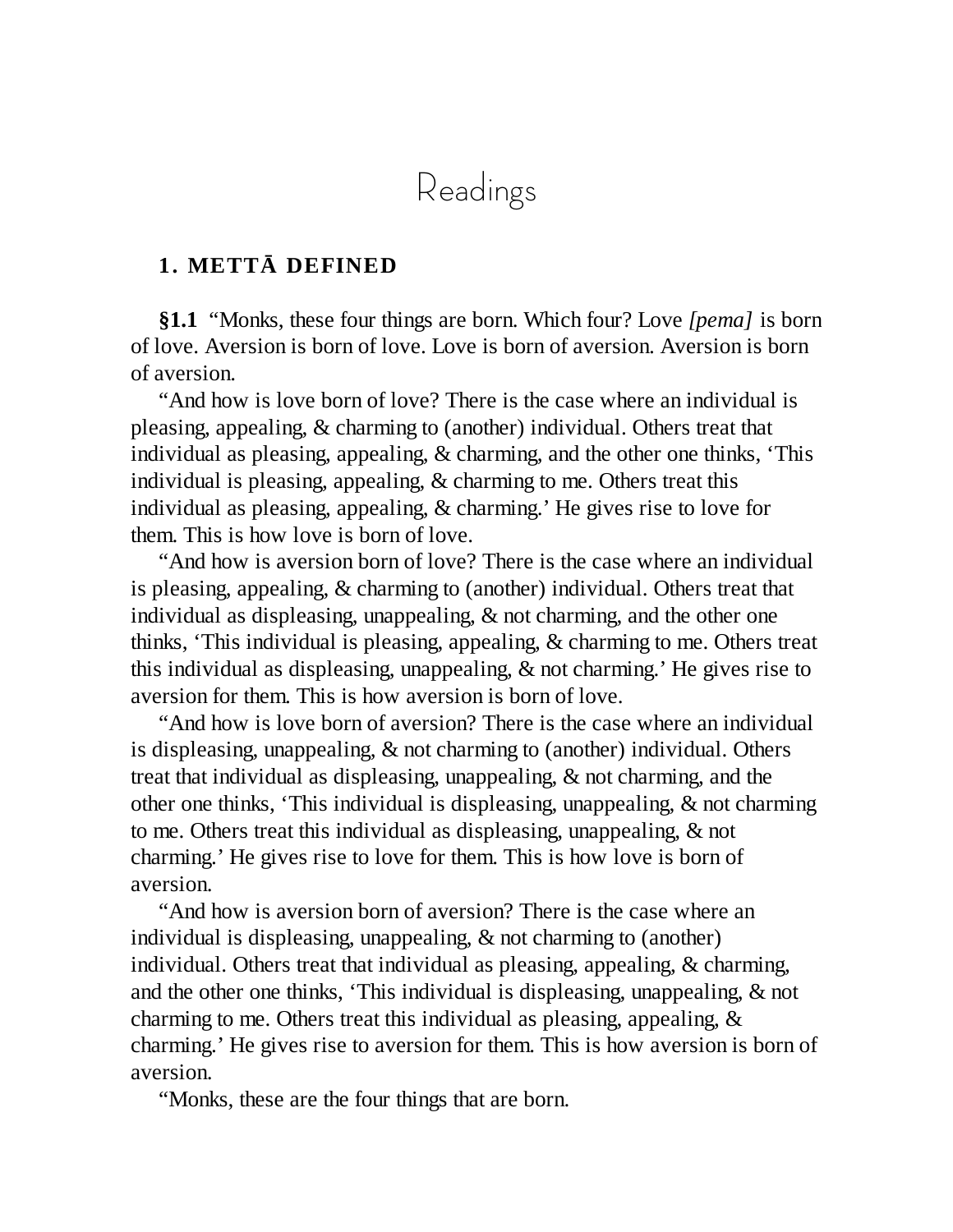# Readings

## 1. METTĀ DEFINED

**§1.1** "Monks, these four things are born. Which four? Love *[pema]* is born of love. Aversion is born of love. Love is born of aversion. Aversion is born of aversion.

"And how is love born of love? There is the case where an individual is pleasing, appealing, & charming to (another) individual. Others treat that individual as pleasing, appealing, & charming, and the other one thinks, 'This individual is pleasing, appealing, & charming to me. Others treat this individual as pleasing, appealing, & charming.' He gives rise to love for them. This is how love is born of love.

"And how is aversion born of love? There is the case where an individual is pleasing, appealing, & charming to (another) individual. Others treat that individual as displeasing, unappealing, & not charming, and the other one thinks, 'This individual is pleasing, appealing, & charming to me. Others treat this individual as displeasing, unappealing, & not charming.' He gives rise to aversion for them. This is how aversion is born of love.

"And how is love born of aversion? There is the case where an individual is displeasing, unappealing, & not charming to (another) individual. Others treat that individual as displeasing, unappealing, & not charming, and the other one thinks, 'This individual is displeasing, unappealing, & not charming to me. Others treat this individual as displeasing, unappealing, & not charming.' He gives rise to love for them. This is how love is born of aversion.

"And how is aversion born of aversion? There is the case where an individual is displeasing, unappealing, & not charming to (another) individual. Others treat that individual as pleasing, appealing, & charming, and the other one thinks, 'This individual is displeasing, unappealing, & not charming to me. Others treat this individual as pleasing, appealing, & charming.' He gives rise to aversion for them. This is how aversion is born of aversion.

"Monks, these are the four things that are born.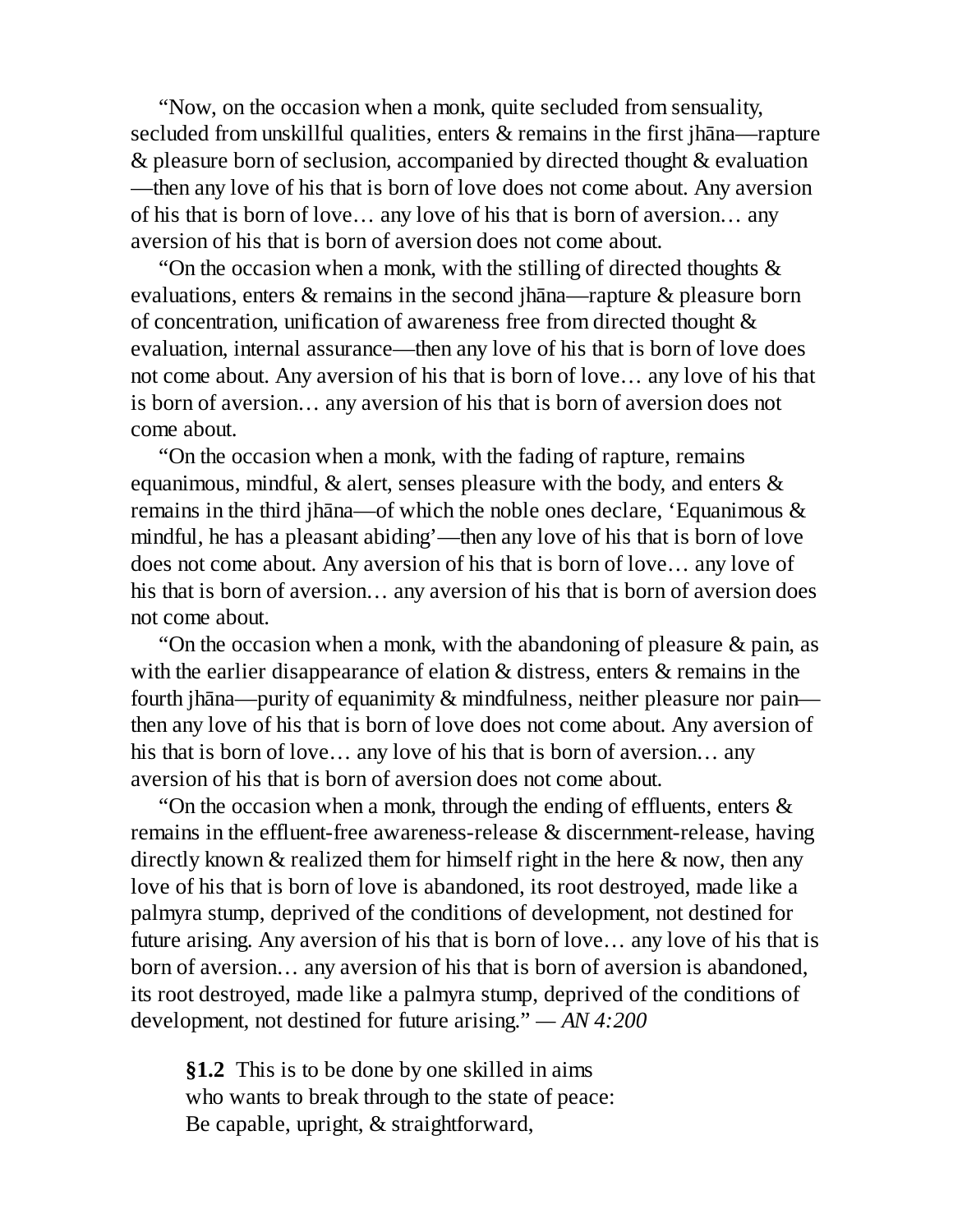"Now, on the occasion when a monk, quite secluded from sensuality, secluded from unskillful qualities, enters & remains in the first jhāna—rapture & pleasure born of seclusion, accompanied by directed thought & evaluation—then any love of his that is born of love does not come about. Any aversion of his that is born of love… any love of his that is born of aversion… any aversion of his that is born of aversion does not come about.

"On the occasion when a monk, with the stilling of directed thoughts & evaluations, enters & remains in the second jhāna—rapture & pleasure born of concentration, unification of awareness free from directed thought & evaluation, internal assurance—then any love of his that is born of love does not come about. Any aversion of his that is born of love… any love of his that is born of aversion… any aversion of his that is born of aversion does not come about.

"On the occasion when a monk, with the fading of rapture, remains equanimous, mindful, & alert, senses pleasure with the body, and enters & remains in the third jhāna—of which the noble ones declare, 'Equanimous & mindful, he has a pleasant abiding'—then any love of his that is born of love does not come about. Any aversion of his that is born of love… any love of his that is born of aversion… any aversion of his that is born of aversion does not come about.

"On the occasion when a monk, with the abandoning of pleasure & pain, as with the earlier disappearance of elation & distress, enters & remains in the fourth jhāna—purity of equanimity & mindfulness, neither pleasure nor pain—then any love of his that is born of love does not come about. Any aversion of his that is born of love… any love of his that is born of aversion… any aversion of his that is born of aversion does not come about.

"On the occasion when a monk, through the ending of effluents, enters & remains in the effluent-free awareness-release & discernment-release, having directly known & realized them for himself right in the here & now, then any love of his that is born of love is abandoned, its root destroyed, made like a palmyra stump, deprived of the conditions of development, not destined for future arising. Any aversion of his that is born of love… any love of his that is born of aversion… any aversion of his that is born of aversion is abandoned, its root destroyed, made like a palmyra stump, deprived of the conditions of development, not destined for future arising." — *AN 4:200*

> **§1.2** This is to be done by one skilled in aims
> who wants to break through to the state of peace:
> Be capable, upright, & straightforward,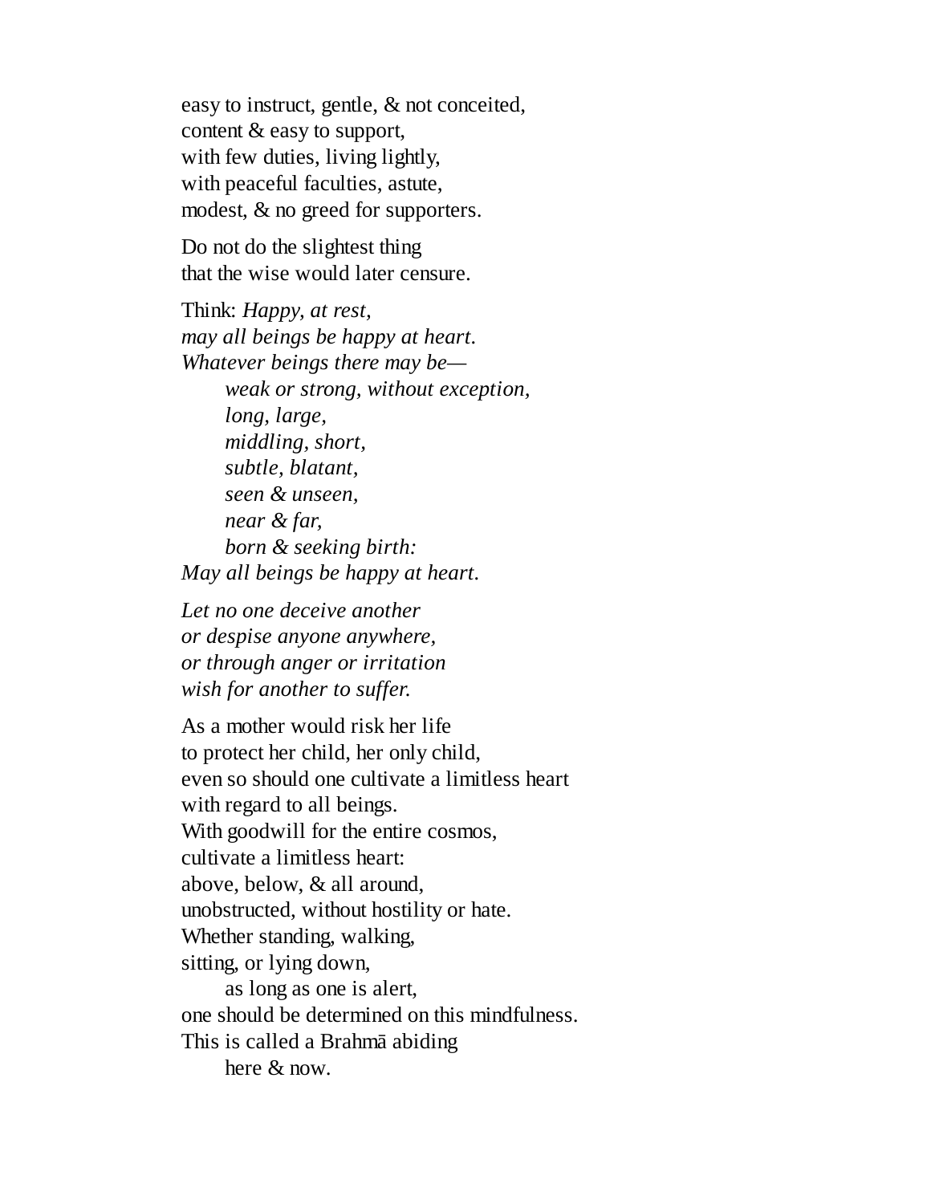easy to instruct, gentle, & not conceited,  
content & easy to support,  
with few duties, living lightly,  
with peaceful faculties, astute,  
modest, & no greed for supporters.

Do not do the slightest thing  
that the wise would later censure.

Think: *Happy, at rest,*  
*may all beings be happy at heart.*  
*Whatever beings there may be—*  
&nbsp;&nbsp;&nbsp;&nbsp;&nbsp;&nbsp;&nbsp;&nbsp;*weak or strong, without exception,*  
&nbsp;&nbsp;&nbsp;&nbsp;&nbsp;&nbsp;&nbsp;&nbsp;*long, large,*  
&nbsp;&nbsp;&nbsp;&nbsp;&nbsp;&nbsp;&nbsp;&nbsp;*middling, short,*  
&nbsp;&nbsp;&nbsp;&nbsp;&nbsp;&nbsp;&nbsp;&nbsp;*subtle, blatant,*  
&nbsp;&nbsp;&nbsp;&nbsp;&nbsp;&nbsp;&nbsp;&nbsp;*seen & unseen,*  
&nbsp;&nbsp;&nbsp;&nbsp;&nbsp;&nbsp;&nbsp;&nbsp;*near & far,*  
&nbsp;&nbsp;&nbsp;&nbsp;&nbsp;&nbsp;&nbsp;&nbsp;*born & seeking birth:*  
*May all beings be happy at heart.*

*Let no one deceive another*  
*or despise anyone anywhere,*  
*or through anger or irritation*  
*wish for another to suffer.*

As a mother would risk her life  
to protect her child, her only child,  
even so should one cultivate a limitless heart  
with regard to all beings.  
With goodwill for the entire cosmos,  
cultivate a limitless heart:  
above, below, & all around,  
unobstructed, without hostility or hate.  
Whether standing, walking,  
sitting, or lying down,  
&nbsp;&nbsp;&nbsp;&nbsp;&nbsp;&nbsp;&nbsp;&nbsp;as long as one is alert,  
one should be determined on this mindfulness.  
This is called a Brahmā abiding  
&nbsp;&nbsp;&nbsp;&nbsp;&nbsp;&nbsp;&nbsp;&nbsp;here & now.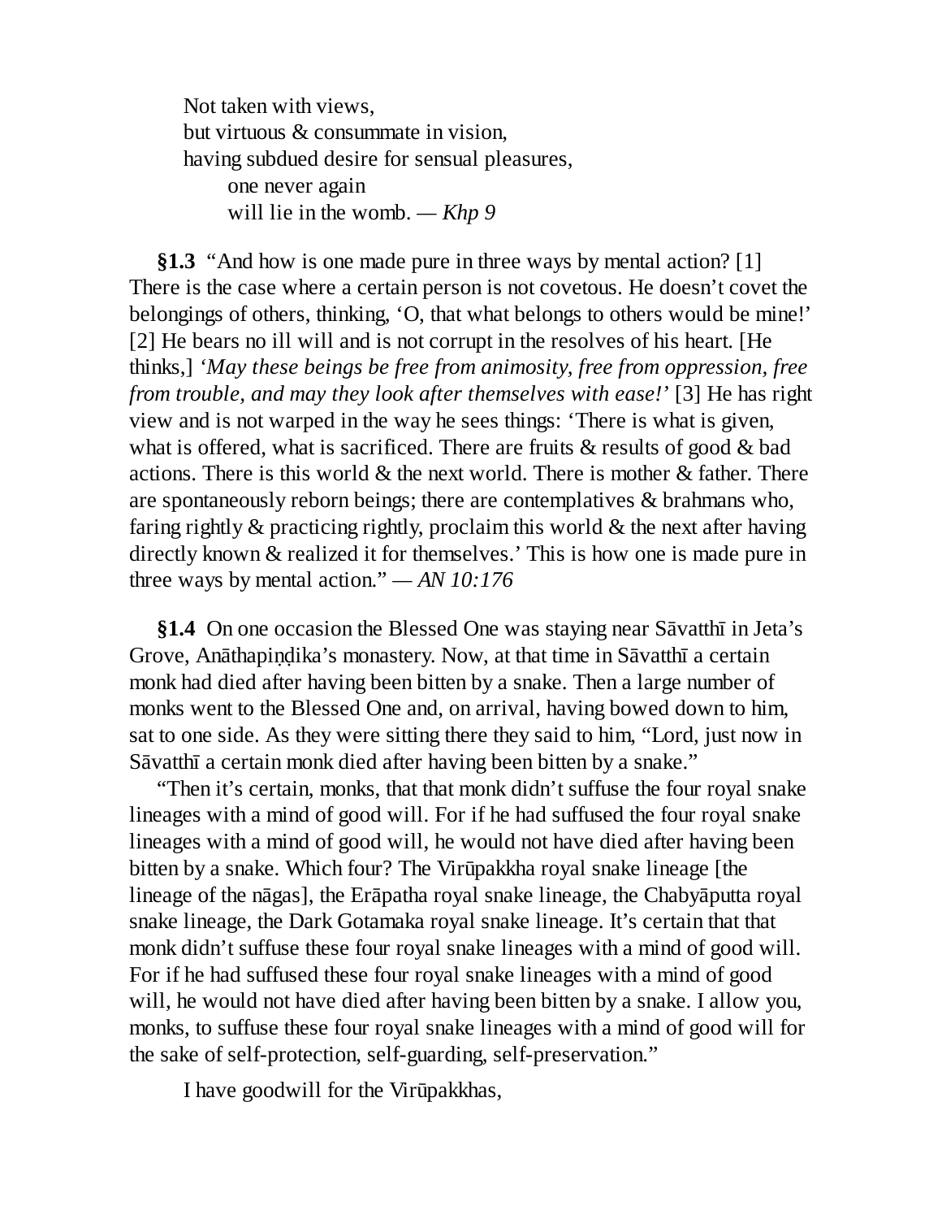Not taken with views,  
but virtuous & consummate in vision,  
having subdued desire for sensual pleasures,  
  one never again  
  will lie in the womb. — *Khp 9*

**§1.3** "And how is one made pure in three ways by mental action? [1] There is the case where a certain person is not covetous. He doesn't covet the belongings of others, thinking, 'O, that what belongs to others would be mine!' [2] He bears no ill will and is not corrupt in the resolves of his heart. [He thinks,] *'May these beings be free from animosity, free from oppression, free from trouble, and may they look after themselves with ease!'* [3] He has right view and is not warped in the way he sees things: 'There is what is given, what is offered, what is sacrificed. There are fruits & results of good & bad actions. There is this world & the next world. There is mother & father. There are spontaneously reborn beings; there are contemplatives & brahmans who, faring rightly & practicing rightly, proclaim this world & the next after having directly known & realized it for themselves.' This is how one is made pure in three ways by mental action." — *AN 10:176*

**§1.4** On one occasion the Blessed One was staying near Sāvatthī in Jeta's Grove, Anāthapiṇḍika's monastery. Now, at that time in Sāvatthī a certain monk had died after having been bitten by a snake. Then a large number of monks went to the Blessed One and, on arrival, having bowed down to him, sat to one side. As they were sitting there they said to him, "Lord, just now in Sāvatthī a certain monk died after having been bitten by a snake."

"Then it's certain, monks, that that monk didn't suffuse the four royal snake lineages with a mind of good will. For if he had suffused the four royal snake lineages with a mind of good will, he would not have died after having been bitten by a snake. Which four? The Virūpakkha royal snake lineage [the lineage of the nāgas], the Erāpatha royal snake lineage, the Chabyāputta royal snake lineage, the Dark Gotamaka royal snake lineage. It's certain that that monk didn't suffuse these four royal snake lineages with a mind of good will. For if he had suffused these four royal snake lineages with a mind of good will, he would not have died after having been bitten by a snake. I allow you, monks, to suffuse these four royal snake lineages with a mind of good will for the sake of self-protection, self-guarding, self-preservation."

I have goodwill for the Virūpakkhas,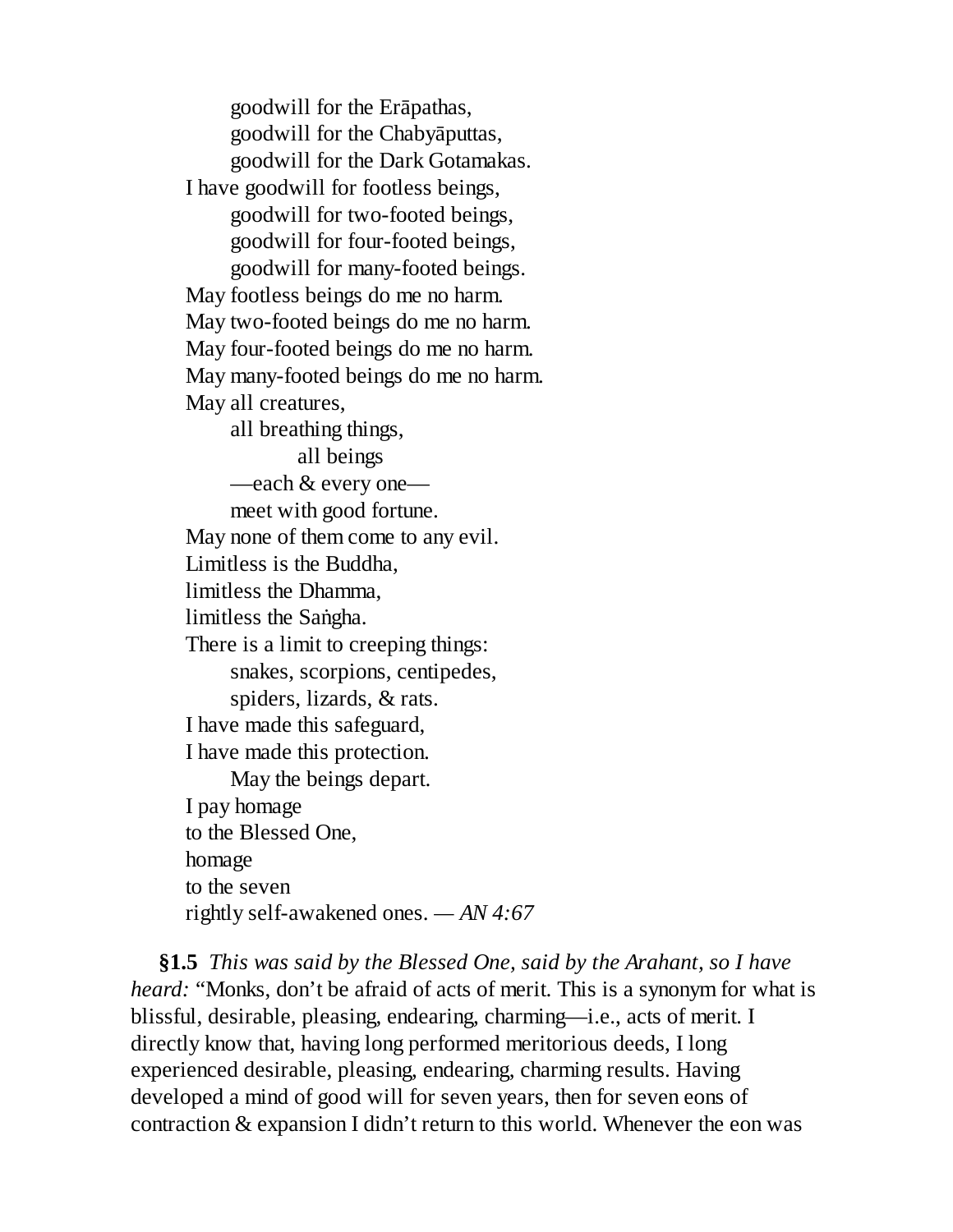goodwill for the Erāpathas,
goodwill for the Chabyāputtas,
goodwill for the Dark Gotamakas.
I have goodwill for footless beings,
goodwill for two-footed beings,
goodwill for four-footed beings,
goodwill for many-footed beings.
May footless beings do me no harm.
May two-footed beings do me no harm.
May four-footed beings do me no harm.
May many-footed beings do me no harm.
May all creatures,
all breathing things,
all beings
—each & every one—
meet with good fortune.
May none of them come to any evil.
Limitless is the Buddha,
limitless the Dhamma,
limitless the Saṅgha.
There is a limit to creeping things:
snakes, scorpions, centipedes,
spiders, lizards, & rats.
I have made this safeguard,
I have made this protection.
May the beings depart.
I pay homage
to the Blessed One,
homage
to the seven
rightly self-awakened ones. — *AN 4:67*

**§1.5** *This was said by the Blessed One, said by the Arahant, so I have heard:* "Monks, don't be afraid of acts of merit. This is a synonym for what is blissful, desirable, pleasing, endearing, charming—i.e., acts of merit. I directly know that, having long performed meritorious deeds, I long experienced desirable, pleasing, endearing, charming results. Having developed a mind of good will for seven years, then for seven eons of contraction & expansion I didn't return to this world. Whenever the eon was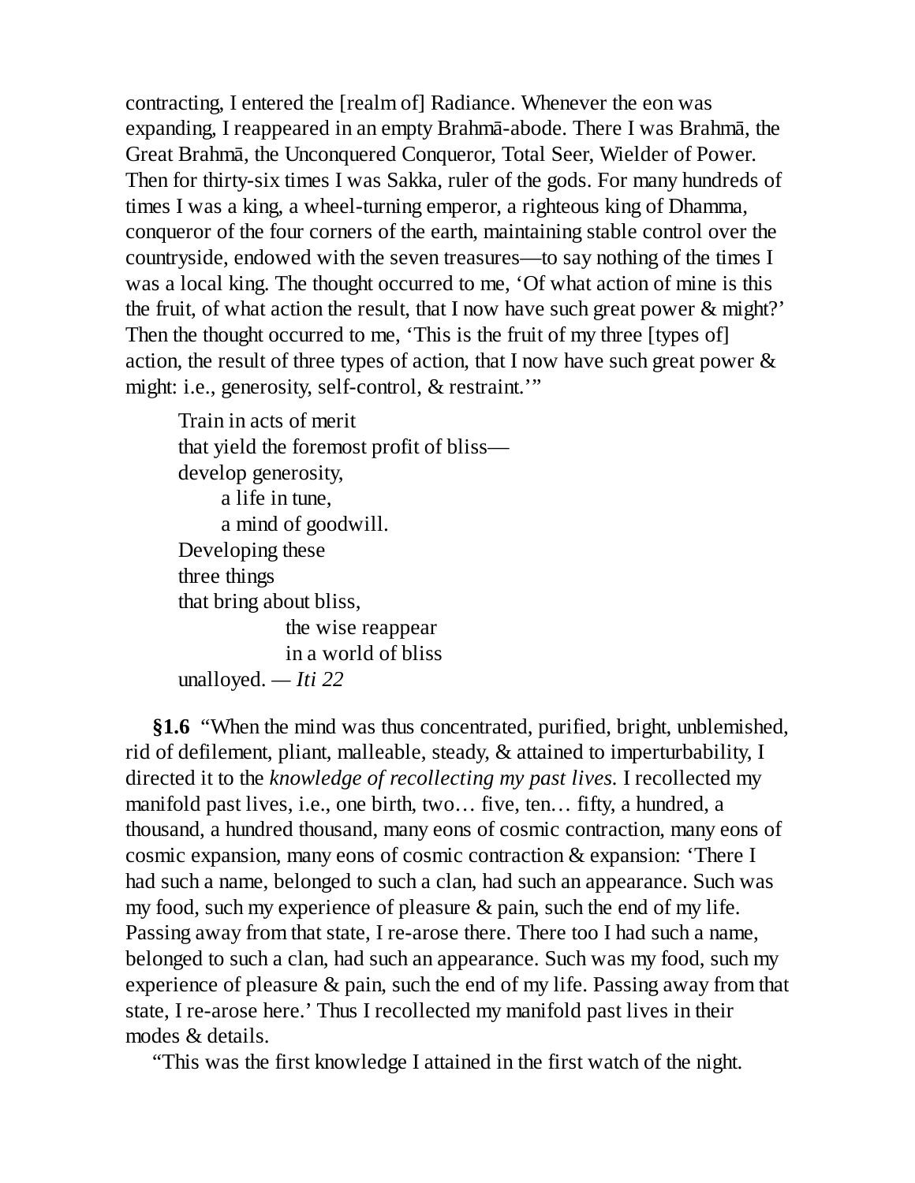contracting, I entered the [realm of] Radiance. Whenever the eon was expanding, I reappeared in an empty Brahmā-abode. There I was Brahmā, the Great Brahmā, the Unconquered Conqueror, Total Seer, Wielder of Power. Then for thirty-six times I was Sakka, ruler of the gods. For many hundreds of times I was a king, a wheel-turning emperor, a righteous king of Dhamma, conqueror of the four corners of the earth, maintaining stable control over the countryside, endowed with the seven treasures—to say nothing of the times I was a local king. The thought occurred to me, 'Of what action of mine is this the fruit, of what action the result, that I now have such great power & might?' Then the thought occurred to me, 'This is the fruit of my three [types of] action, the result of three types of action, that I now have such great power & might: i.e., generosity, self-control, & restraint.'"

> Train in acts of merit  
> that yield the foremost profit of bliss—  
> develop generosity,  
> &nbsp;&nbsp;&nbsp;&nbsp;a life in tune,  
> &nbsp;&nbsp;&nbsp;&nbsp;a mind of goodwill.  
> Developing these  
> three things  
> that bring about bliss,  
> &nbsp;&nbsp;&nbsp;&nbsp;&nbsp;&nbsp;&nbsp;&nbsp;the wise reappear  
> &nbsp;&nbsp;&nbsp;&nbsp;&nbsp;&nbsp;&nbsp;&nbsp;in a world of bliss  
> unalloyed. — *Iti 22*

**§1.6** "When the mind was thus concentrated, purified, bright, unblemished, rid of defilement, pliant, malleable, steady, & attained to imperturbability, I directed it to the *knowledge of recollecting my past lives.* I recollected my manifold past lives, i.e., one birth, two… five, ten… fifty, a hundred, a thousand, a hundred thousand, many eons of cosmic contraction, many eons of cosmic expansion, many eons of cosmic contraction & expansion: 'There I had such a name, belonged to such a clan, had such an appearance. Such was my food, such my experience of pleasure & pain, such the end of my life. Passing away from that state, I re-arose there. There too I had such a name, belonged to such a clan, had such an appearance. Such was my food, such my experience of pleasure & pain, such the end of my life. Passing away from that state, I re-arose here.' Thus I recollected my manifold past lives in their modes & details.

"This was the first knowledge I attained in the first watch of the night.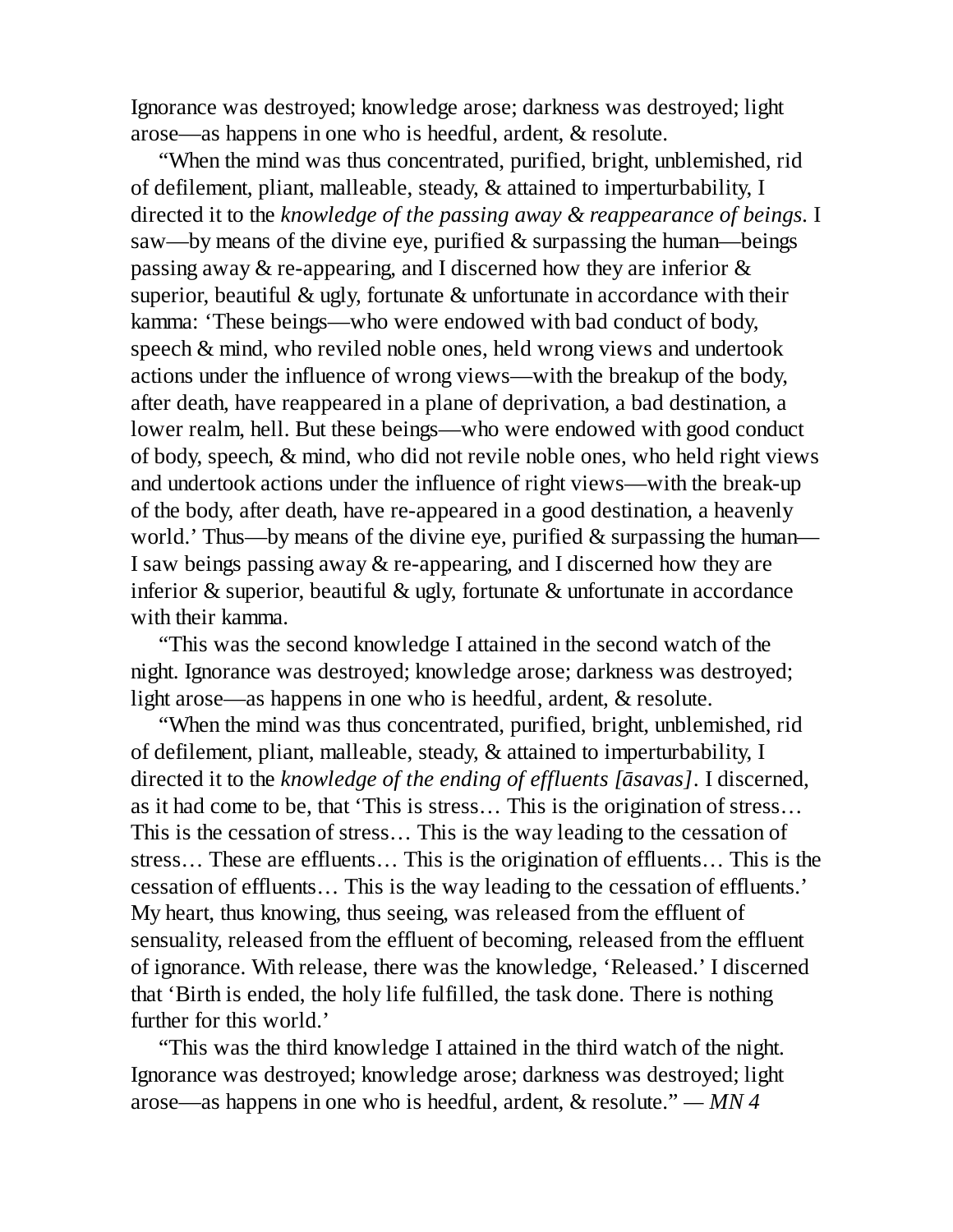Ignorance was destroyed; knowledge arose; darkness was destroyed; light arose—as happens in one who is heedful, ardent, & resolute.

"When the mind was thus concentrated, purified, bright, unblemished, rid of defilement, pliant, malleable, steady, & attained to imperturbability, I directed it to the *knowledge of the passing away & reappearance of beings.* I saw—by means of the divine eye, purified & surpassing the human—beings passing away & re-appearing, and I discerned how they are inferior & superior, beautiful & ugly, fortunate & unfortunate in accordance with their kamma: 'These beings—who were endowed with bad conduct of body, speech & mind, who reviled noble ones, held wrong views and undertook actions under the influence of wrong views—with the breakup of the body, after death, have reappeared in a plane of deprivation, a bad destination, a lower realm, hell. But these beings—who were endowed with good conduct of body, speech, & mind, who did not revile noble ones, who held right views and undertook actions under the influence of right views—with the break-up of the body, after death, have re-appeared in a good destination, a heavenly world.' Thus—by means of the divine eye, purified & surpassing the human—I saw beings passing away & re-appearing, and I discerned how they are inferior & superior, beautiful & ugly, fortunate & unfortunate in accordance with their kamma.

"This was the second knowledge I attained in the second watch of the night. Ignorance was destroyed; knowledge arose; darkness was destroyed; light arose—as happens in one who is heedful, ardent, & resolute.

"When the mind was thus concentrated, purified, bright, unblemished, rid of defilement, pliant, malleable, steady, & attained to imperturbability, I directed it to the *knowledge of the ending of effluents [āsavas]*. I discerned, as it had come to be, that 'This is stress… This is the origination of stress… This is the cessation of stress… This is the way leading to the cessation of stress… These are effluents… This is the origination of effluents… This is the cessation of effluents… This is the way leading to the cessation of effluents.' My heart, thus knowing, thus seeing, was released from the effluent of sensuality, released from the effluent of becoming, released from the effluent of ignorance. With release, there was the knowledge, 'Released.' I discerned that 'Birth is ended, the holy life fulfilled, the task done. There is nothing further for this world.'

"This was the third knowledge I attained in the third watch of the night. Ignorance was destroyed; knowledge arose; darkness was destroyed; light arose—as happens in one who is heedful, ardent, & resolute." — *MN 4*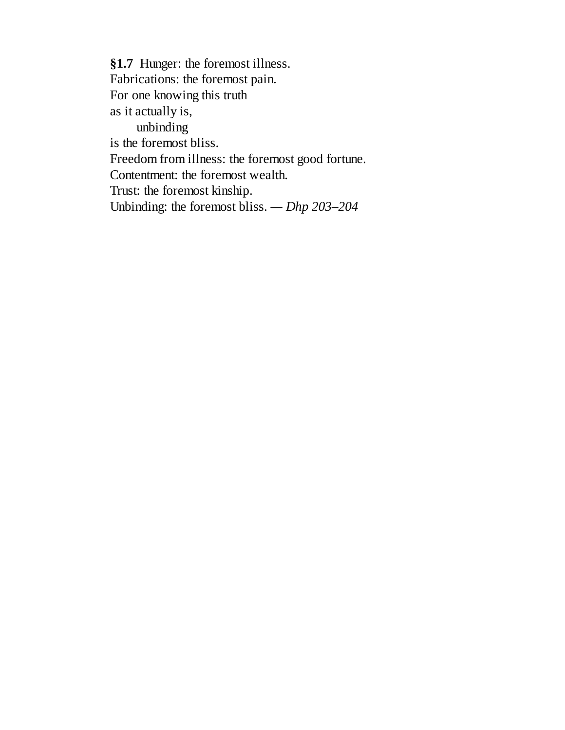**§1.7** Hunger: the foremost illness.
Fabrications: the foremost pain.
For one knowing this truth
as it actually is,
    unbinding
is the foremost bliss.
Freedom from illness: the foremost good fortune.
Contentment: the foremost wealth.
Trust: the foremost kinship.
Unbinding: the foremost bliss. — *Dhp 203–204*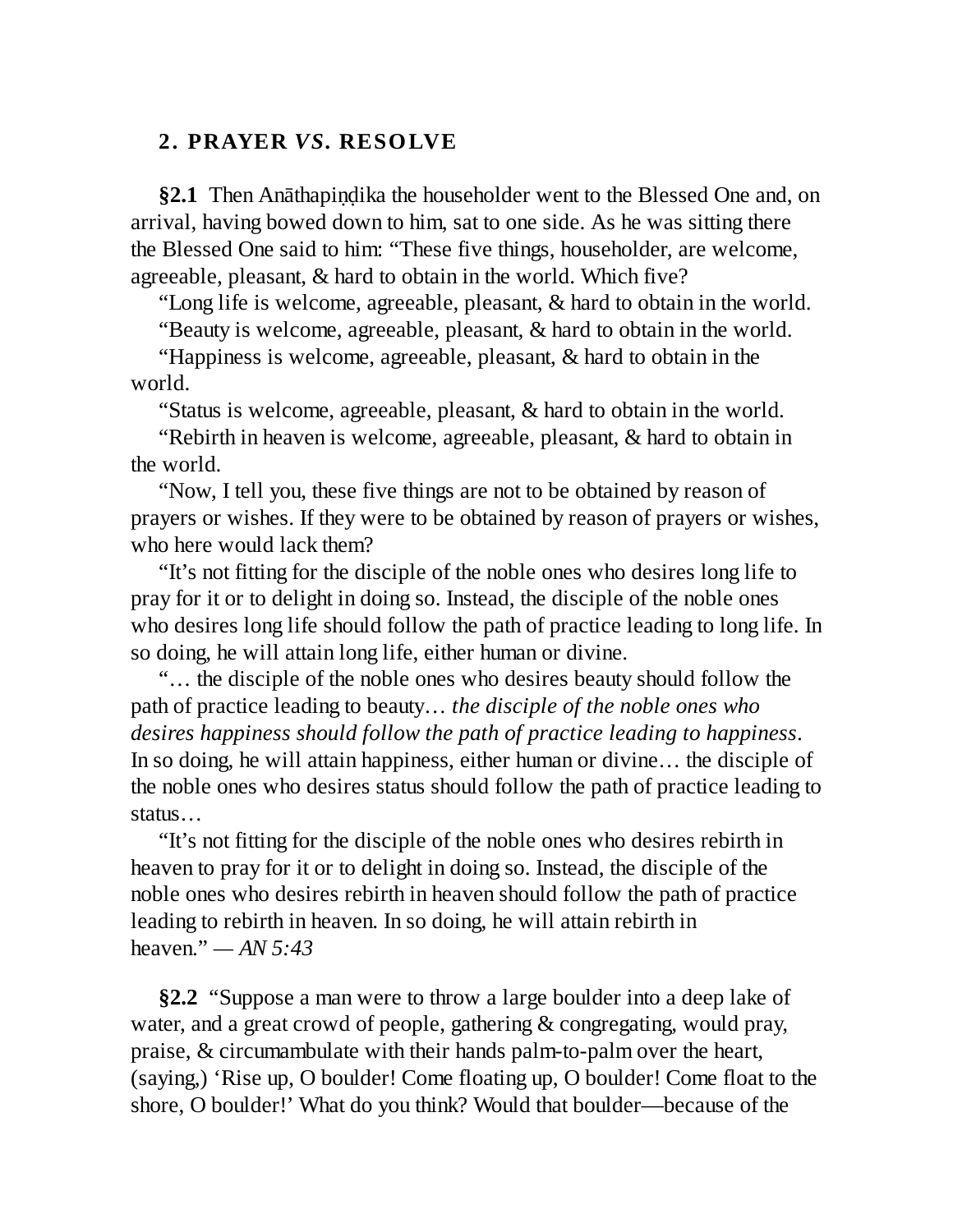## 2. PRAYER *VS.* RESOLVE

**§2.1** Then Anāthapiṇḍika the householder went to the Blessed One and, on arrival, having bowed down to him, sat to one side. As he was sitting there the Blessed One said to him: "These five things, householder, are welcome, agreeable, pleasant, & hard to obtain in the world. Which five?

"Long life is welcome, agreeable, pleasant, & hard to obtain in the world.

"Beauty is welcome, agreeable, pleasant, & hard to obtain in the world.

"Happiness is welcome, agreeable, pleasant, & hard to obtain in the world.

"Status is welcome, agreeable, pleasant, & hard to obtain in the world.

"Rebirth in heaven is welcome, agreeable, pleasant, & hard to obtain in the world.

"Now, I tell you, these five things are not to be obtained by reason of prayers or wishes. If they were to be obtained by reason of prayers or wishes, who here would lack them?

"It's not fitting for the disciple of the noble ones who desires long life to pray for it or to delight in doing so. Instead, the disciple of the noble ones who desires long life should follow the path of practice leading to long life. In so doing, he will attain long life, either human or divine.

"… the disciple of the noble ones who desires beauty should follow the path of practice leading to beauty… *the disciple of the noble ones who desires happiness should follow the path of practice leading to happiness*. In so doing, he will attain happiness, either human or divine… the disciple of the noble ones who desires status should follow the path of practice leading to status…

"It's not fitting for the disciple of the noble ones who desires rebirth in heaven to pray for it or to delight in doing so. Instead, the disciple of the noble ones who desires rebirth in heaven should follow the path of practice leading to rebirth in heaven. In so doing, he will attain rebirth in heaven." — *AN 5:43*

**§2.2** "Suppose a man were to throw a large boulder into a deep lake of water, and a great crowd of people, gathering & congregating, would pray, praise, & circumambulate with their hands palm-to-palm over the heart, (saying,) 'Rise up, O boulder! Come floating up, O boulder! Come float to the shore, O boulder!' What do you think? Would that boulder—because of the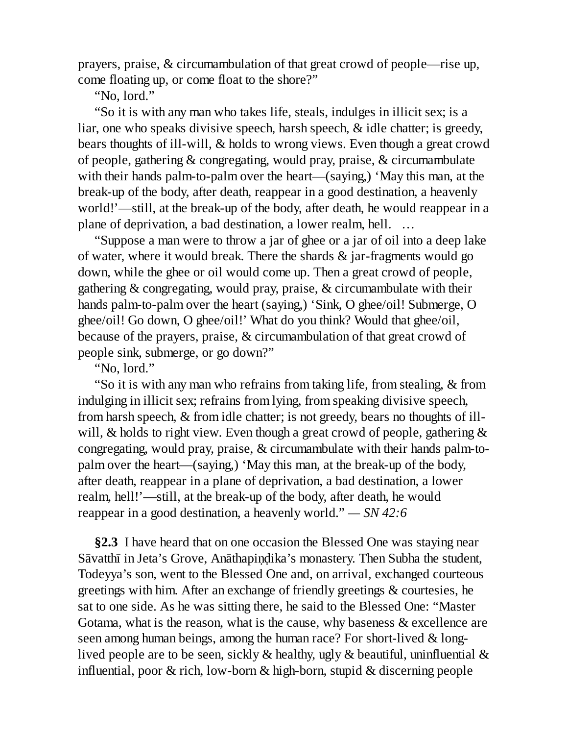prayers, praise, & circumambulation of that great crowd of people—rise up, come floating up, or come float to the shore?"

"No, lord."

"So it is with any man who takes life, steals, indulges in illicit sex; is a liar, one who speaks divisive speech, harsh speech, & idle chatter; is greedy, bears thoughts of ill-will, & holds to wrong views. Even though a great crowd of people, gathering & congregating, would pray, praise, & circumambulate with their hands palm-to-palm over the heart—(saying,) 'May this man, at the break-up of the body, after death, reappear in a good destination, a heavenly world!'—still, at the break-up of the body, after death, he would reappear in a plane of deprivation, a bad destination, a lower realm, hell. …

"Suppose a man were to throw a jar of ghee or a jar of oil into a deep lake of water, where it would break. There the shards & jar-fragments would go down, while the ghee or oil would come up. Then a great crowd of people, gathering & congregating, would pray, praise, & circumambulate with their hands palm-to-palm over the heart (saying,) 'Sink, O ghee/oil! Submerge, O ghee/oil! Go down, O ghee/oil!' What do you think? Would that ghee/oil, because of the prayers, praise, & circumambulation of that great crowd of people sink, submerge, or go down?"

"No, lord."

"So it is with any man who refrains from taking life, from stealing, & from indulging in illicit sex; refrains from lying, from speaking divisive speech, from harsh speech, & from idle chatter; is not greedy, bears no thoughts of ill-will, & holds to right view. Even though a great crowd of people, gathering & congregating, would pray, praise, & circumambulate with their hands palm-to-palm over the heart—(saying,) 'May this man, at the break-up of the body, after death, reappear in a plane of deprivation, a bad destination, a lower realm, hell!'—still, at the break-up of the body, after death, he would reappear in a good destination, a heavenly world." — *SN 42:6*

**§2.3** I have heard that on one occasion the Blessed One was staying near Sāvatthī in Jeta's Grove, Anāthapiṇḍika's monastery. Then Subha the student, Todeyya's son, went to the Blessed One and, on arrival, exchanged courteous greetings with him. After an exchange of friendly greetings & courtesies, he sat to one side. As he was sitting there, he said to the Blessed One: "Master Gotama, what is the reason, what is the cause, why baseness & excellence are seen among human beings, among the human race? For short-lived & long-lived people are to be seen, sickly & healthy, ugly & beautiful, uninfluential & influential, poor & rich, low-born & high-born, stupid & discerning people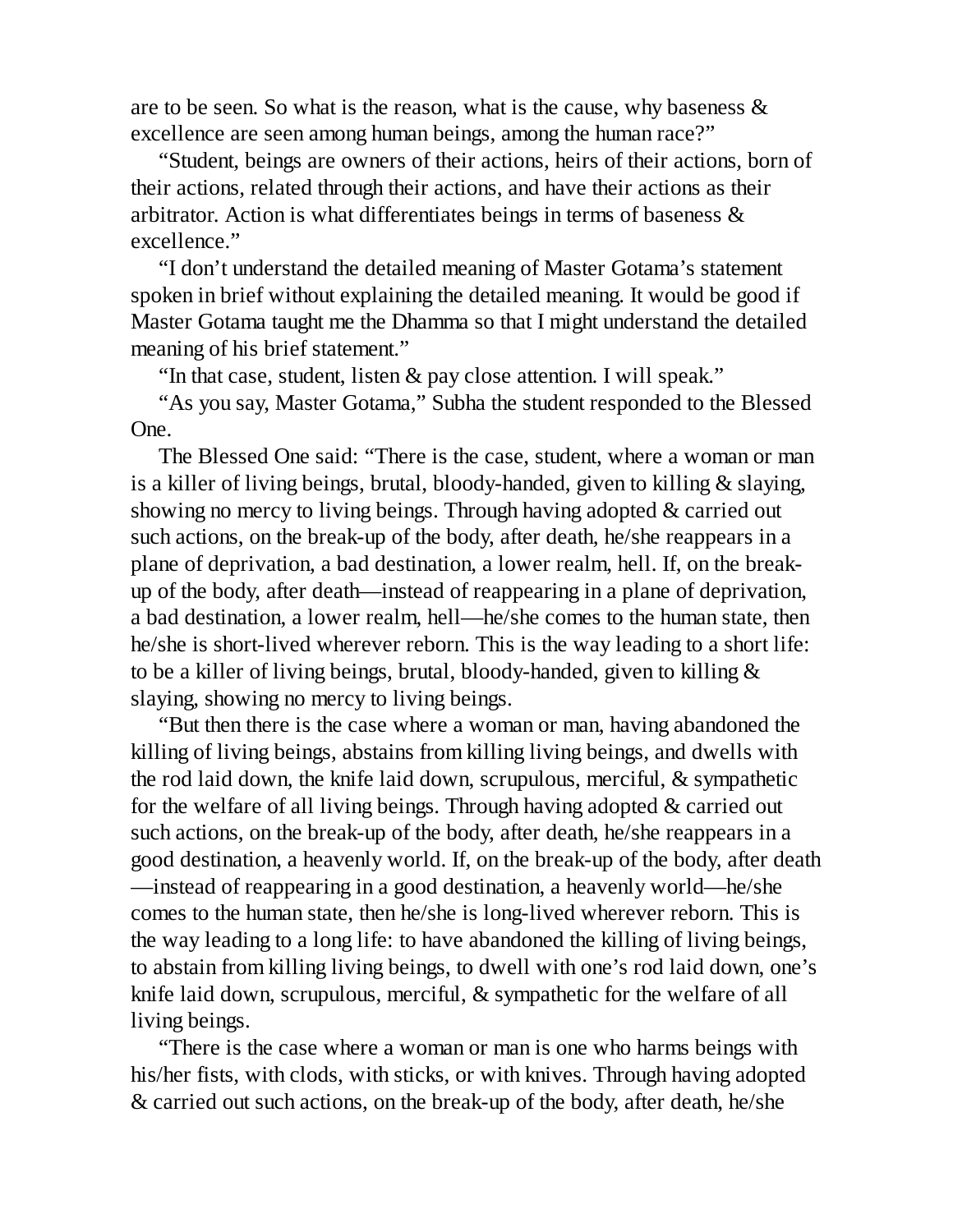are to be seen. So what is the reason, what is the cause, why baseness & excellence are seen among human beings, among the human race?"

"Student, beings are owners of their actions, heirs of their actions, born of their actions, related through their actions, and have their actions as their arbitrator. Action is what differentiates beings in terms of baseness & excellence."

"I don't understand the detailed meaning of Master Gotama's statement spoken in brief without explaining the detailed meaning. It would be good if Master Gotama taught me the Dhamma so that I might understand the detailed meaning of his brief statement."

"In that case, student, listen & pay close attention. I will speak."

"As you say, Master Gotama," Subha the student responded to the Blessed One.

The Blessed One said: "There is the case, student, where a woman or man is a killer of living beings, brutal, bloody-handed, given to killing & slaying, showing no mercy to living beings. Through having adopted & carried out such actions, on the break-up of the body, after death, he/she reappears in a plane of deprivation, a bad destination, a lower realm, hell. If, on the break-up of the body, after death—instead of reappearing in a plane of deprivation, a bad destination, a lower realm, hell—he/she comes to the human state, then he/she is short-lived wherever reborn. This is the way leading to a short life: to be a killer of living beings, brutal, bloody-handed, given to killing & slaying, showing no mercy to living beings.

"But then there is the case where a woman or man, having abandoned the killing of living beings, abstains from killing living beings, and dwells with the rod laid down, the knife laid down, scrupulous, merciful, & sympathetic for the welfare of all living beings. Through having adopted & carried out such actions, on the break-up of the body, after death, he/she reappears in a good destination, a heavenly world. If, on the break-up of the body, after death—instead of reappearing in a good destination, a heavenly world—he/she comes to the human state, then he/she is long-lived wherever reborn. This is the way leading to a long life: to have abandoned the killing of living beings, to abstain from killing living beings, to dwell with one's rod laid down, one's knife laid down, scrupulous, merciful, & sympathetic for the welfare of all living beings.

"There is the case where a woman or man is one who harms beings with his/her fists, with clods, with sticks, or with knives. Through having adopted & carried out such actions, on the break-up of the body, after death, he/she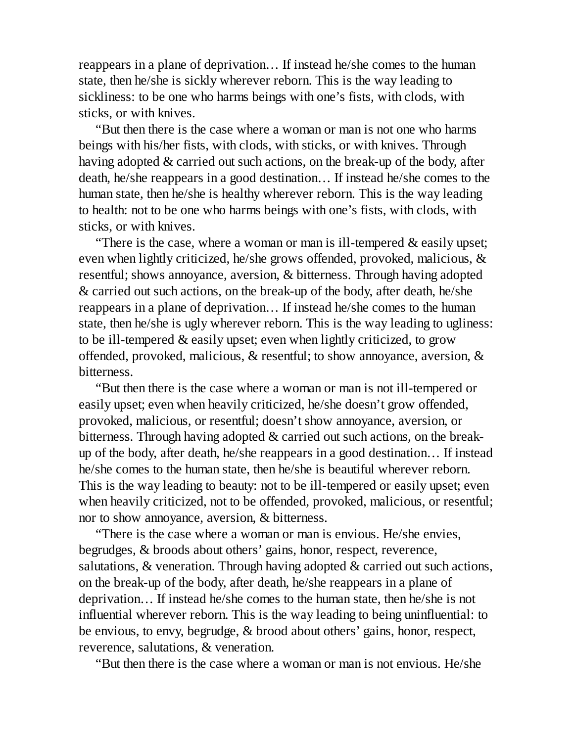reappears in a plane of deprivation… If instead he/she comes to the human state, then he/she is sickly wherever reborn. This is the way leading to sickliness: to be one who harms beings with one's fists, with clods, with sticks, or with knives.

"But then there is the case where a woman or man is not one who harms beings with his/her fists, with clods, with sticks, or with knives. Through having adopted & carried out such actions, on the break-up of the body, after death, he/she reappears in a good destination… If instead he/she comes to the human state, then he/she is healthy wherever reborn. This is the way leading to health: not to be one who harms beings with one's fists, with clods, with sticks, or with knives.

"There is the case, where a woman or man is ill-tempered & easily upset; even when lightly criticized, he/she grows offended, provoked, malicious, & resentful; shows annoyance, aversion, & bitterness. Through having adopted & carried out such actions, on the break-up of the body, after death, he/she reappears in a plane of deprivation… If instead he/she comes to the human state, then he/she is ugly wherever reborn. This is the way leading to ugliness: to be ill-tempered & easily upset; even when lightly criticized, to grow offended, provoked, malicious, & resentful; to show annoyance, aversion, & bitterness.

"But then there is the case where a woman or man is not ill-tempered or easily upset; even when heavily criticized, he/she doesn't grow offended, provoked, malicious, or resentful; doesn't show annoyance, aversion, or bitterness. Through having adopted & carried out such actions, on the break-up of the body, after death, he/she reappears in a good destination… If instead he/she comes to the human state, then he/she is beautiful wherever reborn. This is the way leading to beauty: not to be ill-tempered or easily upset; even when heavily criticized, not to be offended, provoked, malicious, or resentful; nor to show annoyance, aversion, & bitterness.

"There is the case where a woman or man is envious. He/she envies, begrudges, & broods about others' gains, honor, respect, reverence, salutations, & veneration. Through having adopted & carried out such actions, on the break-up of the body, after death, he/she reappears in a plane of deprivation… If instead he/she comes to the human state, then he/she is not influential wherever reborn. This is the way leading to being uninfluential: to be envious, to envy, begrudge, & brood about others' gains, honor, respect, reverence, salutations, & veneration.

"But then there is the case where a woman or man is not envious. He/she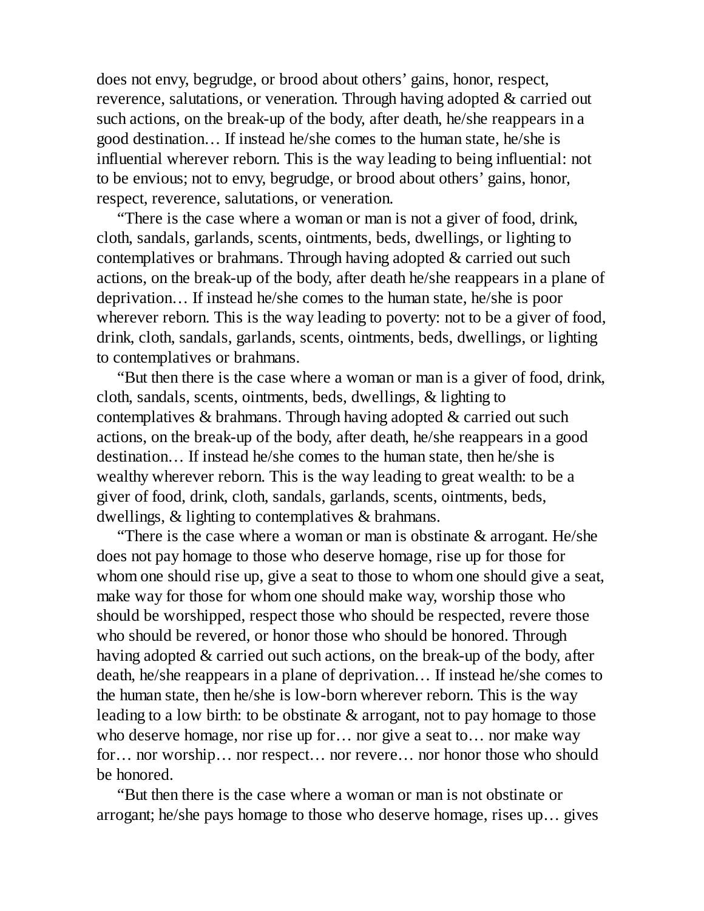does not envy, begrudge, or brood about others' gains, honor, respect, reverence, salutations, or veneration. Through having adopted & carried out such actions, on the break-up of the body, after death, he/she reappears in a good destination… If instead he/she comes to the human state, he/she is influential wherever reborn. This is the way leading to being influential: not to be envious; not to envy, begrudge, or brood about others' gains, honor, respect, reverence, salutations, or veneration.

"There is the case where a woman or man is not a giver of food, drink, cloth, sandals, garlands, scents, ointments, beds, dwellings, or lighting to contemplatives or brahmans. Through having adopted & carried out such actions, on the break-up of the body, after death he/she reappears in a plane of deprivation… If instead he/she comes to the human state, he/she is poor wherever reborn. This is the way leading to poverty: not to be a giver of food, drink, cloth, sandals, garlands, scents, ointments, beds, dwellings, or lighting to contemplatives or brahmans.

"But then there is the case where a woman or man is a giver of food, drink, cloth, sandals, scents, ointments, beds, dwellings, & lighting to contemplatives & brahmans. Through having adopted & carried out such actions, on the break-up of the body, after death, he/she reappears in a good destination… If instead he/she comes to the human state, then he/she is wealthy wherever reborn. This is the way leading to great wealth: to be a giver of food, drink, cloth, sandals, garlands, scents, ointments, beds, dwellings, & lighting to contemplatives & brahmans.

"There is the case where a woman or man is obstinate & arrogant. He/she does not pay homage to those who deserve homage, rise up for those for whom one should rise up, give a seat to those to whom one should give a seat, make way for those for whom one should make way, worship those who should be worshipped, respect those who should be respected, revere those who should be revered, or honor those who should be honored. Through having adopted & carried out such actions, on the break-up of the body, after death, he/she reappears in a plane of deprivation… If instead he/she comes to the human state, then he/she is low-born wherever reborn. This is the way leading to a low birth: to be obstinate & arrogant, not to pay homage to those who deserve homage, nor rise up for… nor give a seat to… nor make way for… nor worship… nor respect… nor revere… nor honor those who should be honored.

"But then there is the case where a woman or man is not obstinate or arrogant; he/she pays homage to those who deserve homage, rises up… gives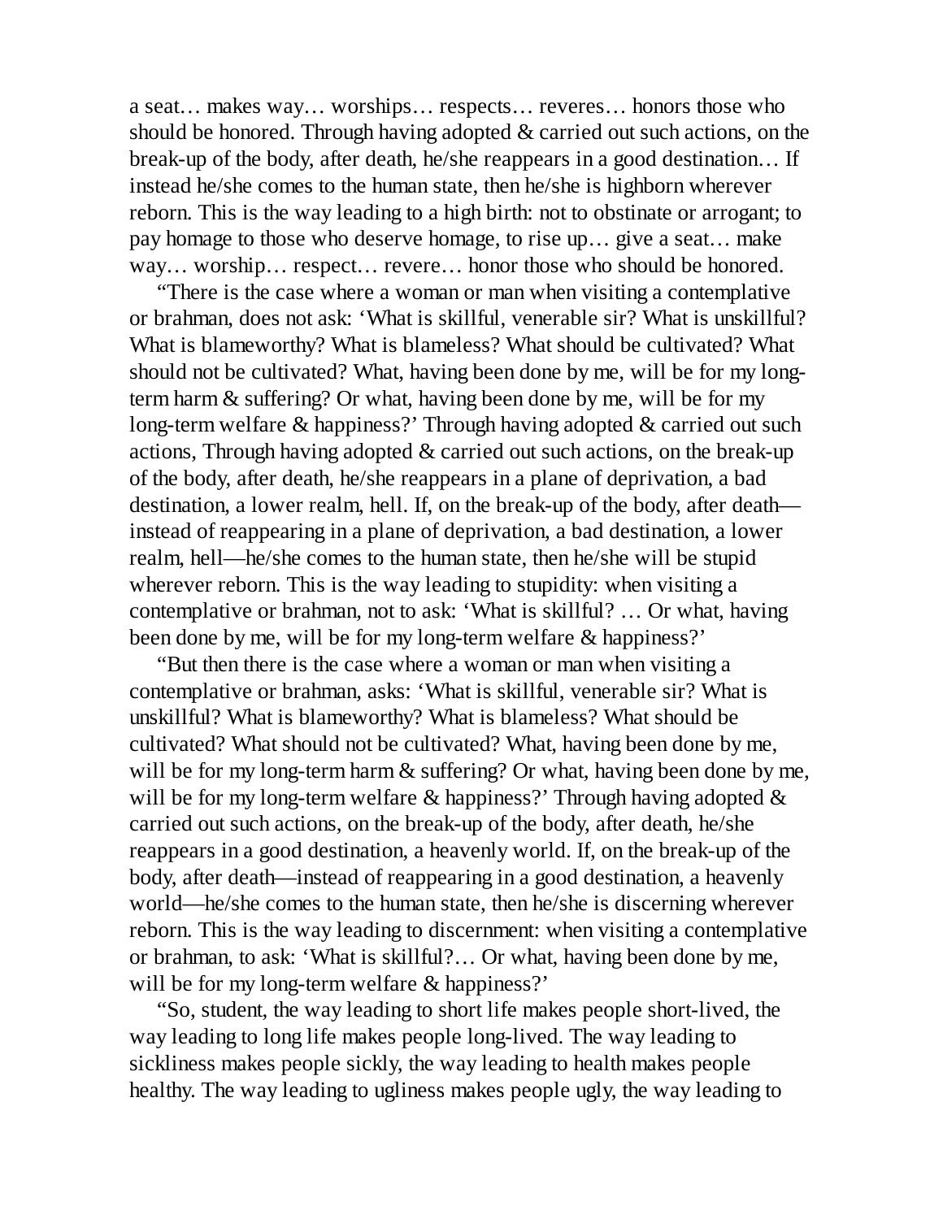a seat… makes way… worships… respects… reveres… honors those who should be honored. Through having adopted & carried out such actions, on the break-up of the body, after death, he/she reappears in a good destination… If instead he/she comes to the human state, then he/she is highborn wherever reborn. This is the way leading to a high birth: not to obstinate or arrogant; to pay homage to those who deserve homage, to rise up… give a seat… make way… worship… respect… revere… honor those who should be honored.

"There is the case where a woman or man when visiting a contemplative or brahman, does not ask: 'What is skillful, venerable sir? What is unskillful? What is blameworthy? What is blameless? What should be cultivated? What should not be cultivated? What, having been done by me, will be for my long-term harm & suffering? Or what, having been done by me, will be for my long-term welfare & happiness?' Through having adopted & carried out such actions, Through having adopted & carried out such actions, on the break-up of the body, after death, he/she reappears in a plane of deprivation, a bad destination, a lower realm, hell. If, on the break-up of the body, after death—instead of reappearing in a plane of deprivation, a bad destination, a lower realm, hell—he/she comes to the human state, then he/she will be stupid wherever reborn. This is the way leading to stupidity: when visiting a contemplative or brahman, not to ask: 'What is skillful? … Or what, having been done by me, will be for my long-term welfare & happiness?'

"But then there is the case where a woman or man when visiting a contemplative or brahman, asks: 'What is skillful, venerable sir? What is unskillful? What is blameworthy? What is blameless? What should be cultivated? What should not be cultivated? What, having been done by me, will be for my long-term harm & suffering? Or what, having been done by me, will be for my long-term welfare & happiness?' Through having adopted & carried out such actions, on the break-up of the body, after death, he/she reappears in a good destination, a heavenly world. If, on the break-up of the body, after death—instead of reappearing in a good destination, a heavenly world—he/she comes to the human state, then he/she is discerning wherever reborn. This is the way leading to discernment: when visiting a contemplative or brahman, to ask: 'What is skillful?… Or what, having been done by me, will be for my long-term welfare & happiness?'

"So, student, the way leading to short life makes people short-lived, the way leading to long life makes people long-lived. The way leading to sickliness makes people sickly, the way leading to health makes people healthy. The way leading to ugliness makes people ugly, the way leading to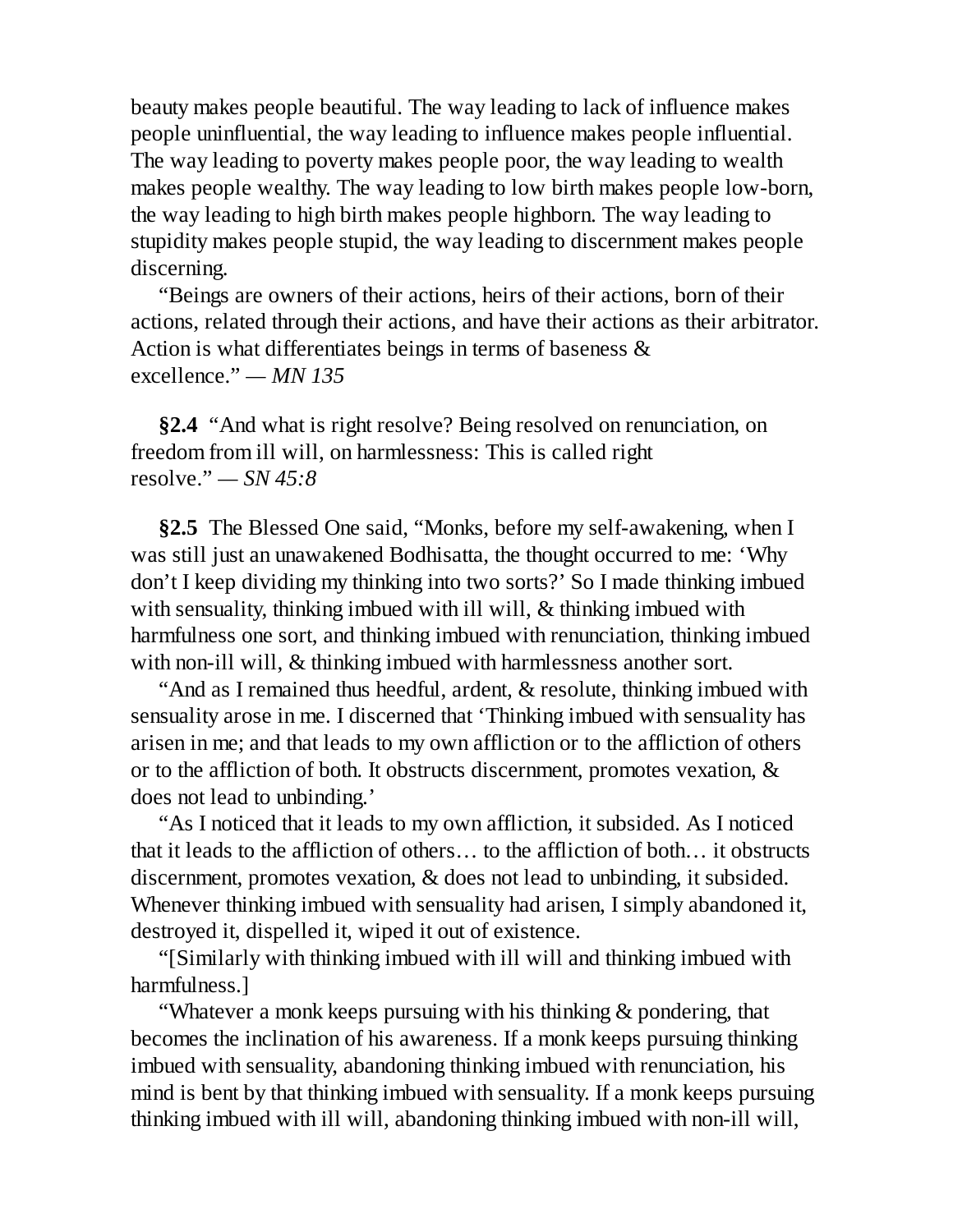beauty makes people beautiful. The way leading to lack of influence makes people uninfluential, the way leading to influence makes people influential. The way leading to poverty makes people poor, the way leading to wealth makes people wealthy. The way leading to low birth makes people low-born, the way leading to high birth makes people highborn. The way leading to stupidity makes people stupid, the way leading to discernment makes people discerning.

"Beings are owners of their actions, heirs of their actions, born of their actions, related through their actions, and have their actions as their arbitrator. Action is what differentiates beings in terms of baseness & excellence." — *MN 135*

**§2.4** "And what is right resolve? Being resolved on renunciation, on freedom from ill will, on harmlessness: This is called right resolve." — *SN 45:8*

**§2.5** The Blessed One said, "Monks, before my self-awakening, when I was still just an unawakened Bodhisatta, the thought occurred to me: 'Why don't I keep dividing my thinking into two sorts?' So I made thinking imbued with sensuality, thinking imbued with ill will, & thinking imbued with harmfulness one sort, and thinking imbued with renunciation, thinking imbued with non-ill will, & thinking imbued with harmlessness another sort.

"And as I remained thus heedful, ardent, & resolute, thinking imbued with sensuality arose in me. I discerned that 'Thinking imbued with sensuality has arisen in me; and that leads to my own affliction or to the affliction of others or to the affliction of both. It obstructs discernment, promotes vexation, & does not lead to unbinding.'

"As I noticed that it leads to my own affliction, it subsided. As I noticed that it leads to the affliction of others… to the affliction of both… it obstructs discernment, promotes vexation, & does not lead to unbinding, it subsided. Whenever thinking imbued with sensuality had arisen, I simply abandoned it, destroyed it, dispelled it, wiped it out of existence.

"[Similarly with thinking imbued with ill will and thinking imbued with harmfulness.]

"Whatever a monk keeps pursuing with his thinking & pondering, that becomes the inclination of his awareness. If a monk keeps pursuing thinking imbued with sensuality, abandoning thinking imbued with renunciation, his mind is bent by that thinking imbued with sensuality. If a monk keeps pursuing thinking imbued with ill will, abandoning thinking imbued with non-ill will,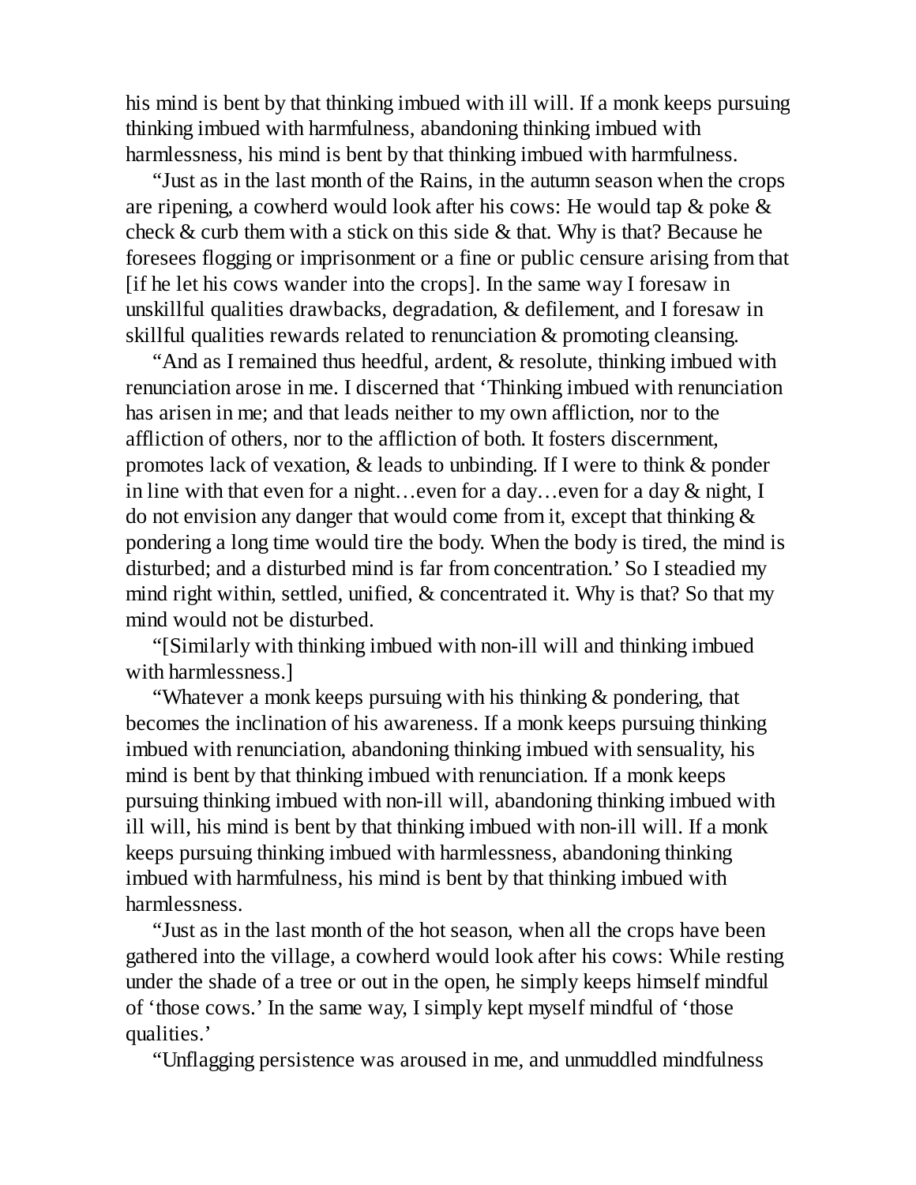his mind is bent by that thinking imbued with ill will. If a monk keeps pursuing thinking imbued with harmfulness, abandoning thinking imbued with harmlessness, his mind is bent by that thinking imbued with harmfulness.

"Just as in the last month of the Rains, in the autumn season when the crops are ripening, a cowherd would look after his cows: He would tap & poke & check & curb them with a stick on this side & that. Why is that? Because he foresees flogging or imprisonment or a fine or public censure arising from that [if he let his cows wander into the crops]. In the same way I foresaw in unskillful qualities drawbacks, degradation, & defilement, and I foresaw in skillful qualities rewards related to renunciation & promoting cleansing.

"And as I remained thus heedful, ardent, & resolute, thinking imbued with renunciation arose in me. I discerned that 'Thinking imbued with renunciation has arisen in me; and that leads neither to my own affliction, nor to the affliction of others, nor to the affliction of both. It fosters discernment, promotes lack of vexation, & leads to unbinding. If I were to think & ponder in line with that even for a night…even for a day…even for a day & night, I do not envision any danger that would come from it, except that thinking & pondering a long time would tire the body. When the body is tired, the mind is disturbed; and a disturbed mind is far from concentration.' So I steadied my mind right within, settled, unified, & concentrated it. Why is that? So that my mind would not be disturbed.

"[Similarly with thinking imbued with non-ill will and thinking imbued with harmlessness.]

"Whatever a monk keeps pursuing with his thinking & pondering, that becomes the inclination of his awareness. If a monk keeps pursuing thinking imbued with renunciation, abandoning thinking imbued with sensuality, his mind is bent by that thinking imbued with renunciation. If a monk keeps pursuing thinking imbued with non-ill will, abandoning thinking imbued with ill will, his mind is bent by that thinking imbued with non-ill will. If a monk keeps pursuing thinking imbued with harmlessness, abandoning thinking imbued with harmfulness, his mind is bent by that thinking imbued with harmlessness.

"Just as in the last month of the hot season, when all the crops have been gathered into the village, a cowherd would look after his cows: While resting under the shade of a tree or out in the open, he simply keeps himself mindful of 'those cows.' In the same way, I simply kept myself mindful of 'those qualities.'

"Unflagging persistence was aroused in me, and unmuddled mindfulness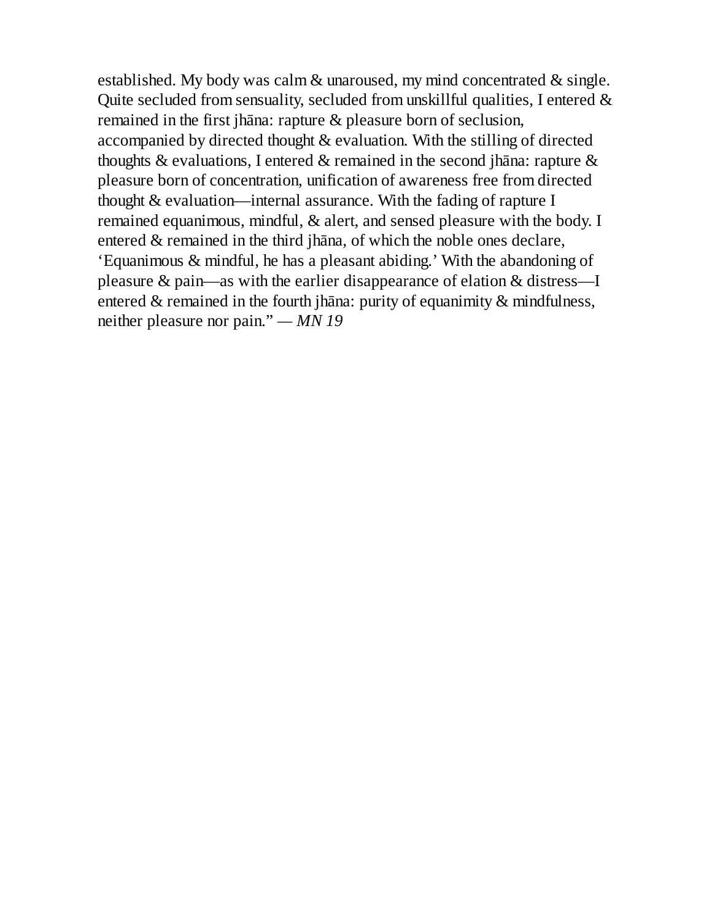established. My body was calm & unaroused, my mind concentrated & single. Quite secluded from sensuality, secluded from unskillful qualities, I entered & remained in the first jhāna: rapture & pleasure born of seclusion, accompanied by directed thought & evaluation. With the stilling of directed thoughts & evaluations, I entered & remained in the second jhāna: rapture & pleasure born of concentration, unification of awareness free from directed thought & evaluation—internal assurance. With the fading of rapture I remained equanimous, mindful, & alert, and sensed pleasure with the body. I entered & remained in the third jhāna, of which the noble ones declare, 'Equanimous & mindful, he has a pleasant abiding.' With the abandoning of pleasure & pain—as with the earlier disappearance of elation & distress—I entered & remained in the fourth jhāna: purity of equanimity & mindfulness, neither pleasure nor pain." — *MN 19*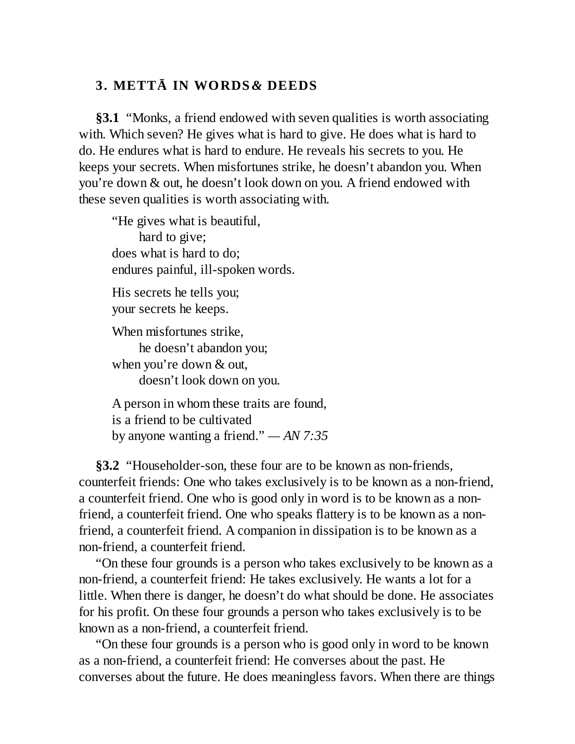## 3. METTĀ IN WORDS & DEEDS

**§3.1** "Monks, a friend endowed with seven qualities is worth associating with. Which seven? He gives what is hard to give. He does what is hard to do. He endures what is hard to endure. He reveals his secrets to you. He keeps your secrets. When misfortunes strike, he doesn't abandon you. When you're down & out, he doesn't look down on you. A friend endowed with these seven qualities is worth associating with.

> "He gives what is beautiful,
> hard to give;
> does what is hard to do;
> endures painful, ill-spoken words.
>
> His secrets he tells you;
> your secrets he keeps.
>
> When misfortunes strike,
> he doesn't abandon you;
> when you're down & out,
> doesn't look down on you.
>
> A person in whom these traits are found,
> is a friend to be cultivated
> by anyone wanting a friend." — *AN 7:35*

**§3.2** "Householder-son, these four are to be known as non-friends, counterfeit friends: One who takes exclusively is to be known as a non-friend, a counterfeit friend. One who is good only in word is to be known as a non-friend, a counterfeit friend. One who speaks flattery is to be known as a non-friend, a counterfeit friend. A companion in dissipation is to be known as a non-friend, a counterfeit friend.

"On these four grounds is a person who takes exclusively to be known as a non-friend, a counterfeit friend: He takes exclusively. He wants a lot for a little. When there is danger, he doesn't do what should be done. He associates for his profit. On these four grounds a person who takes exclusively is to be known as a non-friend, a counterfeit friend.

"On these four grounds is a person who is good only in word to be known as a non-friend, a counterfeit friend: He converses about the past. He converses about the future. He does meaningless favors. When there are things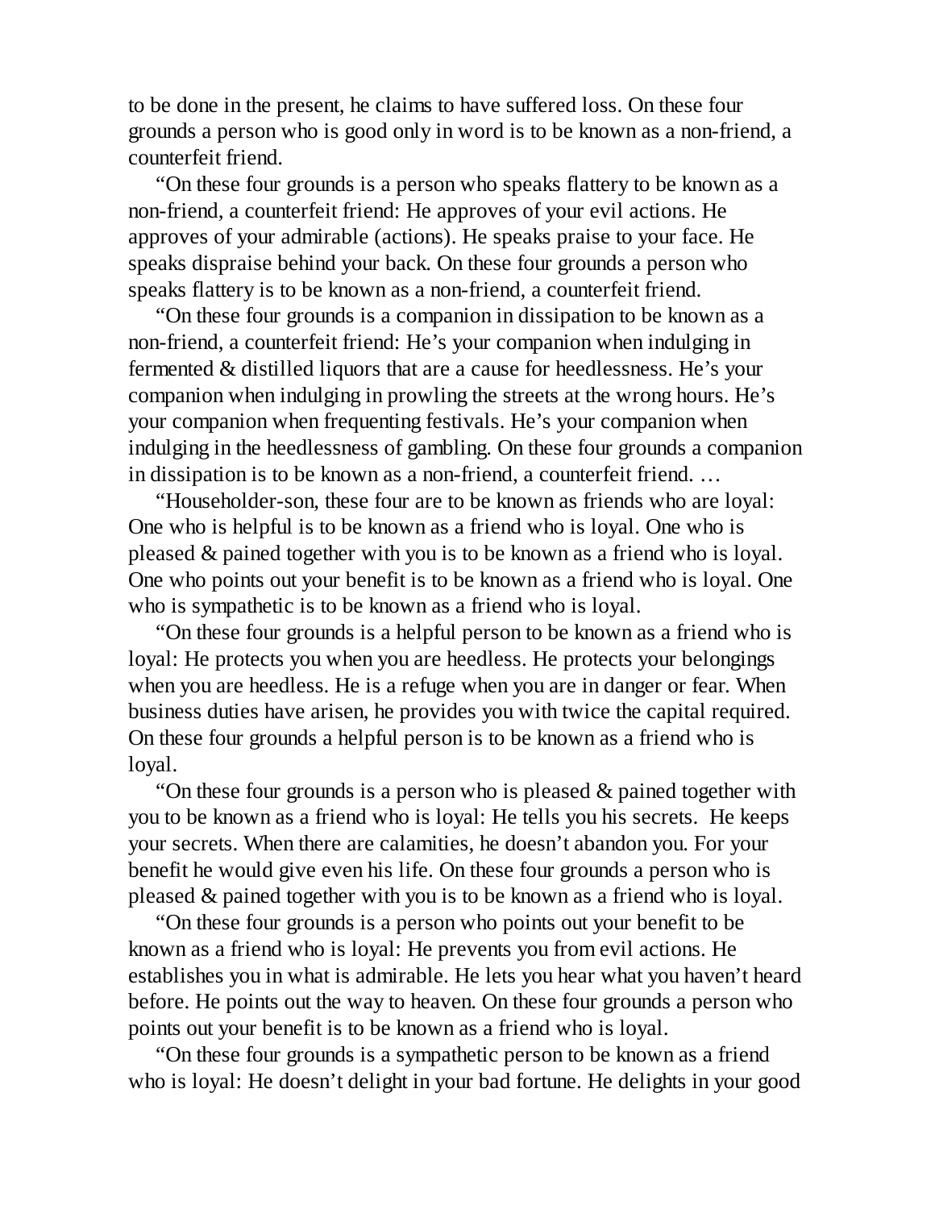to be done in the present, he claims to have suffered loss. On these four grounds a person who is good only in word is to be known as a non-friend, a counterfeit friend.

"On these four grounds is a person who speaks flattery to be known as a non-friend, a counterfeit friend: He approves of your evil actions. He approves of your admirable (actions). He speaks praise to your face. He speaks dispraise behind your back. On these four grounds a person who speaks flattery is to be known as a non-friend, a counterfeit friend.

"On these four grounds is a companion in dissipation to be known as a non-friend, a counterfeit friend: He's your companion when indulging in fermented & distilled liquors that are a cause for heedlessness. He's your companion when indulging in prowling the streets at the wrong hours. He's your companion when frequenting festivals. He's your companion when indulging in the heedlessness of gambling. On these four grounds a companion in dissipation is to be known as a non-friend, a counterfeit friend. …

"Householder-son, these four are to be known as friends who are loyal: One who is helpful is to be known as a friend who is loyal. One who is pleased & pained together with you is to be known as a friend who is loyal. One who points out your benefit is to be known as a friend who is loyal. One who is sympathetic is to be known as a friend who is loyal.

"On these four grounds is a helpful person to be known as a friend who is loyal: He protects you when you are heedless. He protects your belongings when you are heedless. He is a refuge when you are in danger or fear. When business duties have arisen, he provides you with twice the capital required. On these four grounds a helpful person is to be known as a friend who is loyal.

"On these four grounds is a person who is pleased & pained together with you to be known as a friend who is loyal: He tells you his secrets. He keeps your secrets. When there are calamities, he doesn't abandon you. For your benefit he would give even his life. On these four grounds a person who is pleased & pained together with you is to be known as a friend who is loyal.

"On these four grounds is a person who points out your benefit to be known as a friend who is loyal: He prevents you from evil actions. He establishes you in what is admirable. He lets you hear what you haven't heard before. He points out the way to heaven. On these four grounds a person who points out your benefit is to be known as a friend who is loyal.

"On these four grounds is a sympathetic person to be known as a friend who is loyal: He doesn't delight in your bad fortune. He delights in your good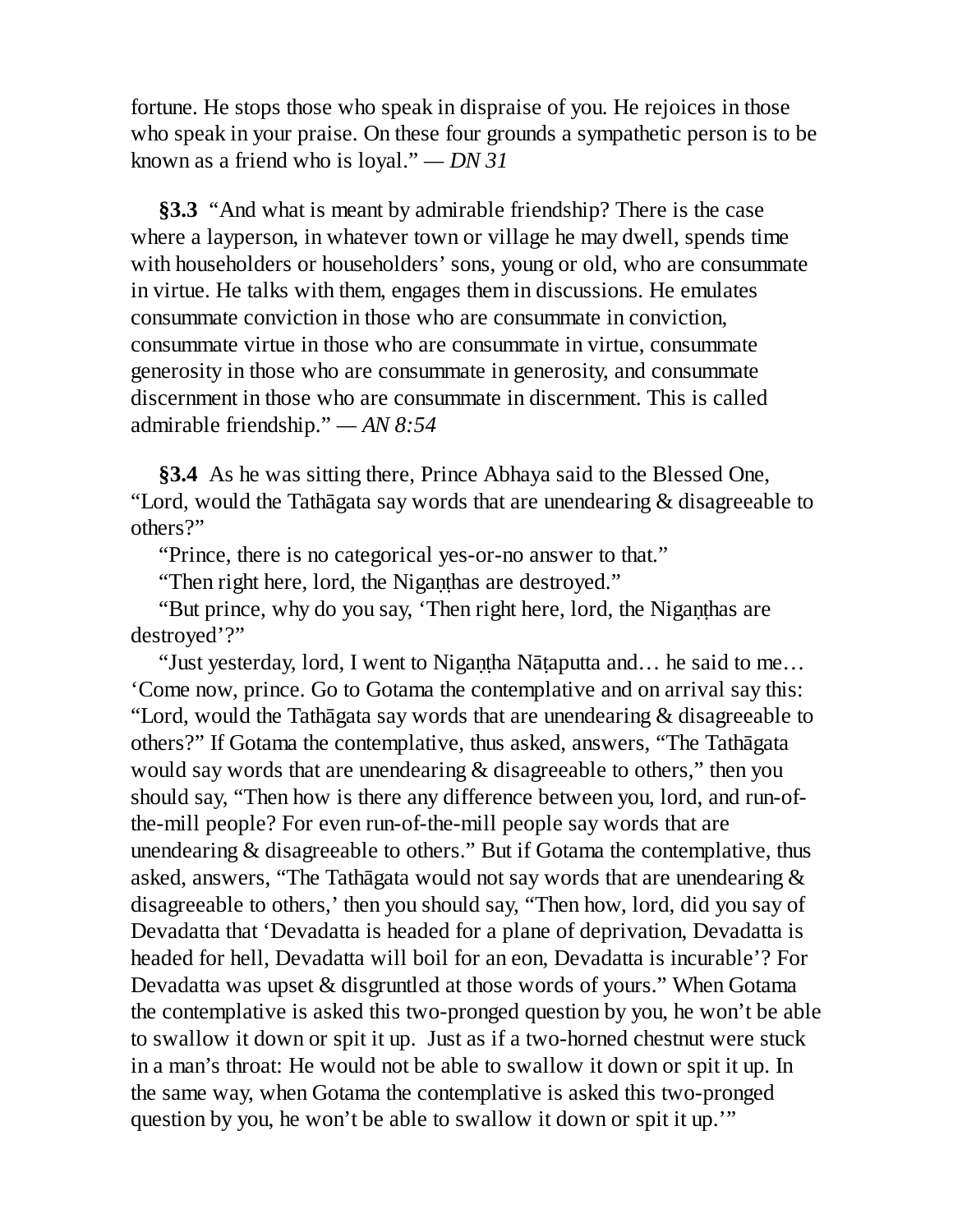fortune. He stops those who speak in dispraise of you. He rejoices in those who speak in your praise. On these four grounds a sympathetic person is to be known as a friend who is loyal." — *DN 31*

**§3.3** "And what is meant by admirable friendship? There is the case where a layperson, in whatever town or village he may dwell, spends time with householders or householders' sons, young or old, who are consummate in virtue. He talks with them, engages them in discussions. He emulates consummate conviction in those who are consummate in conviction, consummate virtue in those who are consummate in virtue, consummate generosity in those who are consummate in generosity, and consummate discernment in those who are consummate in discernment. This is called admirable friendship." — *AN 8:54*

**§3.4** As he was sitting there, Prince Abhaya said to the Blessed One, "Lord, would the Tathāgata say words that are unendearing & disagreeable to others?"

"Prince, there is no categorical yes-or-no answer to that."

"Then right here, lord, the Nigaṇṭhas are destroyed."

"But prince, why do you say, 'Then right here, lord, the Nigaṇṭhas are destroyed'?"

"Just yesterday, lord, I went to Nigaṇṭha Nāṭaputta and… he said to me… 'Come now, prince. Go to Gotama the contemplative and on arrival say this: "Lord, would the Tathāgata say words that are unendearing & disagreeable to others?" If Gotama the contemplative, thus asked, answers, "The Tathāgata would say words that are unendearing & disagreeable to others," then you should say, "Then how is there any difference between you, lord, and run-of-the-mill people? For even run-of-the-mill people say words that are unendearing & disagreeable to others." But if Gotama the contemplative, thus asked, answers, "The Tathāgata would not say words that are unendearing & disagreeable to others,' then you should say, "Then how, lord, did you say of Devadatta that 'Devadatta is headed for a plane of deprivation, Devadatta is headed for hell, Devadatta will boil for an eon, Devadatta is incurable'? For Devadatta was upset & disgruntled at those words of yours." When Gotama the contemplative is asked this two-pronged question by you, he won't be able to swallow it down or spit it up. Just as if a two-horned chestnut were stuck in a man's throat: He would not be able to swallow it down or spit it up. In the same way, when Gotama the contemplative is asked this two-pronged question by you, he won't be able to swallow it down or spit it up.'"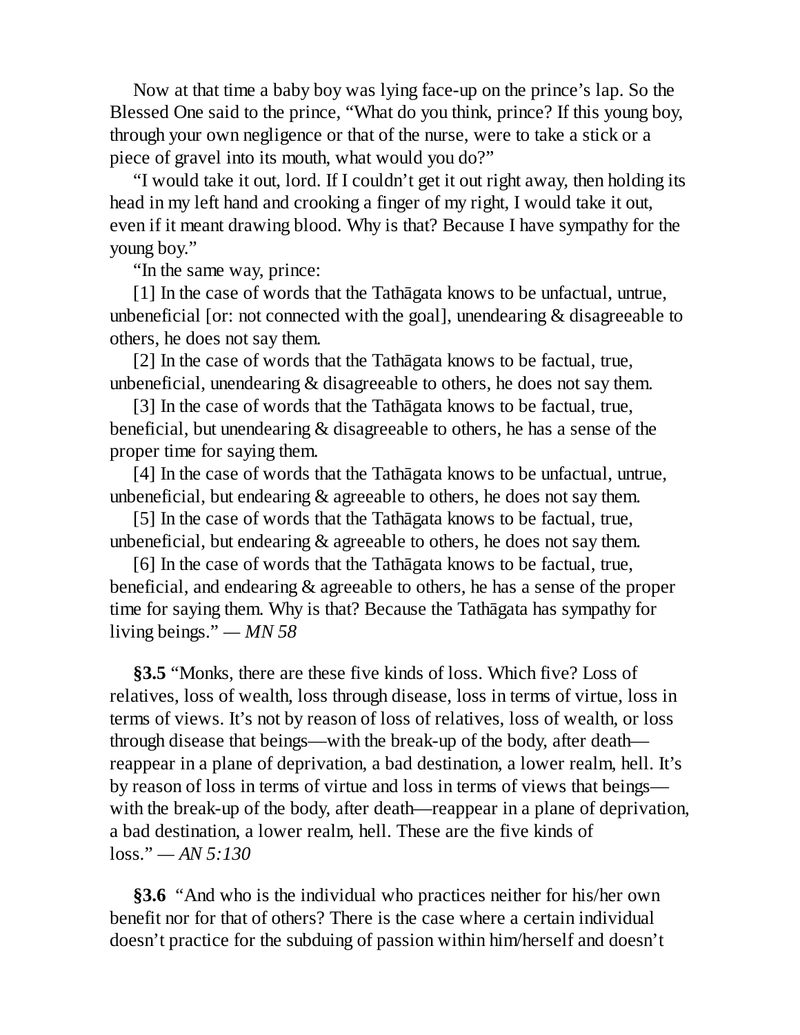Now at that time a baby boy was lying face-up on the prince's lap. So the Blessed One said to the prince, "What do you think, prince? If this young boy, through your own negligence or that of the nurse, were to take a stick or a piece of gravel into its mouth, what would you do?"

"I would take it out, lord. If I couldn't get it out right away, then holding its head in my left hand and crooking a finger of my right, I would take it out, even if it meant drawing blood. Why is that? Because I have sympathy for the young boy."

"In the same way, prince:

[1] In the case of words that the Tathāgata knows to be unfactual, untrue, unbeneficial [or: not connected with the goal], unendearing & disagreeable to others, he does not say them.

[2] In the case of words that the Tathāgata knows to be factual, true, unbeneficial, unendearing & disagreeable to others, he does not say them.

[3] In the case of words that the Tathāgata knows to be factual, true, beneficial, but unendearing & disagreeable to others, he has a sense of the proper time for saying them.

[4] In the case of words that the Tathāgata knows to be unfactual, untrue, unbeneficial, but endearing & agreeable to others, he does not say them.

[5] In the case of words that the Tathāgata knows to be factual, true, unbeneficial, but endearing & agreeable to others, he does not say them.

[6] In the case of words that the Tathāgata knows to be factual, true, beneficial, and endearing & agreeable to others, he has a sense of the proper time for saying them. Why is that? Because the Tathāgata has sympathy for living beings." — *MN 58*

**§3.5** "Monks, there are these five kinds of loss. Which five? Loss of relatives, loss of wealth, loss through disease, loss in terms of virtue, loss in terms of views. It's not by reason of loss of relatives, loss of wealth, or loss through disease that beings—with the break-up of the body, after death—reappear in a plane of deprivation, a bad destination, a lower realm, hell. It's by reason of loss in terms of virtue and loss in terms of views that beings—with the break-up of the body, after death—reappear in a plane of deprivation, a bad destination, a lower realm, hell. These are the five kinds of loss." — *AN 5:130*

**§3.6** "And who is the individual who practices neither for his/her own benefit nor for that of others? There is the case where a certain individual doesn't practice for the subduing of passion within him/herself and doesn't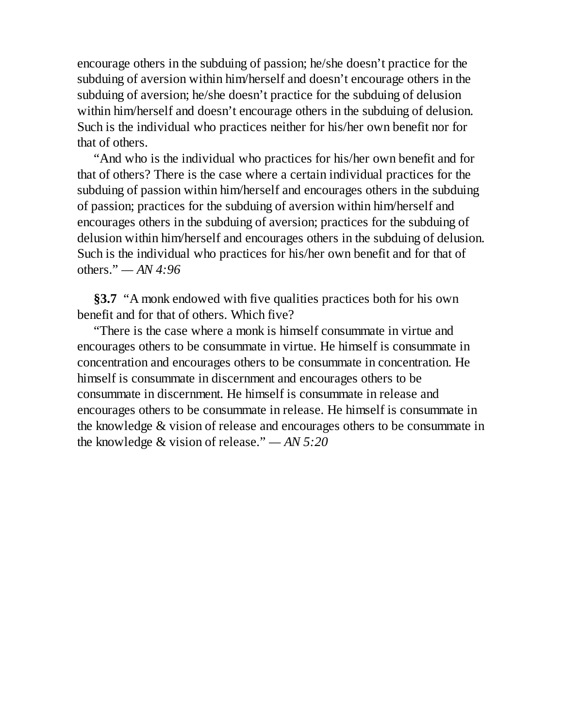encourage others in the subduing of passion; he/she doesn't practice for the subduing of aversion within him/herself and doesn't encourage others in the subduing of aversion; he/she doesn't practice for the subduing of delusion within him/herself and doesn't encourage others in the subduing of delusion. Such is the individual who practices neither for his/her own benefit nor for that of others.

"And who is the individual who practices for his/her own benefit and for that of others? There is the case where a certain individual practices for the subduing of passion within him/herself and encourages others in the subduing of passion; practices for the subduing of aversion within him/herself and encourages others in the subduing of aversion; practices for the subduing of delusion within him/herself and encourages others in the subduing of delusion. Such is the individual who practices for his/her own benefit and for that of others." — *AN 4:96*

**§3.7** "A monk endowed with five qualities practices both for his own benefit and for that of others. Which five?

"There is the case where a monk is himself consummate in virtue and encourages others to be consummate in virtue. He himself is consummate in concentration and encourages others to be consummate in concentration. He himself is consummate in discernment and encourages others to be consummate in discernment. He himself is consummate in release and encourages others to be consummate in release. He himself is consummate in the knowledge & vision of release and encourages others to be consummate in the knowledge & vision of release." — *AN 5:20*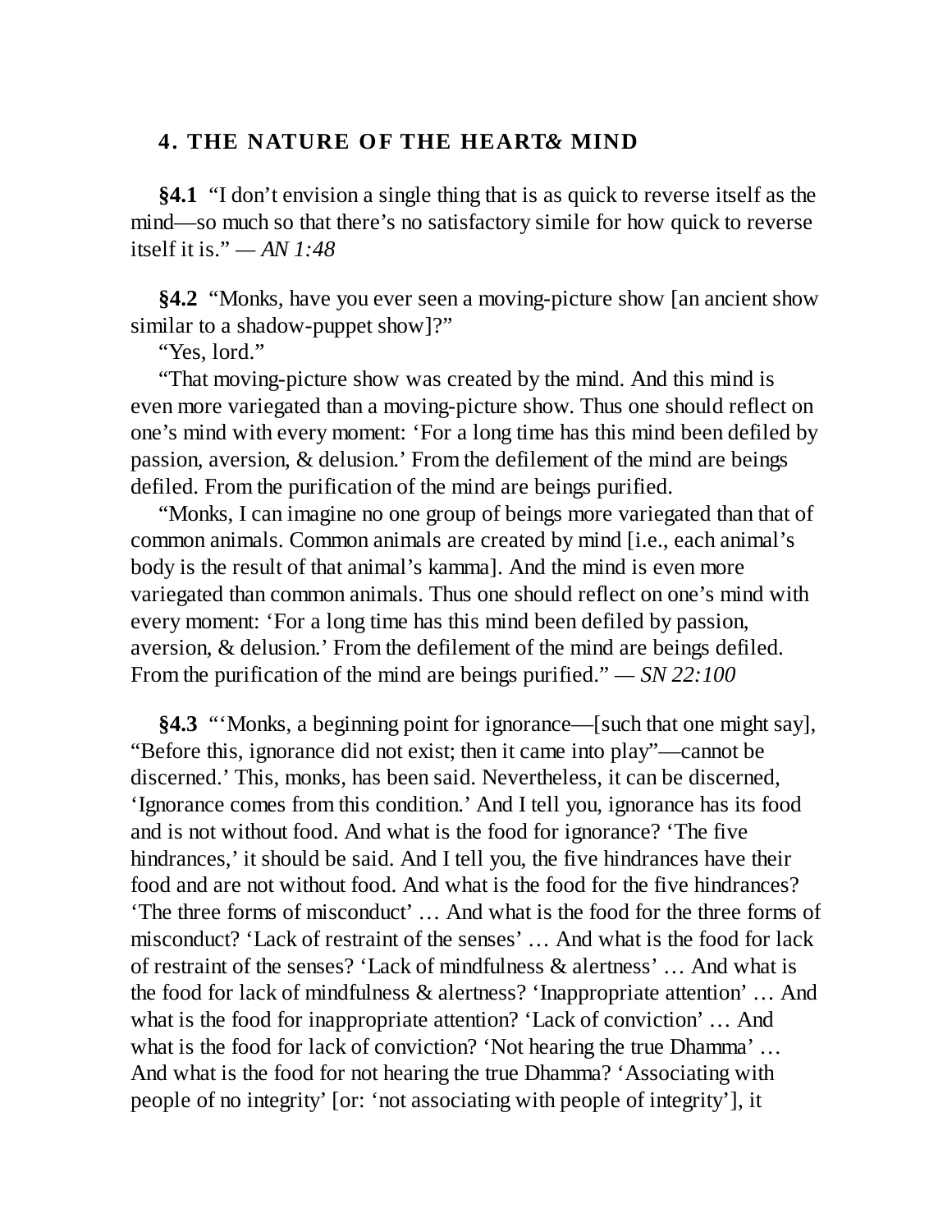## 4. THE NATURE OF THE HEART& MIND

**§4.1** "I don't envision a single thing that is as quick to reverse itself as the mind—so much so that there's no satisfactory simile for how quick to reverse itself it is." — *AN 1:48*

**§4.2** "Monks, have you ever seen a moving-picture show [an ancient show similar to a shadow-puppet show]?"

"Yes, lord."

"That moving-picture show was created by the mind. And this mind is even more variegated than a moving-picture show. Thus one should reflect on one's mind with every moment: 'For a long time has this mind been defiled by passion, aversion, & delusion.' From the defilement of the mind are beings defiled. From the purification of the mind are beings purified.

"Monks, I can imagine no one group of beings more variegated than that of common animals. Common animals are created by mind [i.e., each animal's body is the result of that animal's kamma]. And the mind is even more variegated than common animals. Thus one should reflect on one's mind with every moment: 'For a long time has this mind been defiled by passion, aversion, & delusion.' From the defilement of the mind are beings defiled. From the purification of the mind are beings purified." — *SN 22:100*

**§4.3** "'Monks, a beginning point for ignorance—[such that one might say], "Before this, ignorance did not exist; then it came into play"—cannot be discerned.' This, monks, has been said. Nevertheless, it can be discerned, 'Ignorance comes from this condition.' And I tell you, ignorance has its food and is not without food. And what is the food for ignorance? 'The five hindrances,' it should be said. And I tell you, the five hindrances have their food and are not without food. And what is the food for the five hindrances? 'The three forms of misconduct' … And what is the food for the three forms of misconduct? 'Lack of restraint of the senses' … And what is the food for lack of restraint of the senses? 'Lack of mindfulness & alertness' … And what is the food for lack of mindfulness & alertness? 'Inappropriate attention' … And what is the food for inappropriate attention? 'Lack of conviction' … And what is the food for lack of conviction? 'Not hearing the true Dhamma' … And what is the food for not hearing the true Dhamma? 'Associating with people of no integrity' [or: 'not associating with people of integrity'], it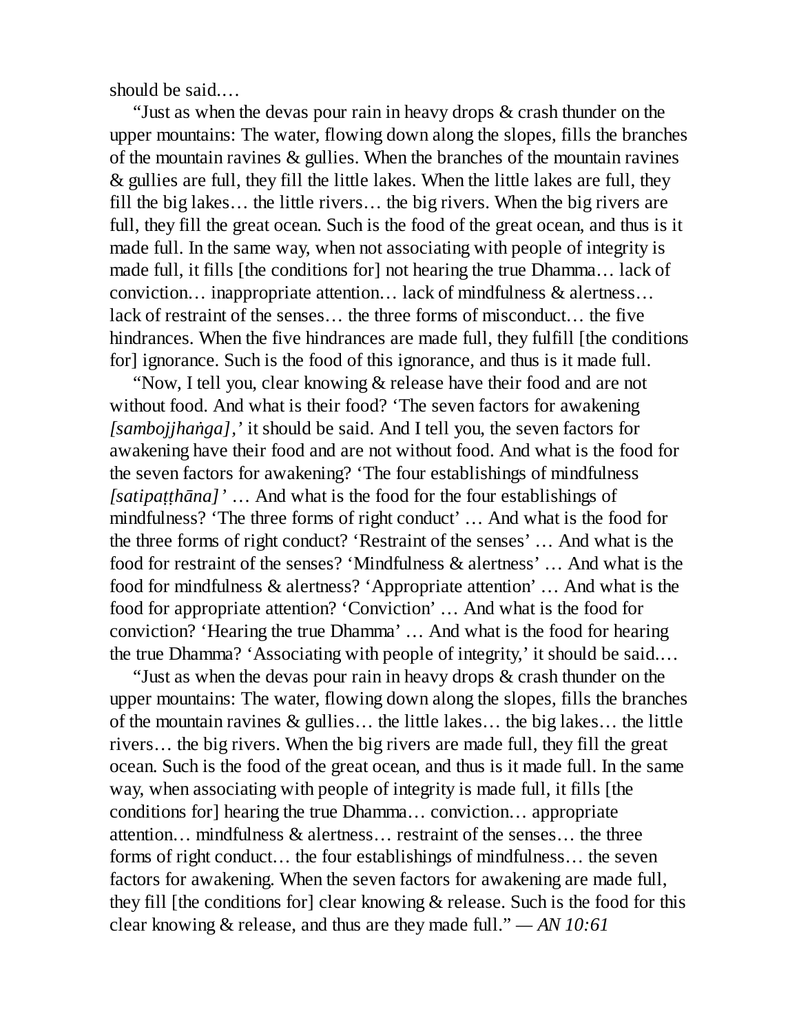should be said.…

“Just as when the devas pour rain in heavy drops & crash thunder on the upper mountains: The water, flowing down along the slopes, fills the branches of the mountain ravines & gullies. When the branches of the mountain ravines & gullies are full, they fill the little lakes. When the little lakes are full, they fill the big lakes… the little rivers… the big rivers. When the big rivers are full, they fill the great ocean. Such is the food of the great ocean, and thus is it made full. In the same way, when not associating with people of integrity is made full, it fills [the conditions for] not hearing the true Dhamma… lack of conviction… inappropriate attention… lack of mindfulness & alertness… lack of restraint of the senses… the three forms of misconduct… the five hindrances. When the five hindrances are made full, they fulfill [the conditions for] ignorance. Such is the food of this ignorance, and thus is it made full.

“Now, I tell you, clear knowing & release have their food and are not without food. And what is their food? ‘The seven factors for awakening *[sambojjhaṅga],’* it should be said. And I tell you, the seven factors for awakening have their food and are not without food. And what is the food for the seven factors for awakening? ‘The four establishings of mindfulness *[satipaṭṭhāna]’* … And what is the food for the four establishings of mindfulness? ‘The three forms of right conduct’ … And what is the food for the three forms of right conduct? ‘Restraint of the senses’ … And what is the food for restraint of the senses? ‘Mindfulness & alertness’ … And what is the food for mindfulness & alertness? ‘Appropriate attention’ … And what is the food for appropriate attention? ‘Conviction’ … And what is the food for conviction? ‘Hearing the true Dhamma’ … And what is the food for hearing the true Dhamma? ‘Associating with people of integrity,’ it should be said.…

“Just as when the devas pour rain in heavy drops & crash thunder on the upper mountains: The water, flowing down along the slopes, fills the branches of the mountain ravines & gullies… the little lakes… the big lakes… the little rivers… the big rivers. When the big rivers are made full, they fill the great ocean. Such is the food of the great ocean, and thus is it made full. In the same way, when associating with people of integrity is made full, it fills [the conditions for] hearing the true Dhamma… conviction… appropriate attention… mindfulness & alertness… restraint of the senses… the three forms of right conduct… the four establishings of mindfulness… the seven factors for awakening. When the seven factors for awakening are made full, they fill [the conditions for] clear knowing & release. Such is the food for this clear knowing & release, and thus are they made full.” — *AN 10:61*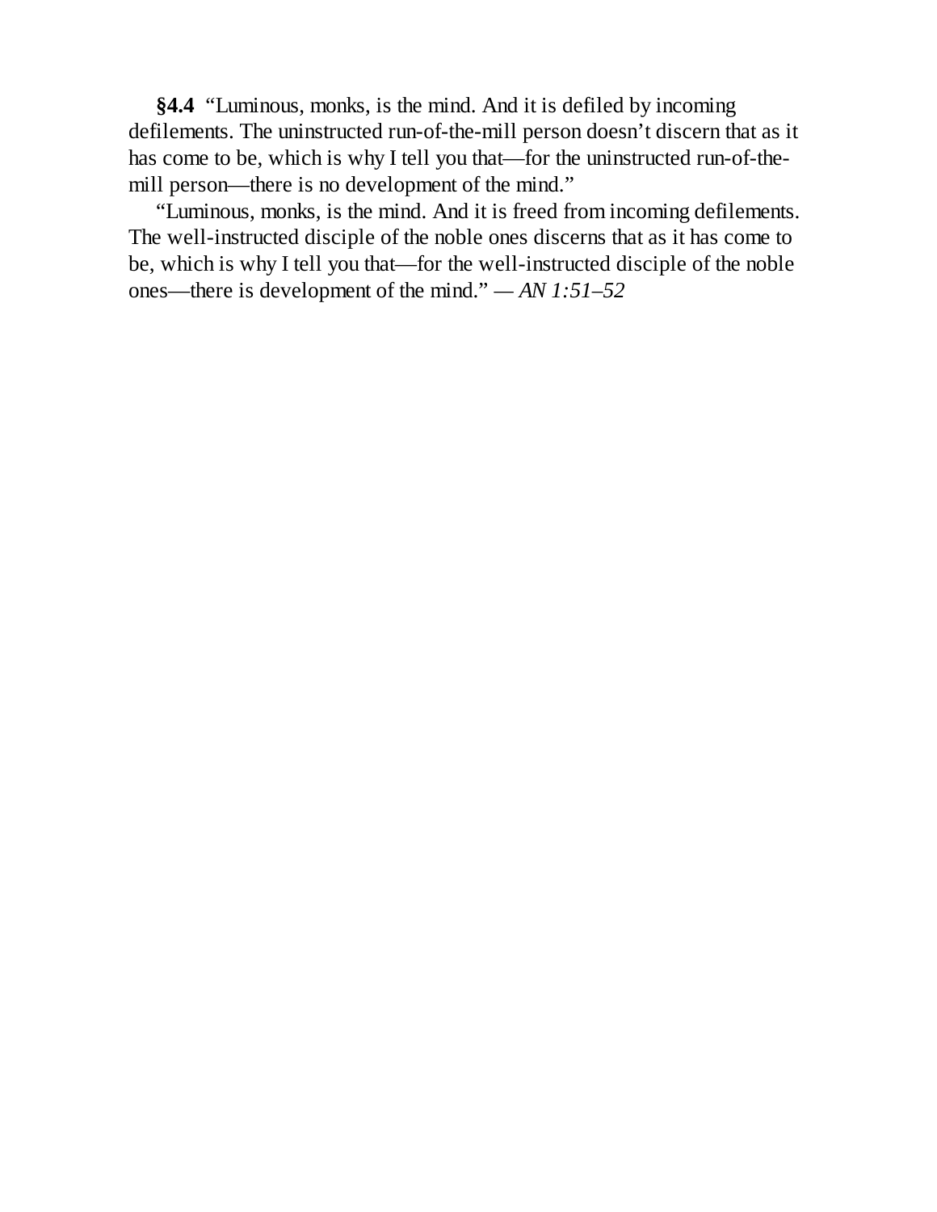**§4.4** "Luminous, monks, is the mind. And it is defiled by incoming defilements. The uninstructed run-of-the-mill person doesn't discern that as it has come to be, which is why I tell you that—for the uninstructed run-of-the-mill person—there is no development of the mind."

"Luminous, monks, is the mind. And it is freed from incoming defilements. The well-instructed disciple of the noble ones discerns that as it has come to be, which is why I tell you that—for the well-instructed disciple of the noble ones—there is development of the mind." — *AN 1:51–52*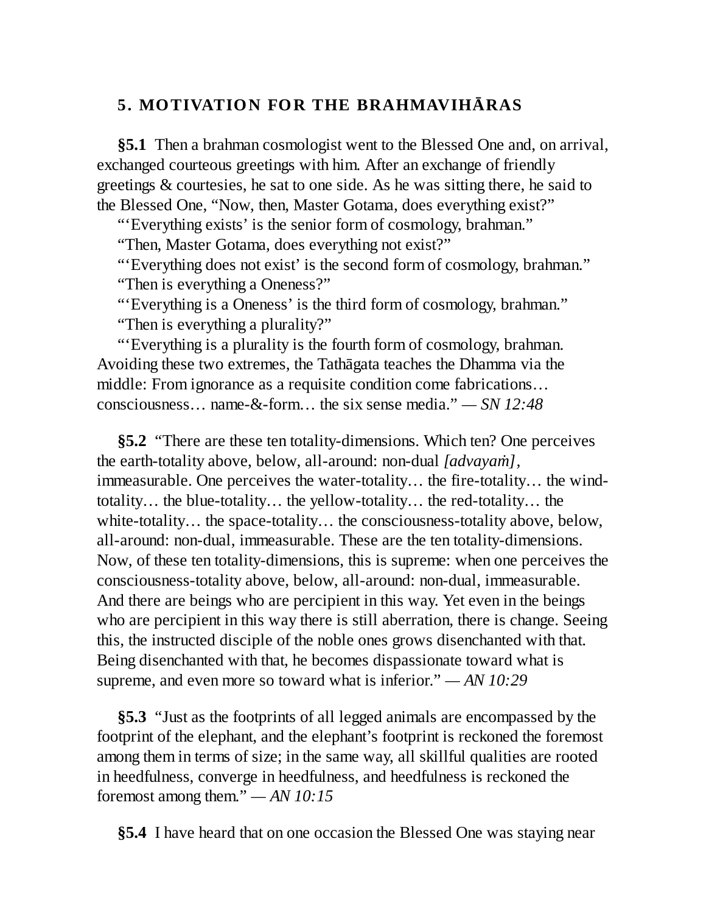## 5. MOTIVATION FOR THE BRAHMAVIHĀRAS

**§5.1** Then a brahman cosmologist went to the Blessed One and, on arrival, exchanged courteous greetings with him. After an exchange of friendly greetings & courtesies, he sat to one side. As he was sitting there, he said to the Blessed One, "Now, then, Master Gotama, does everything exist?"

"'Everything exists' is the senior form of cosmology, brahman."

"Then, Master Gotama, does everything not exist?"

"'Everything does not exist' is the second form of cosmology, brahman."

"Then is everything a Oneness?"

"'Everything is a Oneness' is the third form of cosmology, brahman."

"Then is everything a plurality?"

"'Everything is a plurality is the fourth form of cosmology, brahman. Avoiding these two extremes, the Tathāgata teaches the Dhamma via the middle: From ignorance as a requisite condition come fabrications… consciousness… name-&-form… the six sense media." — *SN 12:48*

**§5.2** "There are these ten totality-dimensions. Which ten? One perceives the earth-totality above, below, all-around: non-dual *[advayaṁ]*, immeasurable. One perceives the water-totality… the fire-totality… the wind-totality… the blue-totality… the yellow-totality… the red-totality… the white-totality… the space-totality… the consciousness-totality above, below, all-around: non-dual, immeasurable. These are the ten totality-dimensions. Now, of these ten totality-dimensions, this is supreme: when one perceives the consciousness-totality above, below, all-around: non-dual, immeasurable. And there are beings who are percipient in this way. Yet even in the beings who are percipient in this way there is still aberration, there is change. Seeing this, the instructed disciple of the noble ones grows disenchanted with that. Being disenchanted with that, he becomes dispassionate toward what is supreme, and even more so toward what is inferior." — *AN 10:29*

**§5.3** "Just as the footprints of all legged animals are encompassed by the footprint of the elephant, and the elephant's footprint is reckoned the foremost among them in terms of size; in the same way, all skillful qualities are rooted in heedfulness, converge in heedfulness, and heedfulness is reckoned the foremost among them." — *AN 10:15*

**§5.4** I have heard that on one occasion the Blessed One was staying near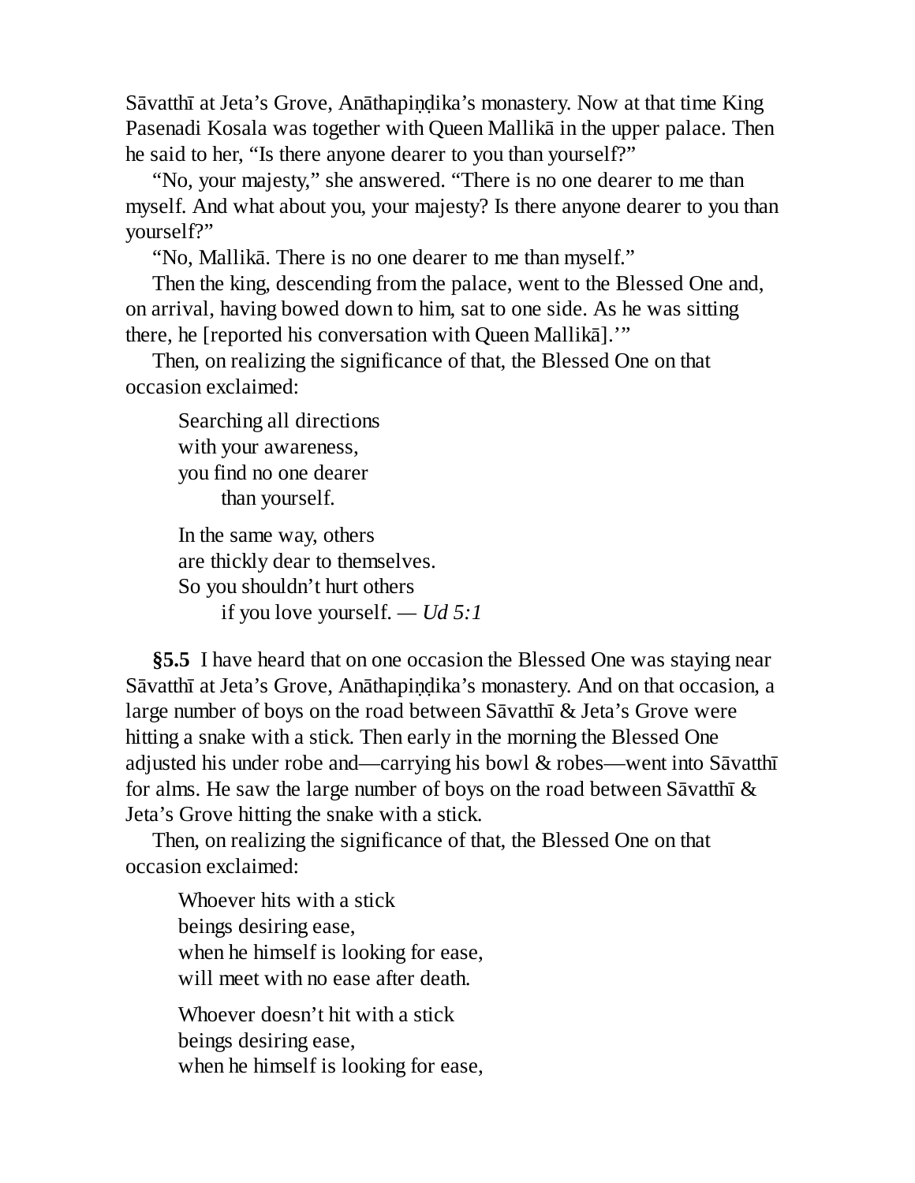Sāvatthī at Jeta's Grove, Anāthapiṇḍika's monastery. Now at that time King Pasenadi Kosala was together with Queen Mallikā in the upper palace. Then he said to her, "Is there anyone dearer to you than yourself?"

"No, your majesty," she answered. "There is no one dearer to me than myself. And what about you, your majesty? Is there anyone dearer to you than yourself?"

"No, Mallikā. There is no one dearer to me than myself."

Then the king, descending from the palace, went to the Blessed One and, on arrival, having bowed down to him, sat to one side. As he was sitting there, he [reported his conversation with Queen Mallikā].'"

Then, on realizing the significance of that, the Blessed One on that occasion exclaimed:

> Searching all directions
> with your awareness,
> you find no one dearer
> than yourself.
>
> In the same way, others
> are thickly dear to themselves.
> So you shouldn't hurt others
> if you love yourself. — *Ud 5:1*

**§5.5** I have heard that on one occasion the Blessed One was staying near Sāvatthī at Jeta's Grove, Anāthapiṇḍika's monastery. And on that occasion, a large number of boys on the road between Sāvatthī & Jeta's Grove were hitting a snake with a stick. Then early in the morning the Blessed One adjusted his under robe and—carrying his bowl & robes—went into Sāvatthī for alms. He saw the large number of boys on the road between Sāvatthī & Jeta's Grove hitting the snake with a stick.

Then, on realizing the significance of that, the Blessed One on that occasion exclaimed:

> Whoever hits with a stick
> beings desiring ease,
> when he himself is looking for ease,
> will meet with no ease after death.
>
> Whoever doesn't hit with a stick
> beings desiring ease,
> when he himself is looking for ease,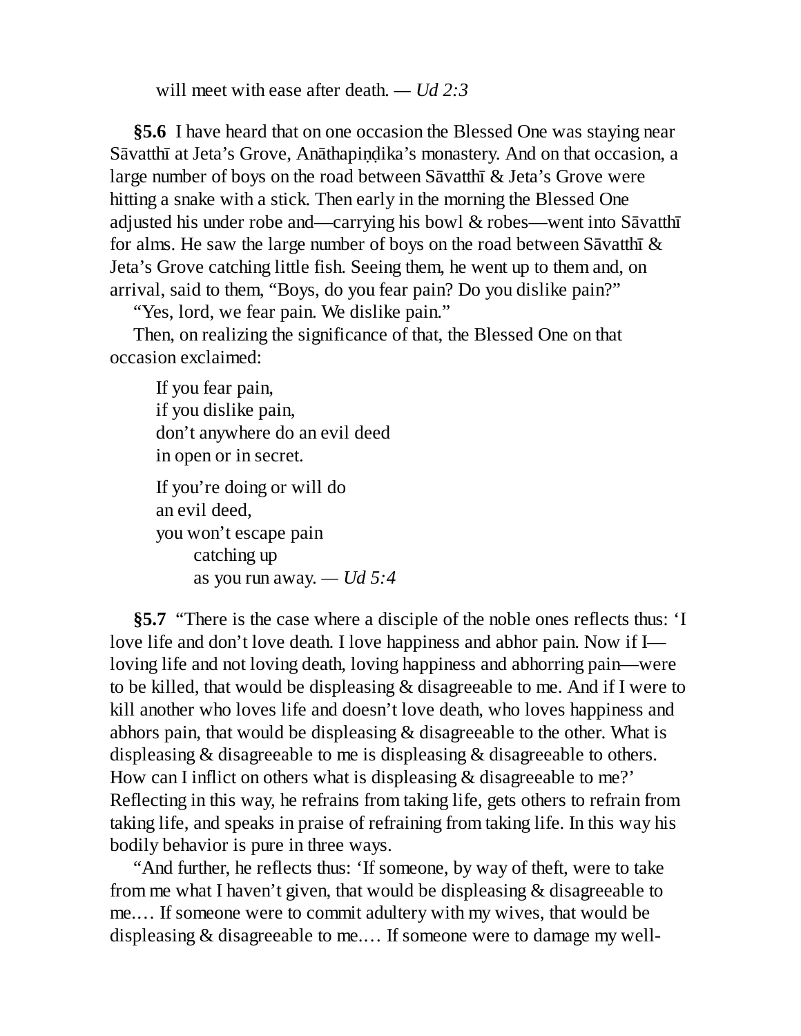will meet with ease after death. — *Ud 2:3*

**§5.6** I have heard that on one occasion the Blessed One was staying near Sāvatthī at Jeta's Grove, Anāthapiṇḍika's monastery. And on that occasion, a large number of boys on the road between Sāvatthī & Jeta's Grove were hitting a snake with a stick. Then early in the morning the Blessed One adjusted his under robe and—carrying his bowl & robes—went into Sāvatthī for alms. He saw the large number of boys on the road between Sāvatthī & Jeta's Grove catching little fish. Seeing them, he went up to them and, on arrival, said to them, "Boys, do you fear pain? Do you dislike pain?"

"Yes, lord, we fear pain. We dislike pain."

Then, on realizing the significance of that, the Blessed One on that occasion exclaimed:

> If you fear pain,
> if you dislike pain,
> don't anywhere do an evil deed
> in open or in secret.
>
> If you're doing or will do
> an evil deed,
> you won't escape pain
> catching up
> as you run away. — *Ud 5:4*

**§5.7** "There is the case where a disciple of the noble ones reflects thus: 'I love life and don't love death. I love happiness and abhor pain. Now if I—loving life and not loving death, loving happiness and abhorring pain—were to be killed, that would be displeasing & disagreeable to me. And if I were to kill another who loves life and doesn't love death, who loves happiness and abhors pain, that would be displeasing & disagreeable to the other. What is displeasing & disagreeable to me is displeasing & disagreeable to others. How can I inflict on others what is displeasing & disagreeable to me?' Reflecting in this way, he refrains from taking life, gets others to refrain from taking life, and speaks in praise of refraining from taking life. In this way his bodily behavior is pure in three ways.

"And further, he reflects thus: 'If someone, by way of theft, were to take from me what I haven't given, that would be displeasing & disagreeable to me.… If someone were to commit adultery with my wives, that would be displeasing & disagreeable to me.… If someone were to damage my well-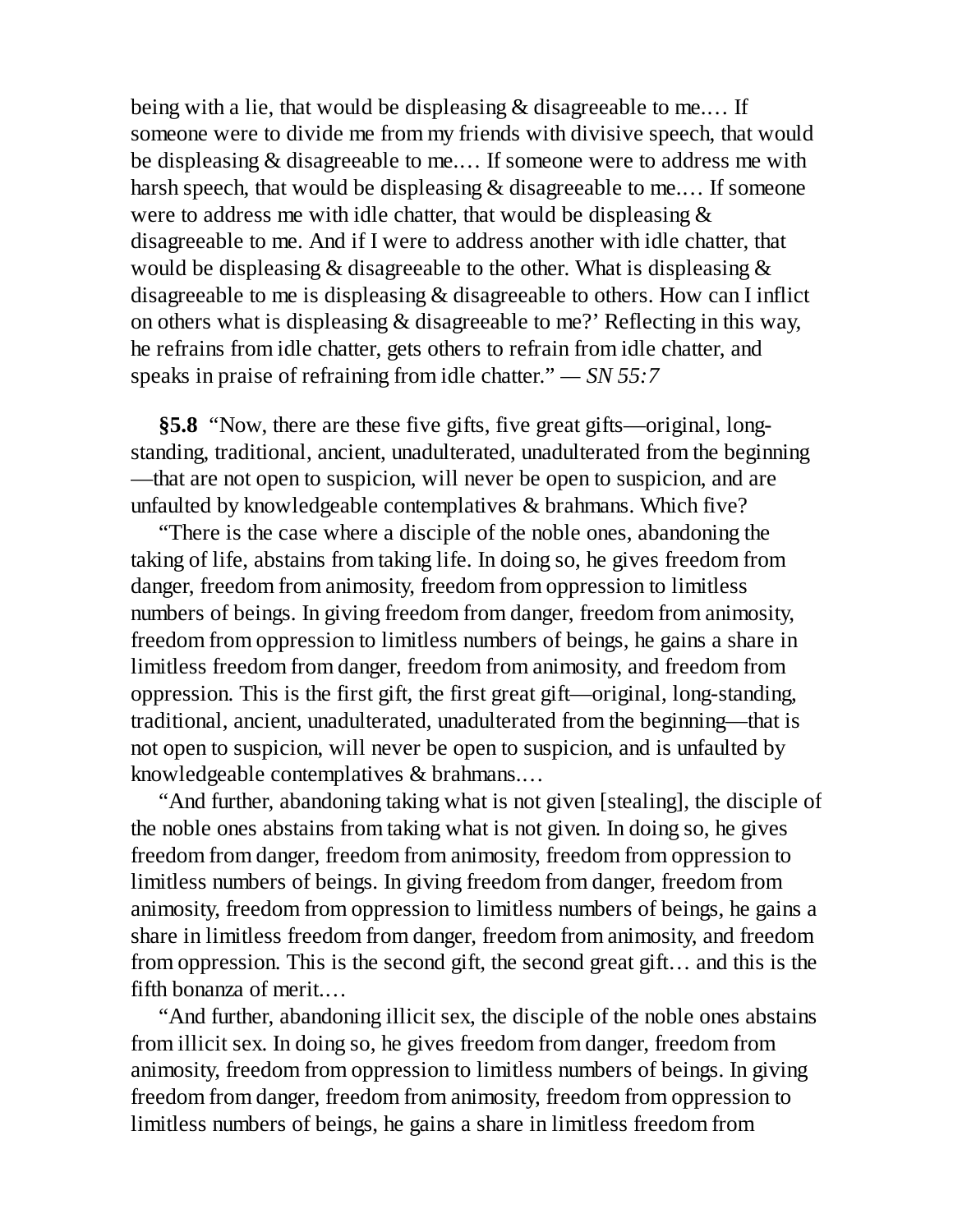being with a lie, that would be displeasing & disagreeable to me.… If someone were to divide me from my friends with divisive speech, that would be displeasing & disagreeable to me.… If someone were to address me with harsh speech, that would be displeasing & disagreeable to me.… If someone were to address me with idle chatter, that would be displeasing & disagreeable to me. And if I were to address another with idle chatter, that would be displeasing & disagreeable to the other. What is displeasing & disagreeable to me is displeasing & disagreeable to others. How can I inflict on others what is displeasing & disagreeable to me?' Reflecting in this way, he refrains from idle chatter, gets others to refrain from idle chatter, and speaks in praise of refraining from idle chatter." — *SN 55:7*

**§5.8** "Now, there are these five gifts, five great gifts—original, long-standing, traditional, ancient, unadulterated, unadulterated from the beginning—that are not open to suspicion, will never be open to suspicion, and are unfaulted by knowledgeable contemplatives & brahmans. Which five?

"There is the case where a disciple of the noble ones, abandoning the taking of life, abstains from taking life. In doing so, he gives freedom from danger, freedom from animosity, freedom from oppression to limitless numbers of beings. In giving freedom from danger, freedom from animosity, freedom from oppression to limitless numbers of beings, he gains a share in limitless freedom from danger, freedom from animosity, and freedom from oppression. This is the first gift, the first great gift—original, long-standing, traditional, ancient, unadulterated, unadulterated from the beginning—that is not open to suspicion, will never be open to suspicion, and is unfaulted by knowledgeable contemplatives & brahmans.…

"And further, abandoning taking what is not given [stealing], the disciple of the noble ones abstains from taking what is not given. In doing so, he gives freedom from danger, freedom from animosity, freedom from oppression to limitless numbers of beings. In giving freedom from danger, freedom from animosity, freedom from oppression to limitless numbers of beings, he gains a share in limitless freedom from danger, freedom from animosity, and freedom from oppression. This is the second gift, the second great gift… and this is the fifth bonanza of merit.…

"And further, abandoning illicit sex, the disciple of the noble ones abstains from illicit sex. In doing so, he gives freedom from danger, freedom from animosity, freedom from oppression to limitless numbers of beings. In giving freedom from danger, freedom from animosity, freedom from oppression to limitless numbers of beings, he gains a share in limitless freedom from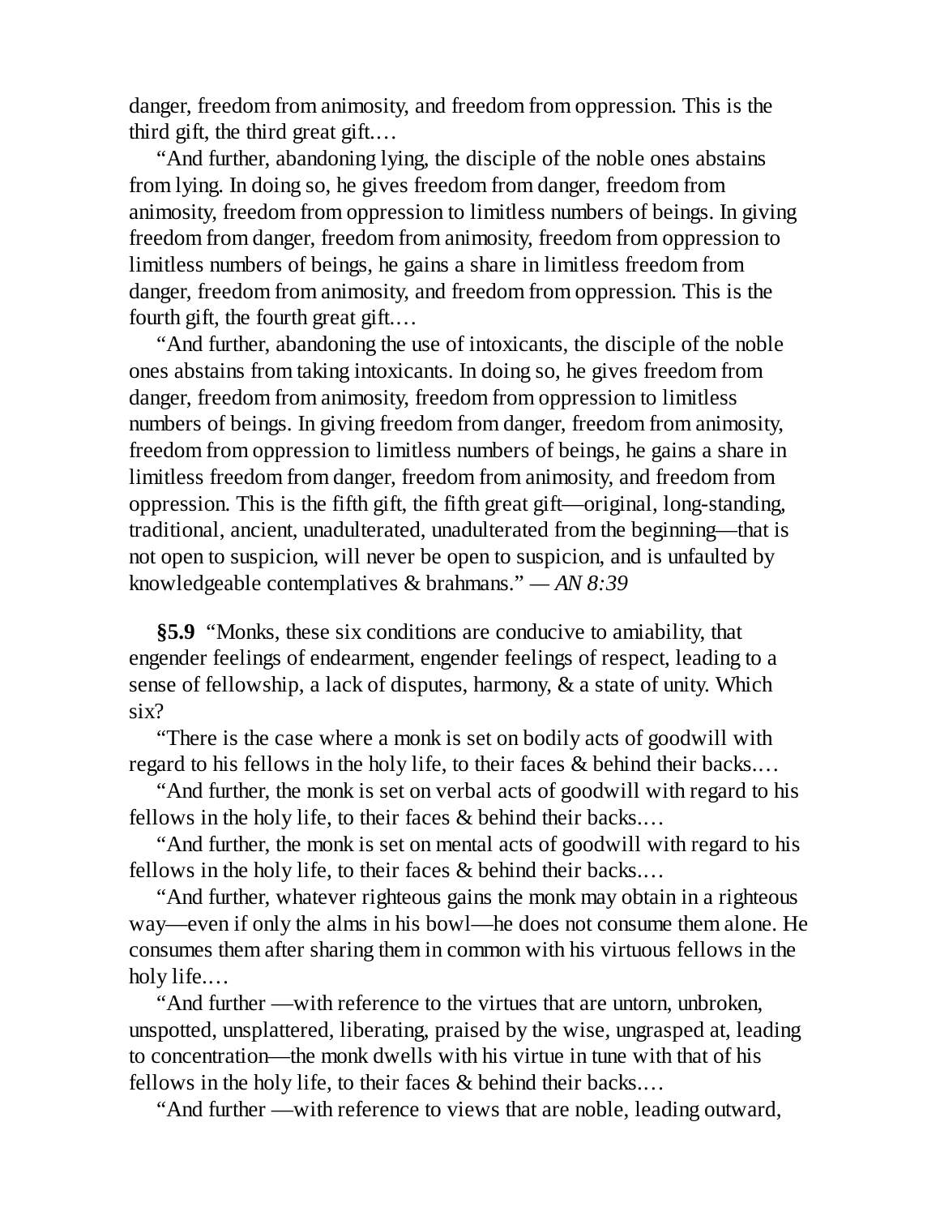danger, freedom from animosity, and freedom from oppression. This is the third gift, the third great gift.…

“And further, abandoning lying, the disciple of the noble ones abstains from lying. In doing so, he gives freedom from danger, freedom from animosity, freedom from oppression to limitless numbers of beings. In giving freedom from danger, freedom from animosity, freedom from oppression to limitless numbers of beings, he gains a share in limitless freedom from danger, freedom from animosity, and freedom from oppression. This is the fourth gift, the fourth great gift.…

“And further, abandoning the use of intoxicants, the disciple of the noble ones abstains from taking intoxicants. In doing so, he gives freedom from danger, freedom from animosity, freedom from oppression to limitless numbers of beings. In giving freedom from danger, freedom from animosity, freedom from oppression to limitless numbers of beings, he gains a share in limitless freedom from danger, freedom from animosity, and freedom from oppression. This is the fifth gift, the fifth great gift—original, long-standing, traditional, ancient, unadulterated, unadulterated from the beginning—that is not open to suspicion, will never be open to suspicion, and is unfaulted by knowledgeable contemplatives & brahmans.” — *AN 8:39*

**§5.9** “Monks, these six conditions are conducive to amiability, that engender feelings of endearment, engender feelings of respect, leading to a sense of fellowship, a lack of disputes, harmony, & a state of unity. Which six?

“There is the case where a monk is set on bodily acts of goodwill with regard to his fellows in the holy life, to their faces & behind their backs.…

“And further, the monk is set on verbal acts of goodwill with regard to his fellows in the holy life, to their faces & behind their backs.…

“And further, the monk is set on mental acts of goodwill with regard to his fellows in the holy life, to their faces & behind their backs.…

“And further, whatever righteous gains the monk may obtain in a righteous way—even if only the alms in his bowl—he does not consume them alone. He consumes them after sharing them in common with his virtuous fellows in the holy life.…

“And further —with reference to the virtues that are untorn, unbroken, unspotted, unsplattered, liberating, praised by the wise, ungrasped at, leading to concentration—the monk dwells with his virtue in tune with that of his fellows in the holy life, to their faces & behind their backs.…

“And further —with reference to views that are noble, leading outward,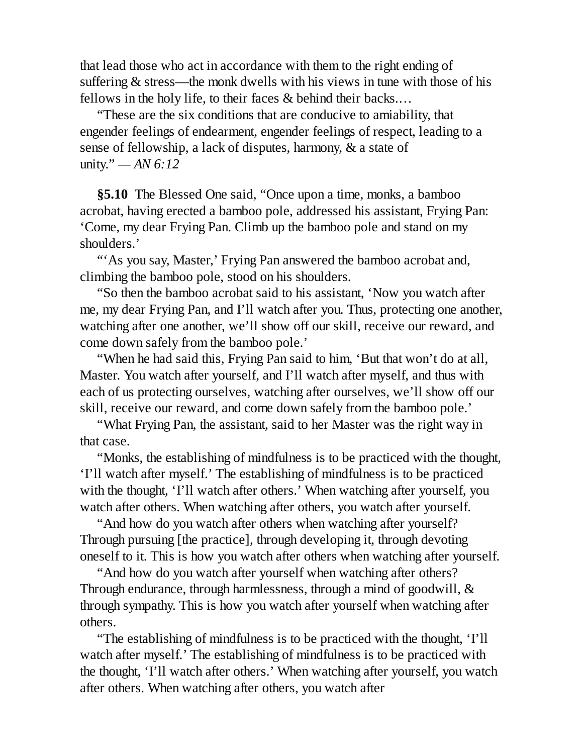that lead those who act in accordance with them to the right ending of suffering & stress—the monk dwells with his views in tune with those of his fellows in the holy life, to their faces & behind their backs.…

"These are the six conditions that are conducive to amiability, that engender feelings of endearment, engender feelings of respect, leading to a sense of fellowship, a lack of disputes, harmony, & a state of unity." — *AN 6:12*

**§5.10** The Blessed One said, "Once upon a time, monks, a bamboo acrobat, having erected a bamboo pole, addressed his assistant, Frying Pan: 'Come, my dear Frying Pan. Climb up the bamboo pole and stand on my shoulders.'

"'As you say, Master,' Frying Pan answered the bamboo acrobat and, climbing the bamboo pole, stood on his shoulders.

"So then the bamboo acrobat said to his assistant, 'Now you watch after me, my dear Frying Pan, and I'll watch after you. Thus, protecting one another, watching after one another, we'll show off our skill, receive our reward, and come down safely from the bamboo pole.'

"When he had said this, Frying Pan said to him, 'But that won't do at all, Master. You watch after yourself, and I'll watch after myself, and thus with each of us protecting ourselves, watching after ourselves, we'll show off our skill, receive our reward, and come down safely from the bamboo pole.'

"What Frying Pan, the assistant, said to her Master was the right way in that case.

"Monks, the establishing of mindfulness is to be practiced with the thought, 'I'll watch after myself.' The establishing of mindfulness is to be practiced with the thought, 'I'll watch after others.' When watching after yourself, you watch after others. When watching after others, you watch after yourself.

"And how do you watch after others when watching after yourself? Through pursuing [the practice], through developing it, through devoting oneself to it. This is how you watch after others when watching after yourself.

"And how do you watch after yourself when watching after others? Through endurance, through harmlessness, through a mind of goodwill, & through sympathy. This is how you watch after yourself when watching after others.

"The establishing of mindfulness is to be practiced with the thought, 'I'll watch after myself.' The establishing of mindfulness is to be practiced with the thought, 'I'll watch after others.' When watching after yourself, you watch after others. When watching after others, you watch after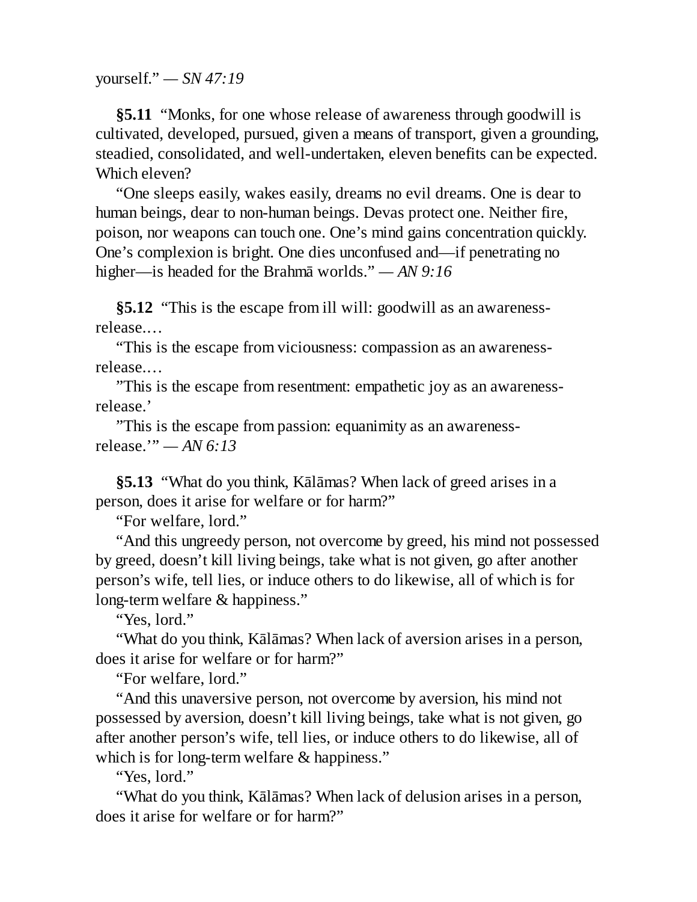yourself." — *SN 47:19*

**§5.11** "Monks, for one whose release of awareness through goodwill is cultivated, developed, pursued, given a means of transport, given a grounding, steadied, consolidated, and well-undertaken, eleven benefits can be expected. Which eleven?

"One sleeps easily, wakes easily, dreams no evil dreams. One is dear to human beings, dear to non-human beings. Devas protect one. Neither fire, poison, nor weapons can touch one. One's mind gains concentration quickly. One's complexion is bright. One dies unconfused and—if penetrating no higher—is headed for the Brahmā worlds." — *AN 9:16*

**§5.12** "This is the escape from ill will: goodwill as an awareness-release.…

"This is the escape from viciousness: compassion as an awareness-release.…

"This is the escape from resentment: empathetic joy as an awareness-release.'

"This is the escape from passion: equanimity as an awareness-release.'" — *AN 6:13*

**§5.13** "What do you think, Kālāmas? When lack of greed arises in a person, does it arise for welfare or for harm?"

"For welfare, lord."

"And this ungreedy person, not overcome by greed, his mind not possessed by greed, doesn't kill living beings, take what is not given, go after another person's wife, tell lies, or induce others to do likewise, all of which is for long-term welfare & happiness."

"Yes, lord."

"What do you think, Kālāmas? When lack of aversion arises in a person, does it arise for welfare or for harm?"

"For welfare, lord."

"And this unaversive person, not overcome by aversion, his mind not possessed by aversion, doesn't kill living beings, take what is not given, go after another person's wife, tell lies, or induce others to do likewise, all of which is for long-term welfare & happiness."

"Yes, lord."

"What do you think, Kālāmas? When lack of delusion arises in a person, does it arise for welfare or for harm?"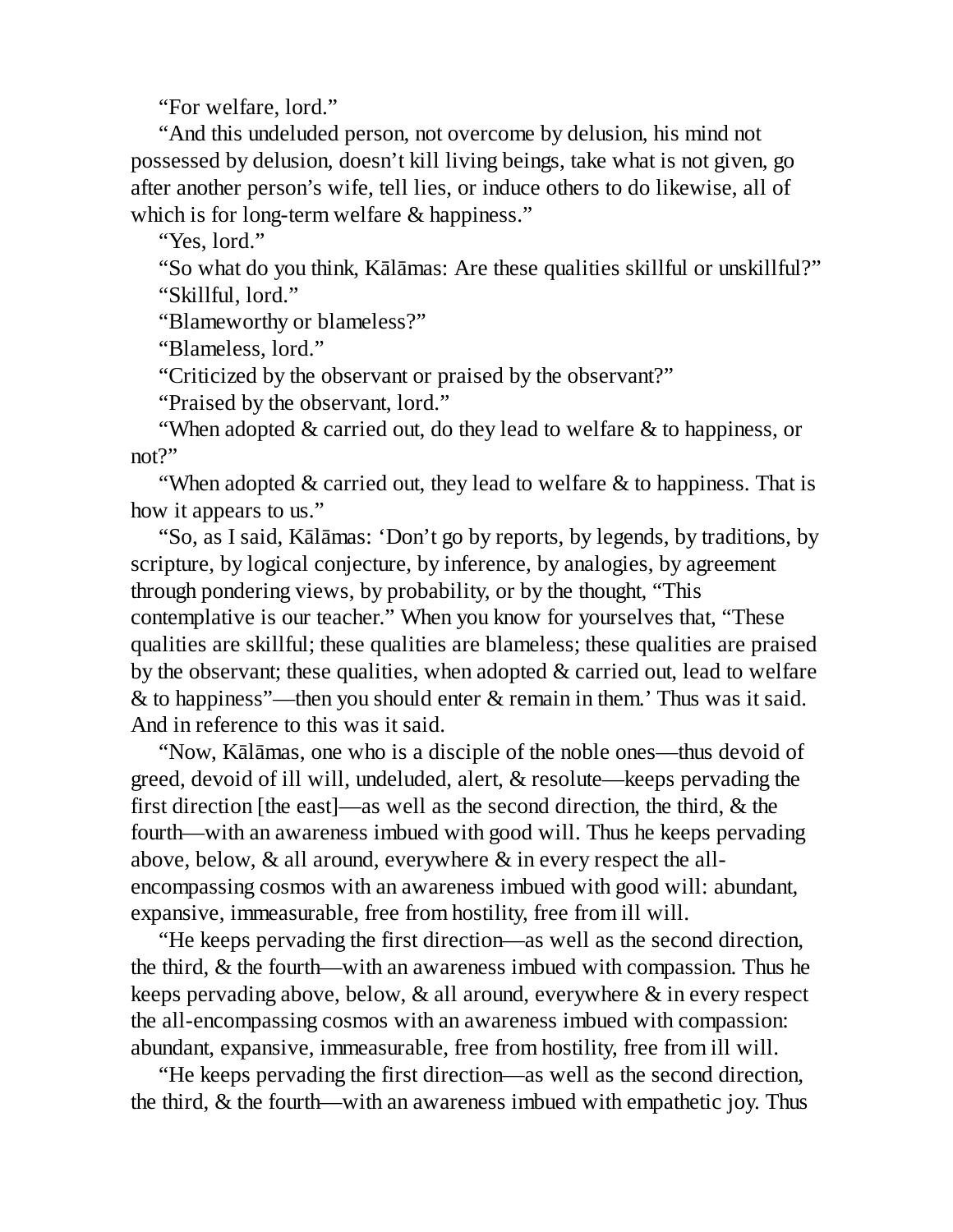"For welfare, lord."

"And this undeluded person, not overcome by delusion, his mind not possessed by delusion, doesn't kill living beings, take what is not given, go after another person's wife, tell lies, or induce others to do likewise, all of which is for long-term welfare & happiness."

"Yes, lord."

"So what do you think, Kālāmas: Are these qualities skillful or unskillful?"

"Skillful, lord."

"Blameworthy or blameless?"

"Blameless, lord."

"Criticized by the observant or praised by the observant?"

"Praised by the observant, lord."

"When adopted & carried out, do they lead to welfare & to happiness, or not?"

"When adopted & carried out, they lead to welfare & to happiness. That is how it appears to us."

"So, as I said, Kālāmas: 'Don't go by reports, by legends, by traditions, by scripture, by logical conjecture, by inference, by analogies, by agreement through pondering views, by probability, or by the thought, "This contemplative is our teacher." When you know for yourselves that, "These qualities are skillful; these qualities are blameless; these qualities are praised by the observant; these qualities, when adopted & carried out, lead to welfare & to happiness"—then you should enter & remain in them.' Thus was it said. And in reference to this was it said.

"Now, Kālāmas, one who is a disciple of the noble ones—thus devoid of greed, devoid of ill will, undeluded, alert, & resolute—keeps pervading the first direction [the east]—as well as the second direction, the third, & the fourth—with an awareness imbued with good will. Thus he keeps pervading above, below, & all around, everywhere & in every respect the all-encompassing cosmos with an awareness imbued with good will: abundant, expansive, immeasurable, free from hostility, free from ill will.

"He keeps pervading the first direction—as well as the second direction, the third, & the fourth—with an awareness imbued with compassion. Thus he keeps pervading above, below, & all around, everywhere & in every respect the all-encompassing cosmos with an awareness imbued with compassion: abundant, expansive, immeasurable, free from hostility, free from ill will.

"He keeps pervading the first direction—as well as the second direction, the third, & the fourth—with an awareness imbued with empathetic joy. Thus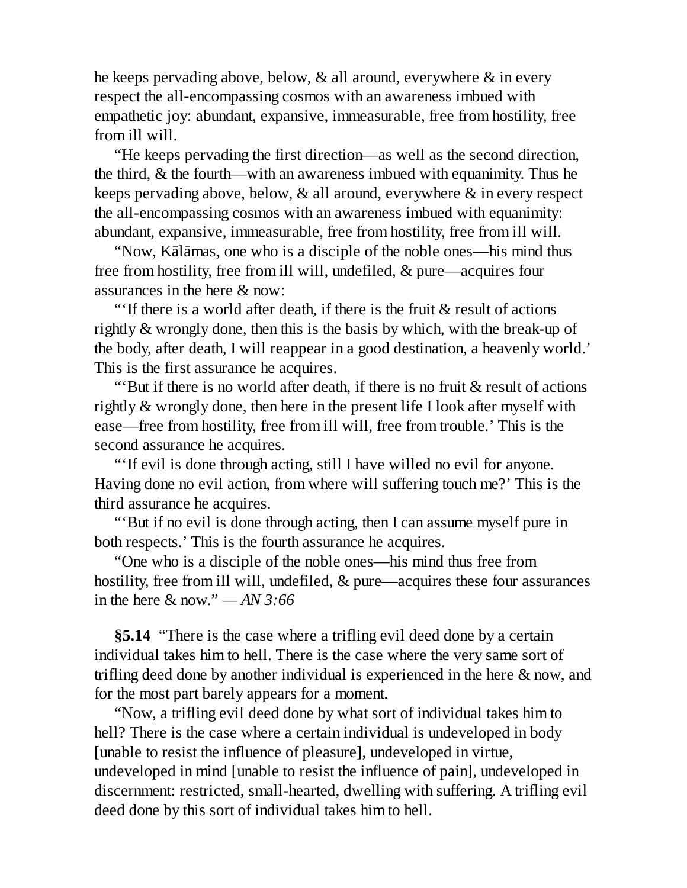he keeps pervading above, below, & all around, everywhere & in every respect the all-encompassing cosmos with an awareness imbued with empathetic joy: abundant, expansive, immeasurable, free from hostility, free from ill will.

"He keeps pervading the first direction—as well as the second direction, the third, & the fourth—with an awareness imbued with equanimity. Thus he keeps pervading above, below, & all around, everywhere & in every respect the all-encompassing cosmos with an awareness imbued with equanimity: abundant, expansive, immeasurable, free from hostility, free from ill will.

"Now, Kālāmas, one who is a disciple of the noble ones—his mind thus free from hostility, free from ill will, undefiled, & pure—acquires four assurances in the here & now:

"'If there is a world after death, if there is the fruit & result of actions rightly & wrongly done, then this is the basis by which, with the break-up of the body, after death, I will reappear in a good destination, a heavenly world.' This is the first assurance he acquires.

"'But if there is no world after death, if there is no fruit & result of actions rightly & wrongly done, then here in the present life I look after myself with ease—free from hostility, free from ill will, free from trouble.' This is the second assurance he acquires.

"'If evil is done through acting, still I have willed no evil for anyone. Having done no evil action, from where will suffering touch me?' This is the third assurance he acquires.

"'But if no evil is done through acting, then I can assume myself pure in both respects.' This is the fourth assurance he acquires.

"One who is a disciple of the noble ones—his mind thus free from hostility, free from ill will, undefiled, & pure—acquires these four assurances in the here & now." — *AN 3:66*

**§5.14** "There is the case where a trifling evil deed done by a certain individual takes him to hell. There is the case where the very same sort of trifling deed done by another individual is experienced in the here & now, and for the most part barely appears for a moment.

"Now, a trifling evil deed done by what sort of individual takes him to hell? There is the case where a certain individual is undeveloped in body [unable to resist the influence of pleasure], undeveloped in virtue, undeveloped in mind [unable to resist the influence of pain], undeveloped in discernment: restricted, small-hearted, dwelling with suffering. A trifling evil deed done by this sort of individual takes him to hell.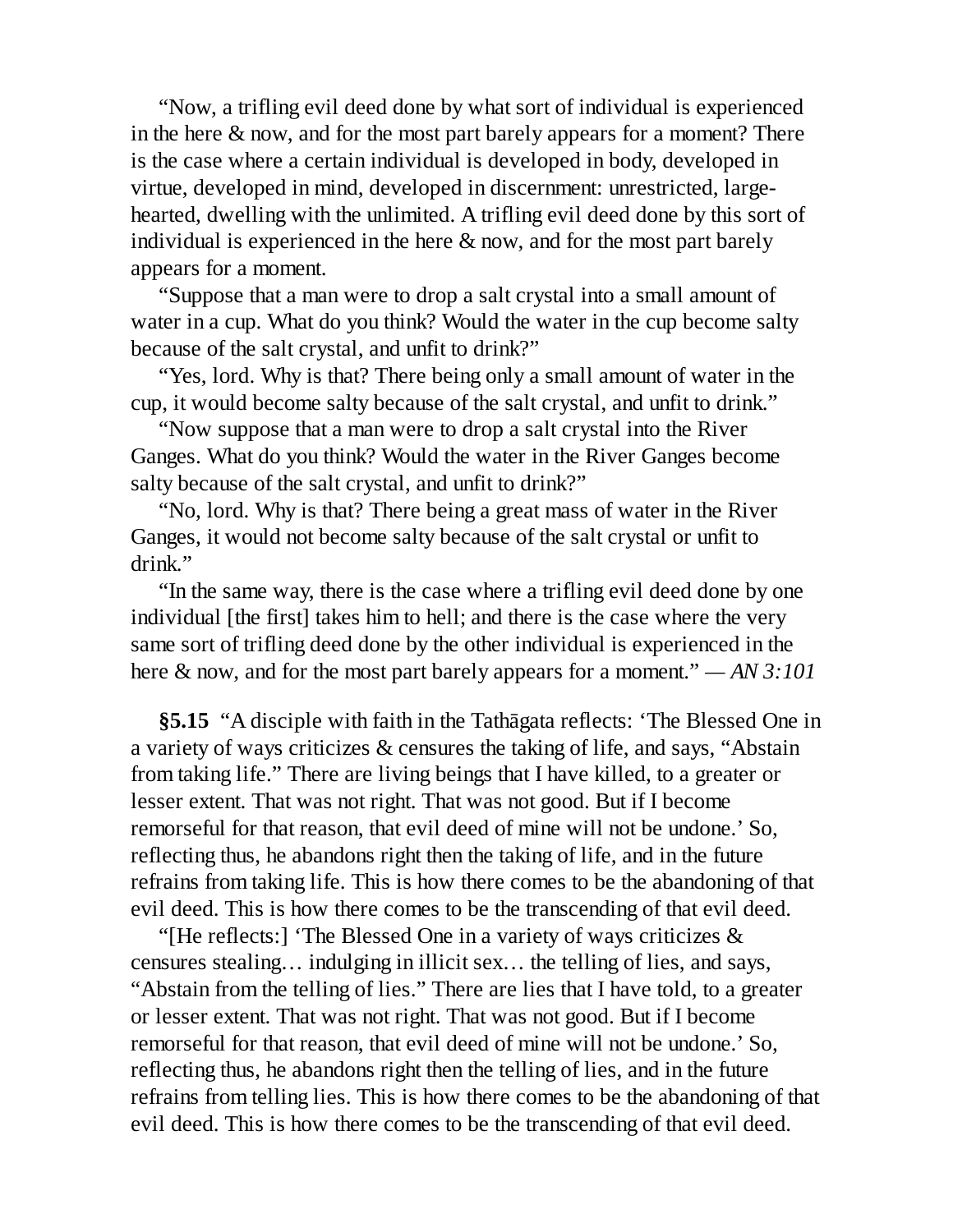"Now, a trifling evil deed done by what sort of individual is experienced in the here & now, and for the most part barely appears for a moment? There is the case where a certain individual is developed in body, developed in virtue, developed in mind, developed in discernment: unrestricted, large-hearted, dwelling with the unlimited. A trifling evil deed done by this sort of individual is experienced in the here & now, and for the most part barely appears for a moment.

"Suppose that a man were to drop a salt crystal into a small amount of water in a cup. What do you think? Would the water in the cup become salty because of the salt crystal, and unfit to drink?"

"Yes, lord. Why is that? There being only a small amount of water in the cup, it would become salty because of the salt crystal, and unfit to drink."

"Now suppose that a man were to drop a salt crystal into the River Ganges. What do you think? Would the water in the River Ganges become salty because of the salt crystal, and unfit to drink?"

"No, lord. Why is that? There being a great mass of water in the River Ganges, it would not become salty because of the salt crystal or unfit to drink."

"In the same way, there is the case where a trifling evil deed done by one individual [the first] takes him to hell; and there is the case where the very same sort of trifling deed done by the other individual is experienced in the here & now, and for the most part barely appears for a moment." — *AN 3:101*

**§5.15** "A disciple with faith in the Tathāgata reflects: 'The Blessed One in a variety of ways criticizes & censures the taking of life, and says, "Abstain from taking life." There are living beings that I have killed, to a greater or lesser extent. That was not right. That was not good. But if I become remorseful for that reason, that evil deed of mine will not be undone.' So, reflecting thus, he abandons right then the taking of life, and in the future refrains from taking life. This is how there comes to be the abandoning of that evil deed. This is how there comes to be the transcending of that evil deed.

"[He reflects:] 'The Blessed One in a variety of ways criticizes & censures stealing… indulging in illicit sex… the telling of lies, and says, "Abstain from the telling of lies." There are lies that I have told, to a greater or lesser extent. That was not right. That was not good. But if I become remorseful for that reason, that evil deed of mine will not be undone.' So, reflecting thus, he abandons right then the telling of lies, and in the future refrains from telling lies. This is how there comes to be the abandoning of that evil deed. This is how there comes to be the transcending of that evil deed.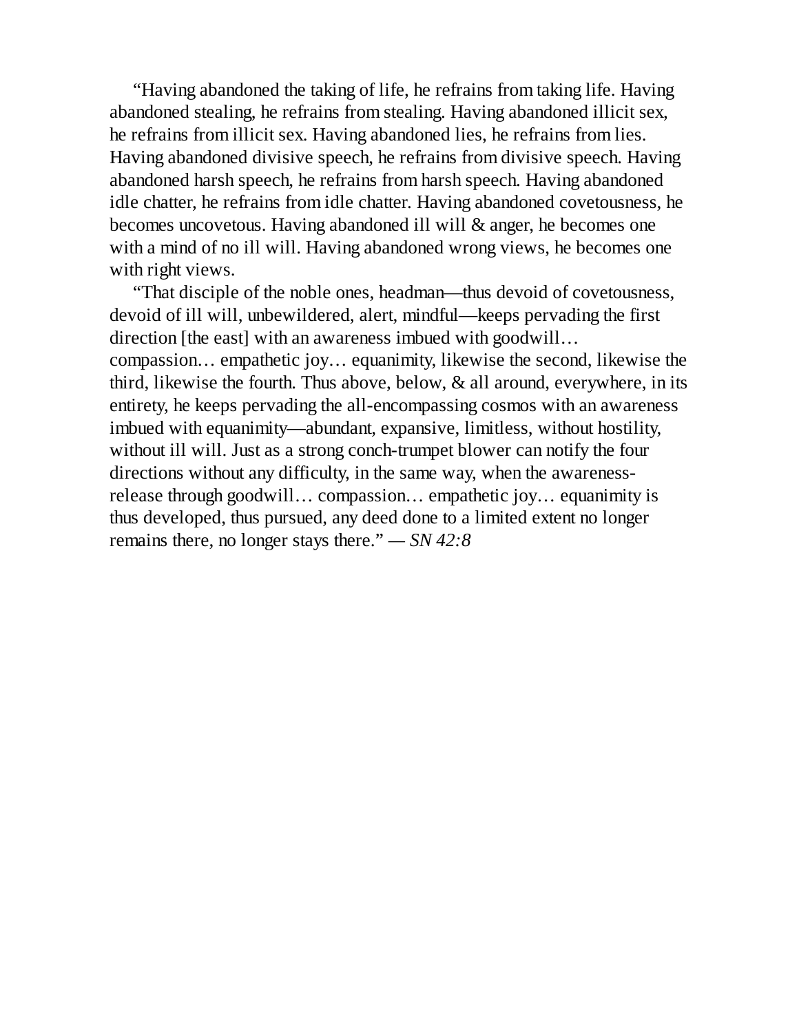“Having abandoned the taking of life, he refrains from taking life. Having abandoned stealing, he refrains from stealing. Having abandoned illicit sex, he refrains from illicit sex. Having abandoned lies, he refrains from lies. Having abandoned divisive speech, he refrains from divisive speech. Having abandoned harsh speech, he refrains from harsh speech. Having abandoned idle chatter, he refrains from idle chatter. Having abandoned covetousness, he becomes uncovetous. Having abandoned ill will & anger, he becomes one with a mind of no ill will. Having abandoned wrong views, he becomes one with right views.

“That disciple of the noble ones, headman—thus devoid of covetousness, devoid of ill will, unbewildered, alert, mindful—keeps pervading the first direction [the east] with an awareness imbued with goodwill… compassion… empathetic joy… equanimity, likewise the second, likewise the third, likewise the fourth. Thus above, below, & all around, everywhere, in its entirety, he keeps pervading the all-encompassing cosmos with an awareness imbued with equanimity—abundant, expansive, limitless, without hostility, without ill will. Just as a strong conch-trumpet blower can notify the four directions without any difficulty, in the same way, when the awareness-release through goodwill… compassion… empathetic joy… equanimity is thus developed, thus pursued, any deed done to a limited extent no longer remains there, no longer stays there.” — *SN 42:8*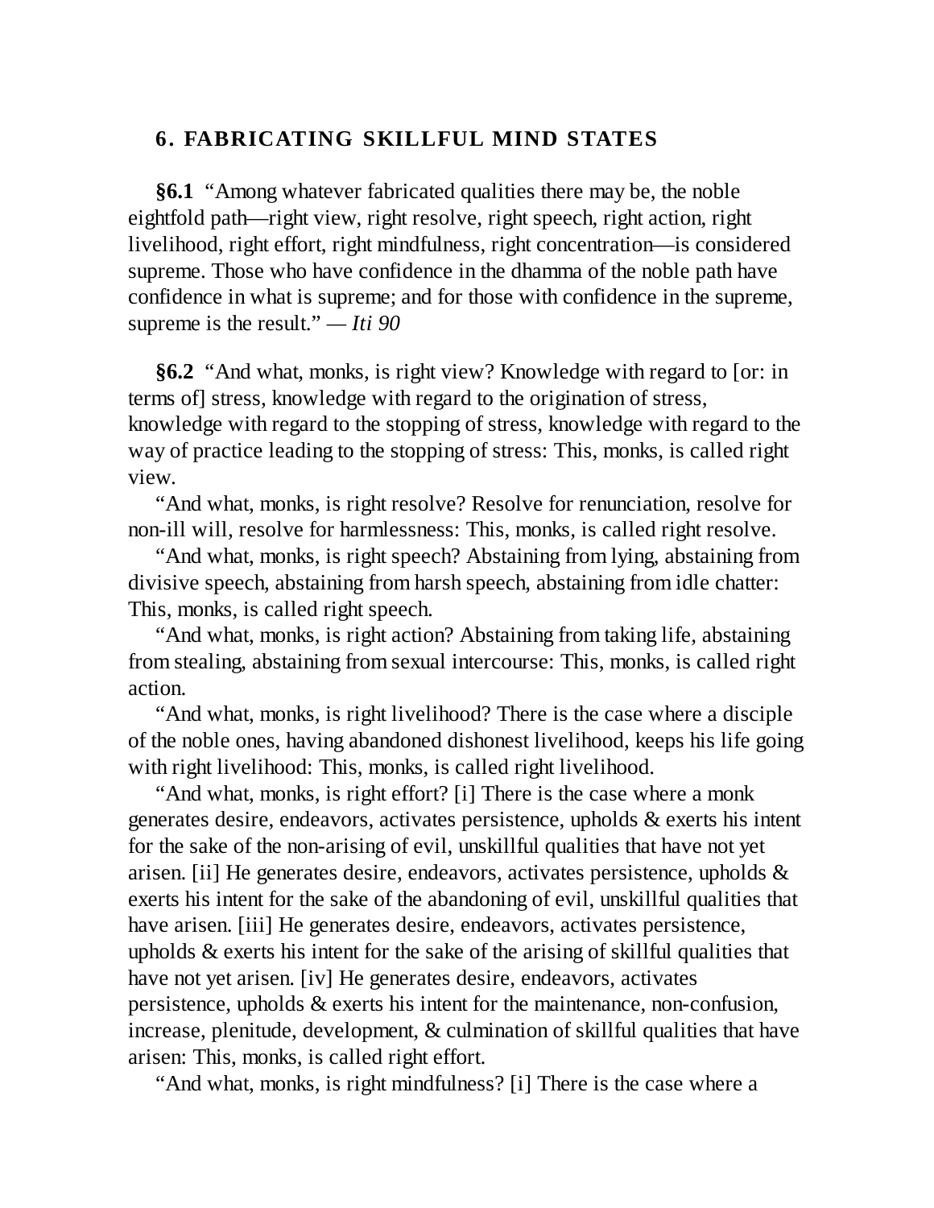## 6. FABRICATING SKILLFUL MIND STATES

**§6.1** "Among whatever fabricated qualities there may be, the noble eightfold path—right view, right resolve, right speech, right action, right livelihood, right effort, right mindfulness, right concentration—is considered supreme. Those who have confidence in the dhamma of the noble path have confidence in what is supreme; and for those with confidence in the supreme, supreme is the result." — *Iti 90*

**§6.2** "And what, monks, is right view? Knowledge with regard to [or: in terms of] stress, knowledge with regard to the origination of stress, knowledge with regard to the stopping of stress, knowledge with regard to the way of practice leading to the stopping of stress: This, monks, is called right view.

"And what, monks, is right resolve? Resolve for renunciation, resolve for non-ill will, resolve for harmlessness: This, monks, is called right resolve.

"And what, monks, is right speech? Abstaining from lying, abstaining from divisive speech, abstaining from harsh speech, abstaining from idle chatter: This, monks, is called right speech.

"And what, monks, is right action? Abstaining from taking life, abstaining from stealing, abstaining from sexual intercourse: This, monks, is called right action.

"And what, monks, is right livelihood? There is the case where a disciple of the noble ones, having abandoned dishonest livelihood, keeps his life going with right livelihood: This, monks, is called right livelihood.

"And what, monks, is right effort? [i] There is the case where a monk generates desire, endeavors, activates persistence, upholds & exerts his intent for the sake of the non-arising of evil, unskillful qualities that have not yet arisen. [ii] He generates desire, endeavors, activates persistence, upholds & exerts his intent for the sake of the abandoning of evil, unskillful qualities that have arisen. [iii] He generates desire, endeavors, activates persistence, upholds & exerts his intent for the sake of the arising of skillful qualities that have not yet arisen. [iv] He generates desire, endeavors, activates persistence, upholds & exerts his intent for the maintenance, non-confusion, increase, plenitude, development, & culmination of skillful qualities that have arisen: This, monks, is called right effort.

"And what, monks, is right mindfulness? [i] There is the case where a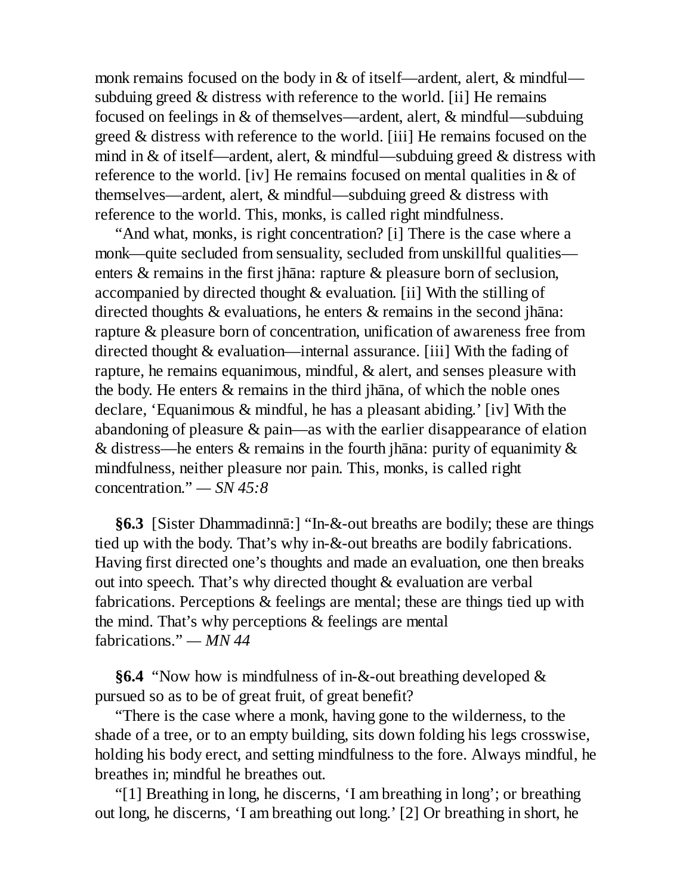monk remains focused on the body in & of itself—ardent, alert, & mindful—subduing greed & distress with reference to the world. [ii] He remains focused on feelings in & of themselves—ardent, alert, & mindful—subduing greed & distress with reference to the world. [iii] He remains focused on the mind in & of itself—ardent, alert, & mindful—subduing greed & distress with reference to the world. [iv] He remains focused on mental qualities in & of themselves—ardent, alert, & mindful—subduing greed & distress with reference to the world. This, monks, is called right mindfulness.

"And what, monks, is right concentration? [i] There is the case where a monk—quite secluded from sensuality, secluded from unskillful qualities—enters & remains in the first jhāna: rapture & pleasure born of seclusion, accompanied by directed thought & evaluation. [ii] With the stilling of directed thoughts & evaluations, he enters & remains in the second jhāna: rapture & pleasure born of concentration, unification of awareness free from directed thought & evaluation—internal assurance. [iii] With the fading of rapture, he remains equanimous, mindful, & alert, and senses pleasure with the body. He enters & remains in the third jhāna, of which the noble ones declare, 'Equanimous & mindful, he has a pleasant abiding.' [iv] With the abandoning of pleasure & pain—as with the earlier disappearance of elation & distress—he enters & remains in the fourth jhāna: purity of equanimity & mindfulness, neither pleasure nor pain. This, monks, is called right concentration." — *SN 45:8*

**§6.3** [Sister Dhammadinnā:] "In-&-out breaths are bodily; these are things tied up with the body. That's why in-&-out breaths are bodily fabrications. Having first directed one's thoughts and made an evaluation, one then breaks out into speech. That's why directed thought & evaluation are verbal fabrications. Perceptions & feelings are mental; these are things tied up with the mind. That's why perceptions & feelings are mental fabrications." — *MN 44*

**§6.4** "Now how is mindfulness of in-&-out breathing developed & pursued so as to be of great fruit, of great benefit?

"There is the case where a monk, having gone to the wilderness, to the shade of a tree, or to an empty building, sits down folding his legs crosswise, holding his body erect, and setting mindfulness to the fore. Always mindful, he breathes in; mindful he breathes out.

"[1] Breathing in long, he discerns, 'I am breathing in long'; or breathing out long, he discerns, 'I am breathing out long.' [2] Or breathing in short, he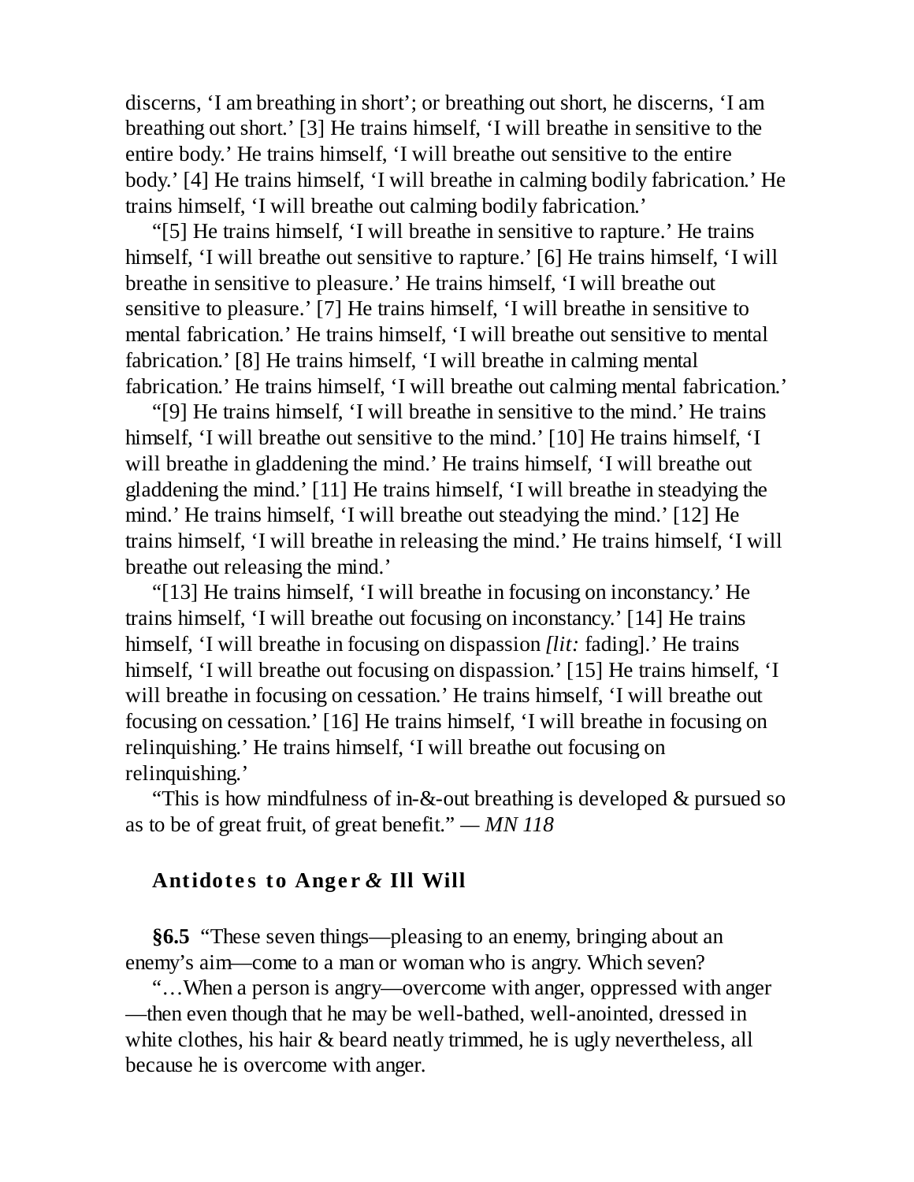discerns, 'I am breathing in short'; or breathing out short, he discerns, 'I am breathing out short.' [3] He trains himself, 'I will breathe in sensitive to the entire body.' He trains himself, 'I will breathe out sensitive to the entire body.' [4] He trains himself, 'I will breathe in calming bodily fabrication.' He trains himself, 'I will breathe out calming bodily fabrication.'

"[5] He trains himself, 'I will breathe in sensitive to rapture.' He trains himself, 'I will breathe out sensitive to rapture.' [6] He trains himself, 'I will breathe in sensitive to pleasure.' He trains himself, 'I will breathe out sensitive to pleasure.' [7] He trains himself, 'I will breathe in sensitive to mental fabrication.' He trains himself, 'I will breathe out sensitive to mental fabrication.' [8] He trains himself, 'I will breathe in calming mental fabrication.' He trains himself, 'I will breathe out calming mental fabrication.'

"[9] He trains himself, 'I will breathe in sensitive to the mind.' He trains himself, 'I will breathe out sensitive to the mind.' [10] He trains himself, 'I will breathe in gladdening the mind.' He trains himself, 'I will breathe out gladdening the mind.' [11] He trains himself, 'I will breathe in steadying the mind.' He trains himself, 'I will breathe out steadying the mind.' [12] He trains himself, 'I will breathe in releasing the mind.' He trains himself, 'I will breathe out releasing the mind.'

"[13] He trains himself, 'I will breathe in focusing on inconstancy.' He trains himself, 'I will breathe out focusing on inconstancy.' [14] He trains himself, 'I will breathe in focusing on dispassion *[lit:* fading].' He trains himself, 'I will breathe out focusing on dispassion.' [15] He trains himself, 'I will breathe in focusing on cessation.' He trains himself, 'I will breathe out focusing on cessation.' [16] He trains himself, 'I will breathe in focusing on relinquishing.' He trains himself, 'I will breathe out focusing on relinquishing.'

"This is how mindfulness of in-&-out breathing is developed & pursued so as to be of great fruit, of great benefit." — *MN 118*

### Antidotes to Anger & Ill Will

**§6.5** "These seven things—pleasing to an enemy, bringing about an enemy's aim—come to a man or woman who is angry. Which seven?

"…When a person is angry—overcome with anger, oppressed with anger—then even though that he may be well-bathed, well-anointed, dressed in white clothes, his hair & beard neatly trimmed, he is ugly nevertheless, all because he is overcome with anger.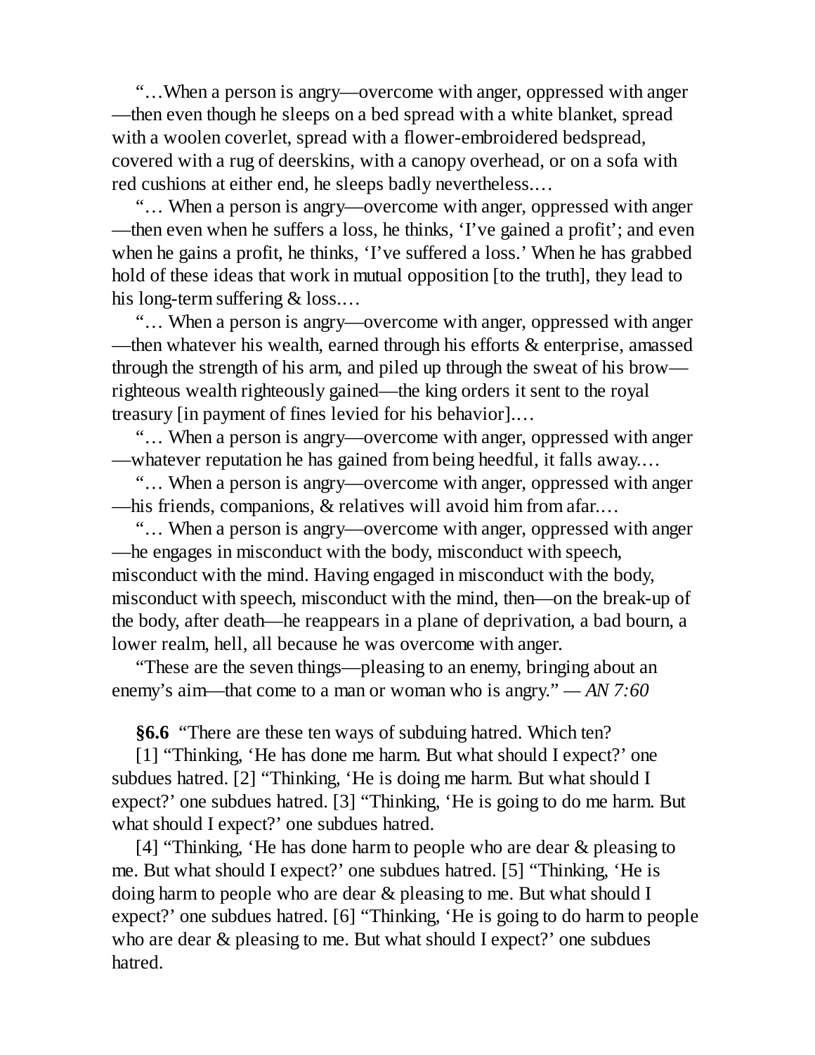"…When a person is angry—overcome with anger, oppressed with anger—then even though he sleeps on a bed spread with a white blanket, spread with a woolen coverlet, spread with a flower-embroidered bedspread, covered with a rug of deerskins, with a canopy overhead, or on a sofa with red cushions at either end, he sleeps badly nevertheless.…

"… When a person is angry—overcome with anger, oppressed with anger—then even when he suffers a loss, he thinks, 'I've gained a profit'; and even when he gains a profit, he thinks, 'I've suffered a loss.' When he has grabbed hold of these ideas that work in mutual opposition [to the truth], they lead to his long-term suffering & loss.…

"… When a person is angry—overcome with anger, oppressed with anger—then whatever his wealth, earned through his efforts & enterprise, amassed through the strength of his arm, and piled up through the sweat of his brow—righteous wealth righteously gained—the king orders it sent to the royal treasury [in payment of fines levied for his behavior].…

"… When a person is angry—overcome with anger, oppressed with anger—whatever reputation he has gained from being heedful, it falls away.…

"… When a person is angry—overcome with anger, oppressed with anger—his friends, companions, & relatives will avoid him from afar.…

"… When a person is angry—overcome with anger, oppressed with anger—he engages in misconduct with the body, misconduct with speech, misconduct with the mind. Having engaged in misconduct with the body, misconduct with speech, misconduct with the mind, then—on the break-up of the body, after death—he reappears in a plane of deprivation, a bad bourn, a lower realm, hell, all because he was overcome with anger.

"These are the seven things—pleasing to an enemy, bringing about an enemy's aim—that come to a man or woman who is angry." — *AN 7:60*

**§6.6** "There are these ten ways of subduing hatred. Which ten?

[1] "Thinking, 'He has done me harm. But what should I expect?' one subdues hatred. [2] "Thinking, 'He is doing me harm. But what should I expect?' one subdues hatred. [3] "Thinking, 'He is going to do me harm. But what should I expect?' one subdues hatred.

[4] "Thinking, 'He has done harm to people who are dear & pleasing to me. But what should I expect?' one subdues hatred. [5] "Thinking, 'He is doing harm to people who are dear & pleasing to me. But what should I expect?' one subdues hatred. [6] "Thinking, 'He is going to do harm to people who are dear & pleasing to me. But what should I expect?' one subdues hatred.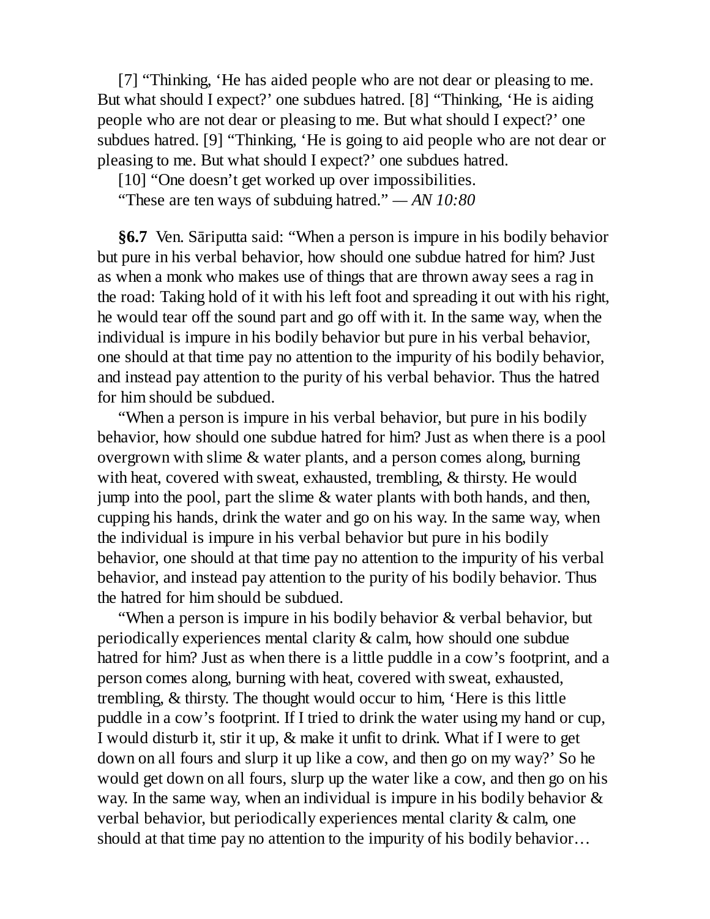[7] "Thinking, 'He has aided people who are not dear or pleasing to me. But what should I expect?' one subdues hatred. [8] "Thinking, 'He is aiding people who are not dear or pleasing to me. But what should I expect?' one subdues hatred. [9] "Thinking, 'He is going to aid people who are not dear or pleasing to me. But what should I expect?' one subdues hatred.

[10] "One doesn't get worked up over impossibilities.

"These are ten ways of subduing hatred." — *AN 10:80*

**§6.7** Ven. Sāriputta said: "When a person is impure in his bodily behavior but pure in his verbal behavior, how should one subdue hatred for him? Just as when a monk who makes use of things that are thrown away sees a rag in the road: Taking hold of it with his left foot and spreading it out with his right, he would tear off the sound part and go off with it. In the same way, when the individual is impure in his bodily behavior but pure in his verbal behavior, one should at that time pay no attention to the impurity of his bodily behavior, and instead pay attention to the purity of his verbal behavior. Thus the hatred for him should be subdued.

"When a person is impure in his verbal behavior, but pure in his bodily behavior, how should one subdue hatred for him? Just as when there is a pool overgrown with slime & water plants, and a person comes along, burning with heat, covered with sweat, exhausted, trembling, & thirsty. He would jump into the pool, part the slime & water plants with both hands, and then, cupping his hands, drink the water and go on his way. In the same way, when the individual is impure in his verbal behavior but pure in his bodily behavior, one should at that time pay no attention to the impurity of his verbal behavior, and instead pay attention to the purity of his bodily behavior. Thus the hatred for him should be subdued.

"When a person is impure in his bodily behavior & verbal behavior, but periodically experiences mental clarity & calm, how should one subdue hatred for him? Just as when there is a little puddle in a cow's footprint, and a person comes along, burning with heat, covered with sweat, exhausted, trembling, & thirsty. The thought would occur to him, 'Here is this little puddle in a cow's footprint. If I tried to drink the water using my hand or cup, I would disturb it, stir it up, & make it unfit to drink. What if I were to get down on all fours and slurp it up like a cow, and then go on my way?' So he would get down on all fours, slurp up the water like a cow, and then go on his way. In the same way, when an individual is impure in his bodily behavior & verbal behavior, but periodically experiences mental clarity & calm, one should at that time pay no attention to the impurity of his bodily behavior…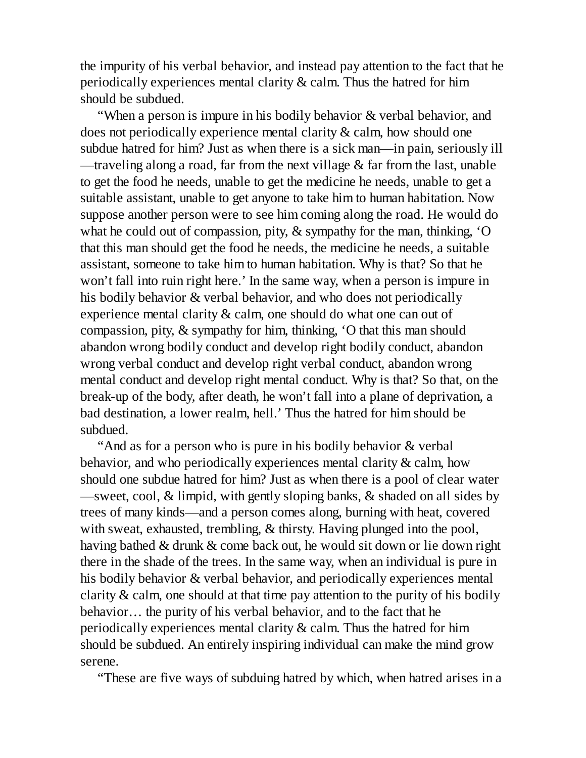the impurity of his verbal behavior, and instead pay attention to the fact that he periodically experiences mental clarity & calm. Thus the hatred for him should be subdued.

"When a person is impure in his bodily behavior & verbal behavior, and does not periodically experience mental clarity & calm, how should one subdue hatred for him? Just as when there is a sick man—in pain, seriously ill—traveling along a road, far from the next village & far from the last, unable to get the food he needs, unable to get the medicine he needs, unable to get a suitable assistant, unable to get anyone to take him to human habitation. Now suppose another person were to see him coming along the road. He would do what he could out of compassion, pity, & sympathy for the man, thinking, 'O that this man should get the food he needs, the medicine he needs, a suitable assistant, someone to take him to human habitation. Why is that? So that he won't fall into ruin right here.' In the same way, when a person is impure in his bodily behavior & verbal behavior, and who does not periodically experience mental clarity & calm, one should do what one can out of compassion, pity, & sympathy for him, thinking, 'O that this man should abandon wrong bodily conduct and develop right bodily conduct, abandon wrong verbal conduct and develop right verbal conduct, abandon wrong mental conduct and develop right mental conduct. Why is that? So that, on the break-up of the body, after death, he won't fall into a plane of deprivation, a bad destination, a lower realm, hell.' Thus the hatred for him should be subdued.

"And as for a person who is pure in his bodily behavior & verbal behavior, and who periodically experiences mental clarity & calm, how should one subdue hatred for him? Just as when there is a pool of clear water—sweet, cool, & limpid, with gently sloping banks, & shaded on all sides by trees of many kinds—and a person comes along, burning with heat, covered with sweat, exhausted, trembling, & thirsty. Having plunged into the pool, having bathed & drunk & come back out, he would sit down or lie down right there in the shade of the trees. In the same way, when an individual is pure in his bodily behavior & verbal behavior, and periodically experiences mental clarity & calm, one should at that time pay attention to the purity of his bodily behavior… the purity of his verbal behavior, and to the fact that he periodically experiences mental clarity & calm. Thus the hatred for him should be subdued. An entirely inspiring individual can make the mind grow serene.

"These are five ways of subduing hatred by which, when hatred arises in a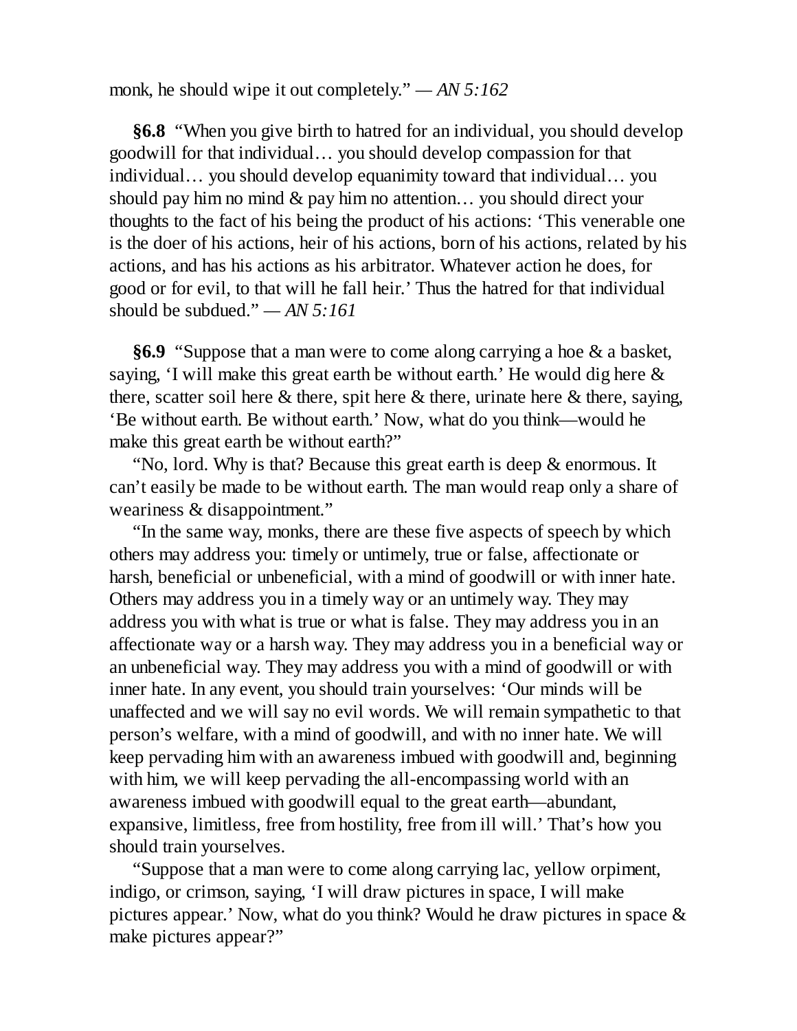monk, he should wipe it out completely." — *AN 5:162*

**§6.8** "When you give birth to hatred for an individual, you should develop goodwill for that individual… you should develop compassion for that individual… you should develop equanimity toward that individual… you should pay him no mind & pay him no attention… you should direct your thoughts to the fact of his being the product of his actions: 'This venerable one is the doer of his actions, heir of his actions, born of his actions, related by his actions, and has his actions as his arbitrator. Whatever action he does, for good or for evil, to that will he fall heir.' Thus the hatred for that individual should be subdued." — *AN 5:161*

**§6.9** "Suppose that a man were to come along carrying a hoe & a basket, saying, 'I will make this great earth be without earth.' He would dig here & there, scatter soil here & there, spit here & there, urinate here & there, saying, 'Be without earth. Be without earth.' Now, what do you think—would he make this great earth be without earth?"

"No, lord. Why is that? Because this great earth is deep & enormous. It can't easily be made to be without earth. The man would reap only a share of weariness & disappointment."

"In the same way, monks, there are these five aspects of speech by which others may address you: timely or untimely, true or false, affectionate or harsh, beneficial or unbeneficial, with a mind of goodwill or with inner hate. Others may address you in a timely way or an untimely way. They may address you with what is true or what is false. They may address you in an affectionate way or a harsh way. They may address you in a beneficial way or an unbeneficial way. They may address you with a mind of goodwill or with inner hate. In any event, you should train yourselves: 'Our minds will be unaffected and we will say no evil words. We will remain sympathetic to that person's welfare, with a mind of goodwill, and with no inner hate. We will keep pervading him with an awareness imbued with goodwill and, beginning with him, we will keep pervading the all-encompassing world with an awareness imbued with goodwill equal to the great earth—abundant, expansive, limitless, free from hostility, free from ill will.' That's how you should train yourselves.

"Suppose that a man were to come along carrying lac, yellow orpiment, indigo, or crimson, saying, 'I will draw pictures in space, I will make pictures appear.' Now, what do you think? Would he draw pictures in space & make pictures appear?"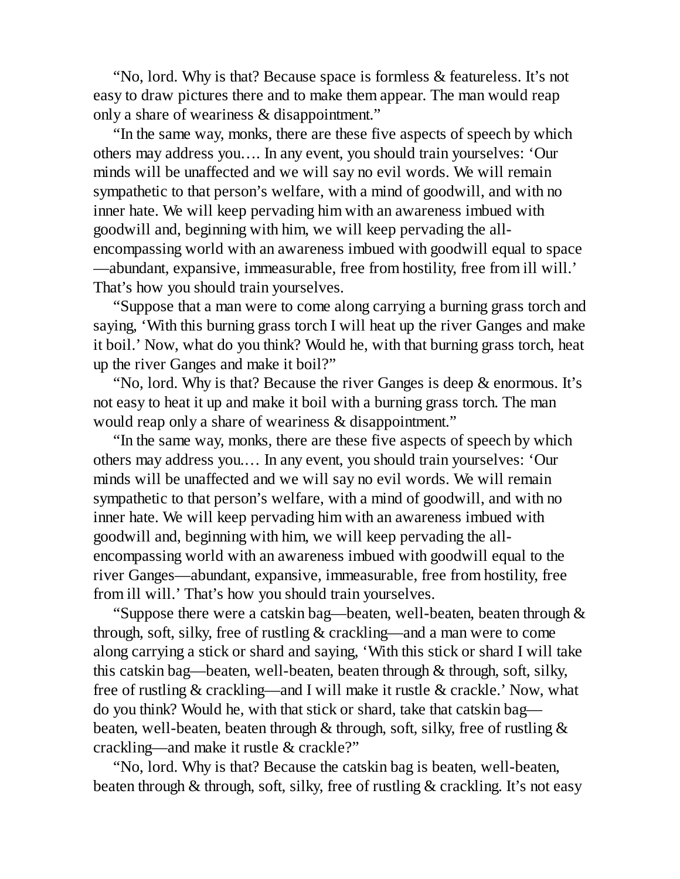"No, lord. Why is that? Because space is formless & featureless. It's not easy to draw pictures there and to make them appear. The man would reap only a share of weariness & disappointment."

"In the same way, monks, there are these five aspects of speech by which others may address you…. In any event, you should train yourselves: 'Our minds will be unaffected and we will say no evil words. We will remain sympathetic to that person's welfare, with a mind of goodwill, and with no inner hate. We will keep pervading him with an awareness imbued with goodwill and, beginning with him, we will keep pervading the all-encompassing world with an awareness imbued with goodwill equal to space—abundant, expansive, immeasurable, free from hostility, free from ill will.' That's how you should train yourselves.

"Suppose that a man were to come along carrying a burning grass torch and saying, 'With this burning grass torch I will heat up the river Ganges and make it boil.' Now, what do you think? Would he, with that burning grass torch, heat up the river Ganges and make it boil?"

"No, lord. Why is that? Because the river Ganges is deep & enormous. It's not easy to heat it up and make it boil with a burning grass torch. The man would reap only a share of weariness & disappointment."

"In the same way, monks, there are these five aspects of speech by which others may address you…. In any event, you should train yourselves: 'Our minds will be unaffected and we will say no evil words. We will remain sympathetic to that person's welfare, with a mind of goodwill, and with no inner hate. We will keep pervading him with an awareness imbued with goodwill and, beginning with him, we will keep pervading the all-encompassing world with an awareness imbued with goodwill equal to the river Ganges—abundant, expansive, immeasurable, free from hostility, free from ill will.' That's how you should train yourselves.

"Suppose there were a catskin bag—beaten, well-beaten, beaten through & through, soft, silky, free of rustling & crackling—and a man were to come along carrying a stick or shard and saying, 'With this stick or shard I will take this catskin bag—beaten, well-beaten, beaten through & through, soft, silky, free of rustling & crackling—and I will make it rustle & crackle.' Now, what do you think? Would he, with that stick or shard, take that catskin bag—beaten, well-beaten, beaten through & through, soft, silky, free of rustling & crackling—and make it rustle & crackle?"

"No, lord. Why is that? Because the catskin bag is beaten, well-beaten, beaten through & through, soft, silky, free of rustling & crackling. It's not easy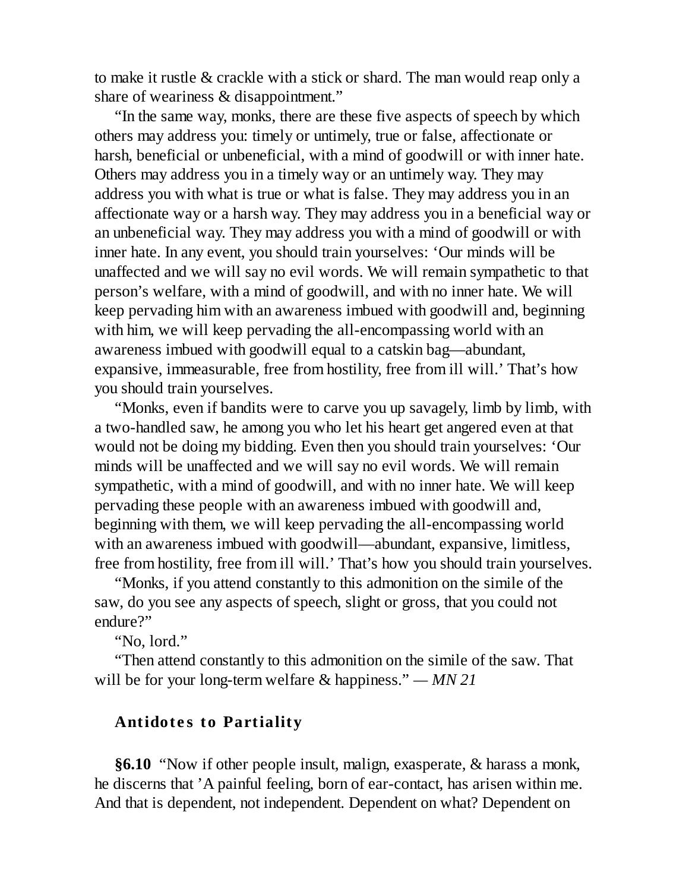to make it rustle & crackle with a stick or shard. The man would reap only a share of weariness & disappointment."

"In the same way, monks, there are these five aspects of speech by which others may address you: timely or untimely, true or false, affectionate or harsh, beneficial or unbeneficial, with a mind of goodwill or with inner hate. Others may address you in a timely way or an untimely way. They may address you with what is true or what is false. They may address you in an affectionate way or a harsh way. They may address you in a beneficial way or an unbeneficial way. They may address you with a mind of goodwill or with inner hate. In any event, you should train yourselves: 'Our minds will be unaffected and we will say no evil words. We will remain sympathetic to that person's welfare, with a mind of goodwill, and with no inner hate. We will keep pervading him with an awareness imbued with goodwill and, beginning with him, we will keep pervading the all-encompassing world with an awareness imbued with goodwill equal to a catskin bag—abundant, expansive, immeasurable, free from hostility, free from ill will.' That's how you should train yourselves.

"Monks, even if bandits were to carve you up savagely, limb by limb, with a two-handled saw, he among you who let his heart get angered even at that would not be doing my bidding. Even then you should train yourselves: 'Our minds will be unaffected and we will say no evil words. We will remain sympathetic, with a mind of goodwill, and with no inner hate. We will keep pervading these people with an awareness imbued with goodwill and, beginning with them, we will keep pervading the all-encompassing world with an awareness imbued with goodwill—abundant, expansive, limitless, free from hostility, free from ill will.' That's how you should train yourselves.

"Monks, if you attend constantly to this admonition on the simile of the saw, do you see any aspects of speech, slight or gross, that you could not endure?"

"No, lord."

"Then attend constantly to this admonition on the simile of the saw. That will be for your long-term welfare & happiness." — *MN 21*

### Antidotes to Partiality

**§6.10** "Now if other people insult, malign, exasperate, & harass a monk, he discerns that 'A painful feeling, born of ear-contact, has arisen within me. And that is dependent, not independent. Dependent on what? Dependent on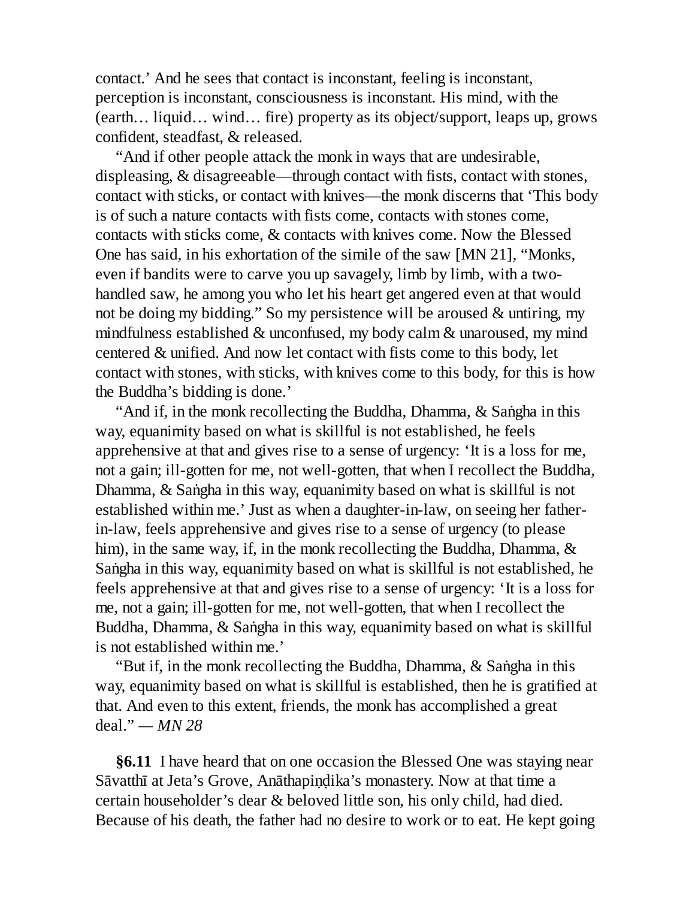contact.' And he sees that contact is inconstant, feeling is inconstant, perception is inconstant, consciousness is inconstant. His mind, with the (earth… liquid… wind… fire) property as its object/support, leaps up, grows confident, steadfast, & released.

"And if other people attack the monk in ways that are undesirable, displeasing, & disagreeable—through contact with fists, contact with stones, contact with sticks, or contact with knives—the monk discerns that 'This body is of such a nature contacts with fists come, contacts with stones come, contacts with sticks come, & contacts with knives come. Now the Blessed One has said, in his exhortation of the simile of the saw [MN 21], "Monks, even if bandits were to carve you up savagely, limb by limb, with a two-handled saw, he among you who let his heart get angered even at that would not be doing my bidding." So my persistence will be aroused & untiring, my mindfulness established & unconfused, my body calm & unaroused, my mind centered & unified. And now let contact with fists come to this body, let contact with stones, with sticks, with knives come to this body, for this is how the Buddha's bidding is done.'

"And if, in the monk recollecting the Buddha, Dhamma, & Saṅgha in this way, equanimity based on what is skillful is not established, he feels apprehensive at that and gives rise to a sense of urgency: 'It is a loss for me, not a gain; ill-gotten for me, not well-gotten, that when I recollect the Buddha, Dhamma, & Saṅgha in this way, equanimity based on what is skillful is not established within me.' Just as when a daughter-in-law, on seeing her father-in-law, feels apprehensive and gives rise to a sense of urgency (to please him), in the same way, if, in the monk recollecting the Buddha, Dhamma, & Saṅgha in this way, equanimity based on what is skillful is not established, he feels apprehensive at that and gives rise to a sense of urgency: 'It is a loss for me, not a gain; ill-gotten for me, not well-gotten, that when I recollect the Buddha, Dhamma, & Saṅgha in this way, equanimity based on what is skillful is not established within me.'

"But if, in the monk recollecting the Buddha, Dhamma, & Saṅgha in this way, equanimity based on what is skillful is established, then he is gratified at that. And even to this extent, friends, the monk has accomplished a great deal." — *MN 28*

**§6.11** I have heard that on one occasion the Blessed One was staying near Sāvatthī at Jeta's Grove, Anāthapiṇḍika's monastery. Now at that time a certain householder's dear & beloved little son, his only child, had died. Because of his death, the father had no desire to work or to eat. He kept going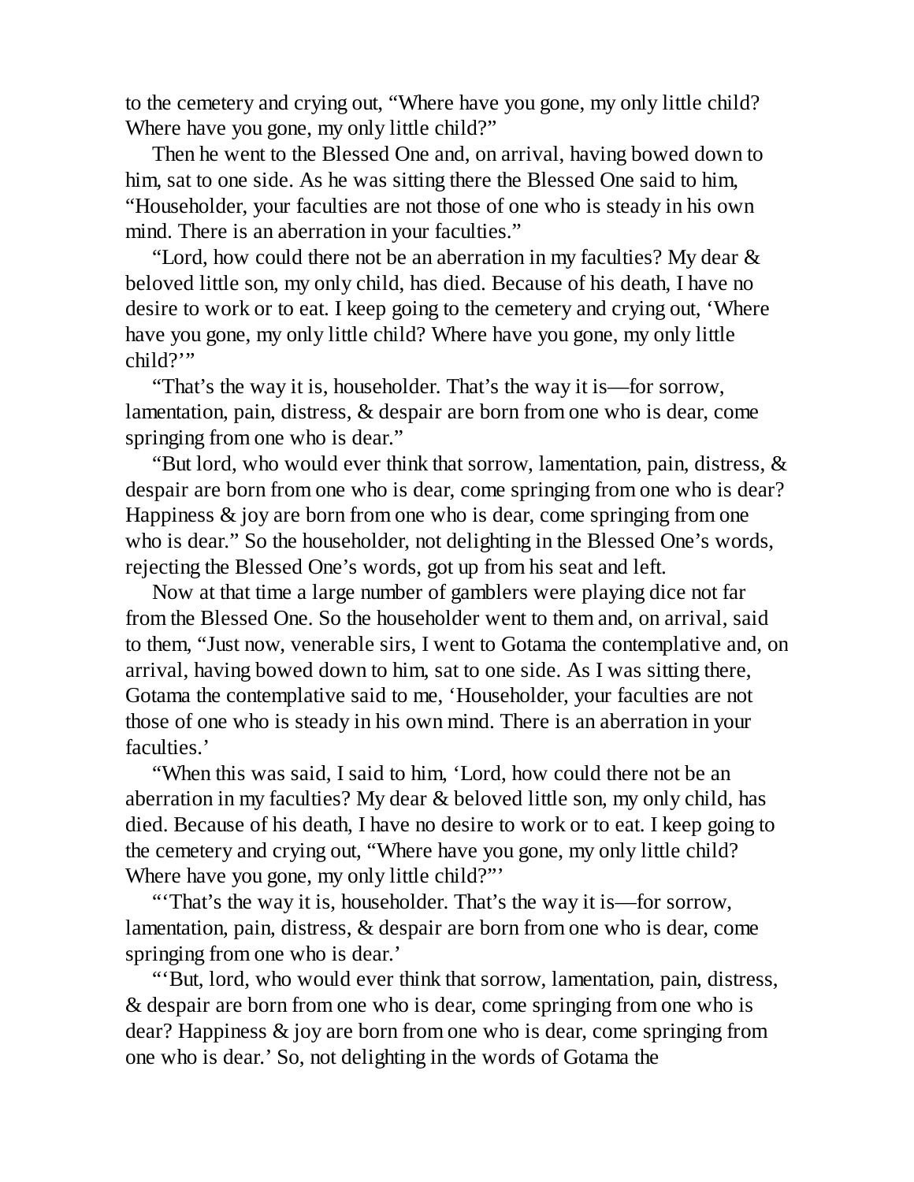to the cemetery and crying out, "Where have you gone, my only little child? Where have you gone, my only little child?"

Then he went to the Blessed One and, on arrival, having bowed down to him, sat to one side. As he was sitting there the Blessed One said to him, "Householder, your faculties are not those of one who is steady in his own mind. There is an aberration in your faculties."

"Lord, how could there not be an aberration in my faculties? My dear & beloved little son, my only child, has died. Because of his death, I have no desire to work or to eat. I keep going to the cemetery and crying out, 'Where have you gone, my only little child? Where have you gone, my only little child?'"

"That's the way it is, householder. That's the way it is—for sorrow, lamentation, pain, distress, & despair are born from one who is dear, come springing from one who is dear."

"But lord, who would ever think that sorrow, lamentation, pain, distress, & despair are born from one who is dear, come springing from one who is dear? Happiness & joy are born from one who is dear, come springing from one who is dear." So the householder, not delighting in the Blessed One's words, rejecting the Blessed One's words, got up from his seat and left.

Now at that time a large number of gamblers were playing dice not far from the Blessed One. So the householder went to them and, on arrival, said to them, "Just now, venerable sirs, I went to Gotama the contemplative and, on arrival, having bowed down to him, sat to one side. As I was sitting there, Gotama the contemplative said to me, 'Householder, your faculties are not those of one who is steady in his own mind. There is an aberration in your faculties.'

"When this was said, I said to him, 'Lord, how could there not be an aberration in my faculties? My dear & beloved little son, my only child, has died. Because of his death, I have no desire to work or to eat. I keep going to the cemetery and crying out, "Where have you gone, my only little child? Where have you gone, my only little child?"'

"'That's the way it is, householder. That's the way it is—for sorrow, lamentation, pain, distress, & despair are born from one who is dear, come springing from one who is dear.'

"'But, lord, who would ever think that sorrow, lamentation, pain, distress, & despair are born from one who is dear, come springing from one who is dear? Happiness & joy are born from one who is dear, come springing from one who is dear.' So, not delighting in the words of Gotama the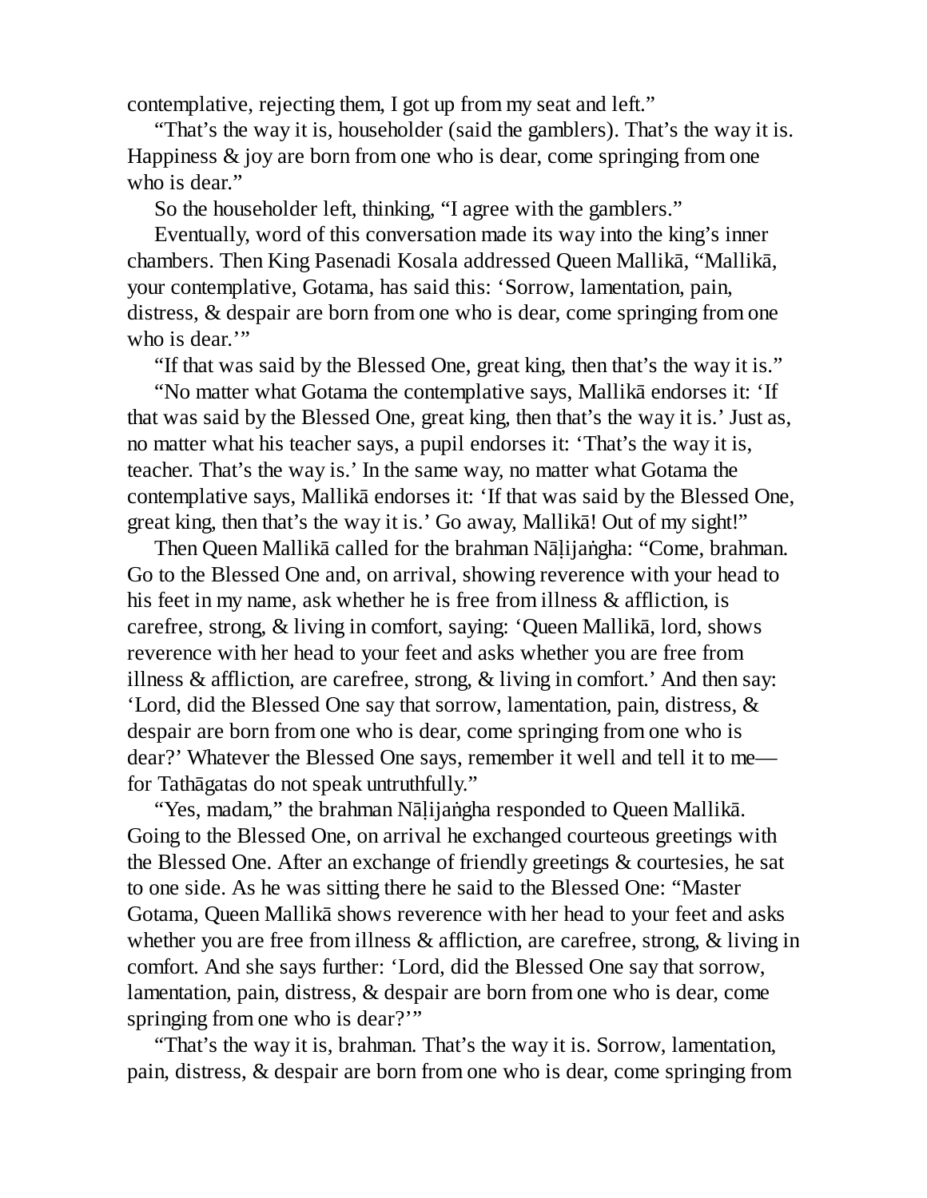contemplative, rejecting them, I got up from my seat and left."

"That's the way it is, householder (said the gamblers). That's the way it is. Happiness & joy are born from one who is dear, come springing from one who is dear."

So the householder left, thinking, "I agree with the gamblers."

Eventually, word of this conversation made its way into the king's inner chambers. Then King Pasenadi Kosala addressed Queen Mallikā, "Mallikā, your contemplative, Gotama, has said this: 'Sorrow, lamentation, pain, distress, & despair are born from one who is dear, come springing from one who is dear.'"

"If that was said by the Blessed One, great king, then that's the way it is."

"No matter what Gotama the contemplative says, Mallikā endorses it: 'If that was said by the Blessed One, great king, then that's the way it is.' Just as, no matter what his teacher says, a pupil endorses it: 'That's the way it is, teacher. That's the way is.' In the same way, no matter what Gotama the contemplative says, Mallikā endorses it: 'If that was said by the Blessed One, great king, then that's the way it is.' Go away, Mallikā! Out of my sight!"

Then Queen Mallikā called for the brahman Nāḷijaṅgha: "Come, brahman. Go to the Blessed One and, on arrival, showing reverence with your head to his feet in my name, ask whether he is free from illness & affliction, is carefree, strong, & living in comfort, saying: 'Queen Mallikā, lord, shows reverence with her head to your feet and asks whether you are free from illness & affliction, are carefree, strong, & living in comfort.' And then say: 'Lord, did the Blessed One say that sorrow, lamentation, pain, distress, & despair are born from one who is dear, come springing from one who is dear?' Whatever the Blessed One says, remember it well and tell it to me—for Tathāgatas do not speak untruthfully."

"Yes, madam," the brahman Nāḷijaṅgha responded to Queen Mallikā. Going to the Blessed One, on arrival he exchanged courteous greetings with the Blessed One. After an exchange of friendly greetings & courtesies, he sat to one side. As he was sitting there he said to the Blessed One: "Master Gotama, Queen Mallikā shows reverence with her head to your feet and asks whether you are free from illness & affliction, are carefree, strong, & living in comfort. And she says further: 'Lord, did the Blessed One say that sorrow, lamentation, pain, distress, & despair are born from one who is dear, come springing from one who is dear?'"

"That's the way it is, brahman. That's the way it is. Sorrow, lamentation, pain, distress, & despair are born from one who is dear, come springing from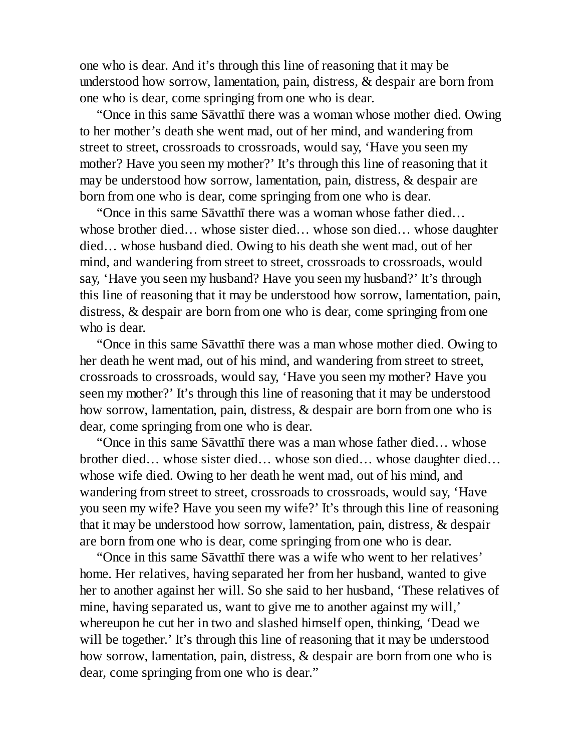one who is dear. And it's through this line of reasoning that it may be understood how sorrow, lamentation, pain, distress, & despair are born from one who is dear, come springing from one who is dear.

"Once in this same Sāvatthī there was a woman whose mother died. Owing to her mother's death she went mad, out of her mind, and wandering from street to street, crossroads to crossroads, would say, 'Have you seen my mother? Have you seen my mother?' It's through this line of reasoning that it may be understood how sorrow, lamentation, pain, distress, & despair are born from one who is dear, come springing from one who is dear.

"Once in this same Sāvatthī there was a woman whose father died… whose brother died… whose sister died… whose son died… whose daughter died… whose husband died. Owing to his death she went mad, out of her mind, and wandering from street to street, crossroads to crossroads, would say, 'Have you seen my husband? Have you seen my husband?' It's through this line of reasoning that it may be understood how sorrow, lamentation, pain, distress, & despair are born from one who is dear, come springing from one who is dear.

"Once in this same Sāvatthī there was a man whose mother died. Owing to her death he went mad, out of his mind, and wandering from street to street, crossroads to crossroads, would say, 'Have you seen my mother? Have you seen my mother?' It's through this line of reasoning that it may be understood how sorrow, lamentation, pain, distress, & despair are born from one who is dear, come springing from one who is dear.

"Once in this same Sāvatthī there was a man whose father died… whose brother died… whose sister died… whose son died… whose daughter died… whose wife died. Owing to her death he went mad, out of his mind, and wandering from street to street, crossroads to crossroads, would say, 'Have you seen my wife? Have you seen my wife?' It's through this line of reasoning that it may be understood how sorrow, lamentation, pain, distress, & despair are born from one who is dear, come springing from one who is dear.

"Once in this same Sāvatthī there was a wife who went to her relatives' home. Her relatives, having separated her from her husband, wanted to give her to another against her will. So she said to her husband, 'These relatives of mine, having separated us, want to give me to another against my will,' whereupon he cut her in two and slashed himself open, thinking, 'Dead we will be together.' It's through this line of reasoning that it may be understood how sorrow, lamentation, pain, distress, & despair are born from one who is dear, come springing from one who is dear."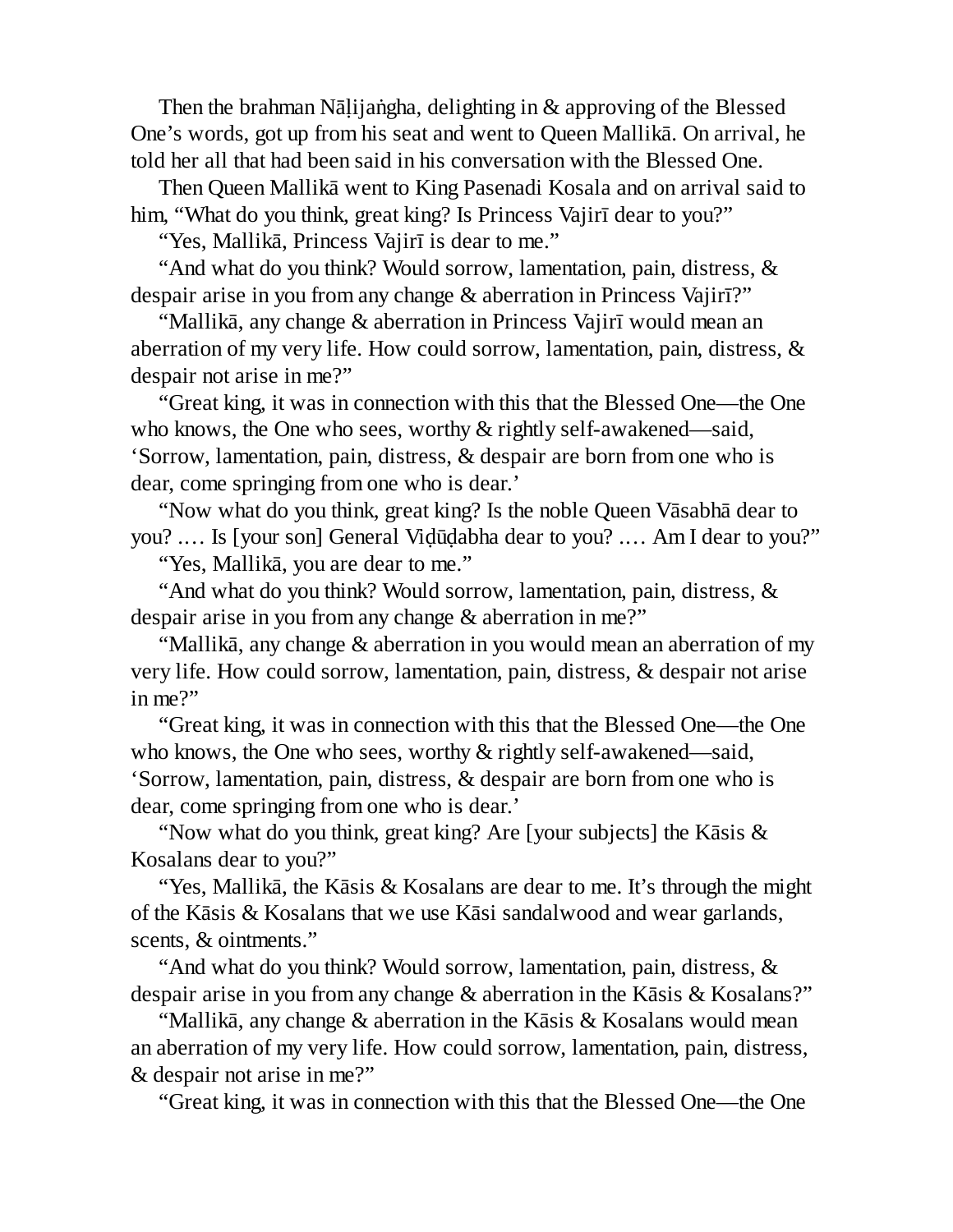Then the brahman Nāḷijaṅgha, delighting in & approving of the Blessed One's words, got up from his seat and went to Queen Mallikā. On arrival, he told her all that had been said in his conversation with the Blessed One.

Then Queen Mallikā went to King Pasenadi Kosala and on arrival said to him, "What do you think, great king? Is Princess Vajirī dear to you?"

"Yes, Mallikā, Princess Vajirī is dear to me."

"And what do you think? Would sorrow, lamentation, pain, distress, & despair arise in you from any change & aberration in Princess Vajirī?"

"Mallikā, any change & aberration in Princess Vajirī would mean an aberration of my very life. How could sorrow, lamentation, pain, distress, & despair not arise in me?"

"Great king, it was in connection with this that the Blessed One—the One who knows, the One who sees, worthy & rightly self-awakened—said, 'Sorrow, lamentation, pain, distress, & despair are born from one who is dear, come springing from one who is dear.'

"Now what do you think, great king? Is the noble Queen Vāsabhā dear to you? .… Is [your son] General Viḍūḍabha dear to you? .… Am I dear to you?"

"Yes, Mallikā, you are dear to me."

"And what do you think? Would sorrow, lamentation, pain, distress, & despair arise in you from any change & aberration in me?"

"Mallikā, any change & aberration in you would mean an aberration of my very life. How could sorrow, lamentation, pain, distress, & despair not arise in me?"

"Great king, it was in connection with this that the Blessed One—the One who knows, the One who sees, worthy & rightly self-awakened—said, 'Sorrow, lamentation, pain, distress, & despair are born from one who is dear, come springing from one who is dear.'

"Now what do you think, great king? Are [your subjects] the Kāsis & Kosalans dear to you?"

"Yes, Mallikā, the Kāsis & Kosalans are dear to me. It's through the might of the Kāsis & Kosalans that we use Kāsi sandalwood and wear garlands, scents, & ointments."

"And what do you think? Would sorrow, lamentation, pain, distress, & despair arise in you from any change & aberration in the Kāsis & Kosalans?"

"Mallikā, any change & aberration in the Kāsis & Kosalans would mean an aberration of my very life. How could sorrow, lamentation, pain, distress, & despair not arise in me?"

"Great king, it was in connection with this that the Blessed One—the One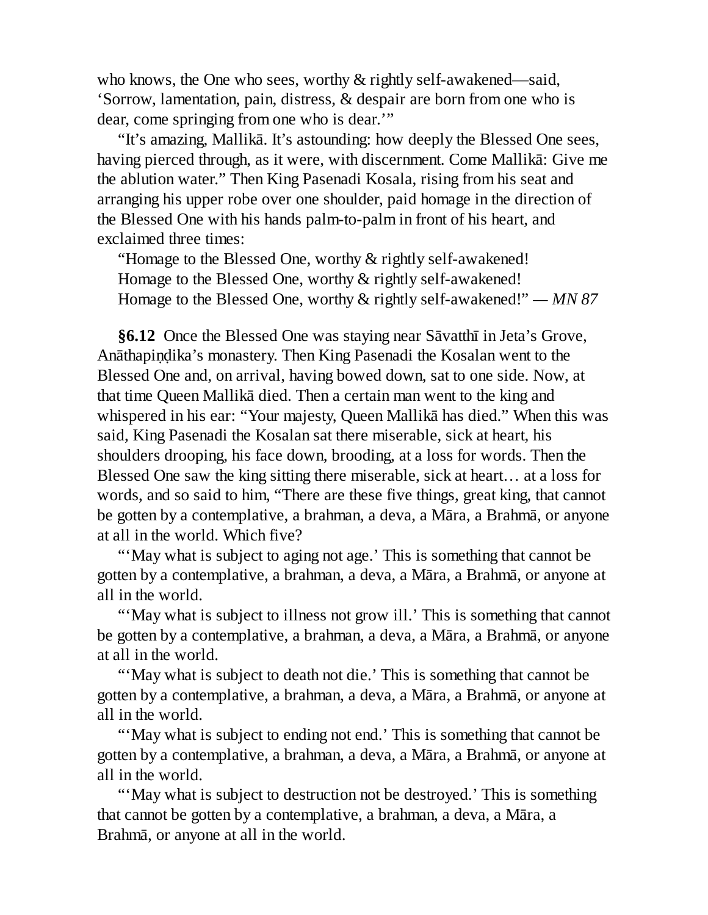who knows, the One who sees, worthy & rightly self-awakened—said, 'Sorrow, lamentation, pain, distress, & despair are born from one who is dear, come springing from one who is dear.'"

"It's amazing, Mallikā. It's astounding: how deeply the Blessed One sees, having pierced through, as it were, with discernment. Come Mallikā: Give me the ablution water." Then King Pasenadi Kosala, rising from his seat and arranging his upper robe over one shoulder, paid homage in the direction of the Blessed One with his hands palm-to-palm in front of his heart, and exclaimed three times:

"Homage to the Blessed One, worthy & rightly self-awakened!
Homage to the Blessed One, worthy & rightly self-awakened!
Homage to the Blessed One, worthy & rightly self-awakened!" — *MN 87*

**§6.12** Once the Blessed One was staying near Sāvatthī in Jeta's Grove, Anāthapiṇḍika's monastery. Then King Pasenadi the Kosalan went to the Blessed One and, on arrival, having bowed down, sat to one side. Now, at that time Queen Mallikā died. Then a certain man went to the king and whispered in his ear: "Your majesty, Queen Mallikā has died." When this was said, King Pasenadi the Kosalan sat there miserable, sick at heart, his shoulders drooping, his face down, brooding, at a loss for words. Then the Blessed One saw the king sitting there miserable, sick at heart… at a loss for words, and so said to him, "There are these five things, great king, that cannot be gotten by a contemplative, a brahman, a deva, a Māra, a Brahmā, or anyone at all in the world. Which five?

"'May what is subject to aging not age.' This is something that cannot be gotten by a contemplative, a brahman, a deva, a Māra, a Brahmā, or anyone at all in the world.

"'May what is subject to illness not grow ill.' This is something that cannot be gotten by a contemplative, a brahman, a deva, a Māra, a Brahmā, or anyone at all in the world.

"'May what is subject to death not die.' This is something that cannot be gotten by a contemplative, a brahman, a deva, a Māra, a Brahmā, or anyone at all in the world.

"'May what is subject to ending not end.' This is something that cannot be gotten by a contemplative, a brahman, a deva, a Māra, a Brahmā, or anyone at all in the world.

"'May what is subject to destruction not be destroyed.' This is something that cannot be gotten by a contemplative, a brahman, a deva, a Māra, a Brahmā, or anyone at all in the world.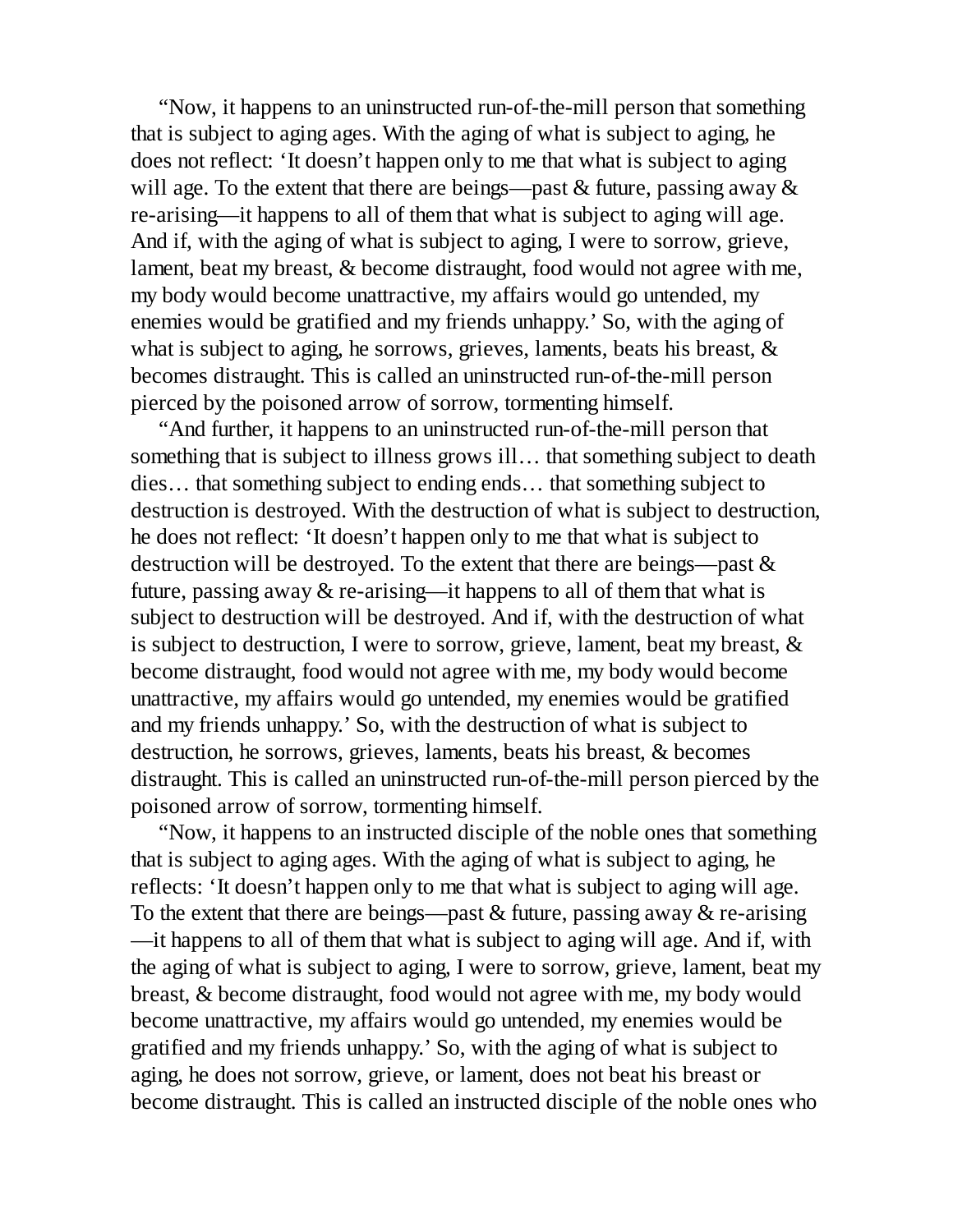“Now, it happens to an uninstructed run-of-the-mill person that something that is subject to aging ages. With the aging of what is subject to aging, he does not reflect: ‘It doesn’t happen only to me that what is subject to aging will age. To the extent that there are beings—past & future, passing away & re-arising—it happens to all of them that what is subject to aging will age. And if, with the aging of what is subject to aging, I were to sorrow, grieve, lament, beat my breast, & become distraught, food would not agree with me, my body would become unattractive, my affairs would go untended, my enemies would be gratified and my friends unhappy.’ So, with the aging of what is subject to aging, he sorrows, grieves, laments, beats his breast, & becomes distraught. This is called an uninstructed run-of-the-mill person pierced by the poisoned arrow of sorrow, tormenting himself.

“And further, it happens to an uninstructed run-of-the-mill person that something that is subject to illness grows ill… that something subject to death dies… that something subject to ending ends… that something subject to destruction is destroyed. With the destruction of what is subject to destruction, he does not reflect: ‘It doesn’t happen only to me that what is subject to destruction will be destroyed. To the extent that there are beings—past & future, passing away & re-arising—it happens to all of them that what is subject to destruction will be destroyed. And if, with the destruction of what is subject to destruction, I were to sorrow, grieve, lament, beat my breast, & become distraught, food would not agree with me, my body would become unattractive, my affairs would go untended, my enemies would be gratified and my friends unhappy.’ So, with the destruction of what is subject to destruction, he sorrows, grieves, laments, beats his breast, & becomes distraught. This is called an uninstructed run-of-the-mill person pierced by the poisoned arrow of sorrow, tormenting himself.

“Now, it happens to an instructed disciple of the noble ones that something that is subject to aging ages. With the aging of what is subject to aging, he reflects: ‘It doesn’t happen only to me that what is subject to aging will age. To the extent that there are beings—past & future, passing away & re-arising—it happens to all of them that what is subject to aging will age. And if, with the aging of what is subject to aging, I were to sorrow, grieve, lament, beat my breast, & become distraught, food would not agree with me, my body would become unattractive, my affairs would go untended, my enemies would be gratified and my friends unhappy.’ So, with the aging of what is subject to aging, he does not sorrow, grieve, or lament, does not beat his breast or become distraught. This is called an instructed disciple of the noble ones who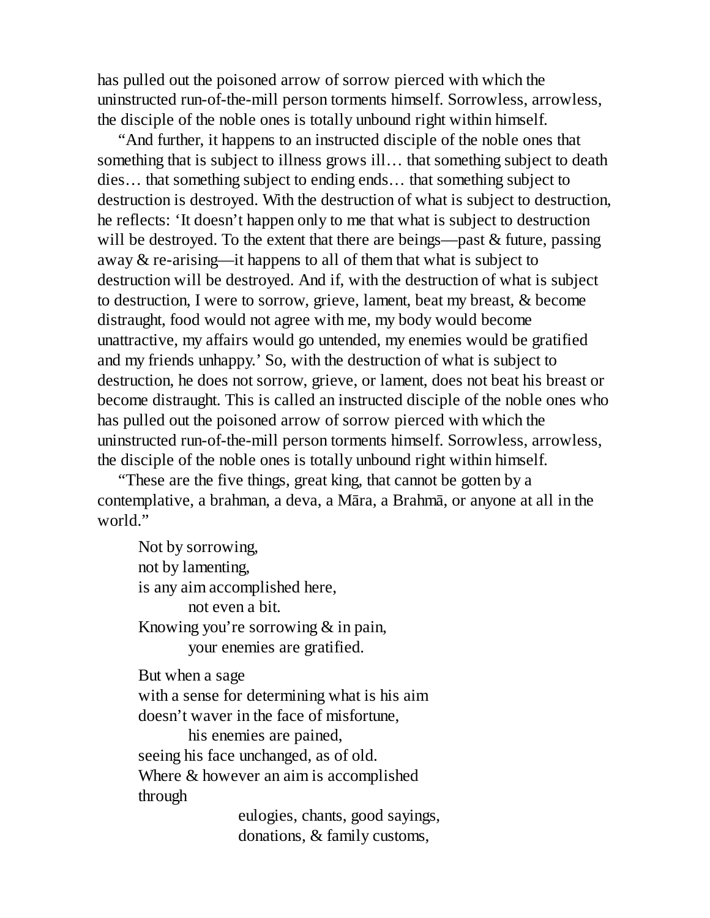has pulled out the poisoned arrow of sorrow pierced with which the uninstructed run-of-the-mill person torments himself. Sorrowless, arrowless, the disciple of the noble ones is totally unbound right within himself.

"And further, it happens to an instructed disciple of the noble ones that something that is subject to illness grows ill… that something subject to death dies… that something subject to ending ends… that something subject to destruction is destroyed. With the destruction of what is subject to destruction, he reflects: 'It doesn't happen only to me that what is subject to destruction will be destroyed. To the extent that there are beings—past & future, passing away & re-arising—it happens to all of them that what is subject to destruction will be destroyed. And if, with the destruction of what is subject to destruction, I were to sorrow, grieve, lament, beat my breast, & become distraught, food would not agree with me, my body would become unattractive, my affairs would go untended, my enemies would be gratified and my friends unhappy.' So, with the destruction of what is subject to destruction, he does not sorrow, grieve, or lament, does not beat his breast or become distraught. This is called an instructed disciple of the noble ones who has pulled out the poisoned arrow of sorrow pierced with which the uninstructed run-of-the-mill person torments himself. Sorrowless, arrowless, the disciple of the noble ones is totally unbound right within himself.

"These are the five things, great king, that cannot be gotten by a contemplative, a brahman, a deva, a Māra, a Brahmā, or anyone at all in the world."

> Not by sorrowing,
> not by lamenting,
> is any aim accomplished here,
>     not even a bit.
> Knowing you're sorrowing & in pain,
>     your enemies are gratified.
>
> But when a sage
> with a sense for determining what is his aim
> doesn't waver in the face of misfortune,
>     his enemies are pained,
> seeing his face unchanged, as of old.
> Where & however an aim is accomplished
> through
>         eulogies, chants, good sayings,
>         donations, & family customs,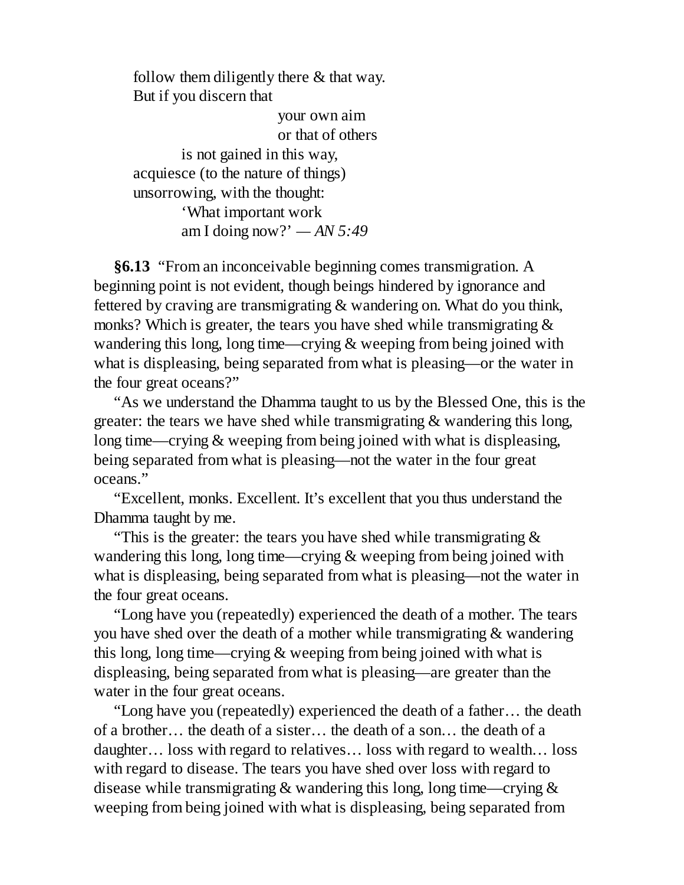follow them diligently there & that way.  
But if you discern that  
your own aim  
or that of others  
is not gained in this way,  
acquiesce (to the nature of things)  
unsorrowing, with the thought:  
'What important work  
am I doing now?' — *AN 5:49*

**§6.13** "From an inconceivable beginning comes transmigration. A beginning point is not evident, though beings hindered by ignorance and fettered by craving are transmigrating & wandering on. What do you think, monks? Which is greater, the tears you have shed while transmigrating & wandering this long, long time—crying & weeping from being joined with what is displeasing, being separated from what is pleasing—or the water in the four great oceans?"

"As we understand the Dhamma taught to us by the Blessed One, this is the greater: the tears we have shed while transmigrating & wandering this long, long time—crying & weeping from being joined with what is displeasing, being separated from what is pleasing—not the water in the four great oceans."

"Excellent, monks. Excellent. It's excellent that you thus understand the Dhamma taught by me.

"This is the greater: the tears you have shed while transmigrating & wandering this long, long time—crying & weeping from being joined with what is displeasing, being separated from what is pleasing—not the water in the four great oceans.

"Long have you (repeatedly) experienced the death of a mother. The tears you have shed over the death of a mother while transmigrating & wandering this long, long time—crying & weeping from being joined with what is displeasing, being separated from what is pleasing—are greater than the water in the four great oceans.

"Long have you (repeatedly) experienced the death of a father… the death of a brother… the death of a sister… the death of a son… the death of a daughter… loss with regard to relatives… loss with regard to wealth… loss with regard to disease. The tears you have shed over loss with regard to disease while transmigrating & wandering this long, long time—crying & weeping from being joined with what is displeasing, being separated from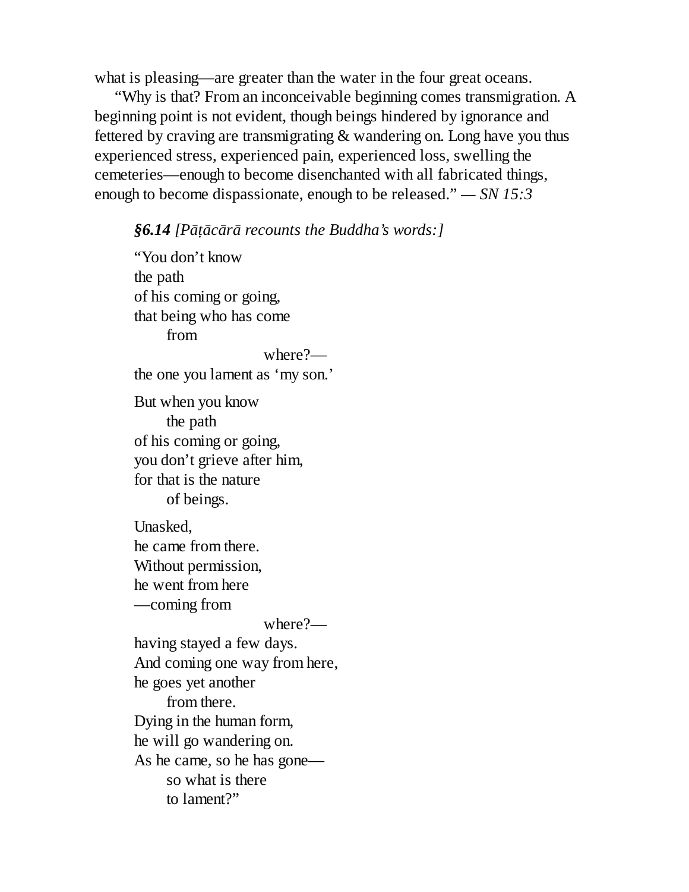what is pleasing—are greater than the water in the four great oceans.

"Why is that? From an inconceivable beginning comes transmigration. A beginning point is not evident, though beings hindered by ignorance and fettered by craving are transmigrating & wandering on. Long have you thus experienced stress, experienced pain, experienced loss, swelling the cemeteries—enough to become disenchanted with all fabricated things, enough to become dispassionate, enough to be released." — *SN 15:3*

***§6.14*** *[Pāṭācārā recounts the Buddha's words:]*

"You don't know  
the path  
of his coming or going,  
that being who has come  
    from  
                    where?—  
the one you lament as 'my son.'

But when you know  
    the path  
of his coming or going,  
you don't grieve after him,  
for that is the nature  
    of beings.

Unasked,  
he came from there.  
Without permission,  
he went from here  
—coming from  
                    where?—  
having stayed a few days.  
And coming one way from here,  
he goes yet another  
    from there.  
Dying in the human form,  
he will go wandering on.  
As he came, so he has gone—  
    so what is there  
    to lament?"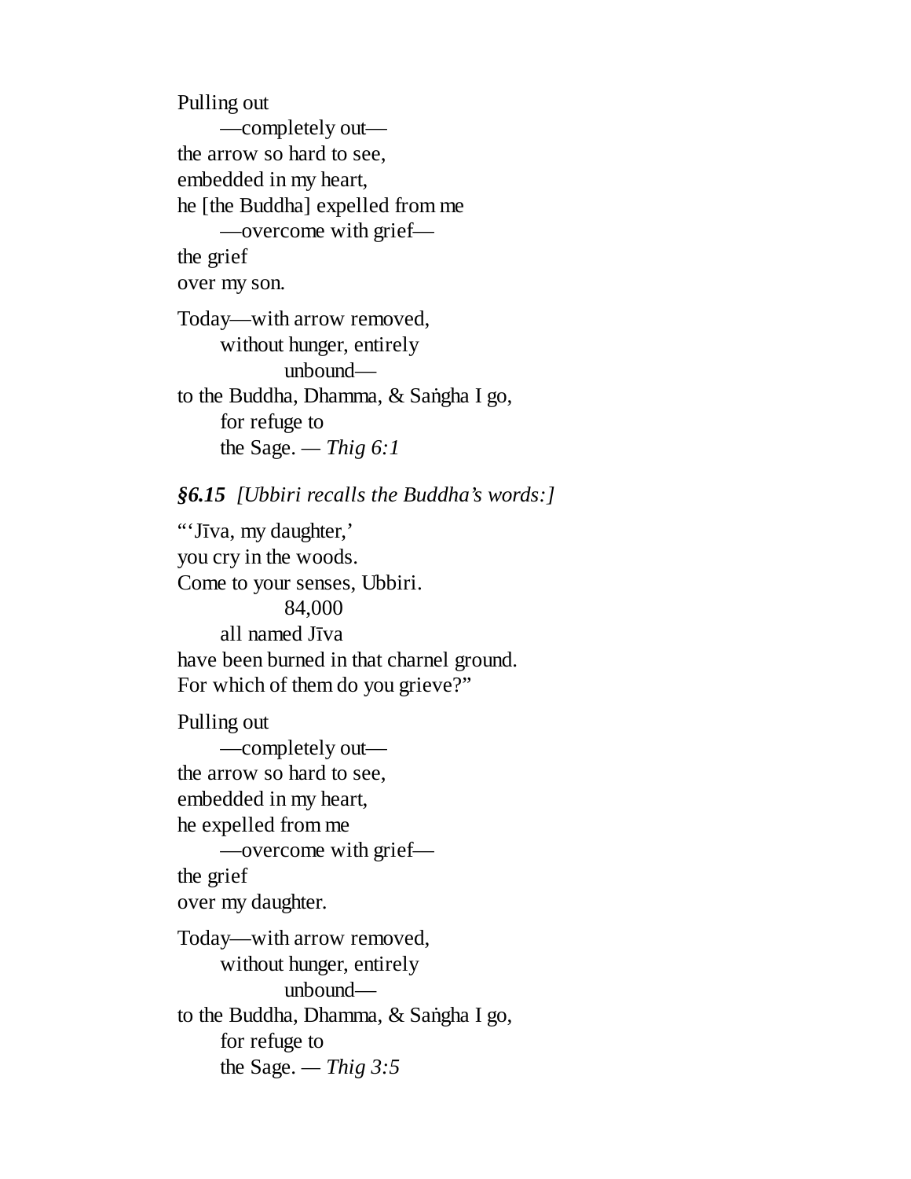Pulling out  
    —completely out—  
the arrow so hard to see,  
embedded in my heart,  
he [the Buddha] expelled from me  
    —overcome with grief—  
the grief  
over my son.

Today—with arrow removed,  
    without hunger, entirely  
        unbound—  
to the Buddha, Dhamma, & Saṅgha I go,  
    for refuge to  
    the Sage. — *Thig 6:1*

***§6.15*** *[Ubbiri recalls the Buddha's words:]*

"'Jīva, my daughter,'  
you cry in the woods.  
Come to your senses, Ubbiri.  
        84,000  
    all named Jīva  
have been burned in that charnel ground.  
For which of them do you grieve?"

Pulling out  
    —completely out—  
the arrow so hard to see,  
embedded in my heart,  
he expelled from me  
    —overcome with grief—  
the grief  
over my daughter.

Today—with arrow removed,  
    without hunger, entirely  
        unbound—  
to the Buddha, Dhamma, & Saṅgha I go,  
    for refuge to  
    the Sage. — *Thig 3:5*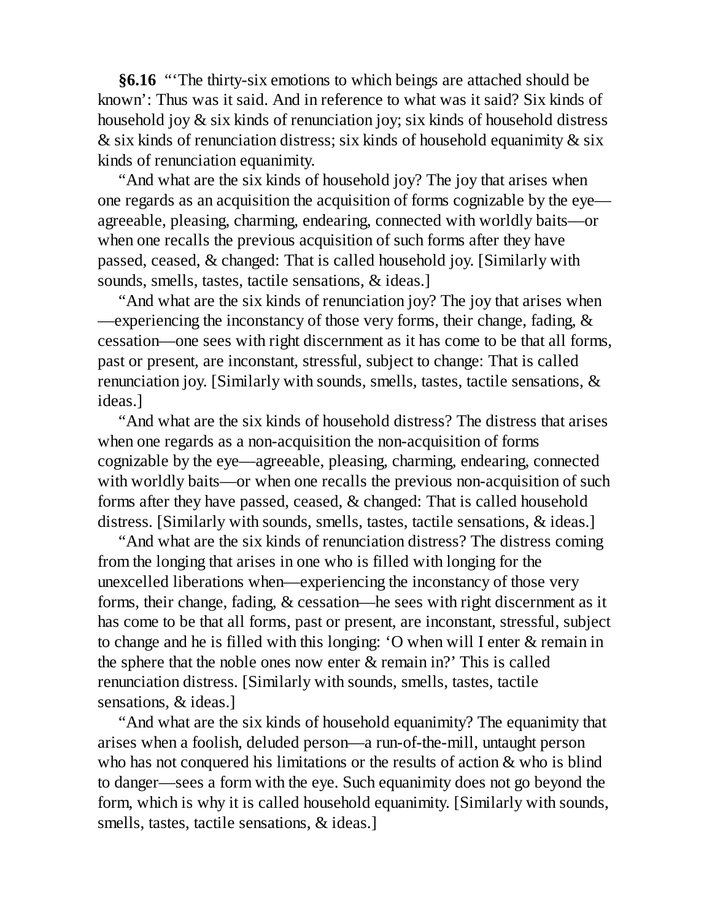**§6.16** "'The thirty-six emotions to which beings are attached should be known': Thus was it said. And in reference to what was it said? Six kinds of household joy & six kinds of renunciation joy; six kinds of household distress & six kinds of renunciation distress; six kinds of household equanimity & six kinds of renunciation equanimity.

"And what are the six kinds of household joy? The joy that arises when one regards as an acquisition the acquisition of forms cognizable by the eye—agreeable, pleasing, charming, endearing, connected with worldly baits—or when one recalls the previous acquisition of such forms after they have passed, ceased, & changed: That is called household joy. [Similarly with sounds, smells, tastes, tactile sensations, & ideas.]

"And what are the six kinds of renunciation joy? The joy that arises when—experiencing the inconstancy of those very forms, their change, fading, & cessation—one sees with right discernment as it has come to be that all forms, past or present, are inconstant, stressful, subject to change: That is called renunciation joy. [Similarly with sounds, smells, tastes, tactile sensations, & ideas.]

"And what are the six kinds of household distress? The distress that arises when one regards as a non-acquisition the non-acquisition of forms cognizable by the eye—agreeable, pleasing, charming, endearing, connected with worldly baits—or when one recalls the previous non-acquisition of such forms after they have passed, ceased, & changed: That is called household distress. [Similarly with sounds, smells, tastes, tactile sensations, & ideas.]

"And what are the six kinds of renunciation distress? The distress coming from the longing that arises in one who is filled with longing for the unexcelled liberations when—experiencing the inconstancy of those very forms, their change, fading, & cessation—he sees with right discernment as it has come to be that all forms, past or present, are inconstant, stressful, subject to change and he is filled with this longing: 'O when will I enter & remain in the sphere that the noble ones now enter & remain in?' This is called renunciation distress. [Similarly with sounds, smells, tastes, tactile sensations, & ideas.]

"And what are the six kinds of household equanimity? The equanimity that arises when a foolish, deluded person—a run-of-the-mill, untaught person who has not conquered his limitations or the results of action & who is blind to danger—sees a form with the eye. Such equanimity does not go beyond the form, which is why it is called household equanimity. [Similarly with sounds, smells, tastes, tactile sensations, & ideas.]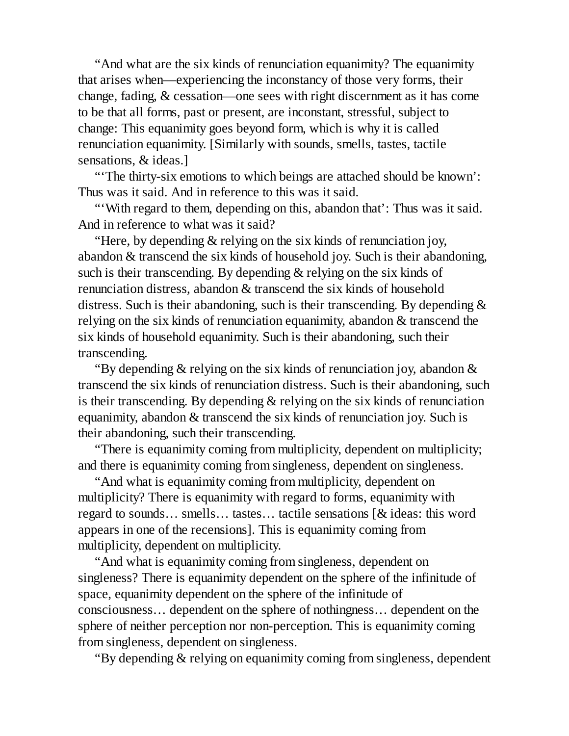"And what are the six kinds of renunciation equanimity? The equanimity that arises when—experiencing the inconstancy of those very forms, their change, fading, & cessation—one sees with right discernment as it has come to be that all forms, past or present, are inconstant, stressful, subject to change: This equanimity goes beyond form, which is why it is called renunciation equanimity. [Similarly with sounds, smells, tastes, tactile sensations, & ideas.]

"'The thirty-six emotions to which beings are attached should be known': Thus was it said. And in reference to this was it said.

"'With regard to them, depending on this, abandon that': Thus was it said. And in reference to what was it said?

"Here, by depending & relying on the six kinds of renunciation joy, abandon & transcend the six kinds of household joy. Such is their abandoning, such is their transcending. By depending & relying on the six kinds of renunciation distress, abandon & transcend the six kinds of household distress. Such is their abandoning, such is their transcending. By depending & relying on the six kinds of renunciation equanimity, abandon & transcend the six kinds of household equanimity. Such is their abandoning, such their transcending.

"By depending & relying on the six kinds of renunciation joy, abandon & transcend the six kinds of renunciation distress. Such is their abandoning, such is their transcending. By depending & relying on the six kinds of renunciation equanimity, abandon & transcend the six kinds of renunciation joy. Such is their abandoning, such their transcending.

"There is equanimity coming from multiplicity, dependent on multiplicity; and there is equanimity coming from singleness, dependent on singleness.

"And what is equanimity coming from multiplicity, dependent on multiplicity? There is equanimity with regard to forms, equanimity with regard to sounds… smells… tastes… tactile sensations [& ideas: this word appears in one of the recensions]. This is equanimity coming from multiplicity, dependent on multiplicity.

"And what is equanimity coming from singleness, dependent on singleness? There is equanimity dependent on the sphere of the infinitude of space, equanimity dependent on the sphere of the infinitude of consciousness… dependent on the sphere of nothingness… dependent on the sphere of neither perception nor non-perception. This is equanimity coming from singleness, dependent on singleness.

"By depending & relying on equanimity coming from singleness, dependent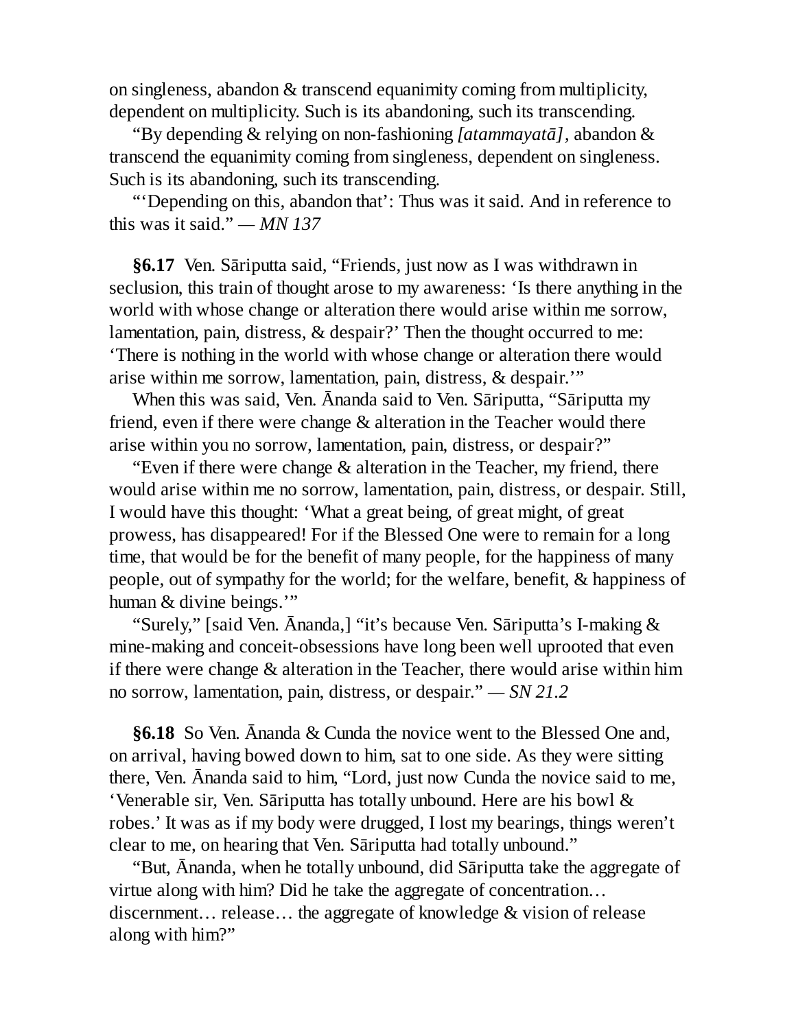on singleness, abandon & transcend equanimity coming from multiplicity, dependent on multiplicity. Such is its abandoning, such its transcending.

"By depending & relying on non-fashioning *[atammayatā]*, abandon & transcend the equanimity coming from singleness, dependent on singleness. Such is its abandoning, such its transcending.

"'Depending on this, abandon that': Thus was it said. And in reference to this was it said." — *MN 137*

**§6.17** Ven. Sāriputta said, "Friends, just now as I was withdrawn in seclusion, this train of thought arose to my awareness: 'Is there anything in the world with whose change or alteration there would arise within me sorrow, lamentation, pain, distress, & despair?' Then the thought occurred to me: 'There is nothing in the world with whose change or alteration there would arise within me sorrow, lamentation, pain, distress, & despair.'"

When this was said, Ven. Ānanda said to Ven. Sāriputta, "Sāriputta my friend, even if there were change & alteration in the Teacher would there arise within you no sorrow, lamentation, pain, distress, or despair?"

"Even if there were change & alteration in the Teacher, my friend, there would arise within me no sorrow, lamentation, pain, distress, or despair. Still, I would have this thought: 'What a great being, of great might, of great prowess, has disappeared! For if the Blessed One were to remain for a long time, that would be for the benefit of many people, for the happiness of many people, out of sympathy for the world; for the welfare, benefit, & happiness of human & divine beings.'"

"Surely," [said Ven. Ānanda,] "it's because Ven. Sāriputta's I-making & mine-making and conceit-obsessions have long been well uprooted that even if there were change & alteration in the Teacher, there would arise within him no sorrow, lamentation, pain, distress, or despair." — *SN 21.2*

**§6.18** So Ven. Ānanda & Cunda the novice went to the Blessed One and, on arrival, having bowed down to him, sat to one side. As they were sitting there, Ven. Ānanda said to him, "Lord, just now Cunda the novice said to me, 'Venerable sir, Ven. Sāriputta has totally unbound. Here are his bowl & robes.' It was as if my body were drugged, I lost my bearings, things weren't clear to me, on hearing that Ven. Sāriputta had totally unbound."

"But, Ānanda, when he totally unbound, did Sāriputta take the aggregate of virtue along with him? Did he take the aggregate of concentration… discernment… release… the aggregate of knowledge & vision of release along with him?"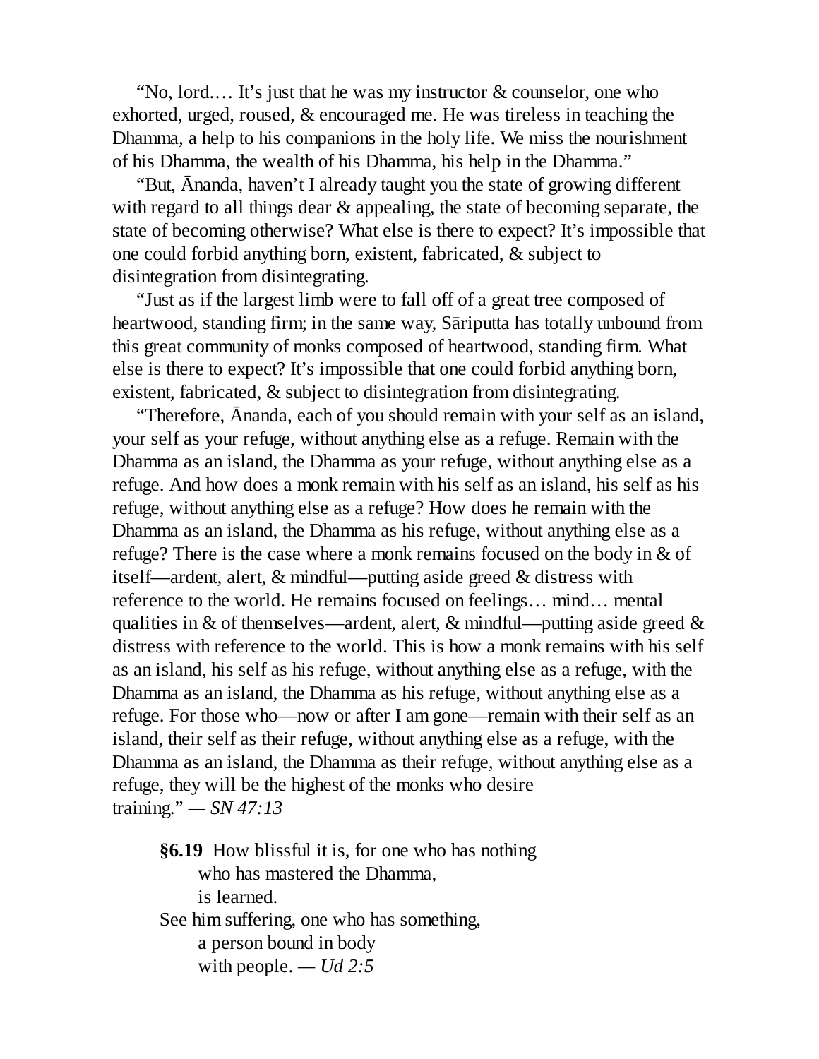"No, lord.… It's just that he was my instructor & counselor, one who exhorted, urged, roused, & encouraged me. He was tireless in teaching the Dhamma, a help to his companions in the holy life. We miss the nourishment of his Dhamma, the wealth of his Dhamma, his help in the Dhamma."

"But, Ānanda, haven't I already taught you the state of growing different with regard to all things dear & appealing, the state of becoming separate, the state of becoming otherwise? What else is there to expect? It's impossible that one could forbid anything born, existent, fabricated, & subject to disintegration from disintegrating.

"Just as if the largest limb were to fall off of a great tree composed of heartwood, standing firm; in the same way, Sāriputta has totally unbound from this great community of monks composed of heartwood, standing firm. What else is there to expect? It's impossible that one could forbid anything born, existent, fabricated, & subject to disintegration from disintegrating.

"Therefore, Ānanda, each of you should remain with your self as an island, your self as your refuge, without anything else as a refuge. Remain with the Dhamma as an island, the Dhamma as your refuge, without anything else as a refuge. And how does a monk remain with his self as an island, his self as his refuge, without anything else as a refuge? How does he remain with the Dhamma as an island, the Dhamma as his refuge, without anything else as a refuge? There is the case where a monk remains focused on the body in & of itself—ardent, alert, & mindful—putting aside greed & distress with reference to the world. He remains focused on feelings… mind… mental qualities in & of themselves—ardent, alert, & mindful—putting aside greed & distress with reference to the world. This is how a monk remains with his self as an island, his self as his refuge, without anything else as a refuge, with the Dhamma as an island, the Dhamma as his refuge, without anything else as a refuge. For those who—now or after I am gone—remain with their self as an island, their self as their refuge, without anything else as a refuge, with the Dhamma as an island, the Dhamma as their refuge, without anything else as a refuge, they will be the highest of the monks who desire training." — *SN 47:13*

**§6.19** How blissful it is, for one who has nothing
who has mastered the Dhamma,
is learned.
See him suffering, one who has something,
a person bound in body
with people. — *Ud 2:5*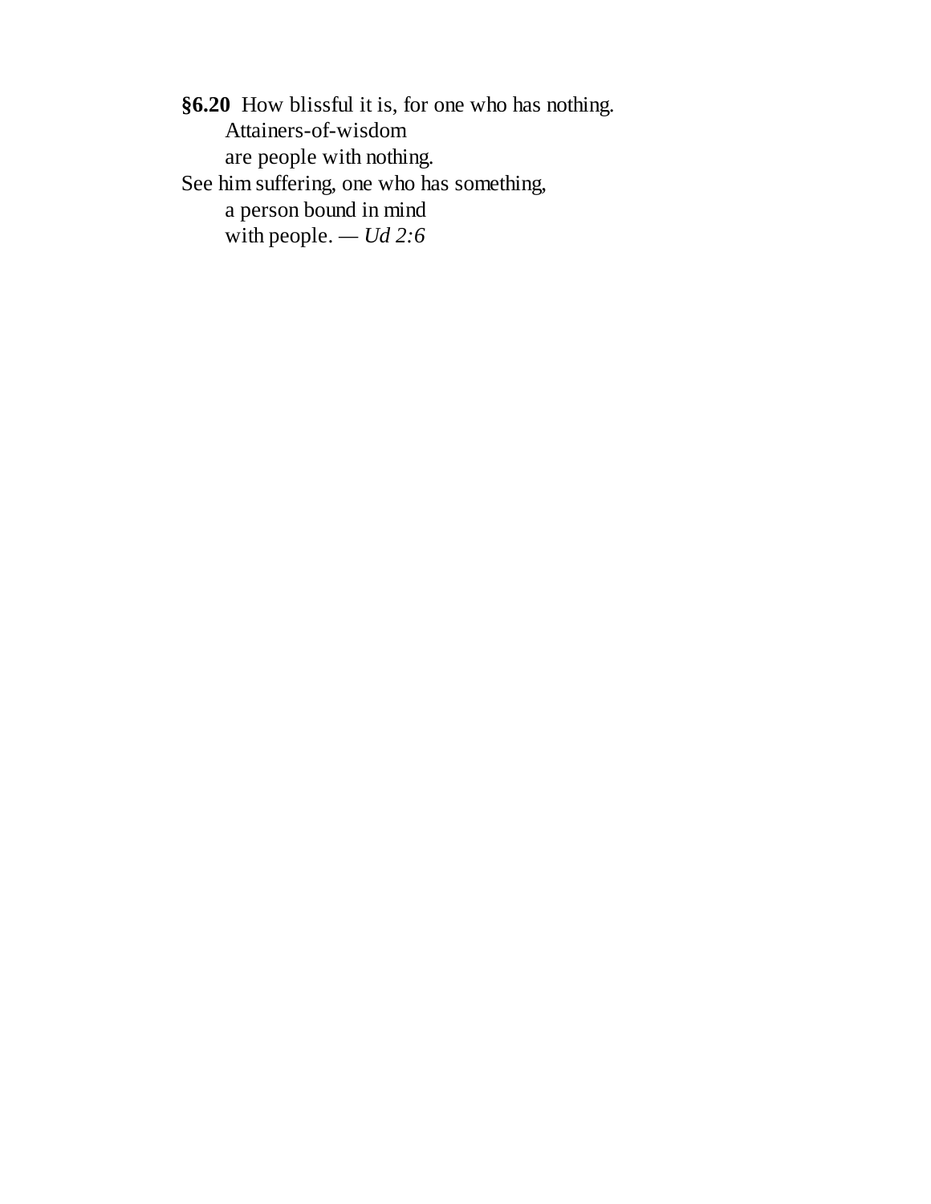**§6.20** How blissful it is, for one who has nothing.  
  Attainers-of-wisdom  
  are people with nothing.  
See him suffering, one who has something,  
  a person bound in mind  
  with people. — *Ud 2:6*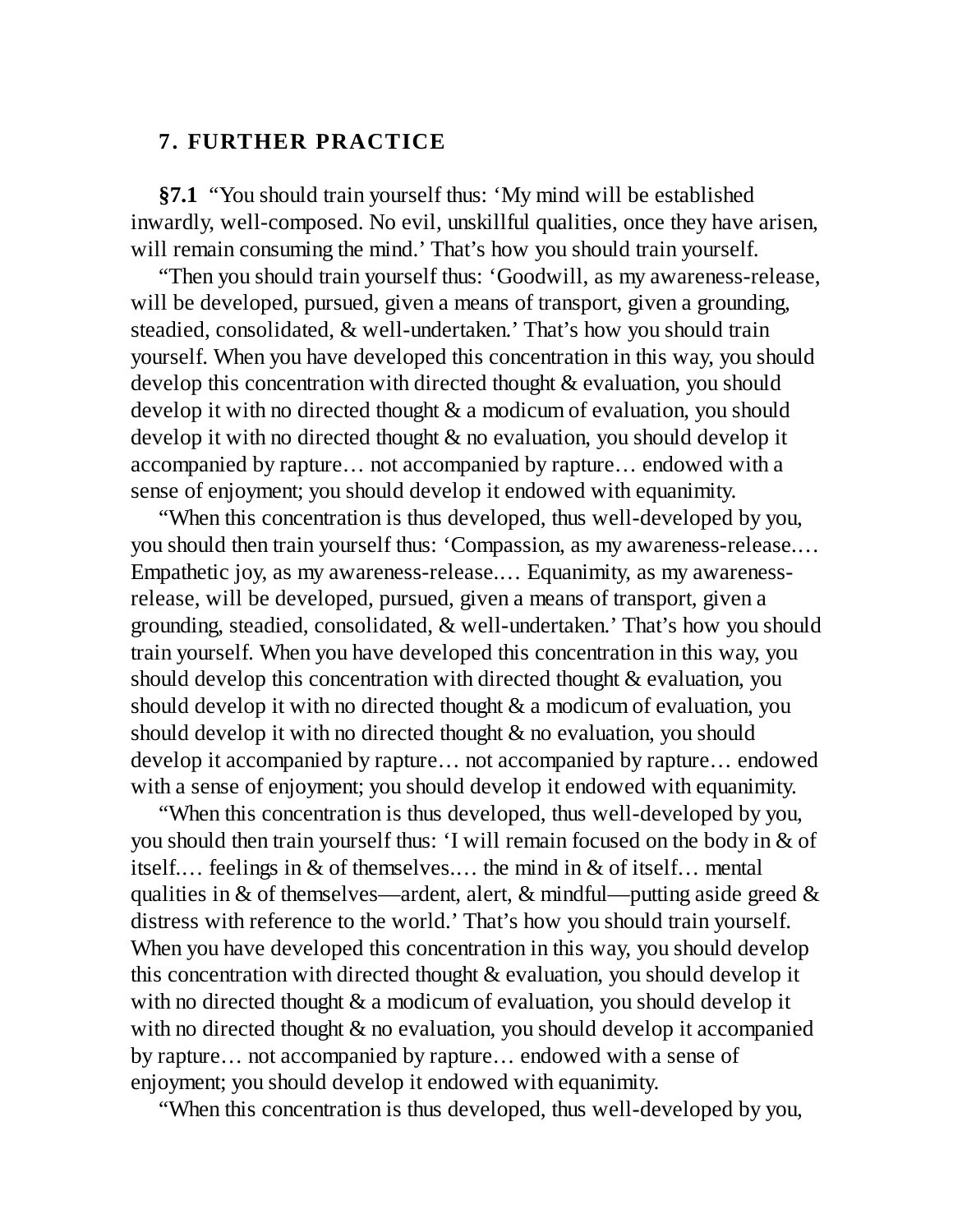## 7. FURTHER PRACTICE

**§7.1** "You should train yourself thus: 'My mind will be established inwardly, well-composed. No evil, unskillful qualities, once they have arisen, will remain consuming the mind.' That's how you should train yourself.

"Then you should train yourself thus: 'Goodwill, as my awareness-release, will be developed, pursued, given a means of transport, given a grounding, steadied, consolidated, & well-undertaken.' That's how you should train yourself. When you have developed this concentration in this way, you should develop this concentration with directed thought & evaluation, you should develop it with no directed thought & a modicum of evaluation, you should develop it with no directed thought & no evaluation, you should develop it accompanied by rapture… not accompanied by rapture… endowed with a sense of enjoyment; you should develop it endowed with equanimity.

"When this concentration is thus developed, thus well-developed by you, you should then train yourself thus: 'Compassion, as my awareness-release.… Empathetic joy, as my awareness-release.… Equanimity, as my awareness-release, will be developed, pursued, given a means of transport, given a grounding, steadied, consolidated, & well-undertaken.' That's how you should train yourself. When you have developed this concentration in this way, you should develop this concentration with directed thought & evaluation, you should develop it with no directed thought & a modicum of evaluation, you should develop it with no directed thought & no evaluation, you should develop it accompanied by rapture… not accompanied by rapture… endowed with a sense of enjoyment; you should develop it endowed with equanimity.

"When this concentration is thus developed, thus well-developed by you, you should then train yourself thus: 'I will remain focused on the body in & of itself.… feelings in & of themselves.… the mind in & of itself… mental qualities in & of themselves—ardent, alert, & mindful—putting aside greed & distress with reference to the world.' That's how you should train yourself. When you have developed this concentration in this way, you should develop this concentration with directed thought & evaluation, you should develop it with no directed thought & a modicum of evaluation, you should develop it with no directed thought & no evaluation, you should develop it accompanied by rapture… not accompanied by rapture… endowed with a sense of enjoyment; you should develop it endowed with equanimity.

"When this concentration is thus developed, thus well-developed by you,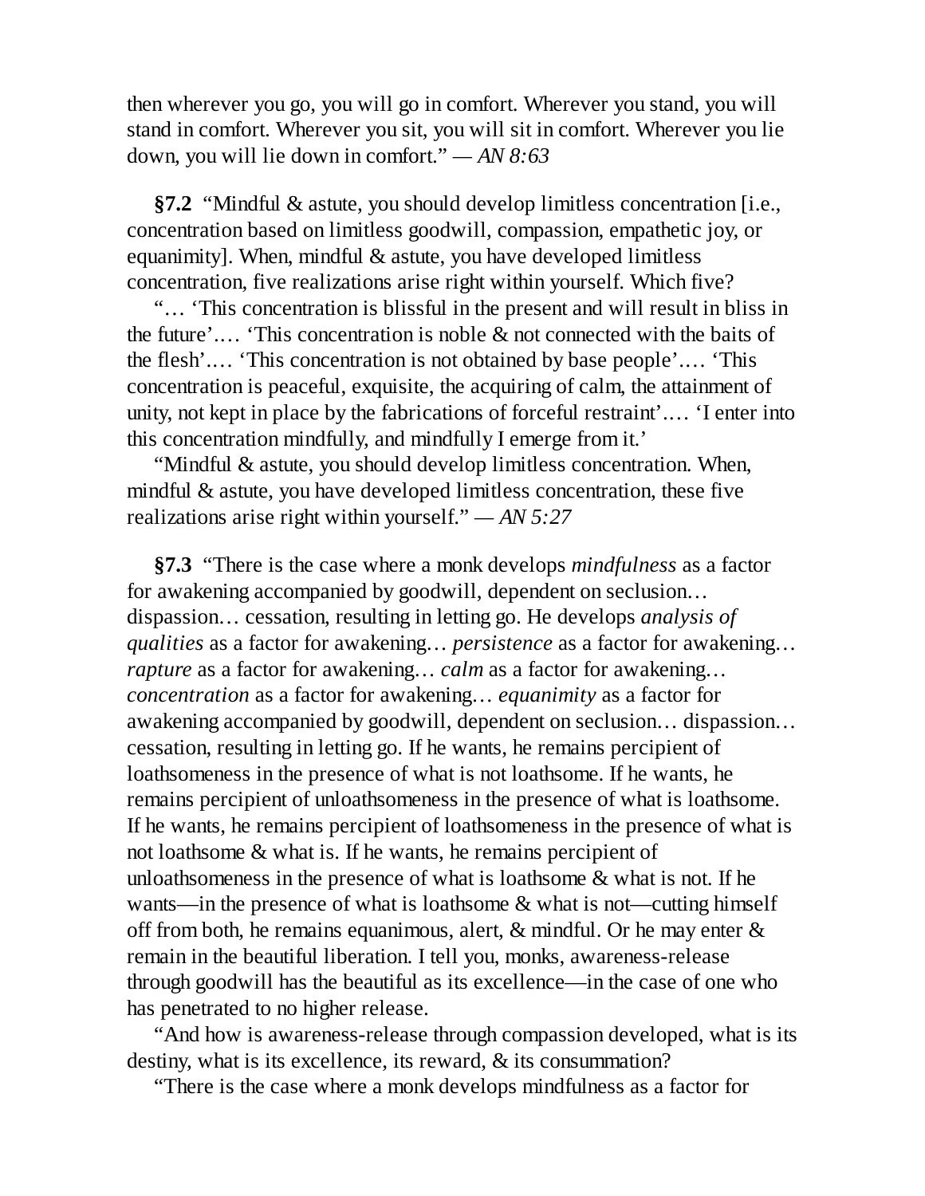then wherever you go, you will go in comfort. Wherever you stand, you will stand in comfort. Wherever you sit, you will sit in comfort. Wherever you lie down, you will lie down in comfort." — *AN 8:63*

**§7.2** "Mindful & astute, you should develop limitless concentration [i.e., concentration based on limitless goodwill, compassion, empathetic joy, or equanimity]. When, mindful & astute, you have developed limitless concentration, five realizations arise right within yourself. Which five?

"… 'This concentration is blissful in the present and will result in bliss in the future'.… 'This concentration is noble & not connected with the baits of the flesh'.… 'This concentration is not obtained by base people'.… 'This concentration is peaceful, exquisite, the acquiring of calm, the attainment of unity, not kept in place by the fabrications of forceful restraint'.… 'I enter into this concentration mindfully, and mindfully I emerge from it.'

"Mindful & astute, you should develop limitless concentration. When, mindful & astute, you have developed limitless concentration, these five realizations arise right within yourself." — *AN 5:27*

**§7.3** "There is the case where a monk develops *mindfulness* as a factor for awakening accompanied by goodwill, dependent on seclusion… dispassion… cessation, resulting in letting go. He develops *analysis of qualities* as a factor for awakening… *persistence* as a factor for awakening… *rapture* as a factor for awakening… *calm* as a factor for awakening… *concentration* as a factor for awakening… *equanimity* as a factor for awakening accompanied by goodwill, dependent on seclusion… dispassion… cessation, resulting in letting go. If he wants, he remains percipient of loathsomeness in the presence of what is not loathsome. If he wants, he remains percipient of unloathsomeness in the presence of what is loathsome. If he wants, he remains percipient of loathsomeness in the presence of what is not loathsome & what is. If he wants, he remains percipient of unloathsomeness in the presence of what is loathsome & what is not. If he wants—in the presence of what is loathsome & what is not—cutting himself off from both, he remains equanimous, alert, & mindful. Or he may enter & remain in the beautiful liberation. I tell you, monks, awareness-release through goodwill has the beautiful as its excellence—in the case of one who has penetrated to no higher release.

"And how is awareness-release through compassion developed, what is its destiny, what is its excellence, its reward, & its consummation?

"There is the case where a monk develops mindfulness as a factor for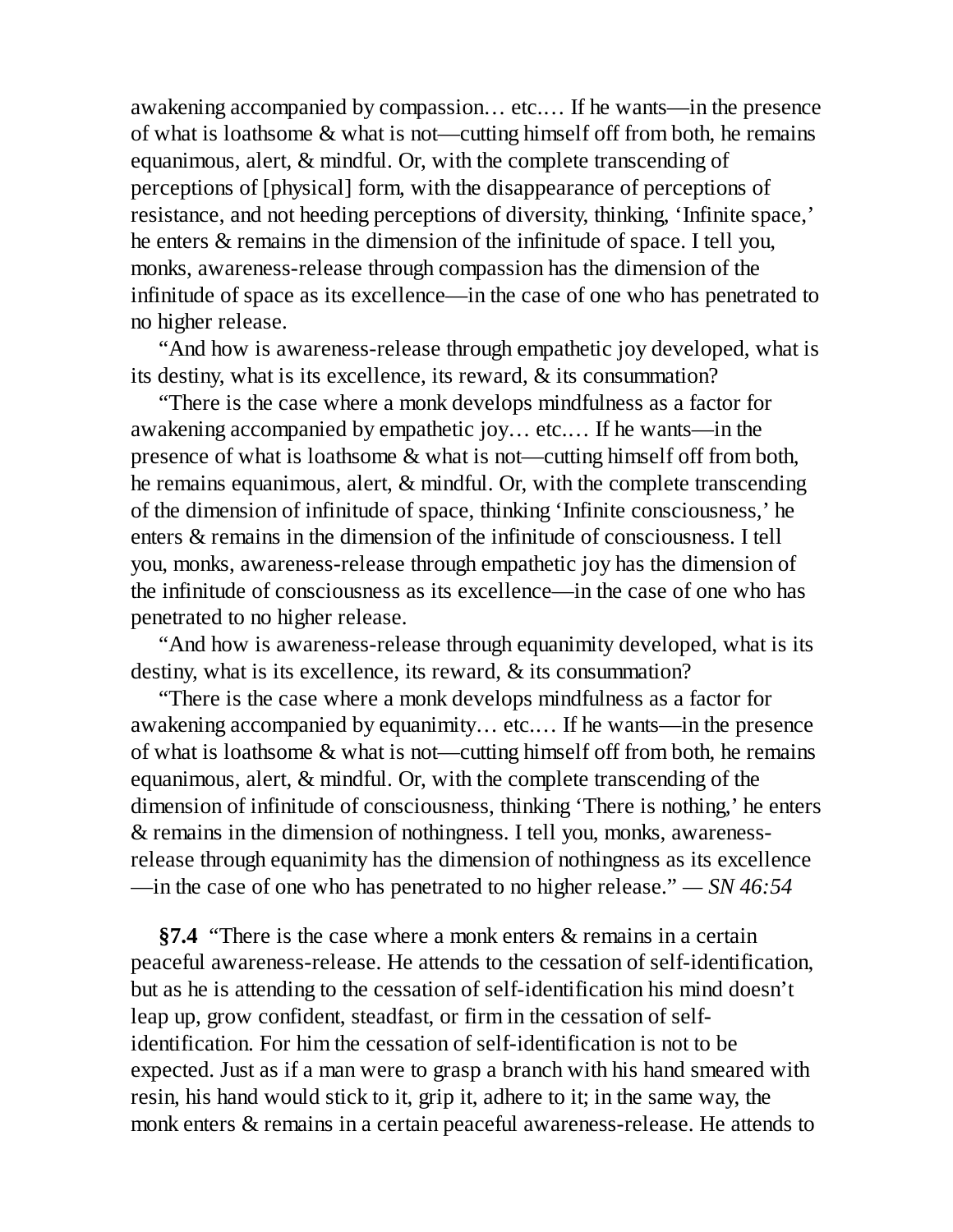awakening accompanied by compassion… etc.… If he wants—in the presence of what is loathsome & what is not—cutting himself off from both, he remains equanimous, alert, & mindful. Or, with the complete transcending of perceptions of [physical] form, with the disappearance of perceptions of resistance, and not heeding perceptions of diversity, thinking, 'Infinite space,' he enters & remains in the dimension of the infinitude of space. I tell you, monks, awareness-release through compassion has the dimension of the infinitude of space as its excellence—in the case of one who has penetrated to no higher release.

"And how is awareness-release through empathetic joy developed, what is its destiny, what is its excellence, its reward, & its consummation?

"There is the case where a monk develops mindfulness as a factor for awakening accompanied by empathetic joy… etc.… If he wants—in the presence of what is loathsome & what is not—cutting himself off from both, he remains equanimous, alert, & mindful. Or, with the complete transcending of the dimension of infinitude of space, thinking 'Infinite consciousness,' he enters & remains in the dimension of the infinitude of consciousness. I tell you, monks, awareness-release through empathetic joy has the dimension of the infinitude of consciousness as its excellence—in the case of one who has penetrated to no higher release.

"And how is awareness-release through equanimity developed, what is its destiny, what is its excellence, its reward, & its consummation?

"There is the case where a monk develops mindfulness as a factor for awakening accompanied by equanimity… etc.… If he wants—in the presence of what is loathsome & what is not—cutting himself off from both, he remains equanimous, alert, & mindful. Or, with the complete transcending of the dimension of infinitude of consciousness, thinking 'There is nothing,' he enters & remains in the dimension of nothingness. I tell you, monks, awareness-release through equanimity has the dimension of nothingness as its excellence—in the case of one who has penetrated to no higher release." — *SN 46:54*

**§7.4** "There is the case where a monk enters & remains in a certain peaceful awareness-release. He attends to the cessation of self-identification, but as he is attending to the cessation of self-identification his mind doesn't leap up, grow confident, steadfast, or firm in the cessation of self-identification. For him the cessation of self-identification is not to be expected. Just as if a man were to grasp a branch with his hand smeared with resin, his hand would stick to it, grip it, adhere to it; in the same way, the monk enters & remains in a certain peaceful awareness-release. He attends to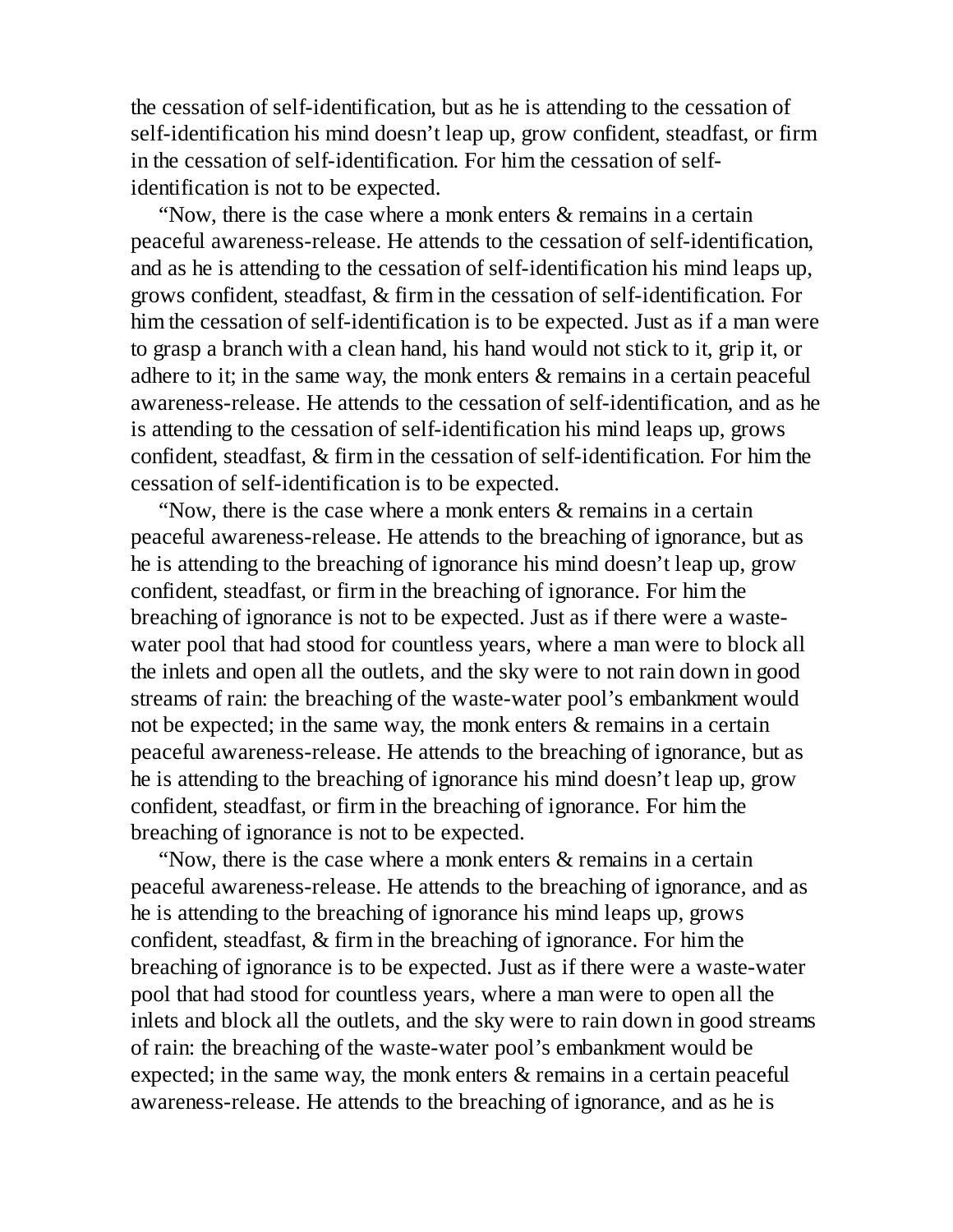the cessation of self-identification, but as he is attending to the cessation of self-identification his mind doesn't leap up, grow confident, steadfast, or firm in the cessation of self-identification. For him the cessation of self-identification is not to be expected.

"Now, there is the case where a monk enters & remains in a certain peaceful awareness-release. He attends to the cessation of self-identification, and as he is attending to the cessation of self-identification his mind leaps up, grows confident, steadfast, & firm in the cessation of self-identification. For him the cessation of self-identification is to be expected. Just as if a man were to grasp a branch with a clean hand, his hand would not stick to it, grip it, or adhere to it; in the same way, the monk enters & remains in a certain peaceful awareness-release. He attends to the cessation of self-identification, and as he is attending to the cessation of self-identification his mind leaps up, grows confident, steadfast, & firm in the cessation of self-identification. For him the cessation of self-identification is to be expected.

"Now, there is the case where a monk enters & remains in a certain peaceful awareness-release. He attends to the breaching of ignorance, but as he is attending to the breaching of ignorance his mind doesn't leap up, grow confident, steadfast, or firm in the breaching of ignorance. For him the breaching of ignorance is not to be expected. Just as if there were a waste-water pool that had stood for countless years, where a man were to block all the inlets and open all the outlets, and the sky were to not rain down in good streams of rain: the breaching of the waste-water pool's embankment would not be expected; in the same way, the monk enters & remains in a certain peaceful awareness-release. He attends to the breaching of ignorance, but as he is attending to the breaching of ignorance his mind doesn't leap up, grow confident, steadfast, or firm in the breaching of ignorance. For him the breaching of ignorance is not to be expected.

"Now, there is the case where a monk enters & remains in a certain peaceful awareness-release. He attends to the breaching of ignorance, and as he is attending to the breaching of ignorance his mind leaps up, grows confident, steadfast, & firm in the breaching of ignorance. For him the breaching of ignorance is to be expected. Just as if there were a waste-water pool that had stood for countless years, where a man were to open all the inlets and block all the outlets, and the sky were to rain down in good streams of rain: the breaching of the waste-water pool's embankment would be expected; in the same way, the monk enters & remains in a certain peaceful awareness-release. He attends to the breaching of ignorance, and as he is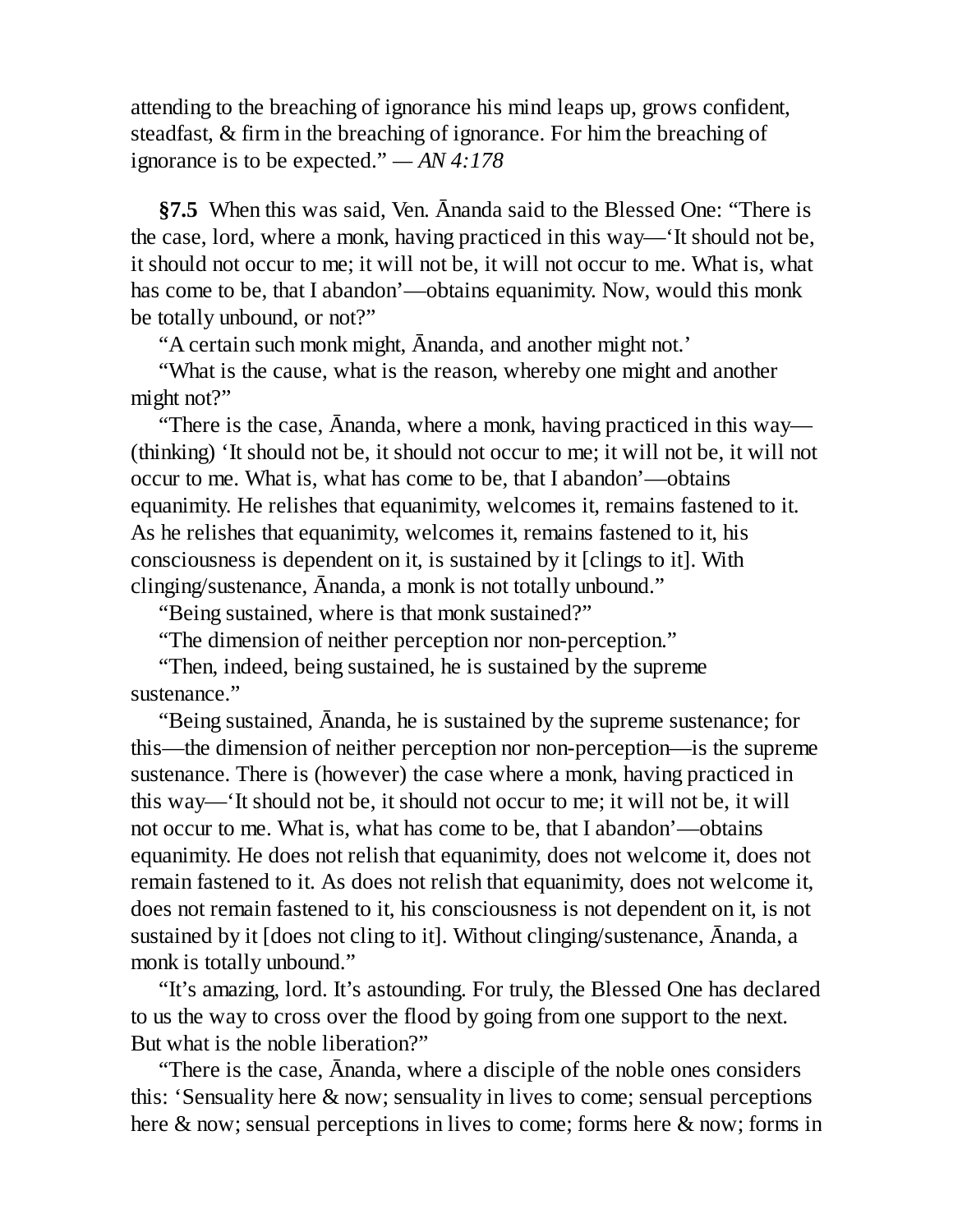attending to the breaching of ignorance his mind leaps up, grows confident, steadfast, & firm in the breaching of ignorance. For him the breaching of ignorance is to be expected." — *AN 4:178*

**§7.5** When this was said, Ven. Ānanda said to the Blessed One: "There is the case, lord, where a monk, having practiced in this way—'It should not be, it should not occur to me; it will not be, it will not occur to me. What is, what has come to be, that I abandon'—obtains equanimity. Now, would this monk be totally unbound, or not?"

"A certain such monk might, Ānanda, and another might not.'

"What is the cause, what is the reason, whereby one might and another might not?"

"There is the case, Ānanda, where a monk, having practiced in this way—(thinking) 'It should not be, it should not occur to me; it will not be, it will not occur to me. What is, what has come to be, that I abandon'—obtains equanimity. He relishes that equanimity, welcomes it, remains fastened to it. As he relishes that equanimity, welcomes it, remains fastened to it, his consciousness is dependent on it, is sustained by it [clings to it]. With clinging/sustenance, Ānanda, a monk is not totally unbound."

"Being sustained, where is that monk sustained?"

"The dimension of neither perception nor non-perception."

"Then, indeed, being sustained, he is sustained by the supreme sustenance."

"Being sustained, Ānanda, he is sustained by the supreme sustenance; for this—the dimension of neither perception nor non-perception—is the supreme sustenance. There is (however) the case where a monk, having practiced in this way—'It should not be, it should not occur to me; it will not be, it will not occur to me. What is, what has come to be, that I abandon'—obtains equanimity. He does not relish that equanimity, does not welcome it, does not remain fastened to it. As does not relish that equanimity, does not welcome it, does not remain fastened to it, his consciousness is not dependent on it, is not sustained by it [does not cling to it]. Without clinging/sustenance, Ānanda, a monk is totally unbound."

"It's amazing, lord. It's astounding. For truly, the Blessed One has declared to us the way to cross over the flood by going from one support to the next. But what is the noble liberation?"

"There is the case, Ānanda, where a disciple of the noble ones considers this: 'Sensuality here & now; sensuality in lives to come; sensual perceptions here & now; sensual perceptions in lives to come; forms here & now; forms in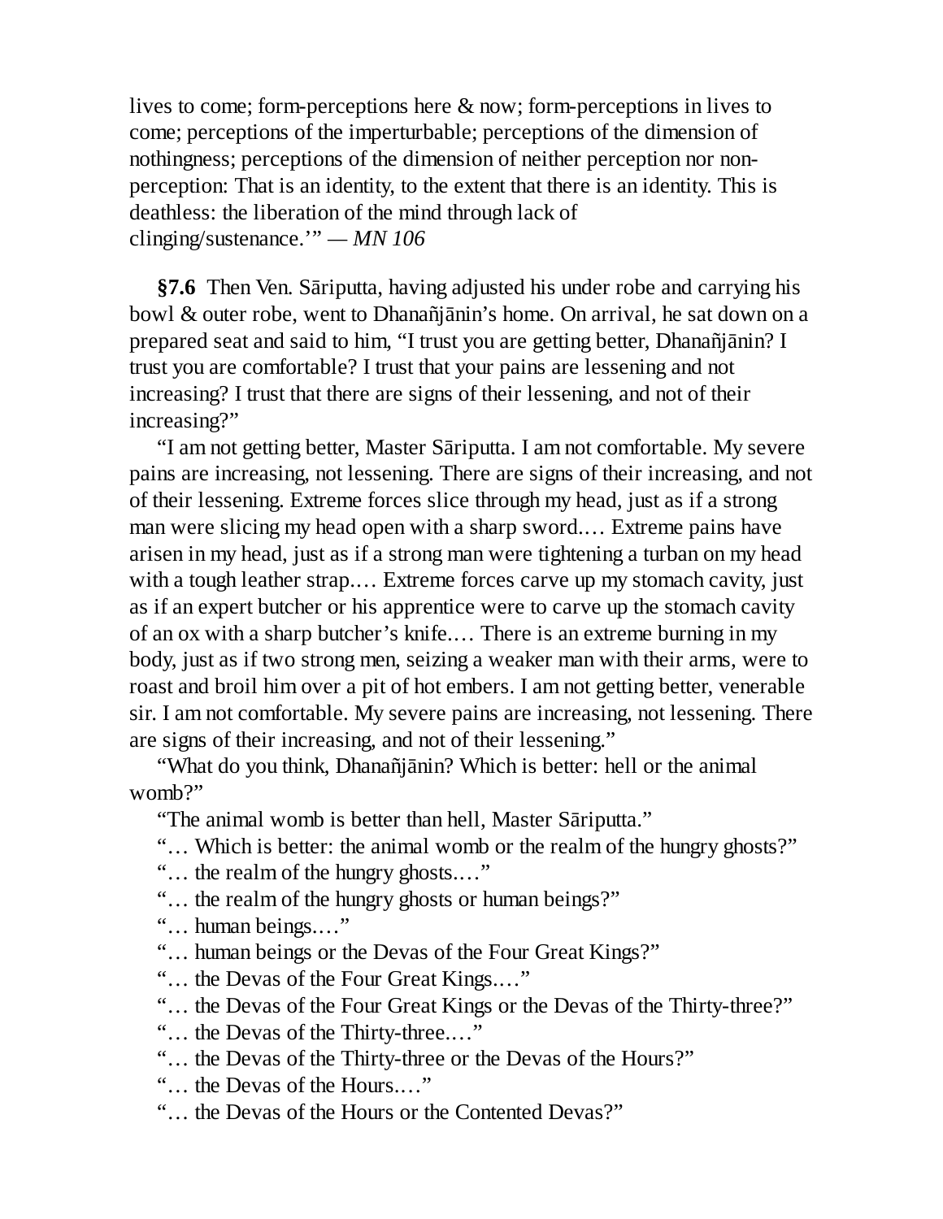lives to come; form-perceptions here & now; form-perceptions in lives to come; perceptions of the imperturbable; perceptions of the dimension of nothingness; perceptions of the dimension of neither perception nor non-perception: That is an identity, to the extent that there is an identity. This is deathless: the liberation of the mind through lack of clinging/sustenance.'" — *MN 106*

**§7.6** Then Ven. Sāriputta, having adjusted his under robe and carrying his bowl & outer robe, went to Dhanañjānin's home. On arrival, he sat down on a prepared seat and said to him, "I trust you are getting better, Dhanañjānin? I trust you are comfortable? I trust that your pains are lessening and not increasing? I trust that there are signs of their lessening, and not of their increasing?"

"I am not getting better, Master Sāriputta. I am not comfortable. My severe pains are increasing, not lessening. There are signs of their increasing, and not of their lessening. Extreme forces slice through my head, just as if a strong man were slicing my head open with a sharp sword.… Extreme pains have arisen in my head, just as if a strong man were tightening a turban on my head with a tough leather strap.… Extreme forces carve up my stomach cavity, just as if an expert butcher or his apprentice were to carve up the stomach cavity of an ox with a sharp butcher's knife.… There is an extreme burning in my body, just as if two strong men, seizing a weaker man with their arms, were to roast and broil him over a pit of hot embers. I am not getting better, venerable sir. I am not comfortable. My severe pains are increasing, not lessening. There are signs of their increasing, and not of their lessening."

"What do you think, Dhanañjānin? Which is better: hell or the animal womb?"

"The animal womb is better than hell, Master Sāriputta."

"… Which is better: the animal womb or the realm of the hungry ghosts?"

"… the realm of the hungry ghosts.…"

"… the realm of the hungry ghosts or human beings?"

"… human beings.…"

"… human beings or the Devas of the Four Great Kings?"

"… the Devas of the Four Great Kings.…"

"… the Devas of the Four Great Kings or the Devas of the Thirty-three?"

"… the Devas of the Thirty-three.…"

"… the Devas of the Thirty-three or the Devas of the Hours?"

"… the Devas of the Hours.…"

"… the Devas of the Hours or the Contented Devas?"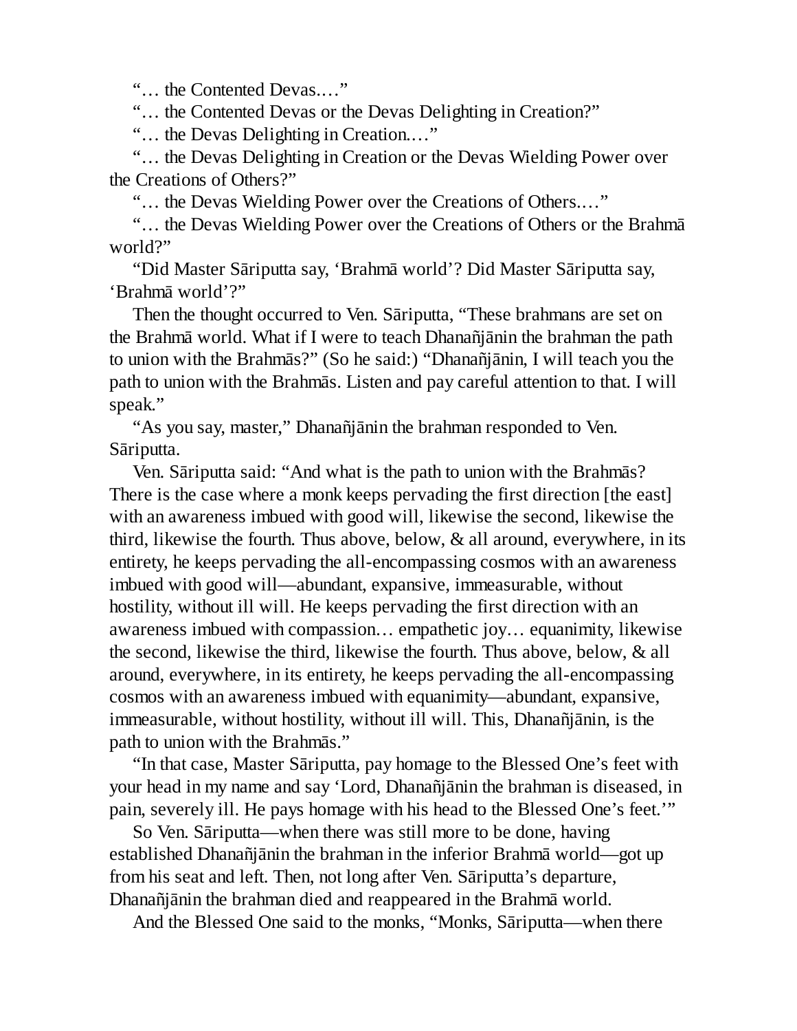"… the Contented Devas.…"

"… the Contented Devas or the Devas Delighting in Creation?"

"… the Devas Delighting in Creation.…"

"… the Devas Delighting in Creation or the Devas Wielding Power over the Creations of Others?"

"… the Devas Wielding Power over the Creations of Others.…"

"… the Devas Wielding Power over the Creations of Others or the Brahmā world?"

"Did Master Sāriputta say, 'Brahmā world'? Did Master Sāriputta say, 'Brahmā world'?"

Then the thought occurred to Ven. Sāriputta, "These brahmans are set on the Brahmā world. What if I were to teach Dhanañjānin the brahman the path to union with the Brahmās?" (So he said:) "Dhanañjānin, I will teach you the path to union with the Brahmās. Listen and pay careful attention to that. I will speak."

"As you say, master," Dhanañjānin the brahman responded to Ven. Sāriputta.

Ven. Sāriputta said: "And what is the path to union with the Brahmās? There is the case where a monk keeps pervading the first direction [the east] with an awareness imbued with good will, likewise the second, likewise the third, likewise the fourth. Thus above, below, & all around, everywhere, in its entirety, he keeps pervading the all-encompassing cosmos with an awareness imbued with good will—abundant, expansive, immeasurable, without hostility, without ill will. He keeps pervading the first direction with an awareness imbued with compassion… empathetic joy… equanimity, likewise the second, likewise the third, likewise the fourth. Thus above, below, & all around, everywhere, in its entirety, he keeps pervading the all-encompassing cosmos with an awareness imbued with equanimity—abundant, expansive, immeasurable, without hostility, without ill will. This, Dhanañjānin, is the path to union with the Brahmās."

"In that case, Master Sāriputta, pay homage to the Blessed One's feet with your head in my name and say 'Lord, Dhanañjānin the brahman is diseased, in pain, severely ill. He pays homage with his head to the Blessed One's feet.'"

So Ven. Sāriputta—when there was still more to be done, having established Dhanañjānin the brahman in the inferior Brahmā world—got up from his seat and left. Then, not long after Ven. Sāriputta's departure, Dhanañjānin the brahman died and reappeared in the Brahmā world.

And the Blessed One said to the monks, "Monks, Sāriputta—when there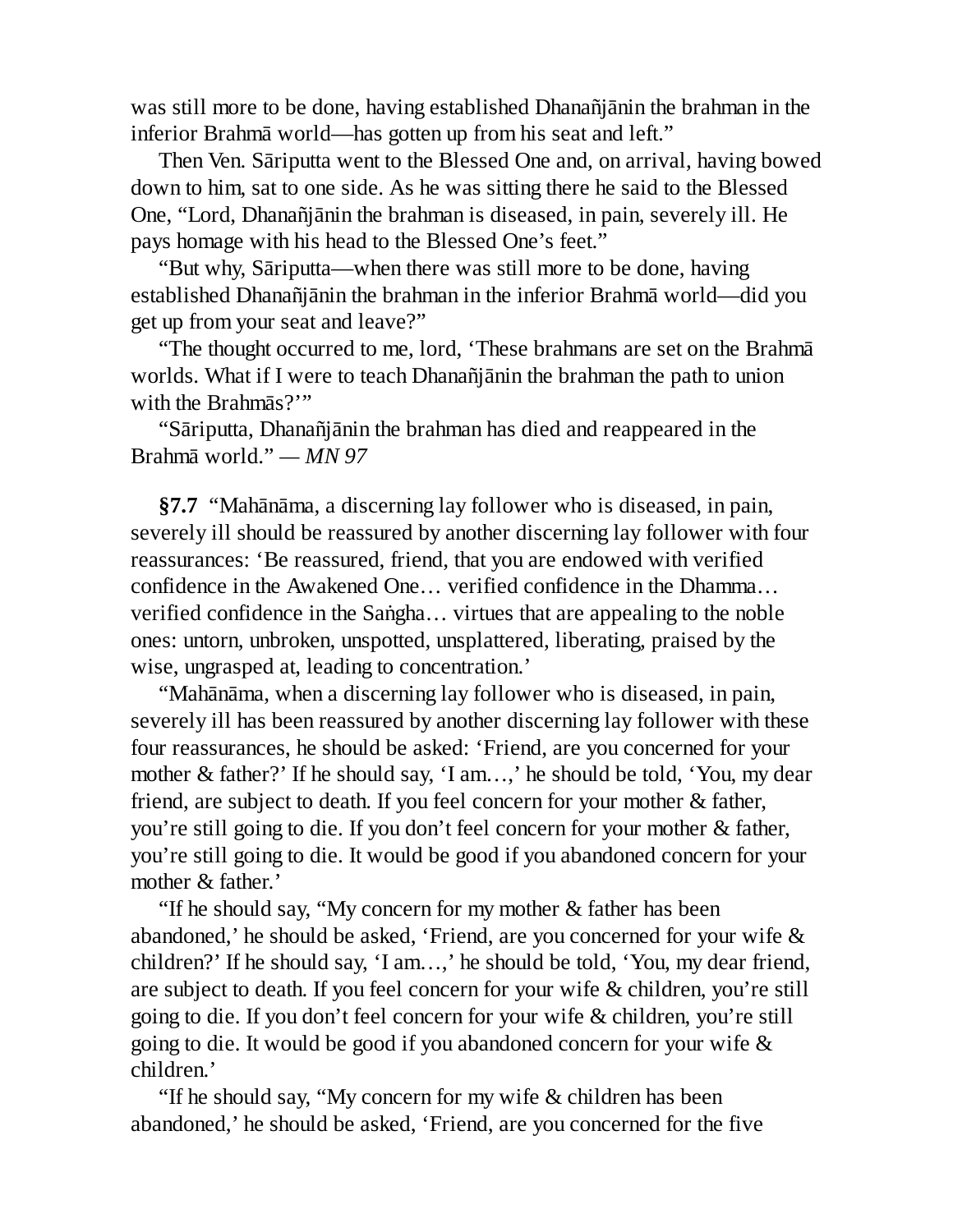was still more to be done, having established Dhanañjānin the brahman in the inferior Brahmā world—has gotten up from his seat and left."

Then Ven. Sāriputta went to the Blessed One and, on arrival, having bowed down to him, sat to one side. As he was sitting there he said to the Blessed One, "Lord, Dhanañjānin the brahman is diseased, in pain, severely ill. He pays homage with his head to the Blessed One's feet."

"But why, Sāriputta—when there was still more to be done, having established Dhanañjānin the brahman in the inferior Brahmā world—did you get up from your seat and leave?"

"The thought occurred to me, lord, 'These brahmans are set on the Brahmā worlds. What if I were to teach Dhanañjānin the brahman the path to union with the Brahmās?'"

"Sāriputta, Dhanañjānin the brahman has died and reappeared in the Brahmā world." — *MN 97*

**§7.7** "Mahānāma, a discerning lay follower who is diseased, in pain, severely ill should be reassured by another discerning lay follower with four reassurances: 'Be reassured, friend, that you are endowed with verified confidence in the Awakened One… verified confidence in the Dhamma… verified confidence in the Saṅgha… virtues that are appealing to the noble ones: untorn, unbroken, unspotted, unsplattered, liberating, praised by the wise, ungrasped at, leading to concentration.'

"Mahānāma, when a discerning lay follower who is diseased, in pain, severely ill has been reassured by another discerning lay follower with these four reassurances, he should be asked: 'Friend, are you concerned for your mother & father?' If he should say, 'I am…,' he should be told, 'You, my dear friend, are subject to death. If you feel concern for your mother & father, you're still going to die. If you don't feel concern for your mother & father, you're still going to die. It would be good if you abandoned concern for your mother & father.'

"If he should say, "My concern for my mother & father has been abandoned,' he should be asked, 'Friend, are you concerned for your wife & children?' If he should say, 'I am…,' he should be told, 'You, my dear friend, are subject to death. If you feel concern for your wife & children, you're still going to die. If you don't feel concern for your wife & children, you're still going to die. It would be good if you abandoned concern for your wife & children.'

"If he should say, "My concern for my wife & children has been abandoned,' he should be asked, 'Friend, are you concerned for the five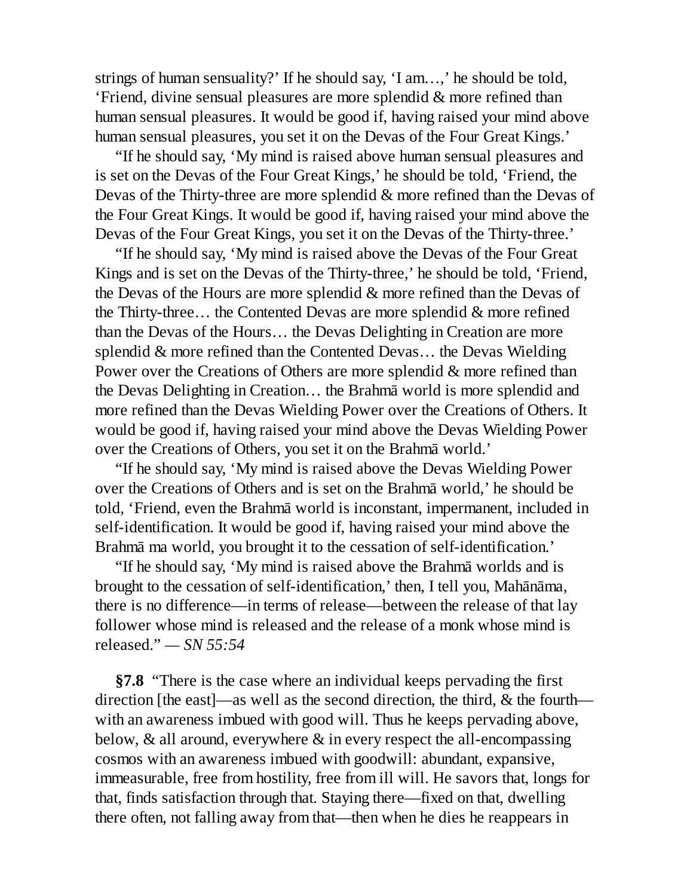strings of human sensuality?' If he should say, 'I am…,' he should be told, 'Friend, divine sensual pleasures are more splendid & more refined than human sensual pleasures. It would be good if, having raised your mind above human sensual pleasures, you set it on the Devas of the Four Great Kings.'

"If he should say, 'My mind is raised above human sensual pleasures and is set on the Devas of the Four Great Kings,' he should be told, 'Friend, the Devas of the Thirty-three are more splendid & more refined than the Devas of the Four Great Kings. It would be good if, having raised your mind above the Devas of the Four Great Kings, you set it on the Devas of the Thirty-three.'

"If he should say, 'My mind is raised above the Devas of the Four Great Kings and is set on the Devas of the Thirty-three,' he should be told, 'Friend, the Devas of the Hours are more splendid & more refined than the Devas of the Thirty-three… the Contented Devas are more splendid & more refined than the Devas of the Hours… the Devas Delighting in Creation are more splendid & more refined than the Contented Devas… the Devas Wielding Power over the Creations of Others are more splendid & more refined than the Devas Delighting in Creation… the Brahmā world is more splendid and more refined than the Devas Wielding Power over the Creations of Others. It would be good if, having raised your mind above the Devas Wielding Power over the Creations of Others, you set it on the Brahmā world.'

"If he should say, 'My mind is raised above the Devas Wielding Power over the Creations of Others and is set on the Brahmā world,' he should be told, 'Friend, even the Brahmā world is inconstant, impermanent, included in self-identification. It would be good if, having raised your mind above the Brahmā ma world, you brought it to the cessation of self-identification.'

"If he should say, 'My mind is raised above the Brahmā worlds and is brought to the cessation of self-identification,' then, I tell you, Mahānāma, there is no difference—in terms of release—between the release of that lay follower whose mind is released and the release of a monk whose mind is released." — *SN 55:54*

**§7.8** "There is the case where an individual keeps pervading the first direction [the east]—as well as the second direction, the third, & the fourth—with an awareness imbued with good will. Thus he keeps pervading above, below, & all around, everywhere & in every respect the all-encompassing cosmos with an awareness imbued with goodwill: abundant, expansive, immeasurable, free from hostility, free from ill will. He savors that, longs for that, finds satisfaction through that. Staying there—fixed on that, dwelling there often, not falling away from that—then when he dies he reappears in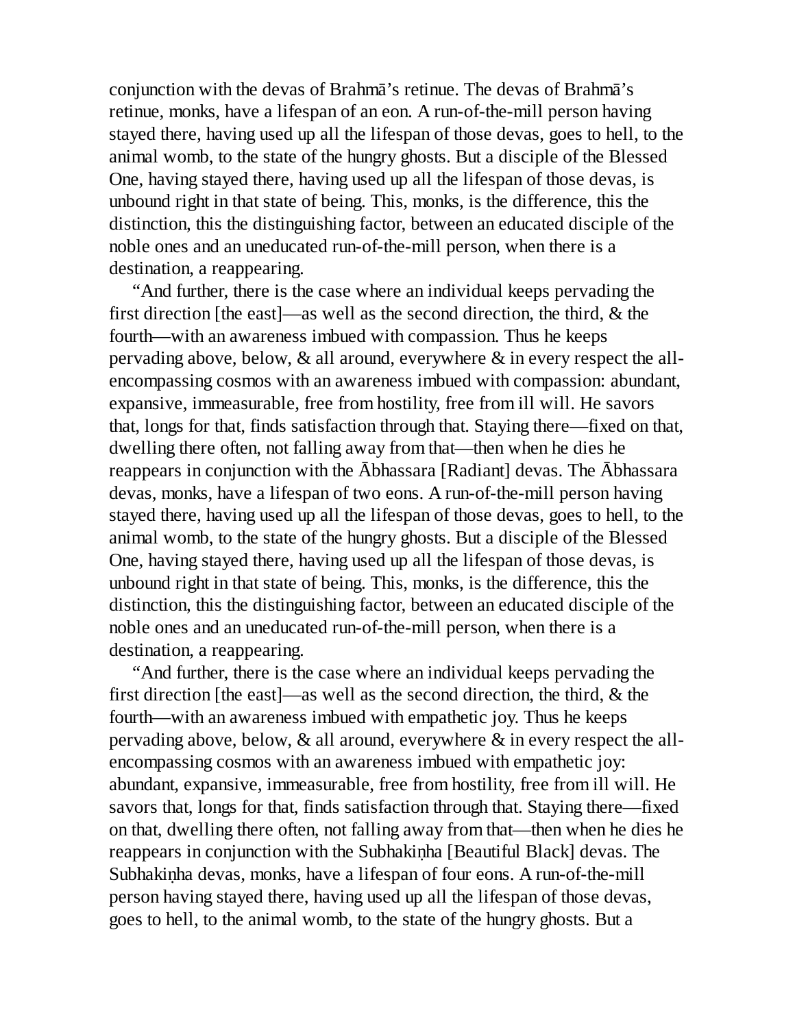conjunction with the devas of Brahmā's retinue. The devas of Brahmā's retinue, monks, have a lifespan of an eon. A run-of-the-mill person having stayed there, having used up all the lifespan of those devas, goes to hell, to the animal womb, to the state of the hungry ghosts. But a disciple of the Blessed One, having stayed there, having used up all the lifespan of those devas, is unbound right in that state of being. This, monks, is the difference, this the distinction, this the distinguishing factor, between an educated disciple of the noble ones and an uneducated run-of-the-mill person, when there is a destination, a reappearing.

"And further, there is the case where an individual keeps pervading the first direction [the east]—as well as the second direction, the third, & the fourth—with an awareness imbued with compassion. Thus he keeps pervading above, below, & all around, everywhere & in every respect the all-encompassing cosmos with an awareness imbued with compassion: abundant, expansive, immeasurable, free from hostility, free from ill will. He savors that, longs for that, finds satisfaction through that. Staying there—fixed on that, dwelling there often, not falling away from that—then when he dies he reappears in conjunction with the Ābhassara [Radiant] devas. The Ābhassara devas, monks, have a lifespan of two eons. A run-of-the-mill person having stayed there, having used up all the lifespan of those devas, goes to hell, to the animal womb, to the state of the hungry ghosts. But a disciple of the Blessed One, having stayed there, having used up all the lifespan of those devas, is unbound right in that state of being. This, monks, is the difference, this the distinction, this the distinguishing factor, between an educated disciple of the noble ones and an uneducated run-of-the-mill person, when there is a destination, a reappearing.

"And further, there is the case where an individual keeps pervading the first direction [the east]—as well as the second direction, the third, & the fourth—with an awareness imbued with empathetic joy. Thus he keeps pervading above, below, & all around, everywhere & in every respect the all-encompassing cosmos with an awareness imbued with empathetic joy: abundant, expansive, immeasurable, free from hostility, free from ill will. He savors that, longs for that, finds satisfaction through that. Staying there—fixed on that, dwelling there often, not falling away from that—then when he dies he reappears in conjunction with the Subhakiṇha [Beautiful Black] devas. The Subhakiṇha devas, monks, have a lifespan of four eons. A run-of-the-mill person having stayed there, having used up all the lifespan of those devas, goes to hell, to the animal womb, to the state of the hungry ghosts. But a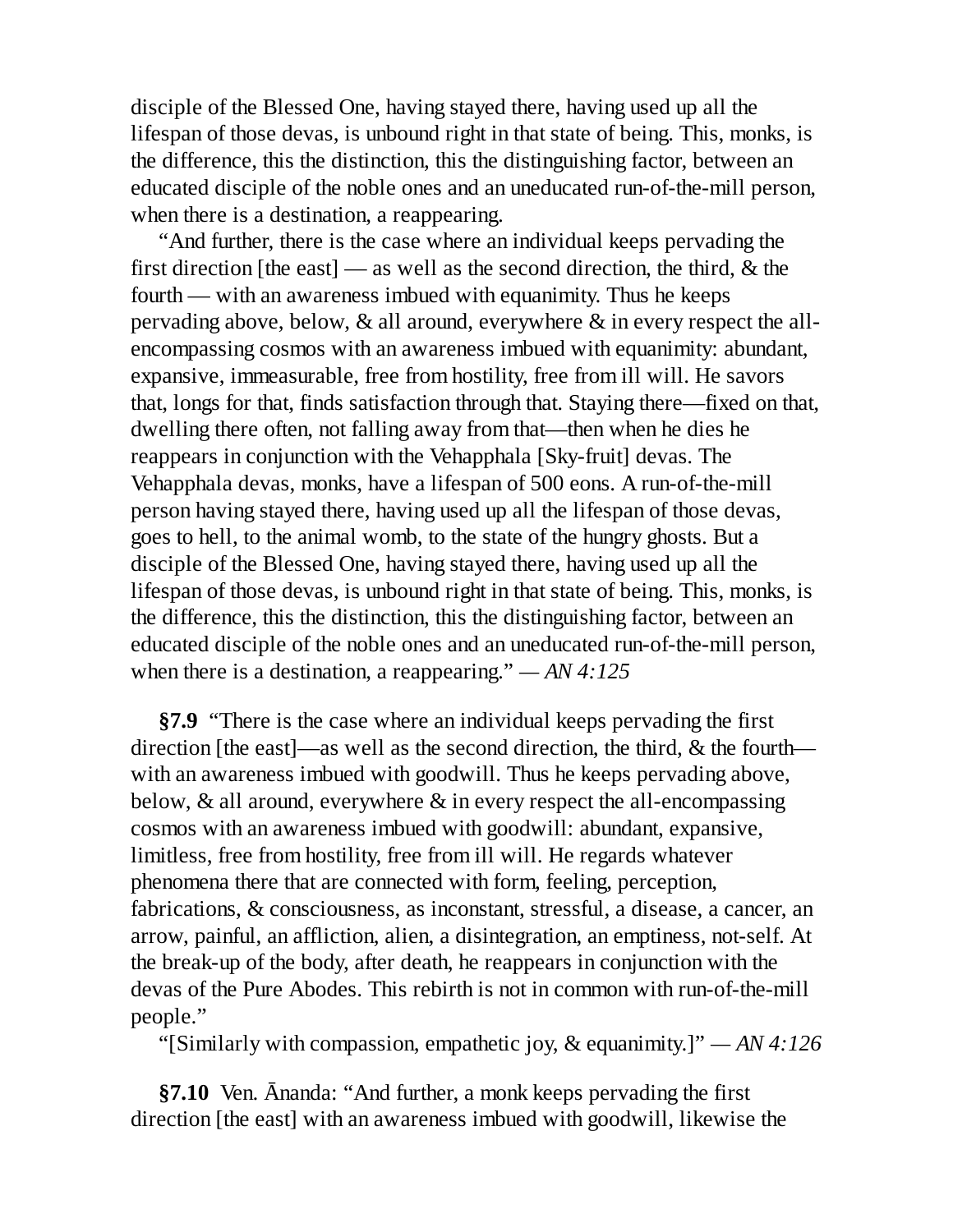disciple of the Blessed One, having stayed there, having used up all the lifespan of those devas, is unbound right in that state of being. This, monks, is the difference, this the distinction, this the distinguishing factor, between an educated disciple of the noble ones and an uneducated run-of-the-mill person, when there is a destination, a reappearing.

"And further, there is the case where an individual keeps pervading the first direction [the east] — as well as the second direction, the third, & the fourth — with an awareness imbued with equanimity. Thus he keeps pervading above, below, & all around, everywhere & in every respect the all-encompassing cosmos with an awareness imbued with equanimity: abundant, expansive, immeasurable, free from hostility, free from ill will. He savors that, longs for that, finds satisfaction through that. Staying there—fixed on that, dwelling there often, not falling away from that—then when he dies he reappears in conjunction with the Vehapphala [Sky-fruit] devas. The Vehapphala devas, monks, have a lifespan of 500 eons. A run-of-the-mill person having stayed there, having used up all the lifespan of those devas, goes to hell, to the animal womb, to the state of the hungry ghosts. But a disciple of the Blessed One, having stayed there, having used up all the lifespan of those devas, is unbound right in that state of being. This, monks, is the difference, this the distinction, this the distinguishing factor, between an educated disciple of the noble ones and an uneducated run-of-the-mill person, when there is a destination, a reappearing." — *AN 4:125*

**§7.9** "There is the case where an individual keeps pervading the first direction [the east]—as well as the second direction, the third, & the fourth—with an awareness imbued with goodwill. Thus he keeps pervading above, below, & all around, everywhere & in every respect the all-encompassing cosmos with an awareness imbued with goodwill: abundant, expansive, limitless, free from hostility, free from ill will. He regards whatever phenomena there that are connected with form, feeling, perception, fabrications, & consciousness, as inconstant, stressful, a disease, a cancer, an arrow, painful, an affliction, alien, a disintegration, an emptiness, not-self. At the break-up of the body, after death, he reappears in conjunction with the devas of the Pure Abodes. This rebirth is not in common with run-of-the-mill people."

"[Similarly with compassion, empathetic joy, & equanimity.]" — *AN 4:126*

**§7.10** Ven. Ānanda: "And further, a monk keeps pervading the first direction [the east] with an awareness imbued with goodwill, likewise the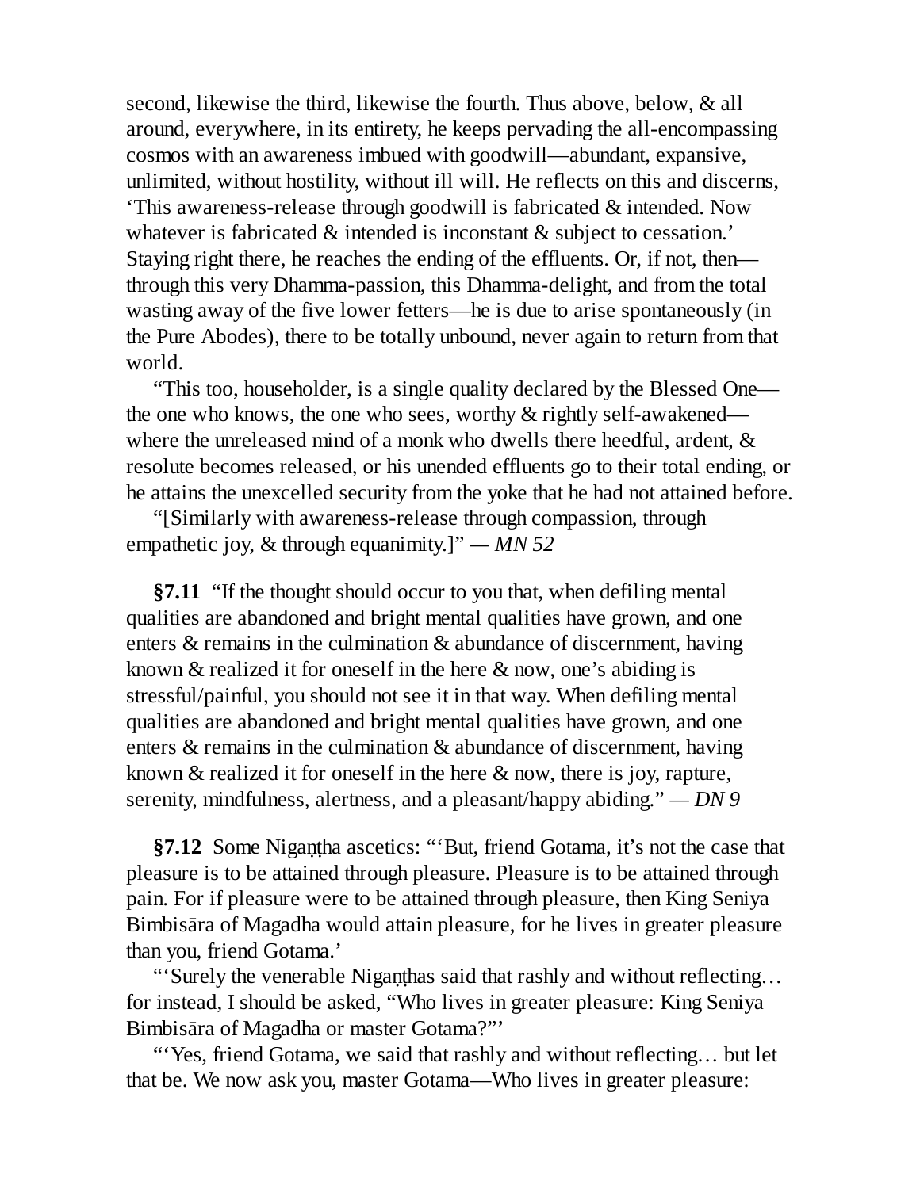second, likewise the third, likewise the fourth. Thus above, below, & all around, everywhere, in its entirety, he keeps pervading the all-encompassing cosmos with an awareness imbued with goodwill—abundant, expansive, unlimited, without hostility, without ill will. He reflects on this and discerns, 'This awareness-release through goodwill is fabricated & intended. Now whatever is fabricated & intended is inconstant & subject to cessation.' Staying right there, he reaches the ending of the effluents. Or, if not, then—through this very Dhamma-passion, this Dhamma-delight, and from the total wasting away of the five lower fetters—he is due to arise spontaneously (in the Pure Abodes), there to be totally unbound, never again to return from that world.

"This too, householder, is a single quality declared by the Blessed One—the one who knows, the one who sees, worthy & rightly self-awakened—where the unreleased mind of a monk who dwells there heedful, ardent, & resolute becomes released, or his unended effluents go to their total ending, or he attains the unexcelled security from the yoke that he had not attained before.

"[Similarly with awareness-release through compassion, through empathetic joy, & through equanimity.]" — *MN 52*

**§7.11** "If the thought should occur to you that, when defiling mental qualities are abandoned and bright mental qualities have grown, and one enters & remains in the culmination & abundance of discernment, having known & realized it for oneself in the here & now, one's abiding is stressful/painful, you should not see it in that way. When defiling mental qualities are abandoned and bright mental qualities have grown, and one enters & remains in the culmination & abundance of discernment, having known & realized it for oneself in the here & now, there is joy, rapture, serenity, mindfulness, alertness, and a pleasant/happy abiding." — *DN 9*

**§7.12** Some Nigaṇṭha ascetics: "'But, friend Gotama, it's not the case that pleasure is to be attained through pleasure. Pleasure is to be attained through pain. For if pleasure were to be attained through pleasure, then King Seniya Bimbisāra of Magadha would attain pleasure, for he lives in greater pleasure than you, friend Gotama.'

"'Surely the venerable Nigaṇṭhas said that rashly and without reflecting… for instead, I should be asked, "Who lives in greater pleasure: King Seniya Bimbisāra of Magadha or master Gotama?"'

"'Yes, friend Gotama, we said that rashly and without reflecting… but let that be. We now ask you, master Gotama—Who lives in greater pleasure: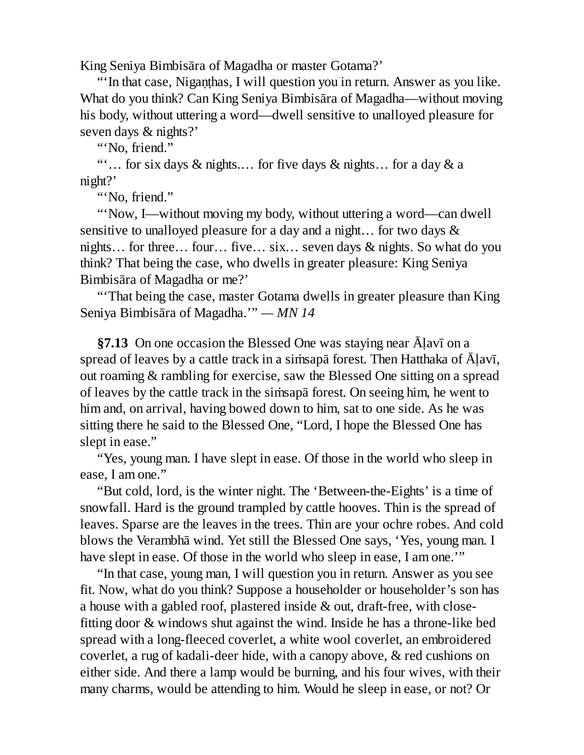King Seniya Bimbisāra of Magadha or master Gotama?'

"'In that case, Nigaṇṭhas, I will question you in return. Answer as you like. What do you think? Can King Seniya Bimbisāra of Magadha—without moving his body, without uttering a word—dwell sensitive to unalloyed pleasure for seven days & nights?'

"'No, friend."

"'… for six days & nights.… for five days & nights… for a day & a night?'

"'No, friend."

"'Now, I—without moving my body, without uttering a word—can dwell sensitive to unalloyed pleasure for a day and a night… for two days & nights… for three… four… five… six… seven days & nights. So what do you think? That being the case, who dwells in greater pleasure: King Seniya Bimbisāra of Magadha or me?'

"'That being the case, master Gotama dwells in greater pleasure than King Seniya Bimbisāra of Magadha.'" — *MN 14*

**§7.13** On one occasion the Blessed One was staying near Āḷavī on a spread of leaves by a cattle track in a siṁsapā forest. Then Hatthaka of Āḷavī, out roaming & rambling for exercise, saw the Blessed One sitting on a spread of leaves by the cattle track in the siṁsapā forest. On seeing him, he went to him and, on arrival, having bowed down to him, sat to one side. As he was sitting there he said to the Blessed One, "Lord, I hope the Blessed One has slept in ease."

"Yes, young man. I have slept in ease. Of those in the world who sleep in ease, I am one."

"But cold, lord, is the winter night. The 'Between-the-Eights' is a time of snowfall. Hard is the ground trampled by cattle hooves. Thin is the spread of leaves. Sparse are the leaves in the trees. Thin are your ochre robes. And cold blows the Verambhā wind. Yet still the Blessed One says, 'Yes, young man. I have slept in ease. Of those in the world who sleep in ease, I am one.'"

"In that case, young man, I will question you in return. Answer as you see fit. Now, what do you think? Suppose a householder or householder's son has a house with a gabled roof, plastered inside & out, draft-free, with close-fitting door & windows shut against the wind. Inside he has a throne-like bed spread with a long-fleeced coverlet, a white wool coverlet, an embroidered coverlet, a rug of kadali-deer hide, with a canopy above, & red cushions on either side. And there a lamp would be burning, and his four wives, with their many charms, would be attending to him. Would he sleep in ease, or not? Or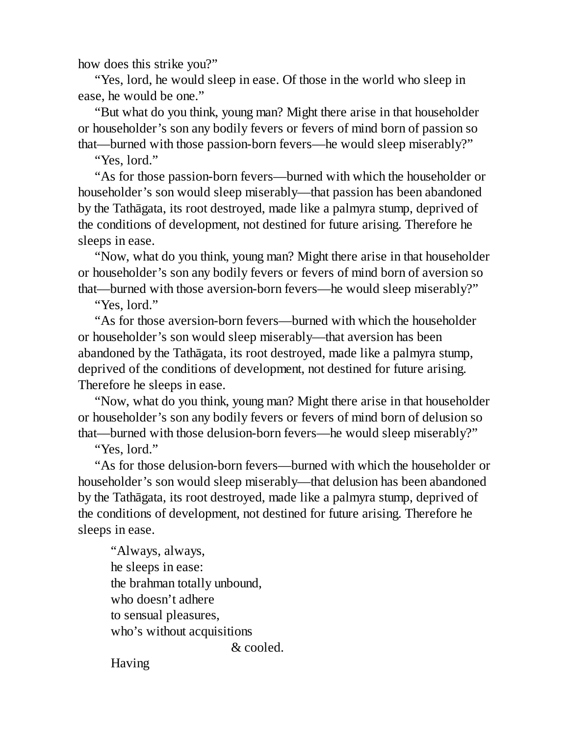how does this strike you?”

“Yes, lord, he would sleep in ease. Of those in the world who sleep in ease, he would be one.”

“But what do you think, young man? Might there arise in that householder or householder’s son any bodily fevers or fevers of mind born of passion so that—burned with those passion-born fevers—he would sleep miserably?”

“Yes, lord.”

“As for those passion-born fevers—burned with which the householder or householder’s son would sleep miserably—that passion has been abandoned by the Tathāgata, its root destroyed, made like a palmyra stump, deprived of the conditions of development, not destined for future arising. Therefore he sleeps in ease.

“Now, what do you think, young man? Might there arise in that householder or householder’s son any bodily fevers or fevers of mind born of aversion so that—burned with those aversion-born fevers—he would sleep miserably?”

“Yes, lord.”

“As for those aversion-born fevers—burned with which the householder or householder’s son would sleep miserably—that aversion has been abandoned by the Tathāgata, its root destroyed, made like a palmyra stump, deprived of the conditions of development, not destined for future arising. Therefore he sleeps in ease.

“Now, what do you think, young man? Might there arise in that householder or householder’s son any bodily fevers or fevers of mind born of delusion so that—burned with those delusion-born fevers—he would sleep miserably?”

“Yes, lord.”

“As for those delusion-born fevers—burned with which the householder or householder’s son would sleep miserably—that delusion has been abandoned by the Tathāgata, its root destroyed, made like a palmyra stump, deprived of the conditions of development, not destined for future arising. Therefore he sleeps in ease.

> “Always, always,
> he sleeps in ease:
> the brahman totally unbound,
> who doesn’t adhere
> to sensual pleasures,
> who’s without acquisitions
> & cooled.
>
> Having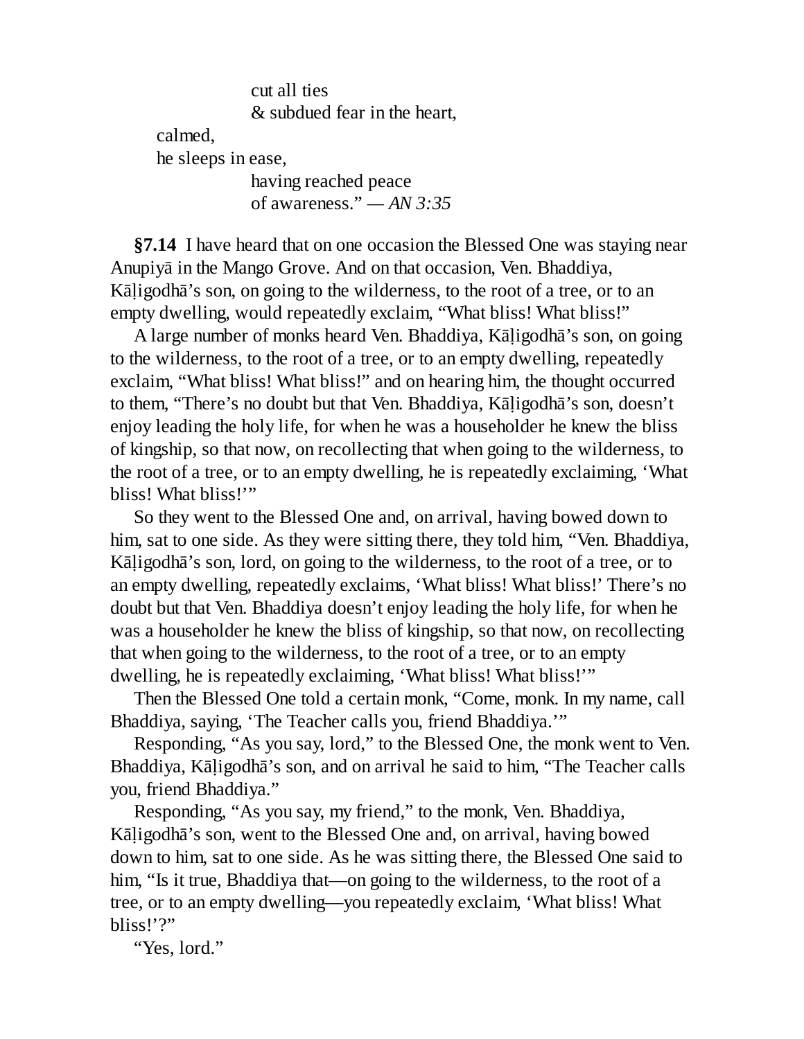cut all ties
& subdued fear in the heart,

calmed,
he sleeps in ease,

having reached peace
of awareness." — *AN 3:35*

**§7.14** I have heard that on one occasion the Blessed One was staying near Anupiyā in the Mango Grove. And on that occasion, Ven. Bhaddiya, Kāḷigodhā's son, on going to the wilderness, to the root of a tree, or to an empty dwelling, would repeatedly exclaim, "What bliss! What bliss!"

A large number of monks heard Ven. Bhaddiya, Kāḷigodhā's son, on going to the wilderness, to the root of a tree, or to an empty dwelling, repeatedly exclaim, "What bliss! What bliss!" and on hearing him, the thought occurred to them, "There's no doubt but that Ven. Bhaddiya, Kāḷigodhā's son, doesn't enjoy leading the holy life, for when he was a householder he knew the bliss of kingship, so that now, on recollecting that when going to the wilderness, to the root of a tree, or to an empty dwelling, he is repeatedly exclaiming, 'What bliss! What bliss!'"

So they went to the Blessed One and, on arrival, having bowed down to him, sat to one side. As they were sitting there, they told him, "Ven. Bhaddiya, Kāḷigodhā's son, lord, on going to the wilderness, to the root of a tree, or to an empty dwelling, repeatedly exclaims, 'What bliss! What bliss!' There's no doubt but that Ven. Bhaddiya doesn't enjoy leading the holy life, for when he was a householder he knew the bliss of kingship, so that now, on recollecting that when going to the wilderness, to the root of a tree, or to an empty dwelling, he is repeatedly exclaiming, 'What bliss! What bliss!'"

Then the Blessed One told a certain monk, "Come, monk. In my name, call Bhaddiya, saying, 'The Teacher calls you, friend Bhaddiya.'"

Responding, "As you say, lord," to the Blessed One, the monk went to Ven. Bhaddiya, Kāḷigodhā's son, and on arrival he said to him, "The Teacher calls you, friend Bhaddiya."

Responding, "As you say, my friend," to the monk, Ven. Bhaddiya, Kāḷigodhā's son, went to the Blessed One and, on arrival, having bowed down to him, sat to one side. As he was sitting there, the Blessed One said to him, "Is it true, Bhaddiya that—on going to the wilderness, to the root of a tree, or to an empty dwelling—you repeatedly exclaim, 'What bliss! What bliss!'?"

"Yes, lord."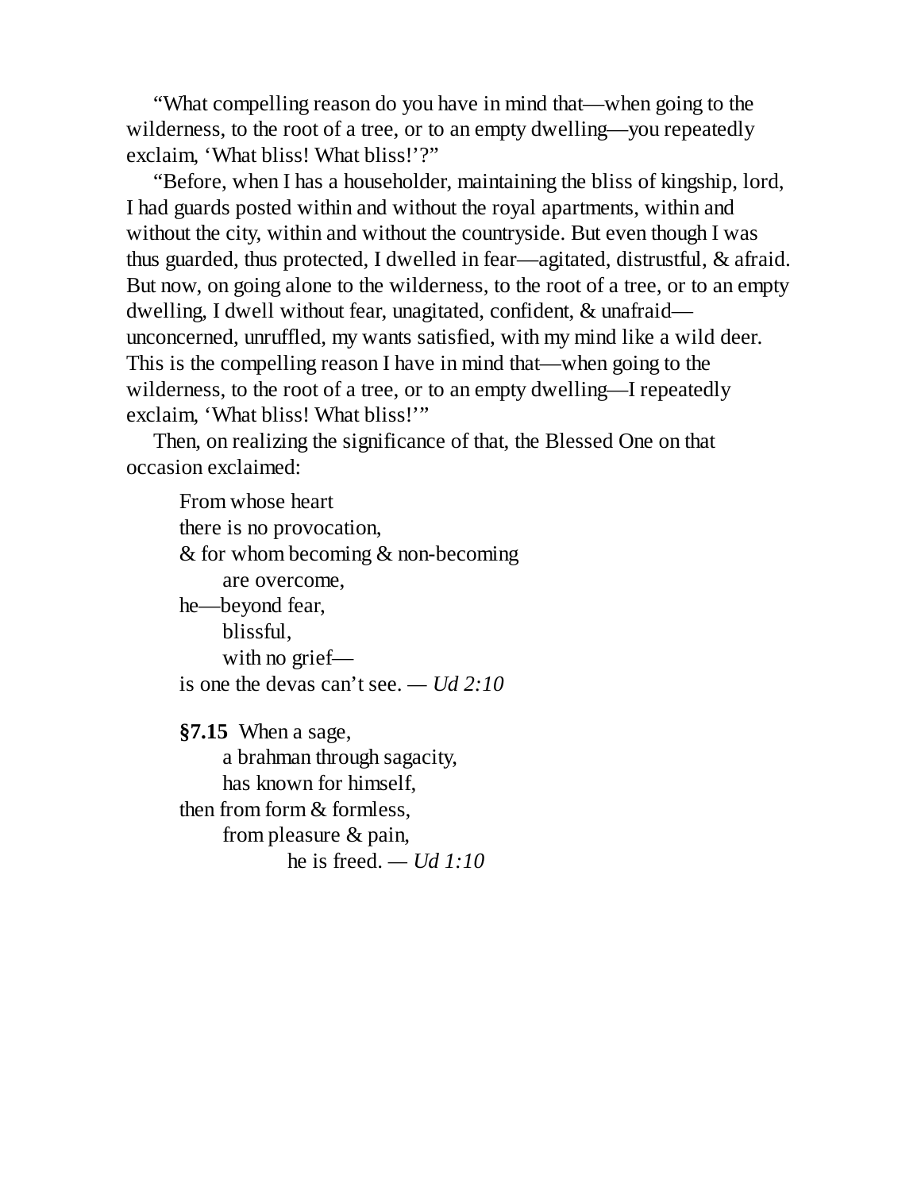"What compelling reason do you have in mind that—when going to the wilderness, to the root of a tree, or to an empty dwelling—you repeatedly exclaim, 'What bliss! What bliss!'?"

"Before, when I has a householder, maintaining the bliss of kingship, lord, I had guards posted within and without the royal apartments, within and without the city, within and without the countryside. But even though I was thus guarded, thus protected, I dwelled in fear—agitated, distrustful, & afraid. But now, on going alone to the wilderness, to the root of a tree, or to an empty dwelling, I dwell without fear, unagitated, confident, & unafraid—unconcerned, unruffled, my wants satisfied, with my mind like a wild deer. This is the compelling reason I have in mind that—when going to the wilderness, to the root of a tree, or to an empty dwelling—I repeatedly exclaim, 'What bliss! What bliss!'"

Then, on realizing the significance of that, the Blessed One on that occasion exclaimed:

> From whose heart  
> there is no provocation,  
> & for whom becoming & non-becoming  
>     are overcome,  
> he—beyond fear,  
>     blissful,  
>     with no grief—  
> is one the devas can't see. — *Ud 2:10*

> **§7.15** When a sage,  
>     a brahman through sagacity,  
>     has known for himself,  
> then from form & formless,  
>     from pleasure & pain,  
>         he is freed. — *Ud 1:10*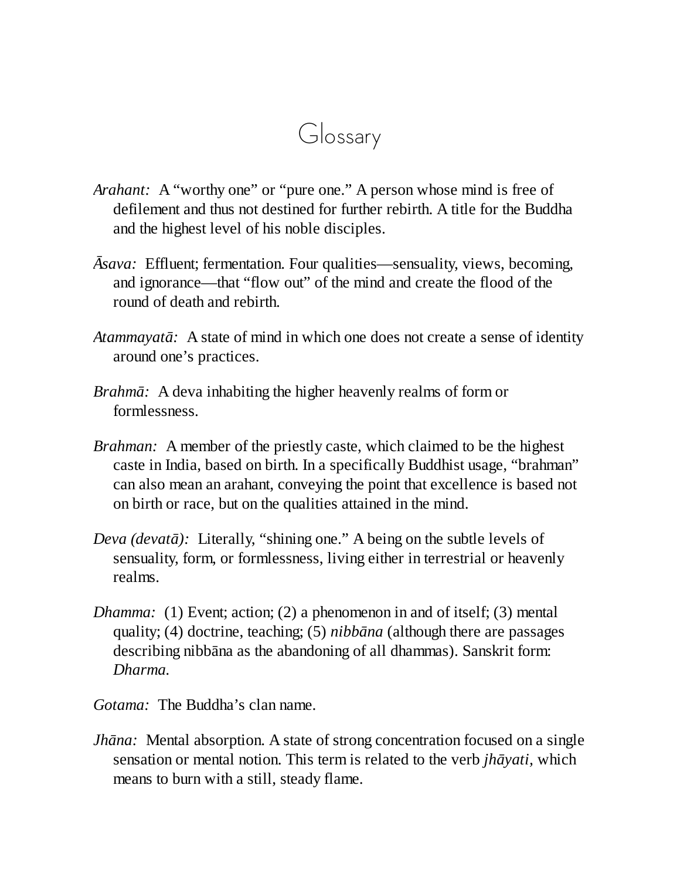# Glossary

*Arahant:* A "worthy one" or "pure one." A person whose mind is free of defilement and thus not destined for further rebirth. A title for the Buddha and the highest level of his noble disciples.

*Āsava:* Effluent; fermentation. Four qualities—sensuality, views, becoming, and ignorance—that "flow out" of the mind and create the flood of the round of death and rebirth.

*Atammayatā:* A state of mind in which one does not create a sense of identity around one's practices.

*Brahmā:* A deva inhabiting the higher heavenly realms of form or formlessness.

*Brahman:* A member of the priestly caste, which claimed to be the highest caste in India, based on birth. In a specifically Buddhist usage, "brahman" can also mean an arahant, conveying the point that excellence is based not on birth or race, but on the qualities attained in the mind.

*Deva (devatā):* Literally, "shining one." A being on the subtle levels of sensuality, form, or formlessness, living either in terrestrial or heavenly realms.

*Dhamma:* (1) Event; action; (2) a phenomenon in and of itself; (3) mental quality; (4) doctrine, teaching; (5) *nibbāna* (although there are passages describing nibbāna as the abandoning of all dhammas). Sanskrit form: *Dharma.*

*Gotama:* The Buddha's clan name.

*Jhāna:* Mental absorption. A state of strong concentration focused on a single sensation or mental notion. This term is related to the verb *jhāyati,* which means to burn with a still, steady flame.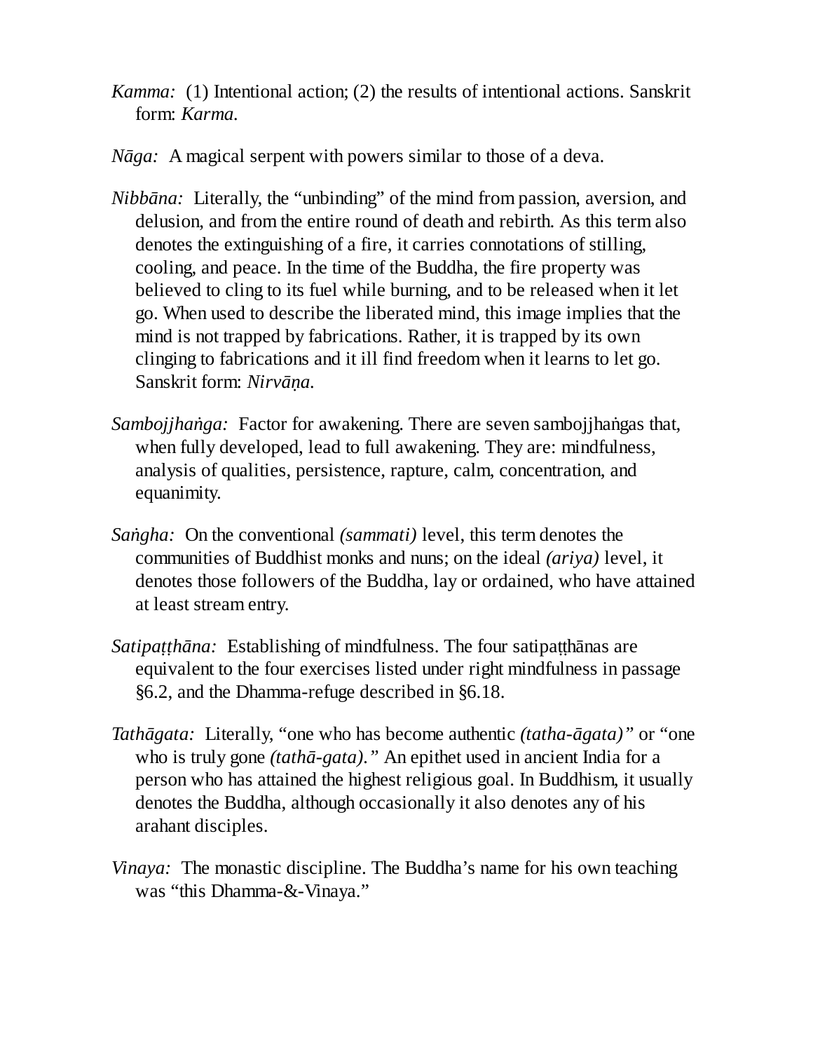*Kamma:* (1) Intentional action; (2) the results of intentional actions. Sanskrit form: *Karma.*

*Nāga:* A magical serpent with powers similar to those of a deva.

*Nibbāna:* Literally, the "unbinding" of the mind from passion, aversion, and delusion, and from the entire round of death and rebirth. As this term also denotes the extinguishing of a fire, it carries connotations of stilling, cooling, and peace. In the time of the Buddha, the fire property was believed to cling to its fuel while burning, and to be released when it let go. When used to describe the liberated mind, this image implies that the mind is not trapped by fabrications. Rather, it is trapped by its own clinging to fabrications and it ill find freedom when it learns to let go. Sanskrit form: *Nirvāṇa.*

*Sambojjhaṅga:* Factor for awakening. There are seven sambojjhaṅgas that, when fully developed, lead to full awakening. They are: mindfulness, analysis of qualities, persistence, rapture, calm, concentration, and equanimity.

*Saṅgha:* On the conventional *(sammati)* level, this term denotes the communities of Buddhist monks and nuns; on the ideal *(ariya)* level, it denotes those followers of the Buddha, lay or ordained, who have attained at least stream entry.

*Satipaṭṭhāna:* Establishing of mindfulness. The four satipaṭṭhānas are equivalent to the four exercises listed under right mindfulness in passage §6.2, and the Dhamma-refuge described in §6.18.

*Tathāgata:* Literally, "one who has become authentic *(tatha-āgata)*" or "one who is truly gone *(tathā-gata)*." An epithet used in ancient India for a person who has attained the highest religious goal. In Buddhism, it usually denotes the Buddha, although occasionally it also denotes any of his arahant disciples.

*Vinaya:* The monastic discipline. The Buddha's name for his own teaching was "this Dhamma-&-Vinaya."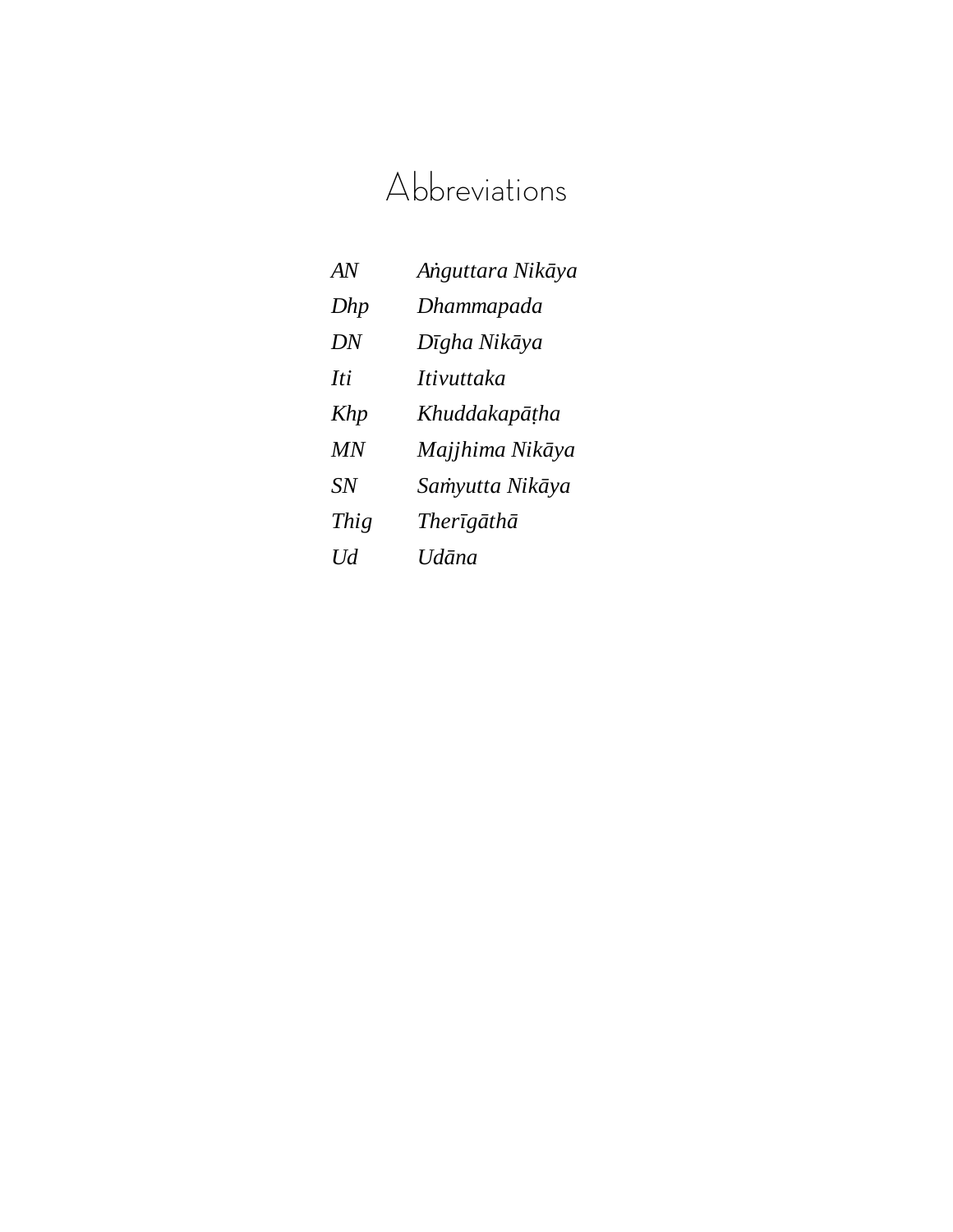# Abbreviations

| | |
|---|---|
| *AN* | *Aṅguttara Nikāya* |
| *Dhp* | *Dhammapada* |
| *DN* | *Dīgha Nikāya* |
| *Iti* | *Itivuttaka* |
| *Khp* | *Khuddakapāṭha* |
| *MN* | *Majjhima Nikāya* |
| *SN* | *Saṁyutta Nikāya* |
| *Thig* | *Therīgāthā* |
| *Ud* | *Udāna* |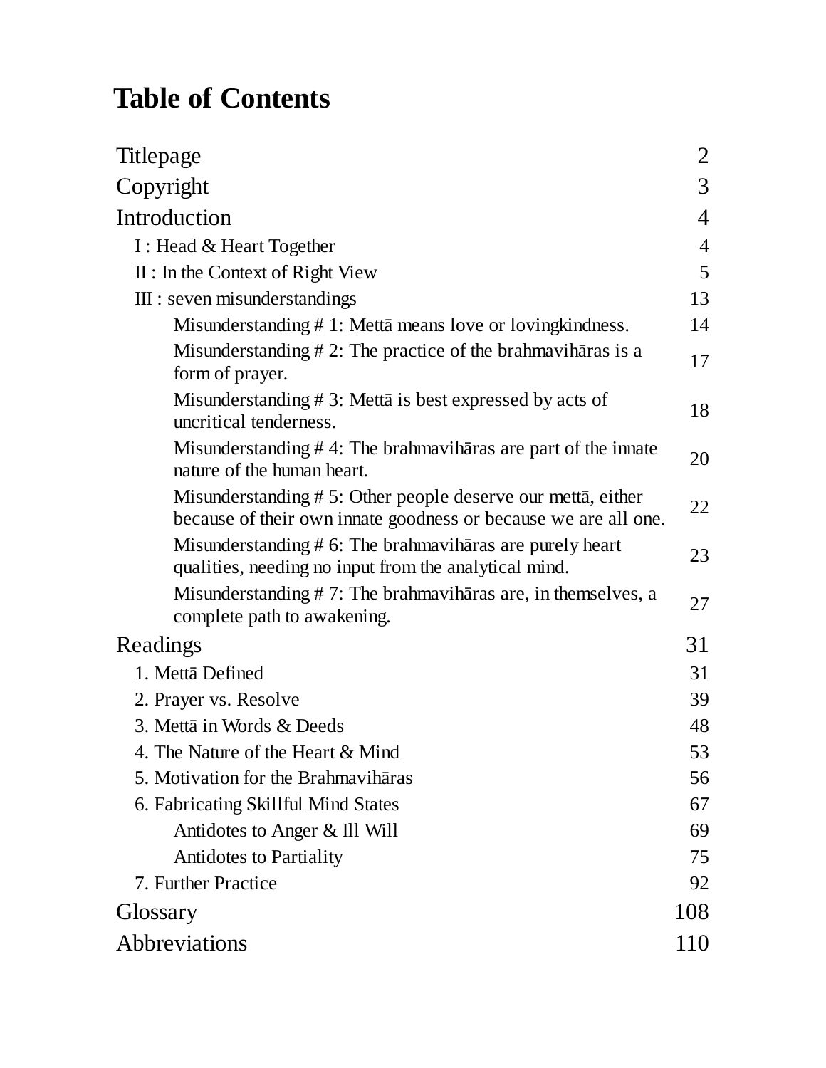# Table of Contents

- Titlepage 2
- Copyright 3
- Introduction 4
  - I : Head & Heart Together 4
  - II : In the Context of Right View 5
  - III : seven misunderstandings 13
    - Misunderstanding # 1: Mettā means love or lovingkindness. 14
    - Misunderstanding # 2: The practice of the brahmavihāras is a form of prayer. 17
    - Misunderstanding # 3: Mettā is best expressed by acts of uncritical tenderness. 18
    - Misunderstanding # 4: The brahmavihāras are part of the innate nature of the human heart. 20
    - Misunderstanding # 5: Other people deserve our mettā, either because of their own innate goodness or because we are all one. 22
    - Misunderstanding # 6: The brahmavihāras are purely heart qualities, needing no input from the analytical mind. 23
    - Misunderstanding # 7: The brahmavihāras are, in themselves, a complete path to awakening. 27
- Readings 31
  - 1. Mettā Defined 31
  - 2. Prayer vs. Resolve 39
  - 3. Mettā in Words & Deeds 48
  - 4. The Nature of the Heart & Mind 53
  - 5. Motivation for the Brahmavihāras 56
  - 6. Fabricating Skillful Mind States 67
    - Antidotes to Anger & Ill Will 69
    - Antidotes to Partiality 75
  - 7. Further Practice 92
- Glossary 108
- Abbreviations 110